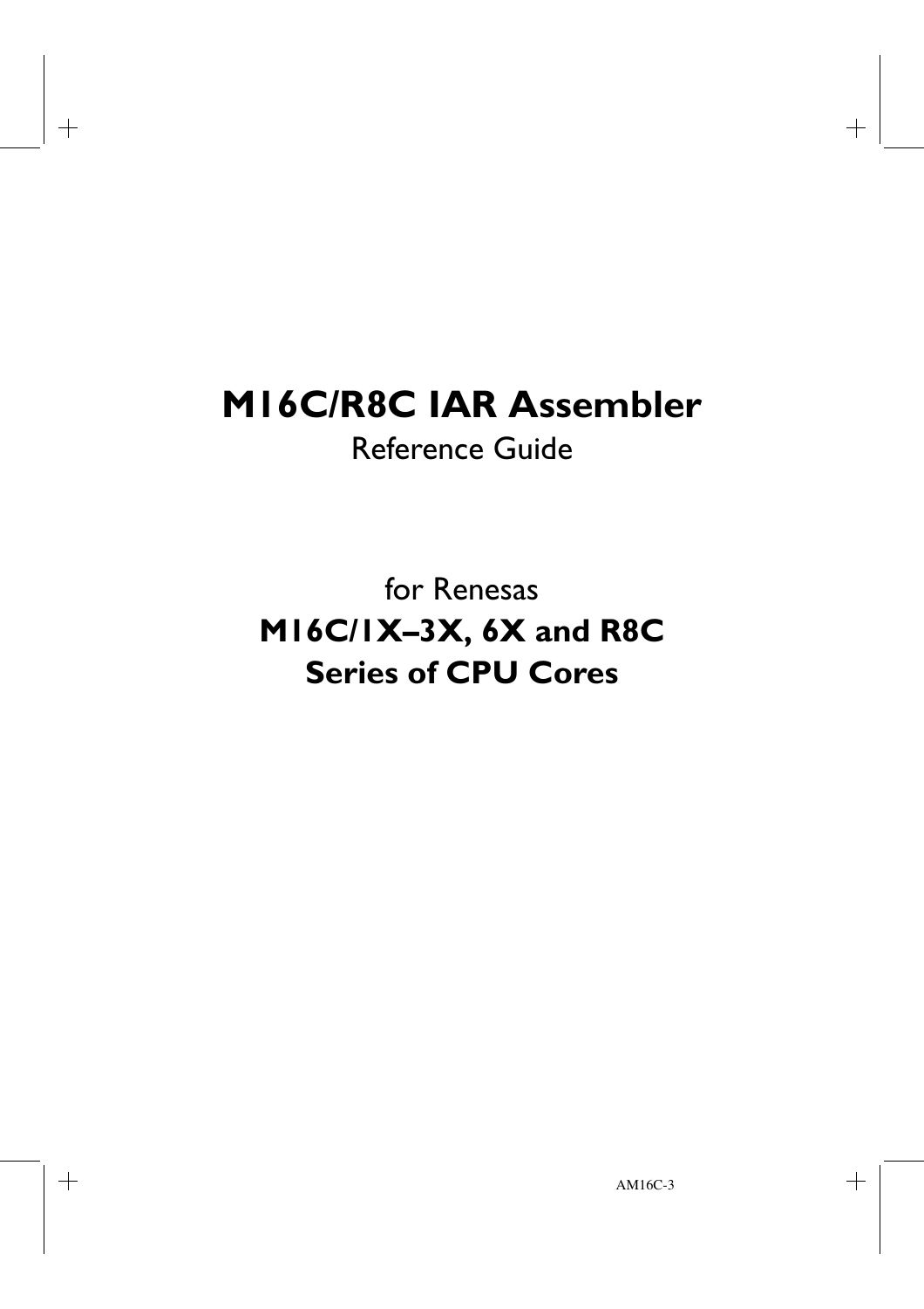# M16C/R8C IAR Assembler

Reference Guide

for Renesas

**M16C/1X–3X, 6X and R8C**
**Series of CPU Cores**

AM16C-3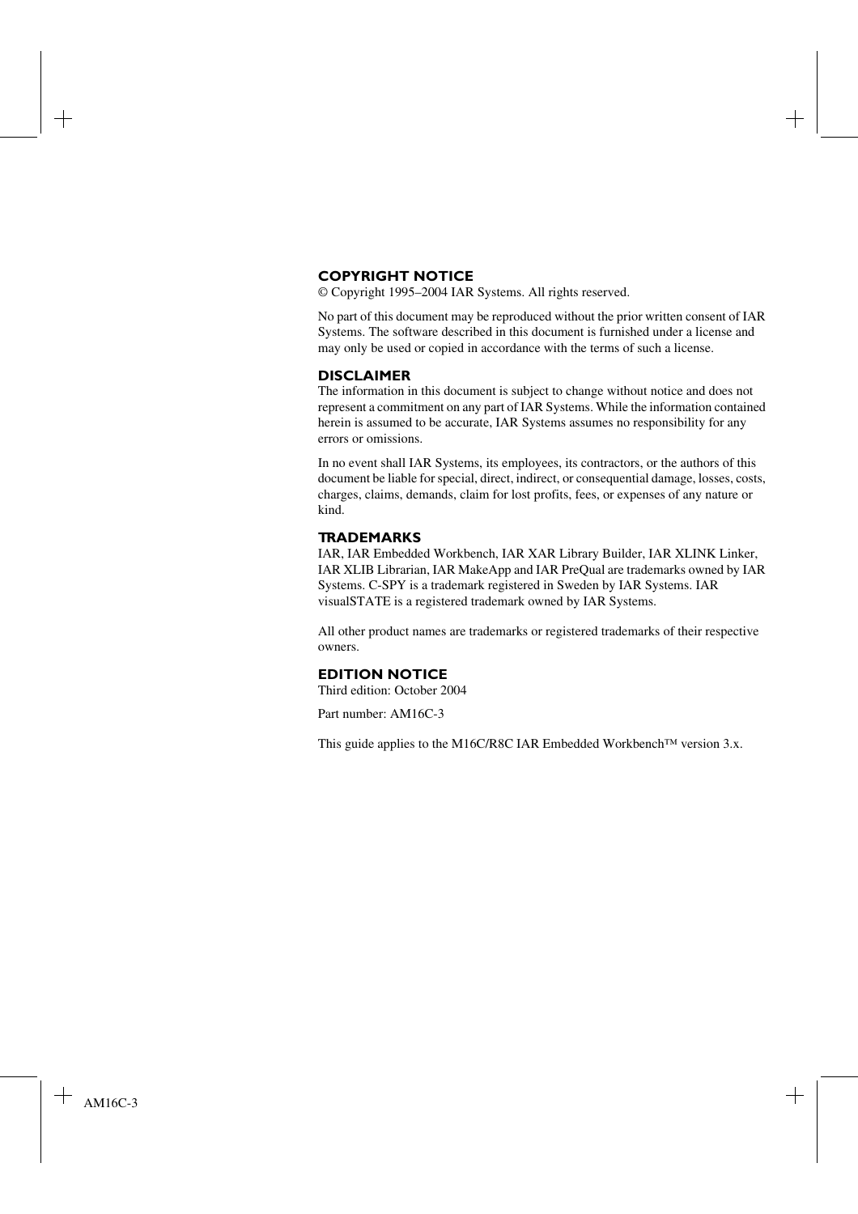## COPYRIGHT NOTICE

© Copyright 1995–2004 IAR Systems. All rights reserved.

No part of this document may be reproduced without the prior written consent of IAR Systems. The software described in this document is furnished under a license and may only be used or copied in accordance with the terms of such a license.

## DISCLAIMER

The information in this document is subject to change without notice and does not represent a commitment on any part of IAR Systems. While the information contained herein is assumed to be accurate, IAR Systems assumes no responsibility for any errors or omissions.

In no event shall IAR Systems, its employees, its contractors, or the authors of this document be liable for special, direct, indirect, or consequential damage, losses, costs, charges, claims, demands, claim for lost profits, fees, or expenses of any nature or kind.

## TRADEMARKS

IAR, IAR Embedded Workbench, IAR XAR Library Builder, IAR XLINK Linker, IAR XLIB Librarian, IAR MakeApp and IAR PreQual are trademarks owned by IAR Systems. C-SPY is a trademark registered in Sweden by IAR Systems. IAR visualSTATE is a registered trademark owned by IAR Systems.

All other product names are trademarks or registered trademarks of their respective owners.

## EDITION NOTICE

Third edition: October 2004

Part number: AM16C-3

This guide applies to the M16C/R8C IAR Embedded Workbench™ version 3.x.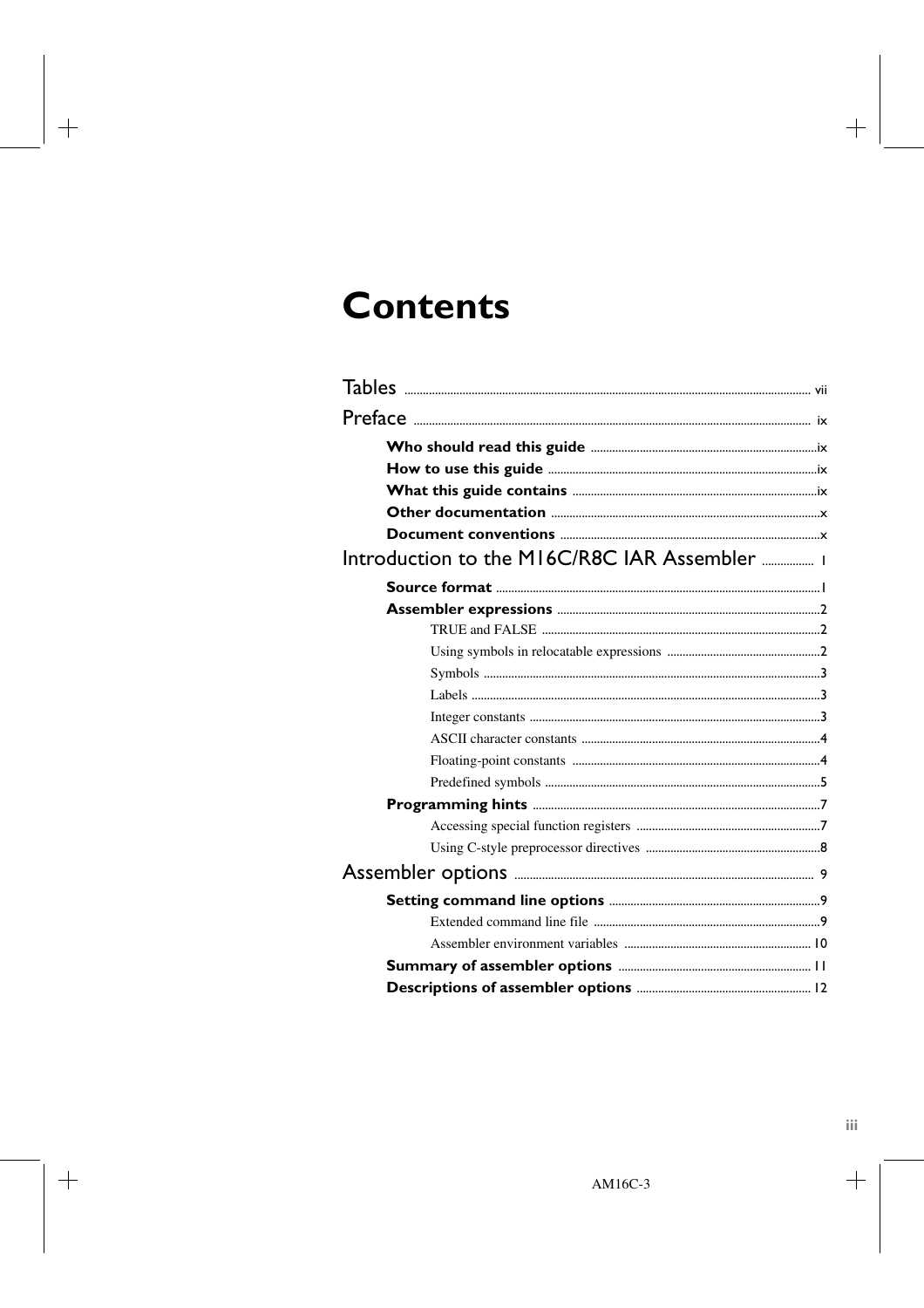# Contents

Tables ..... vii

Preface ..... ix

- **Who should read this guide** ..... ix
- **How to use this guide** ..... ix
- **What this guide contains** ..... ix
- **Other documentation** ..... x
- **Document conventions** ..... x

Introduction to the M16C/R8C IAR Assembler ..... 1

- **Source format** ..... 1
- **Assembler expressions** ..... 2
  - TRUE and FALSE ..... 2
  - Using symbols in relocatable expressions ..... 2
  - Symbols ..... 3
  - Labels ..... 3
  - Integer constants ..... 3
  - ASCII character constants ..... 4
  - Floating-point constants ..... 4
  - Predefined symbols ..... 5
- **Programming hints** ..... 7
  - Accessing special function registers ..... 7
  - Using C-style preprocessor directives ..... 8

Assembler options ..... 9

- **Setting command line options** ..... 9
  - Extended command line file ..... 9
  - Assembler environment variables ..... 10
- **Summary of assembler options** ..... 11
- **Descriptions of assembler options** ..... 12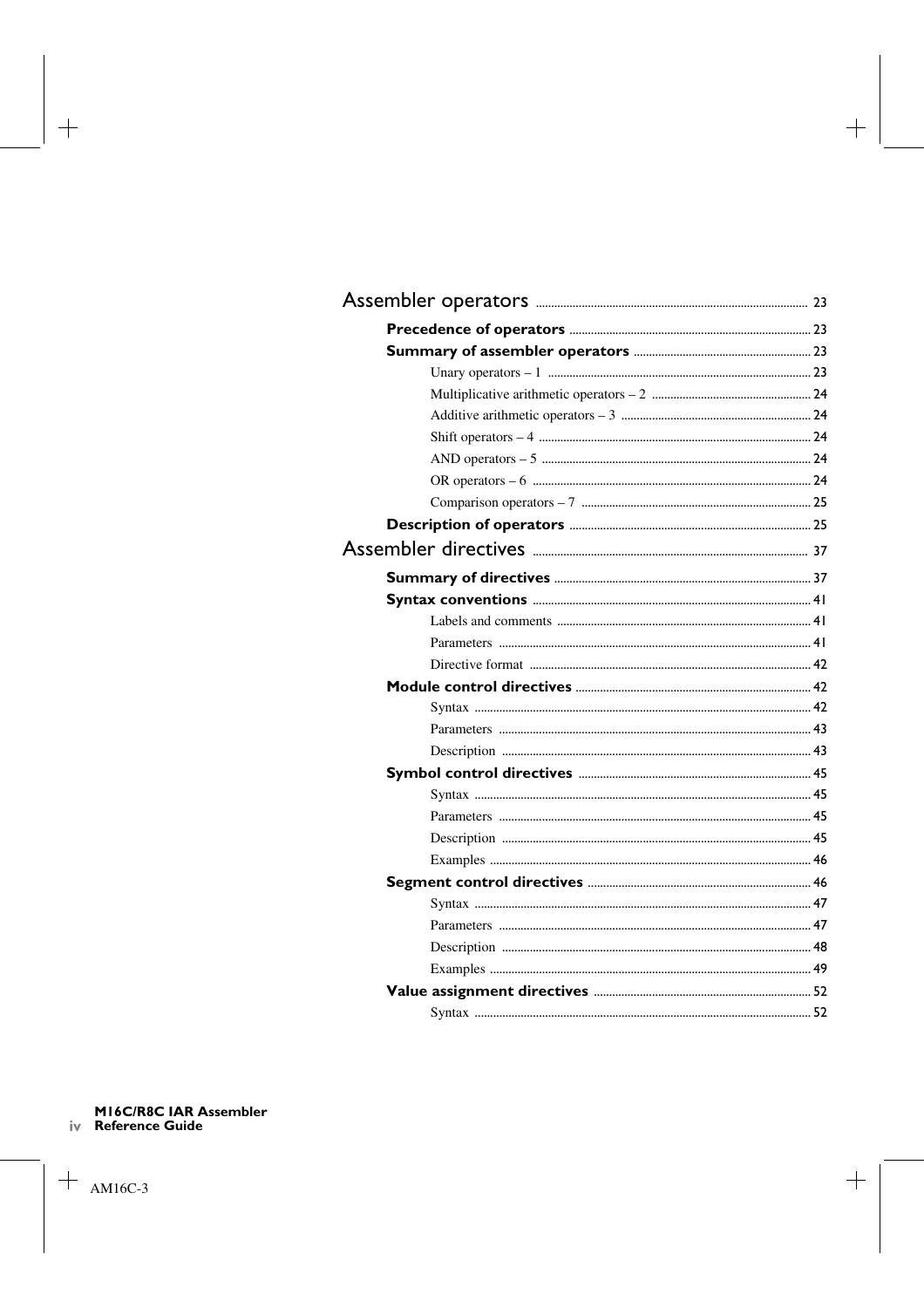Assembler operators ........................................................ 23

**Precedence of operators** ........................................................ 23

**Summary of assembler operators** ........................................................ 23

Unary operators – 1 ........................................................ 23

Multiplicative arithmetic operators – 2 ........................................................ 24

Additive arithmetic operators – 3 ........................................................ 24

Shift operators – 4 ........................................................ 24

AND operators – 5 ........................................................ 24

OR operators – 6 ........................................................ 24

Comparison operators – 7 ........................................................ 25

**Description of operators** ........................................................ 25

Assembler directives ........................................................ 37

**Summary of directives** ........................................................ 37

**Syntax conventions** ........................................................ 41

Labels and comments ........................................................ 41

Parameters ........................................................ 41

Directive format ........................................................ 42

**Module control directives** ........................................................ 42

Syntax ........................................................ 42

Parameters ........................................................ 43

Description ........................................................ 43

**Symbol control directives** ........................................................ 45

Syntax ........................................................ 45

Parameters ........................................................ 45

Description ........................................................ 45

Examples ........................................................ 46

**Segment control directives** ........................................................ 46

Syntax ........................................................ 47

Parameters ........................................................ 47

Description ........................................................ 48

Examples ........................................................ 49

**Value assignment directives** ........................................................ 52

Syntax ........................................................ 52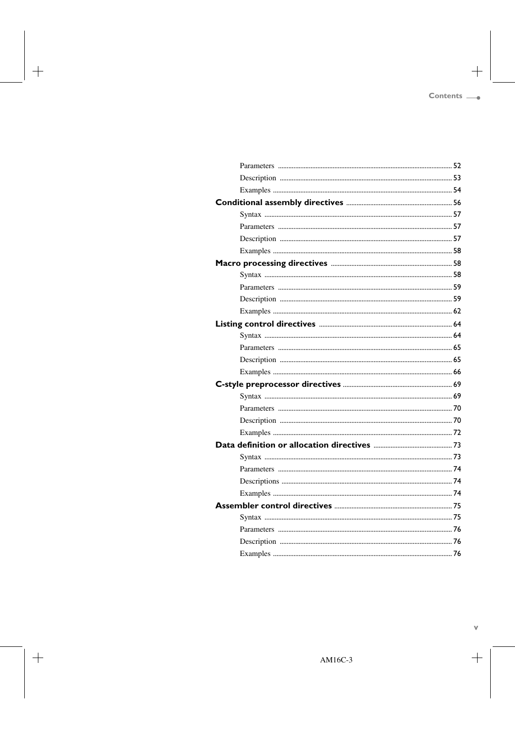Parameters ..... 52

Description ..... 53

Examples ..... 54

**Conditional assembly directives** ..... 56

Syntax ..... 57

Parameters ..... 57

Description ..... 57

Examples ..... 58

**Macro processing directives** ..... 58

Syntax ..... 58

Parameters ..... 59

Description ..... 59

Examples ..... 62

**Listing control directives** ..... 64

Syntax ..... 64

Parameters ..... 65

Description ..... 65

Examples ..... 66

**C-style preprocessor directives** ..... 69

Syntax ..... 69

Parameters ..... 70

Description ..... 70

Examples ..... 72

**Data definition or allocation directives** ..... 73

Syntax ..... 73

Parameters ..... 74

Descriptions ..... 74

Examples ..... 74

**Assembler control directives** ..... 75

Syntax ..... 75

Parameters ..... 76

Description ..... 76

Examples ..... 76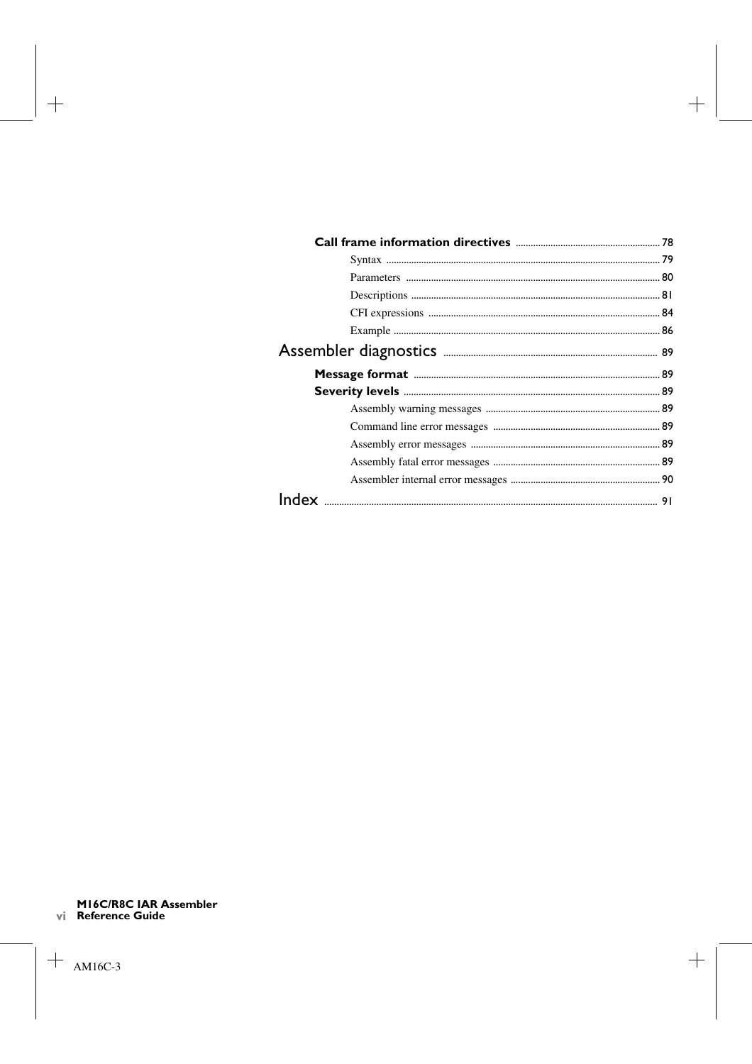**Call frame information directives** ........................................................ 78

Syntax ........................................................................................................ 79

Parameters ................................................................................................ 80

Descriptions .............................................................................................. 81

CFI expressions ........................................................................................ 84

Example ..................................................................................................... 86

Assembler diagnostics .................................................................................... 89

**Message format** ............................................................................................ 89

**Severity levels** ................................................................................................ 89

Assembly warning messages .................................................................... 89

Command line error messages ................................................................. 89

Assembly error messages ......................................................................... 89

Assembly fatal error messages ................................................................. 89

Assembler internal error messages .......................................................... 90

Index ..................................................................................................................... 91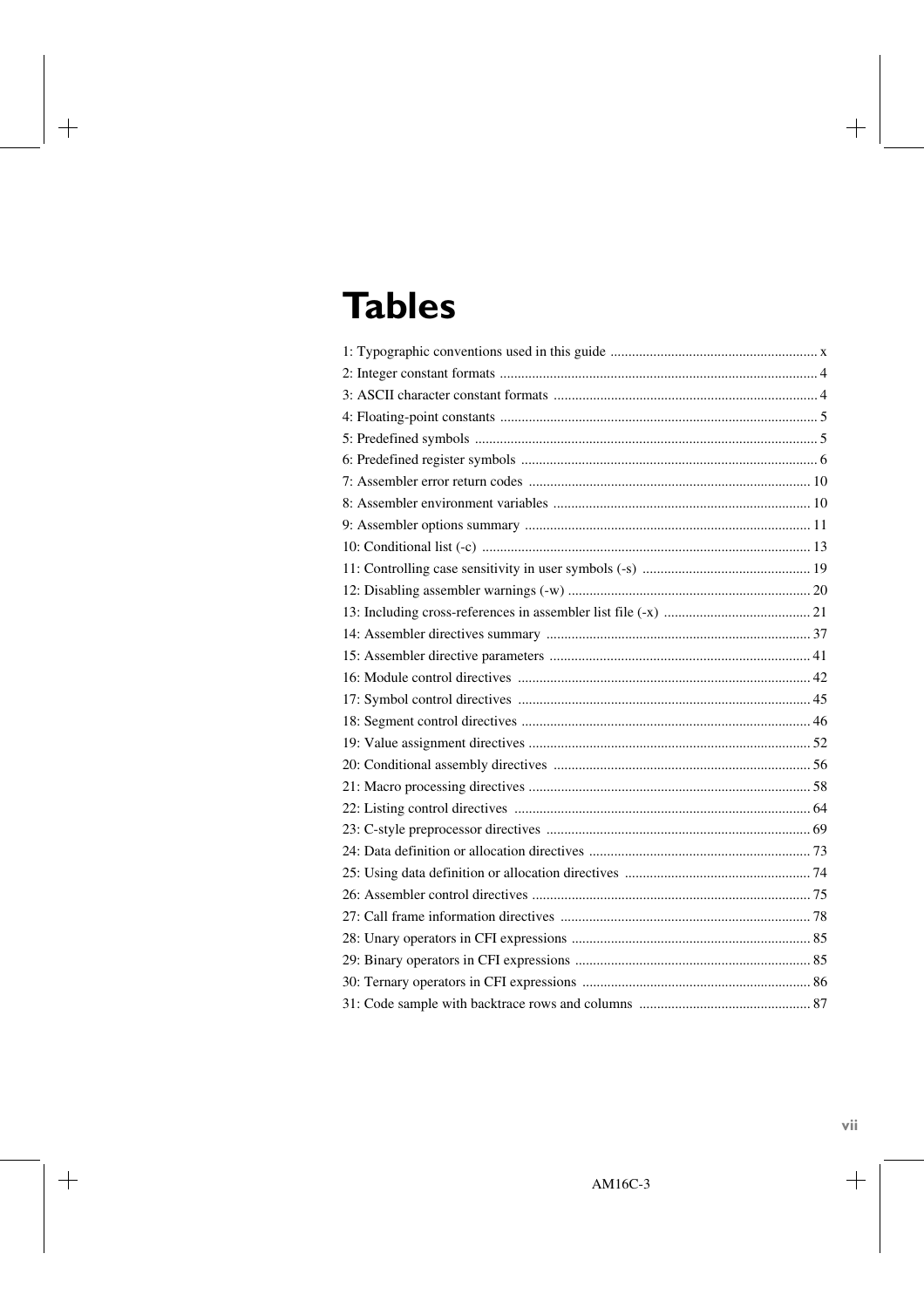# Tables

1: Typographic conventions used in this guide ........................................................... x
2: Integer constant formats .......................................................................................... 4
3: ASCII character constant formats ........................................................................... 4
4: Floating-point constants ........................................................................................... 5
5: Predefined symbols .................................................................................................. 5
6: Predefined register symbols ..................................................................................... 6
7: Assembler error return codes ................................................................................. 10
8: Assembler environment variables .......................................................................... 10
9: Assembler options summary ................................................................................... 11
10: Conditional list (-c) ............................................................................................... 13
11: Controlling case sensitivity in user symbols (-s) ................................................ 19
12: Disabling assembler warnings (-w) ...................................................................... 20
13: Including cross-references in assembler list file (-x) .......................................... 21
14: Assembler directives summary ............................................................................ 37
15: Assembler directive parameters ........................................................................... 41
16: Module control directives ..................................................................................... 42
17: Symbol control directives ..................................................................................... 45
18: Segment control directives ................................................................................... 46
19: Value assignment directives ................................................................................. 52
20: Conditional assembly directives .......................................................................... 56
21: Macro processing directives ................................................................................. 58
22: Listing control directives ...................................................................................... 64
23: C-style preprocessor directives ............................................................................ 69
24: Data definition or allocation directives ............................................................... 73
25: Using data definition or allocation directives ..................................................... 74
26: Assembler control directives ................................................................................ 75
27: Call frame information directives ........................................................................ 78
28: Unary operators in CFI expressions .................................................................... 85
29: Binary operators in CFI expressions ................................................................... 85
30: Ternary operators in CFI expressions .................................................................. 86
31: Code sample with backtrace rows and columns ................................................. 87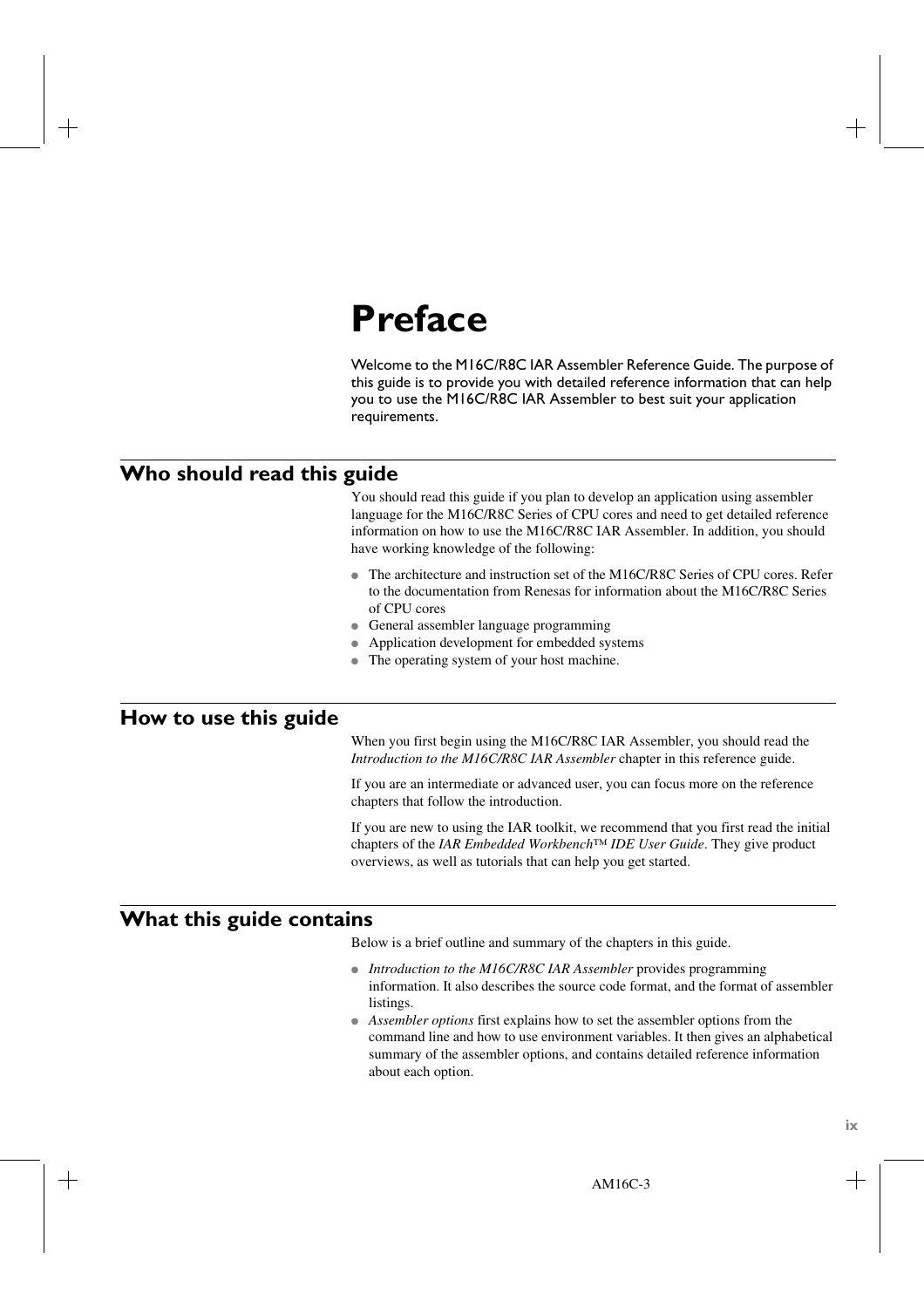# Preface

Welcome to the M16C/R8C IAR Assembler Reference Guide. The purpose of this guide is to provide you with detailed reference information that can help you to use the M16C/R8C IAR Assembler to best suit your application requirements.

## Who should read this guide

You should read this guide if you plan to develop an application using assembler language for the M16C/R8C Series of CPU cores and need to get detailed reference information on how to use the M16C/R8C IAR Assembler. In addition, you should have working knowledge of the following:

- The architecture and instruction set of the M16C/R8C Series of CPU cores. Refer to the documentation from Renesas for information about the M16C/R8C Series of CPU cores
- General assembler language programming
- Application development for embedded systems
- The operating system of your host machine.

## How to use this guide

When you first begin using the M16C/R8C IAR Assembler, you should read the *Introduction to the M16C/R8C IAR Assembler* chapter in this reference guide.

If you are an intermediate or advanced user, you can focus more on the reference chapters that follow the introduction.

If you are new to using the IAR toolkit, we recommend that you first read the initial chapters of the *IAR Embedded Workbench™ IDE User Guide*. They give product overviews, as well as tutorials that can help you get started.

## What this guide contains

Below is a brief outline and summary of the chapters in this guide.

- *Introduction to the M16C/R8C IAR Assembler* provides programming information. It also describes the source code format, and the format of assembler listings.
- *Assembler options* first explains how to set the assembler options from the command line and how to use environment variables. It then gives an alphabetical summary of the assembler options, and contains detailed reference information about each option.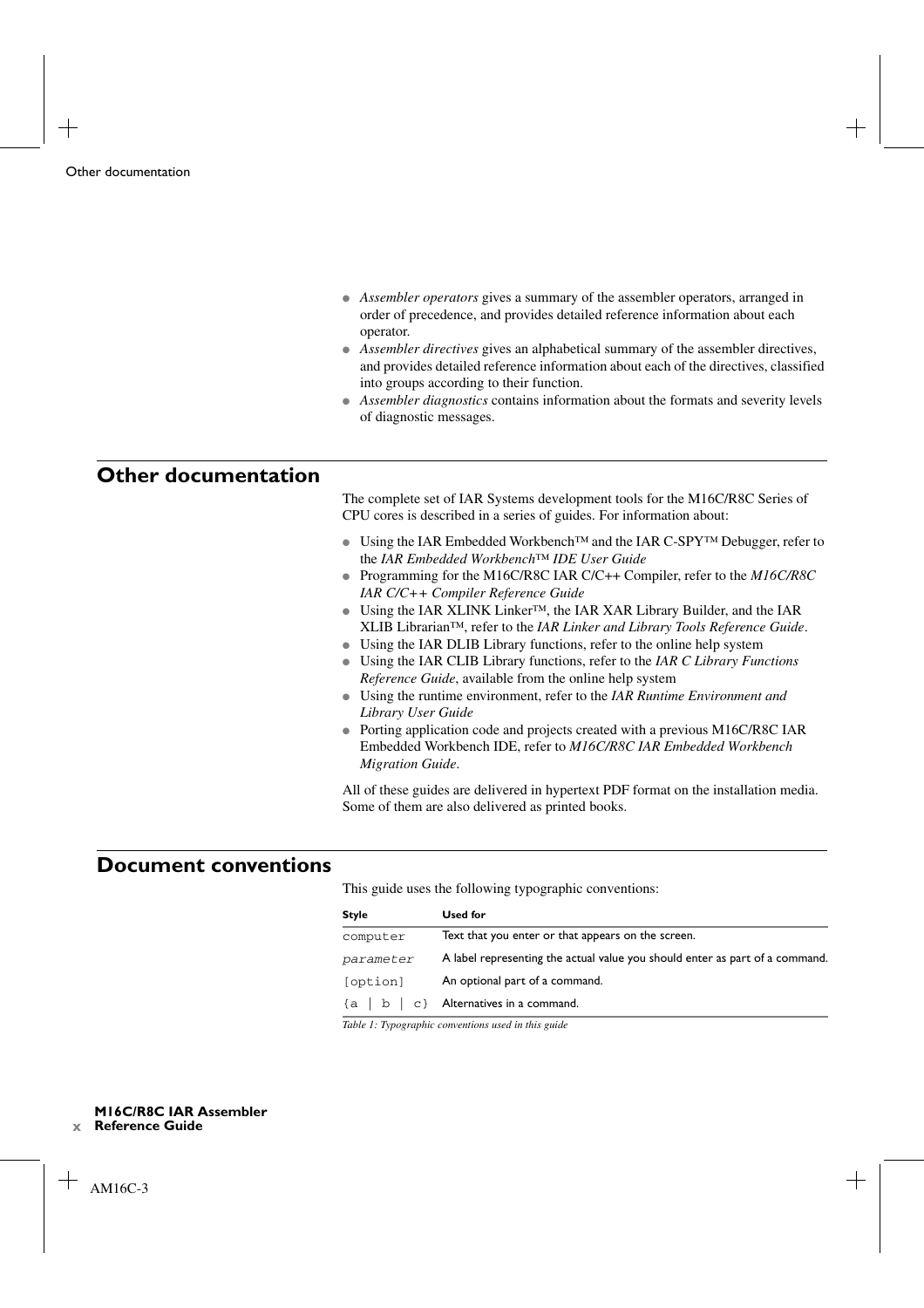- *Assembler operators* gives a summary of the assembler operators, arranged in order of precedence, and provides detailed reference information about each operator.
- *Assembler directives* gives an alphabetical summary of the assembler directives, and provides detailed reference information about each of the directives, classified into groups according to their function.
- *Assembler diagnostics* contains information about the formats and severity levels of diagnostic messages.

## Other documentation

The complete set of IAR Systems development tools for the M16C/R8C Series of CPU cores is described in a series of guides. For information about:

- Using the IAR Embedded Workbench™ and the IAR C-SPY™ Debugger, refer to the *IAR Embedded Workbench™ IDE User Guide*
- Programming for the M16C/R8C IAR C/C++ Compiler, refer to the *M16C/R8C IAR C/C++ Compiler Reference Guide*
- Using the IAR XLINK Linker™, the IAR XAR Library Builder, and the IAR XLIB Librarian™, refer to the *IAR Linker and Library Tools Reference Guide*.
- Using the IAR DLIB Library functions, refer to the online help system
- Using the IAR CLIB Library functions, refer to the *IAR C Library Functions Reference Guide*, available from the online help system
- Using the runtime environment, refer to the *IAR Runtime Environment and Library User Guide*
- Porting application code and projects created with a previous M16C/R8C IAR Embedded Workbench IDE, refer to *M16C/R8C IAR Embedded Workbench Migration Guide*.

All of these guides are delivered in hypertext PDF format on the installation media. Some of them are also delivered as printed books.

## Document conventions

This guide uses the following typographic conventions:

| Style | Used for |
|---|---|
| `computer` | Text that you enter or that appears on the screen. |
| *`parameter`* | A label representing the actual value you should enter as part of a command. |
| `[option]` | An optional part of a command. |
| `{a | b | c}` | Alternatives in a command. |

*Table 1: Typographic conventions used in this guide*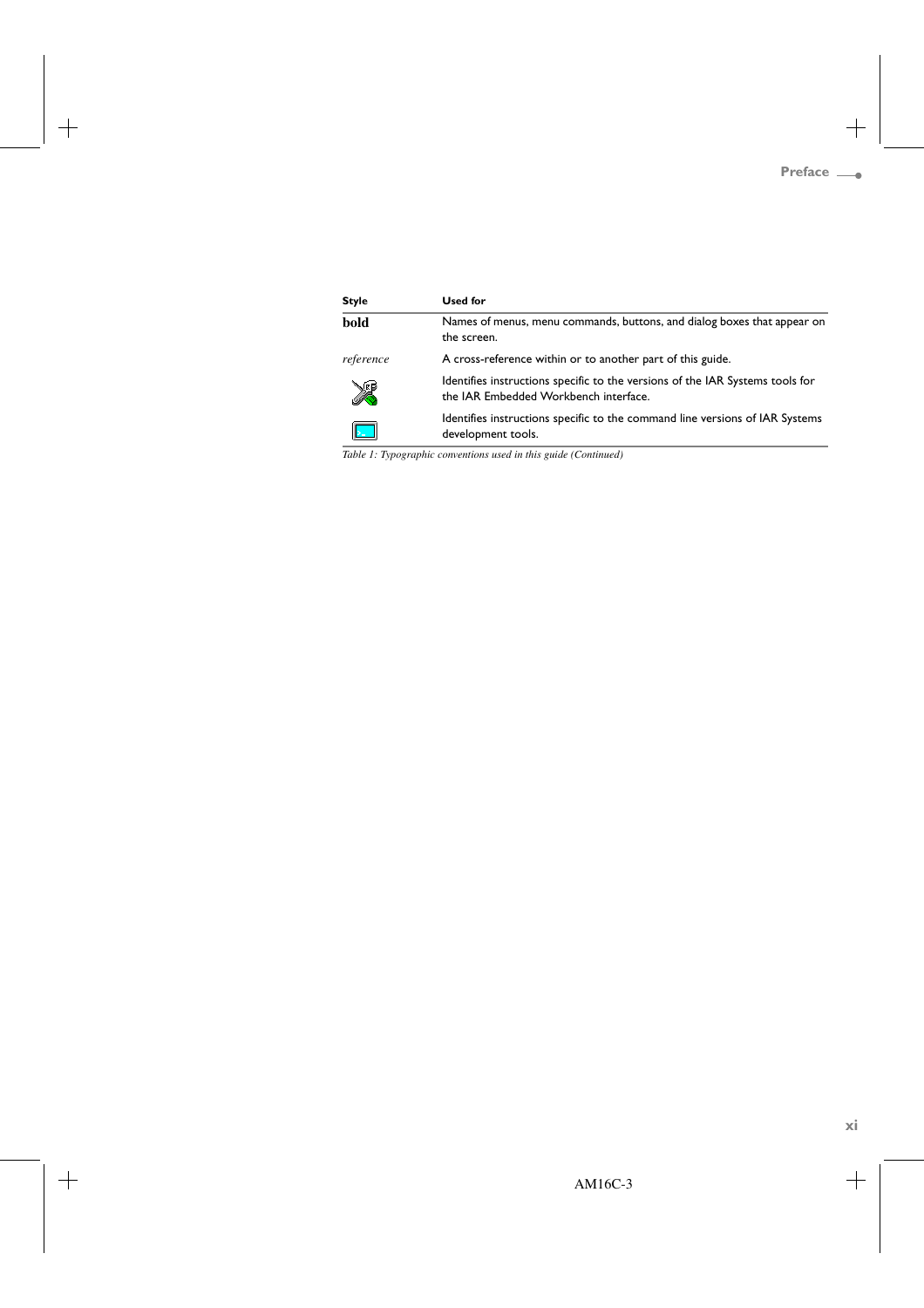| Style | Used for |
| --- | --- |
| **bold** | Names of menus, menu commands, buttons, and dialog boxes that appear on the screen. |
| *reference* | A cross-reference within or to another part of this guide. |
| | Identifies instructions specific to the versions of the IAR Systems tools for the IAR Embedded Workbench interface. |
| | Identifies instructions specific to the command line versions of IAR Systems development tools. |

*Table 1: Typographic conventions used in this guide (Continued)*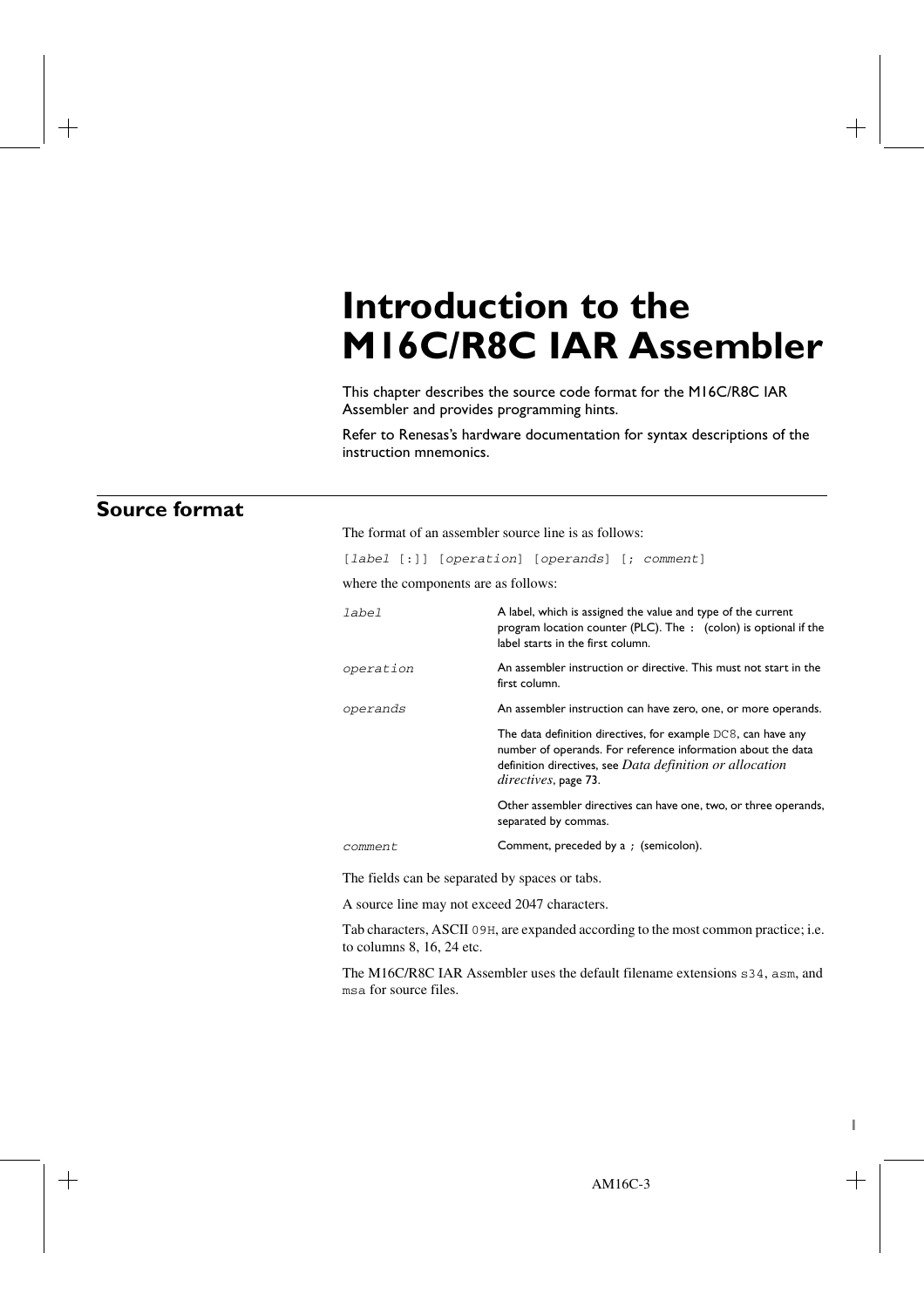# Introduction to the M16C/R8C IAR Assembler

This chapter describes the source code format for the M16C/R8C IAR Assembler and provides programming hints.

Refer to Renesas's hardware documentation for syntax descriptions of the instruction mnemonics.

## Source format

The format of an assembler source line is as follows:

`[label [:]] [operation] [operands] [; comment]`

where the components are as follows:

| | |
|---|---|
| *label* | A label, which is assigned the value and type of the current program location counter (PLC). The `:` (colon) is optional if the label starts in the first column. |
| *operation* | An assembler instruction or directive. This must not start in the first column. |
| *operands* | An assembler instruction can have zero, one, or more operands. |
| | The data definition directives, for example `DC8`, can have any number of operands. For reference information about the data definition directives, see *Data definition or allocation directives*, page 73. |
| | Other assembler directives can have one, two, or three operands, separated by commas. |
| *comment* | Comment, preceded by a `;` (semicolon). |

The fields can be separated by spaces or tabs.

A source line may not exceed 2047 characters.

Tab characters, ASCII `09H`, are expanded according to the most common practice; i.e. to columns 8, 16, 24 etc.

The M16C/R8C IAR Assembler uses the default filename extensions `s34`, `asm`, and `msa` for source files.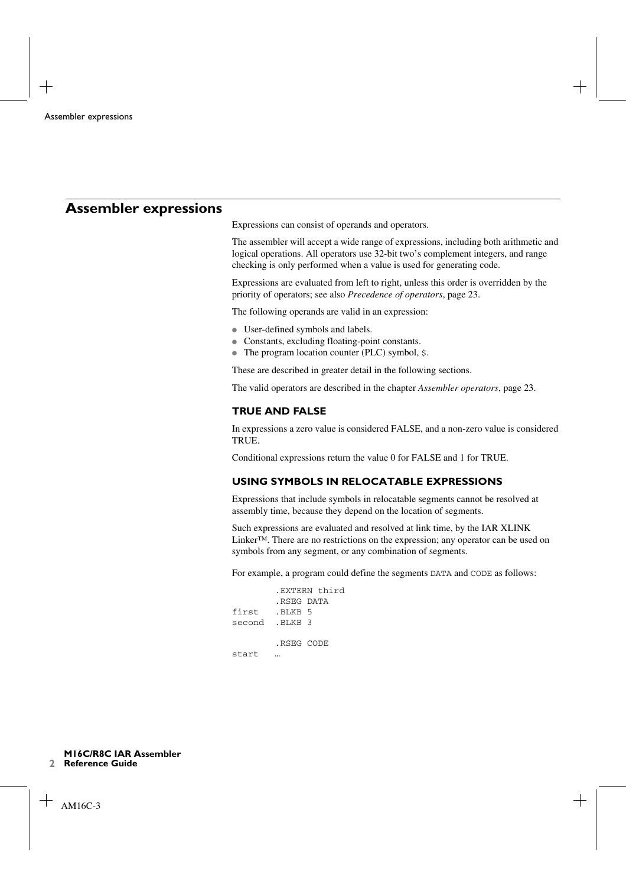# Assembler expressions

Expressions can consist of operands and operators.

The assembler will accept a wide range of expressions, including both arithmetic and logical operations. All operators use 32-bit two's complement integers, and range checking is only performed when a value is used for generating code.

Expressions are evaluated from left to right, unless this order is overridden by the priority of operators; see also *Precedence of operators*, page 23.

The following operands are valid in an expression:

- User-defined symbols and labels.
- Constants, excluding floating-point constants.
- The program location counter (PLC) symbol, `$`.

These are described in greater detail in the following sections.

The valid operators are described in the chapter *Assembler operators*, page 23.

### TRUE AND FALSE

In expressions a zero value is considered FALSE, and a non-zero value is considered TRUE.

Conditional expressions return the value 0 for FALSE and 1 for TRUE.

### USING SYMBOLS IN RELOCATABLE EXPRESSIONS

Expressions that include symbols in relocatable segments cannot be resolved at assembly time, because they depend on the location of segments.

Such expressions are evaluated and resolved at link time, by the IAR XLINK Linker™. There are no restrictions on the expression; any operator can be used on symbols from any segment, or any combination of segments.

For example, a program could define the segments `DATA` and `CODE` as follows:

```
        .EXTERN third
        .RSEG DATA
first   .BLKB 5
second  .BLKB 3

        .RSEG CODE
start   …
```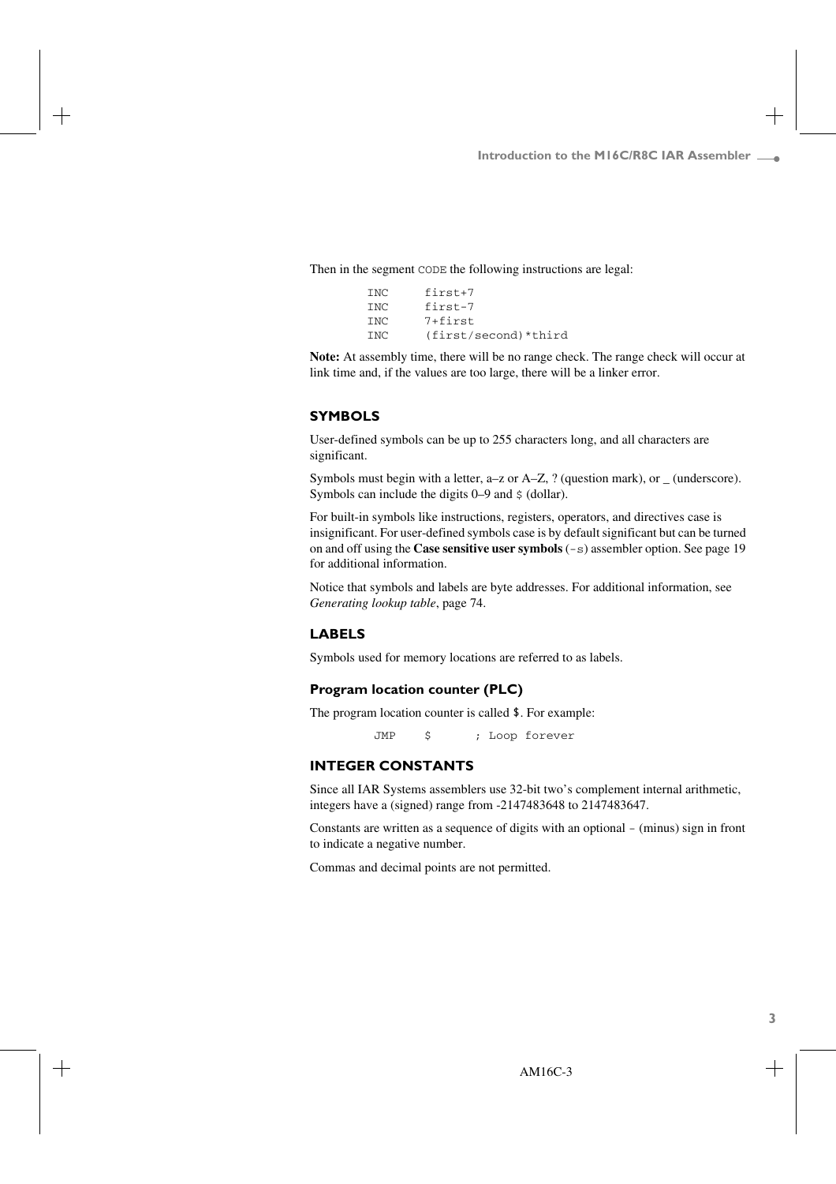Then in the segment `CODE` the following instructions are legal:

```
INC     first+7
INC     first-7
INC     7+first
INC     (first/second)*third
```

**Note:** At assembly time, there will be no range check. The range check will occur at link time and, if the values are too large, there will be a linker error.

## SYMBOLS

User-defined symbols can be up to 255 characters long, and all characters are significant.

Symbols must begin with a letter, a–z or A–Z, ? (question mark), or _ (underscore). Symbols can include the digits 0–9 and `$` (dollar).

For built-in symbols like instructions, registers, operators, and directives case is insignificant. For user-defined symbols case is by default significant but can be turned on and off using the **Case sensitive user symbols** (`-s`) assembler option. See page 19 for additional information.

Notice that symbols and labels are byte addresses. For additional information, see *Generating lookup table*, page 74.

## LABELS

Symbols used for memory locations are referred to as labels.

### Program location counter (PLC)

The program location counter is called `$`. For example:

```
JMP    $      ; Loop forever
```

## INTEGER CONSTANTS

Since all IAR Systems assemblers use 32-bit two's complement internal arithmetic, integers have a (signed) range from -2147483648 to 2147483647.

Constants are written as a sequence of digits with an optional `-` (minus) sign in front to indicate a negative number.

Commas and decimal points are not permitted.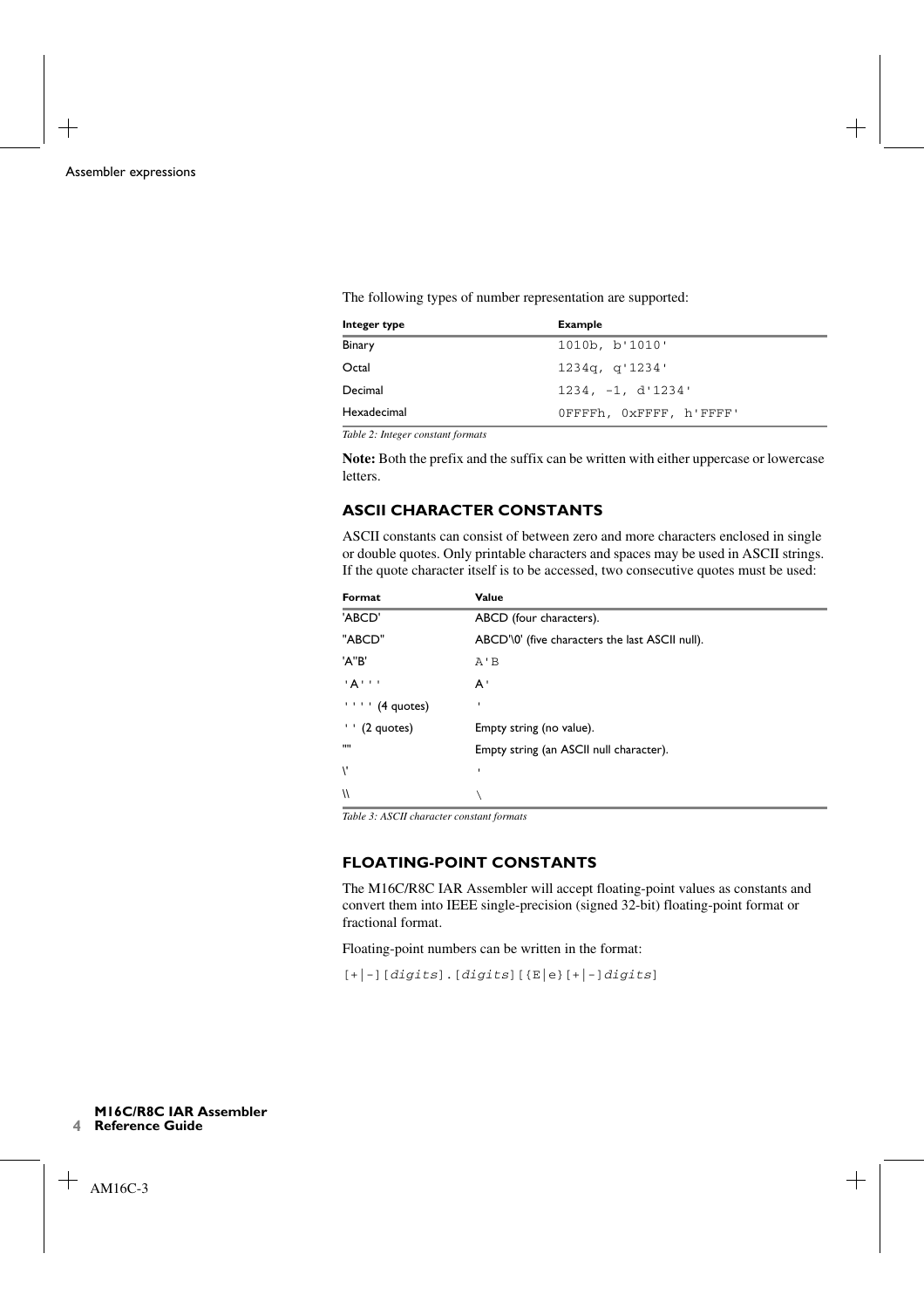The following types of number representation are supported:

| Integer type | Example |
| --- | --- |
| Binary | `1010b, b'1010'` |
| Octal | `1234q, q'1234'` |
| Decimal | `1234, -1, d'1234'` |
| Hexadecimal | `0FFFFh, 0xFFFF, h'FFFF'` |

*Table 2: Integer constant formats*

**Note:** Both the prefix and the suffix can be written with either uppercase or lowercase letters.

### ASCII CHARACTER CONSTANTS

ASCII constants can consist of between zero and more characters enclosed in single or double quotes. Only printable characters and spaces may be used in ASCII strings. If the quote character itself is to be accessed, two consecutive quotes must be used:

| Format | Value |
| --- | --- |
| 'ABCD' | ABCD (four characters). |
| "ABCD" | ABCD'\0' (five characters the last ASCII null). |
| 'A''B' | `A'B` |
| 'A''' | A' |
| '''' (4 quotes) | ' |
| '' (2 quotes) | Empty string (no value). |
| "" | Empty string (an ASCII null character). |
| \' | ' |
| \\ | `\` |

*Table 3: ASCII character constant formats*

### FLOATING-POINT CONSTANTS

The M16C/R8C IAR Assembler will accept floating-point values as constants and convert them into IEEE single-precision (signed 32-bit) floating-point format or fractional format.

Floating-point numbers can be written in the format:

```
[+|-][digits].[digits][{E|e}[+|-]digits]
```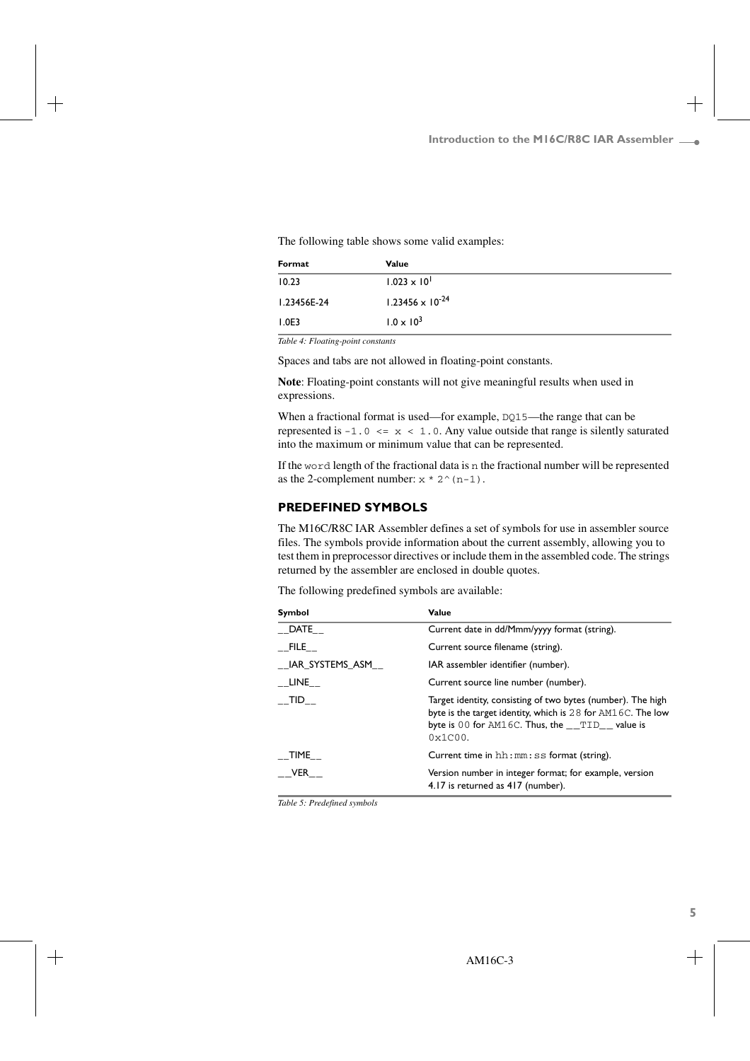The following table shows some valid examples:

| Format | Value |
| --- | --- |
| 10.23 | $1.023 \times 10^1$ |
| 1.23456E-24 | $1.23456 \times 10^{-24}$ |
| 1.0E3 | $1.0 \times 10^3$ |

*Table 4: Floating-point constants*

Spaces and tabs are not allowed in floating-point constants.

**Note**: Floating-point constants will not give meaningful results when used in expressions.

When a fractional format is used—for example, `DQ15`—the range that can be represented is `-1.0 <= x < 1.0`. Any value outside that range is silently saturated into the maximum or minimum value that can be represented.

If the `word` length of the fractional data is `n` the fractional number will be represented as the 2-complement number: `x * 2^(n-1)`.

## PREDEFINED SYMBOLS

The M16C/R8C IAR Assembler defines a set of symbols for use in assembler source files. The symbols provide information about the current assembly, allowing you to test them in preprocessor directives or include them in the assembled code. The strings returned by the assembler are enclosed in double quotes.

The following predefined symbols are available:

| Symbol | Value |
| --- | --- |
| `__DATE__` | Current date in dd/Mmm/yyyy format (string). |
| `__FILE__` | Current source filename (string). |
| `__IAR_SYSTEMS_ASM__` | IAR assembler identifier (number). |
| `__LINE__` | Current source line number (number). |
| `__TID__` | Target identity, consisting of two bytes (number). The high byte is the target identity, which is `28` for `AM16C`. The low byte is `00` for `AM16C`. Thus, the `__TID__` value is `0x1C00`. |
| `__TIME__` | Current time in `hh:mm:ss` format (string). |
| `__VER__` | Version number in integer format; for example, version 4.17 is returned as 417 (number). |

*Table 5: Predefined symbols*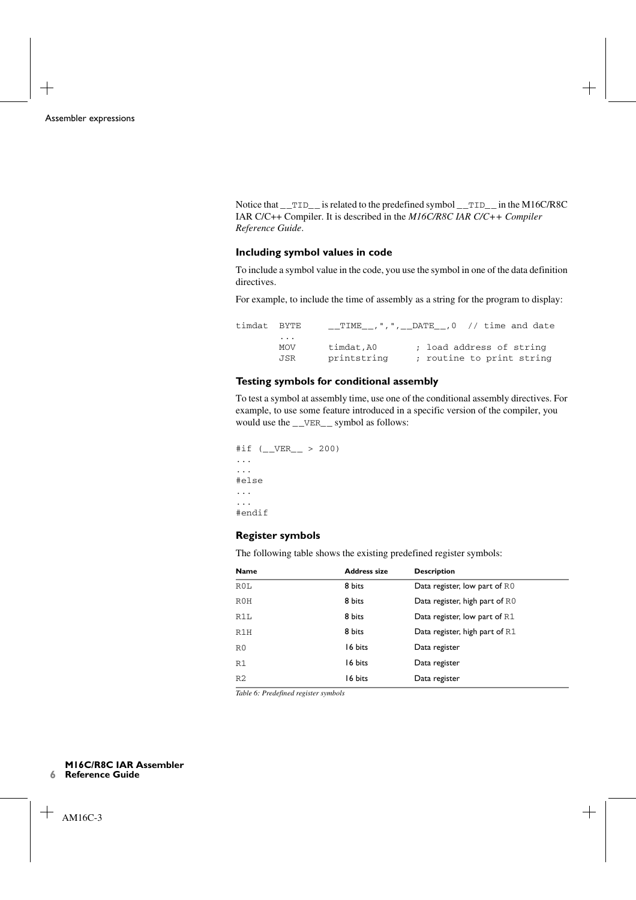Notice that `__TID__` is related to the predefined symbol `__TID__` in the M16C/R8C IAR C/C++ Compiler. It is described in the *M16C/R8C IAR C/C++ Compiler Reference Guide*.

### Including symbol values in code

To include a symbol value in the code, you use the symbol in one of the data definition directives.

For example, to include the time of assembly as a string for the program to display:

```
timdat  BYTE     __TIME__,",",__DATE__,0  // time and date
        ...
        MOV      timdat,A0       ; load address of string
        JSR      printstring     ; routine to print string
```

### Testing symbols for conditional assembly

To test a symbol at assembly time, use one of the conditional assembly directives. For example, to use some feature introduced in a specific version of the compiler, you would use the `__VER__` symbol as follows:

```
#if (__VER__ > 200)
...
...
#else
...
...
#endif
```

### Register symbols

The following table shows the existing predefined register symbols:

| Name | Address size | Description |
|---|---|---|
| R0L | 8 bits | Data register, low part of R0 |
| R0H | 8 bits | Data register, high part of R0 |
| R1L | 8 bits | Data register, low part of R1 |
| R1H | 8 bits | Data register, high part of R1 |
| R0 | 16 bits | Data register |
| R1 | 16 bits | Data register |
| R2 | 16 bits | Data register |

*Table 6: Predefined register symbols*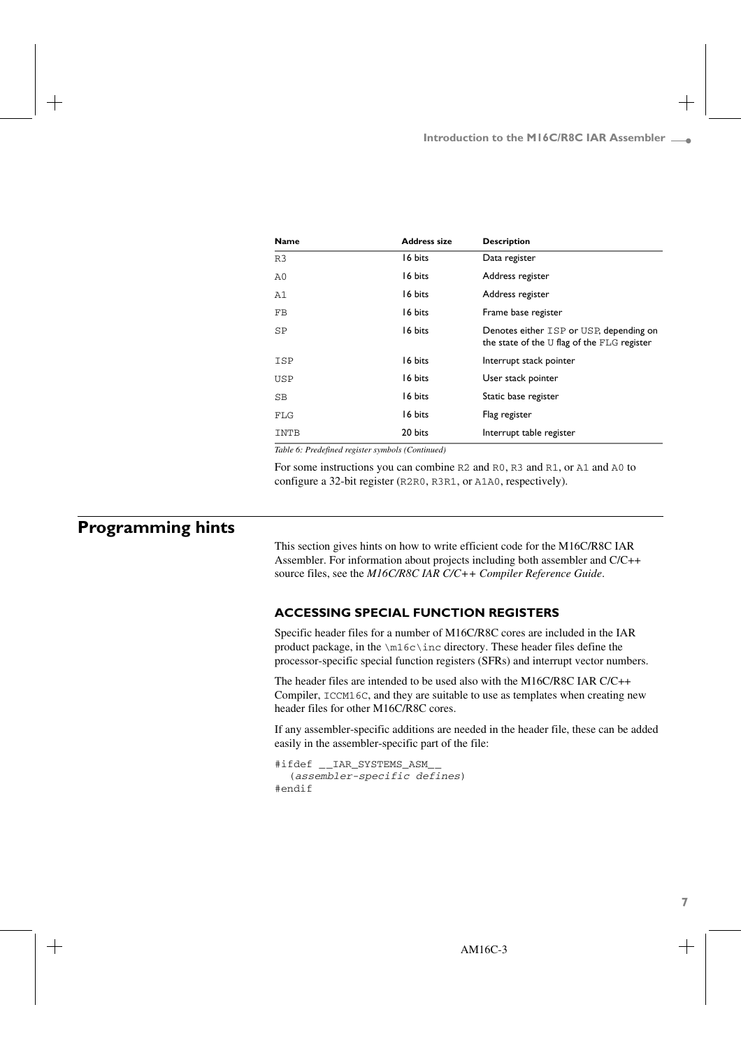| Name | Address size | Description |
|---|---|---|
| R3 | 16 bits | Data register |
| A0 | 16 bits | Address register |
| A1 | 16 bits | Address register |
| FB | 16 bits | Frame base register |
| SP | 16 bits | Denotes either ISP or USP, depending on the state of the U flag of the FLG register |
| ISP | 16 bits | Interrupt stack pointer |
| USP | 16 bits | User stack pointer |
| SB | 16 bits | Static base register |
| FLG | 16 bits | Flag register |
| INTB | 20 bits | Interrupt table register |

*Table 6: Predefined register symbols (Continued)*

For some instructions you can combine R2 and R0, R3 and R1, or A1 and A0 to configure a 32-bit register (R2R0, R3R1, or A1A0, respectively).

# Programming hints

This section gives hints on how to write efficient code for the M16C/R8C IAR Assembler. For information about projects including both assembler and C/C++ source files, see the *M16C/R8C IAR C/C++ Compiler Reference Guide*.

### ACCESSING SPECIAL FUNCTION REGISTERS

Specific header files for a number of M16C/R8C cores are included in the IAR product package, in the \m16c\inc directory. These header files define the processor-specific special function registers (SFRs) and interrupt vector numbers.

The header files are intended to be used also with the M16C/R8C IAR C/C++ Compiler, ICCM16C, and they are suitable to use as templates when creating new header files for other M16C/R8C cores.

If any assembler-specific additions are needed in the header file, these can be added easily in the assembler-specific part of the file:

```
#ifdef __IAR_SYSTEMS_ASM__
  (assembler-specific defines)
#endif
```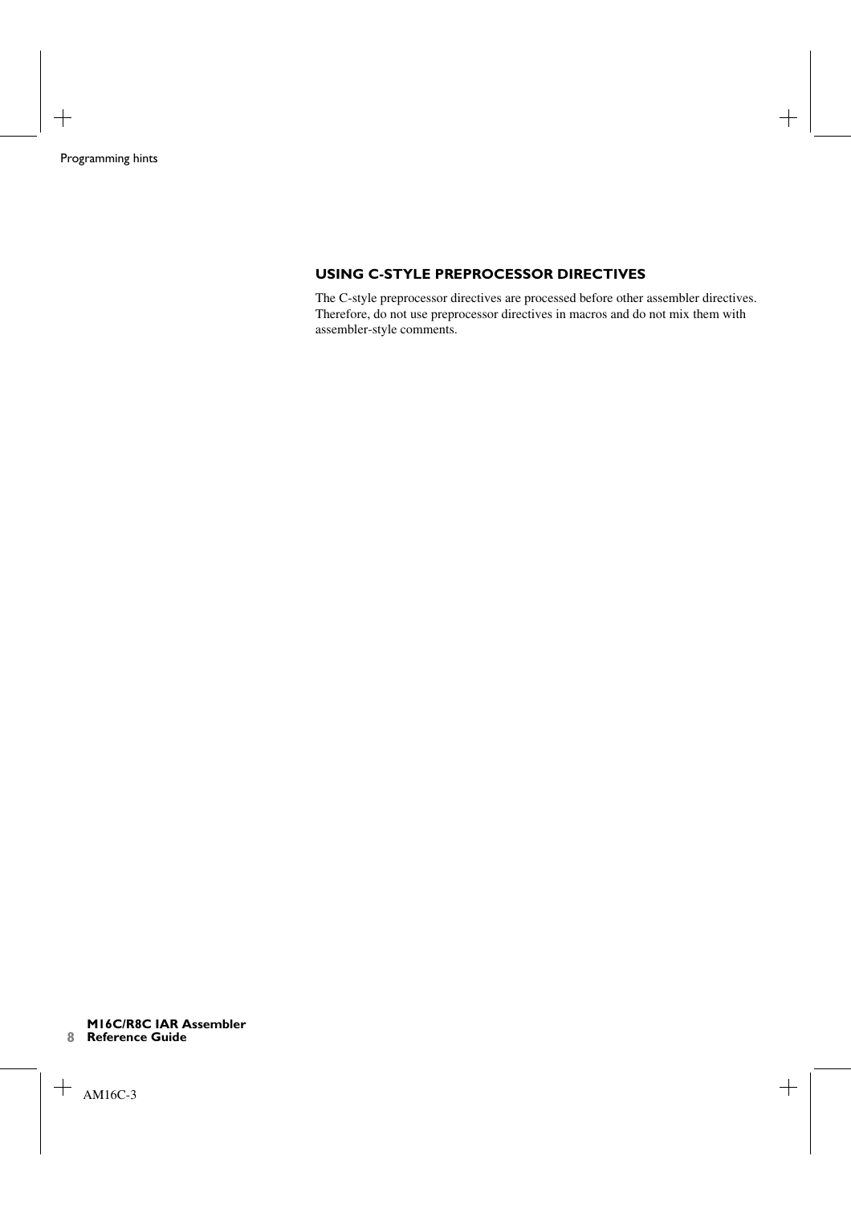### USING C-STYLE PREPROCESSOR DIRECTIVES

The C-style preprocessor directives are processed before other assembler directives. Therefore, do not use preprocessor directives in macros and do not mix them with assembler-style comments.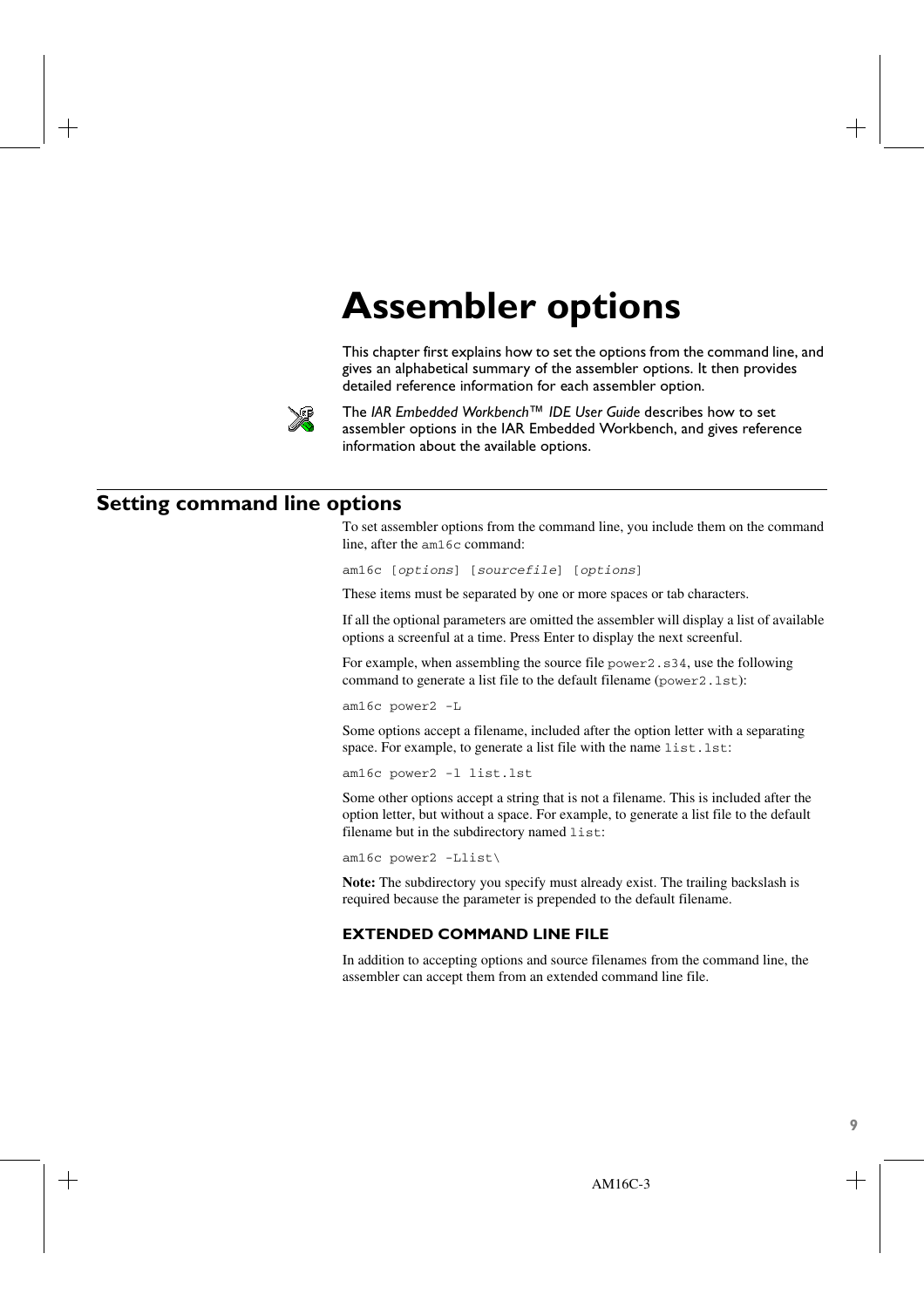# Assembler options

This chapter first explains how to set the options from the command line, and gives an alphabetical summary of the assembler options. It then provides detailed reference information for each assembler option.

The *IAR Embedded Workbench™ IDE User Guide* describes how to set assembler options in the IAR Embedded Workbench, and gives reference information about the available options.

## Setting command line options

To set assembler options from the command line, you include them on the command line, after the `am16c` command:

```
am16c [options] [sourcefile] [options]
```

These items must be separated by one or more spaces or tab characters.

If all the optional parameters are omitted the assembler will display a list of available options a screenful at a time. Press Enter to display the next screenful.

For example, when assembling the source file `power2.s34`, use the following command to generate a list file to the default filename (`power2.lst`):

```
am16c power2 -L
```

Some options accept a filename, included after the option letter with a separating space. For example, to generate a list file with the name `list.lst`:

```
am16c power2 -l list.lst
```

Some other options accept a string that is not a filename. This is included after the option letter, but without a space. For example, to generate a list file to the default filename but in the subdirectory named `list`:

```
am16c power2 -Llist\
```

**Note:** The subdirectory you specify must already exist. The trailing backslash is required because the parameter is prepended to the default filename.

### EXTENDED COMMAND LINE FILE

In addition to accepting options and source filenames from the command line, the assembler can accept them from an extended command line file.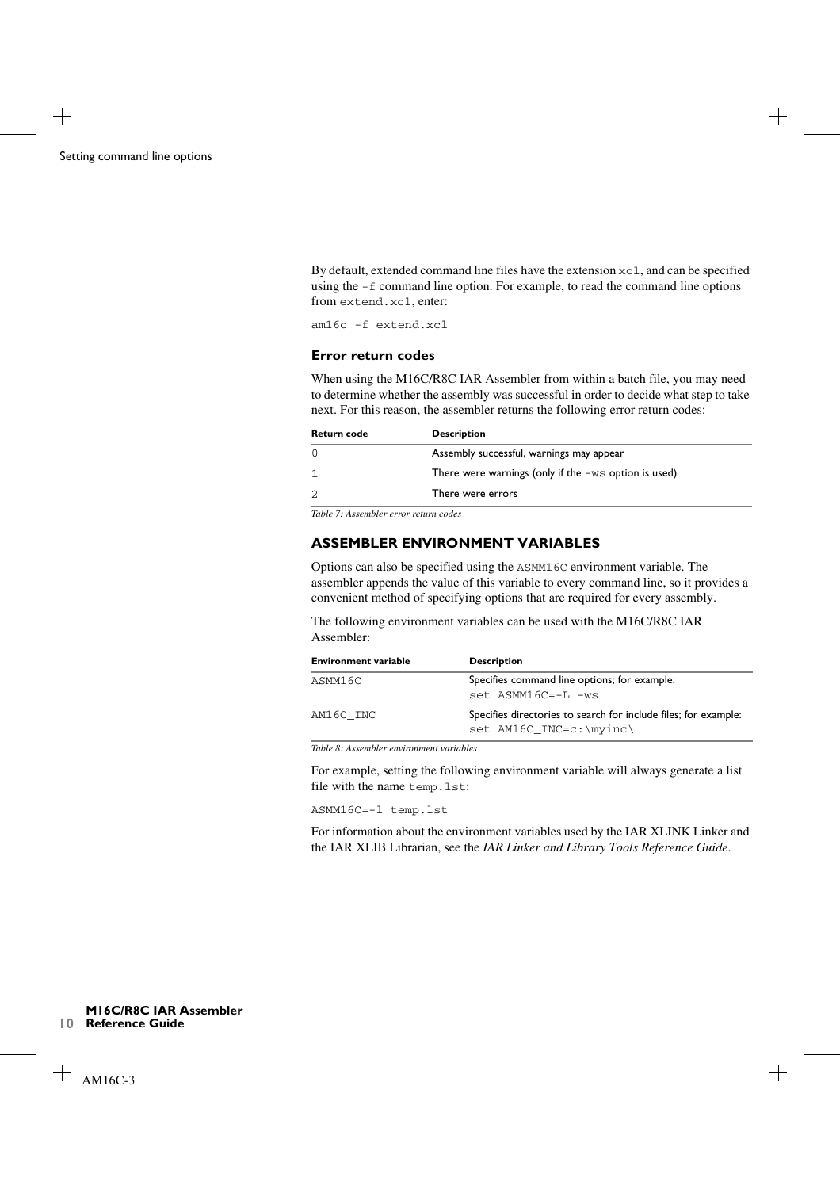By default, extended command line files have the extension `xcl`, and can be specified using the `-f` command line option. For example, to read the command line options from `extend.xcl`, enter:

```
am16c -f extend.xcl
```

### Error return codes

When using the M16C/R8C IAR Assembler from within a batch file, you may need to determine whether the assembly was successful in order to decide what step to take next. For this reason, the assembler returns the following error return codes:

| Return code | Description |
| --- | --- |
| 0 | Assembly successful, warnings may appear |
| 1 | There were warnings (only if the `-ws` option is used) |
| 2 | There were errors |

*Table 7: Assembler error return codes*

## ASSEMBLER ENVIRONMENT VARIABLES

Options can also be specified using the `ASMM16C` environment variable. The assembler appends the value of this variable to every command line, so it provides a convenient method of specifying options that are required for every assembly.

The following environment variables can be used with the M16C/R8C IAR Assembler:

| Environment variable | Description |
| --- | --- |
| `ASMM16C` | Specifies command line options; for example: `set ASMM16C=-L -ws` |
| `AM16C_INC` | Specifies directories to search for include files; for example: `set AM16C_INC=c:\myinc\` |

*Table 8: Assembler environment variables*

For example, setting the following environment variable will always generate a list file with the name `temp.lst`:

```
ASMM16C=-l temp.lst
```

For information about the environment variables used by the IAR XLINK Linker and the IAR XLIB Librarian, see the *IAR Linker and Library Tools Reference Guide*.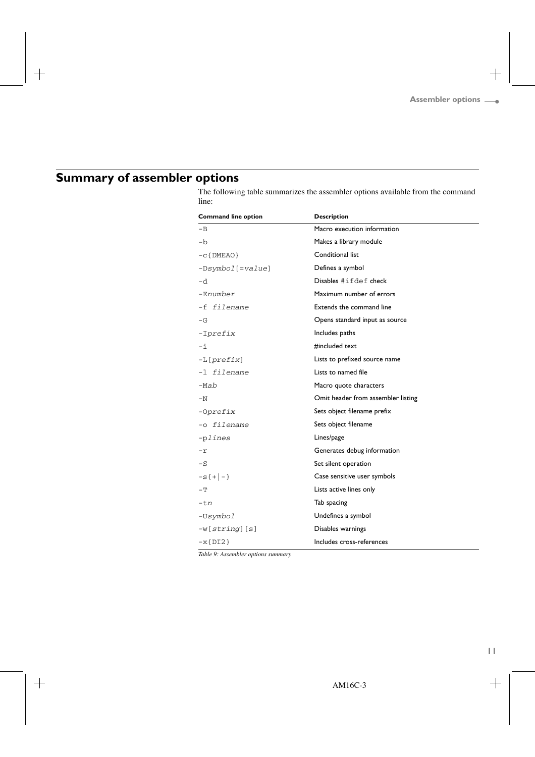## Summary of assembler options

The following table summarizes the assembler options available from the command line:

| Command line option | Description |
|---|---|
| `-B` | Macro execution information |
| `-b` | Makes a library module |
| `-c{DMEAO}` | Conditional list |
| `-Dsymbol[=value]` | Defines a symbol |
| `-d` | Disables `#ifdef` check |
| `-Enumber` | Maximum number of errors |
| `-f filename` | Extends the command line |
| `-G` | Opens standard input as source |
| `-Iprefix` | Includes paths |
| `-i` | #included text |
| `-L[prefix]` | Lists to prefixed source name |
| `-l filename` | Lists to named file |
| `-Mab` | Macro quote characters |
| `-N` | Omit header from assembler listing |
| `-Oprefix` | Sets object filename prefix |
| `-o filename` | Sets object filename |
| `-plines` | Lines/page |
| `-r` | Generates debug information |
| `-S` | Set silent operation |
| `-s{+\|-}` | Case sensitive user symbols |
| `-T` | Lists active lines only |
| `-tn` | Tab spacing |
| `-Usymbol` | Undefines a symbol |
| `-w[string][s]` | Disables warnings |
| `-x{DI2}` | Includes cross-references |

*Table 9: Assembler options summary*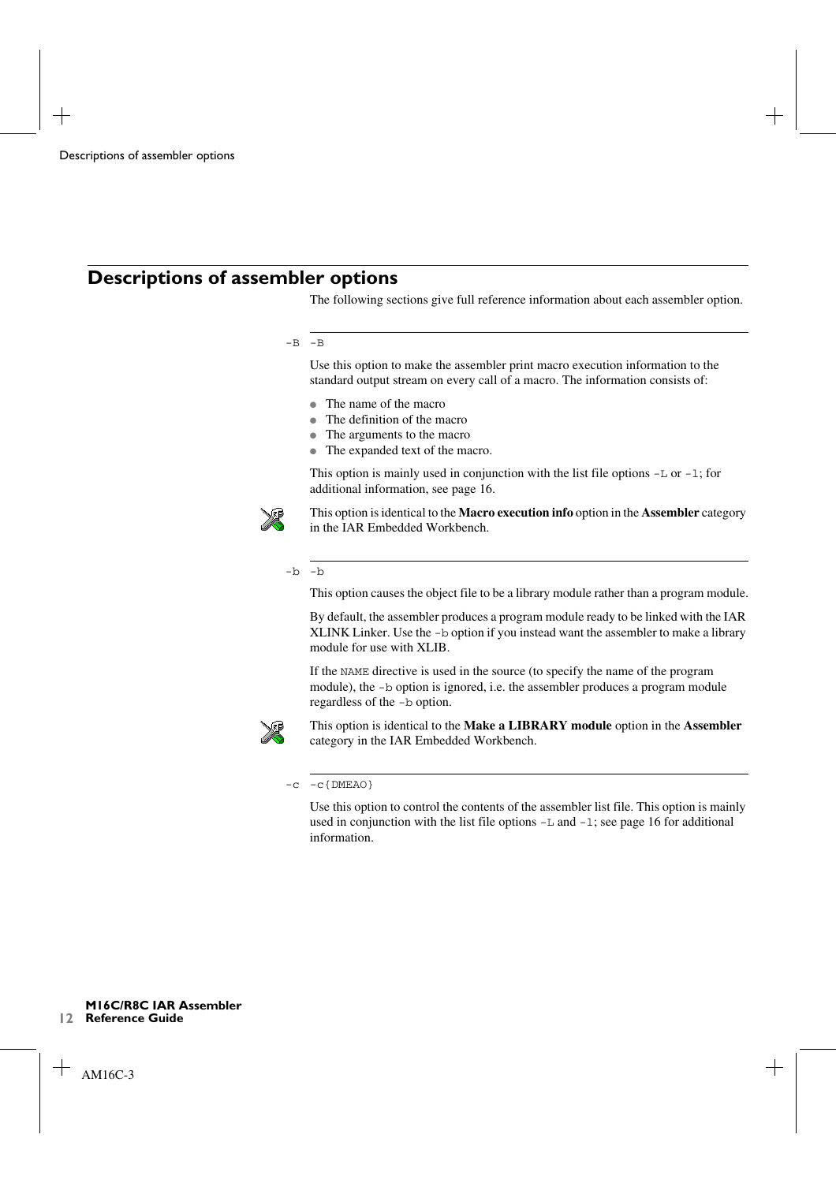## Descriptions of assembler options

The following sections give full reference information about each assembler option.

-B `-B`

Use this option to make the assembler print macro execution information to the standard output stream on every call of a macro. The information consists of:

- The name of the macro
- The definition of the macro
- The arguments to the macro
- The expanded text of the macro.

This option is mainly used in conjunction with the list file options `-L` or `-l`; for additional information, see page 16.

This option is identical to the **Macro execution info** option in the **Assembler** category in the IAR Embedded Workbench.

-b `-b`

This option causes the object file to be a library module rather than a program module.

By default, the assembler produces a program module ready to be linked with the IAR XLINK Linker. Use the `-b` option if you instead want the assembler to make a library module for use with XLIB.

If the `NAME` directive is used in the source (to specify the name of the program module), the `-b` option is ignored, i.e. the assembler produces a program module regardless of the `-b` option.

This option is identical to the **Make a LIBRARY module** option in the **Assembler** category in the IAR Embedded Workbench.

-c `-c{DMEAO}`

Use this option to control the contents of the assembler list file. This option is mainly used in conjunction with the list file options `-L` and `-l`; see page 16 for additional information.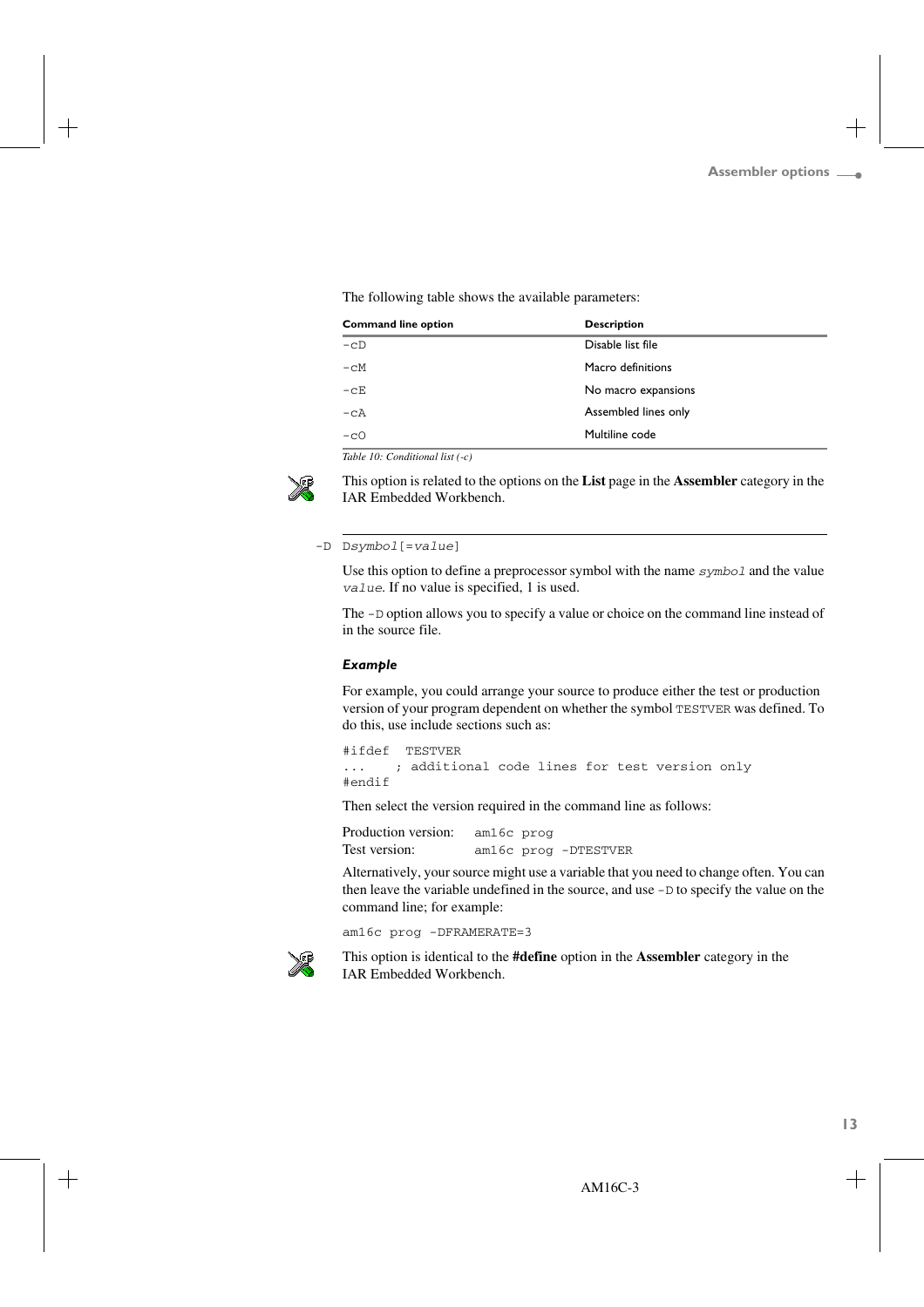The following table shows the available parameters:

| Command line option | Description |
| --- | --- |
| `-cD` | Disable list file |
| `-cM` | Macro definitions |
| `-cE` | No macro expansions |
| `-cA` | Assembled lines only |
| `-cO` | Multiline code |

*Table 10: Conditional list (-c)*

This option is related to the options on the **List** page in the **Assembler** category in the IAR Embedded Workbench.

`-D` `Dsymbol[=value]`

Use this option to define a preprocessor symbol with the name *symbol* and the value *value*. If no value is specified, 1 is used.

The `-D` option allows you to specify a value or choice on the command line instead of in the source file.

### *Example*

For example, you could arrange your source to produce either the test or production version of your program dependent on whether the symbol `TESTVER` was defined. To do this, use include sections such as:

```
#ifdef  TESTVER
...     ; additional code lines for test version only
#endif
```

Then select the version required in the command line as follows:

| | |
| --- | --- |
| Production version: | `am16c prog` |
| Test version: | `am16c prog -DTESTVER` |

Alternatively, your source might use a variable that you need to change often. You can then leave the variable undefined in the source, and use `-D` to specify the value on the command line; for example:

```
am16c prog -DFRAMERATE=3
```

This option is identical to the **#define** option in the **Assembler** category in the IAR Embedded Workbench.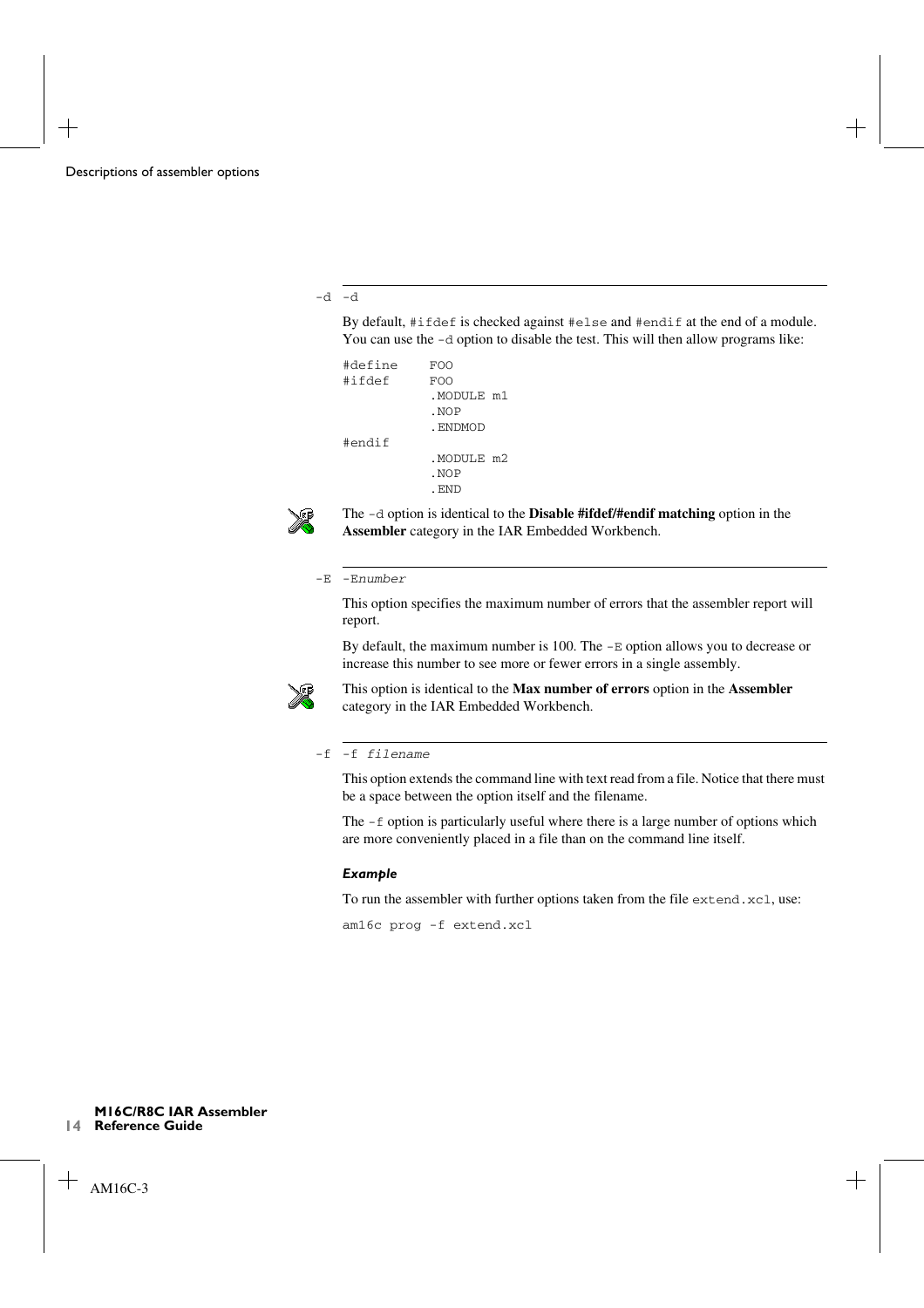-d -d

By default, #ifdef is checked against #else and #endif at the end of a module. You can use the -d option to disable the test. This will then allow programs like:

```
#define    FOO
#ifdef     FOO
           .MODULE m1
           .NOP
           .ENDMOD
#endif
           .MODULE m2
           .NOP
           .END
```

The -d option is identical to the **Disable #ifdef/#endif matching** option in the **Assembler** category in the IAR Embedded Workbench.

-E -E*number*

This option specifies the maximum number of errors that the assembler report will report.

By default, the maximum number is 100. The -E option allows you to decrease or increase this number to see more or fewer errors in a single assembly.

This option is identical to the **Max number of errors** option in the **Assembler** category in the IAR Embedded Workbench.

-f -f *filename*

This option extends the command line with text read from a file. Notice that there must be a space between the option itself and the filename.

The -f option is particularly useful where there is a large number of options which are more conveniently placed in a file than on the command line itself.

***Example***

To run the assembler with further options taken from the file extend.xcl, use:

```
am16c prog -f extend.xcl
```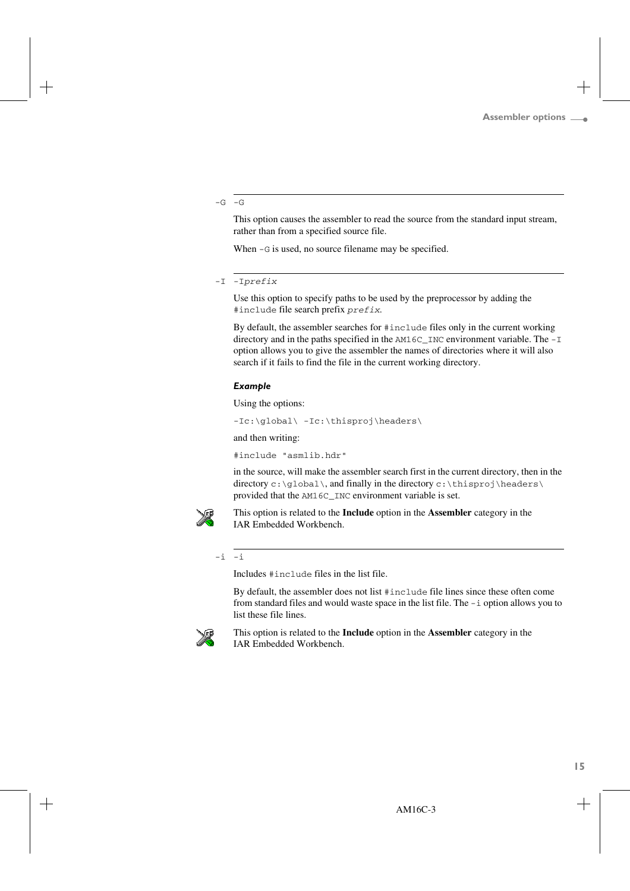-G -G

This option causes the assembler to read the source from the standard input stream, rather than from a specified source file.

When `-G` is used, no source filename may be specified.

-I -I*prefix*

Use this option to specify paths to be used by the preprocessor by adding the `#include` file search prefix *prefix*.

By default, the assembler searches for `#include` files only in the current working directory and in the paths specified in the `AM16C_INC` environment variable. The `-I` option allows you to give the assembler the names of directories where it will also search if it fails to find the file in the current working directory.

***Example***

Using the options:

```
-Ic:\global\ -Ic:\thisproj\headers\
```

and then writing:

```
#include "asmlib.hdr"
```

in the source, will make the assembler search first in the current directory, then in the directory `c:\global\`, and finally in the directory `c:\thisproj\headers\` provided that the `AM16C_INC` environment variable is set.

This option is related to the **Include** option in the **Assembler** category in the IAR Embedded Workbench.

-i -i

Includes `#include` files in the list file.

By default, the assembler does not list `#include` file lines since these often come from standard files and would waste space in the list file. The `-i` option allows you to list these file lines.

This option is related to the **Include** option in the **Assembler** category in the IAR Embedded Workbench.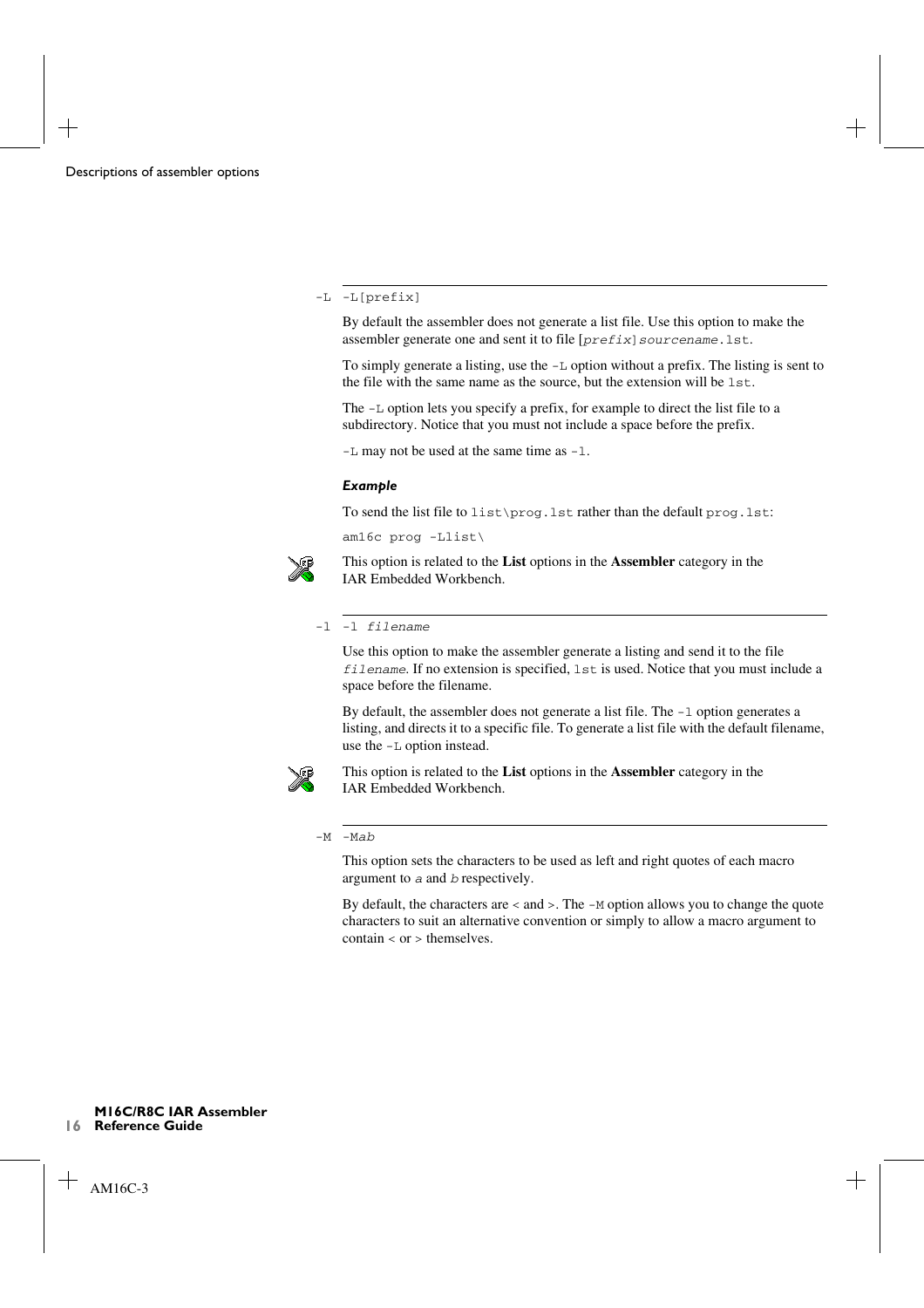**-L** -L[prefix]

By default the assembler does not generate a list file. Use this option to make the assembler generate one and sent it to file [*prefix*]*sourcename*.lst.

To simply generate a listing, use the -L option without a prefix. The listing is sent to the file with the same name as the source, but the extension will be lst.

The -L option lets you specify a prefix, for example to direct the list file to a subdirectory. Notice that you must not include a space before the prefix.

-L may not be used at the same time as -l.

### *Example*

To send the list file to list\prog.lst rather than the default prog.lst:

```
am16c prog -Llist\
```

This option is related to the **List** options in the **Assembler** category in the IAR Embedded Workbench.

**-l** -l *filename*

Use this option to make the assembler generate a listing and send it to the file *filename*. If no extension is specified, lst is used. Notice that you must include a space before the filename.

By default, the assembler does not generate a list file. The -l option generates a listing, and directs it to a specific file. To generate a list file with the default filename, use the -L option instead.

This option is related to the **List** options in the **Assembler** category in the IAR Embedded Workbench.

**-M** -M*ab*

This option sets the characters to be used as left and right quotes of each macro argument to *a* and *b* respectively.

By default, the characters are < and >. The -M option allows you to change the quote characters to suit an alternative convention or simply to allow a macro argument to contain < or > themselves.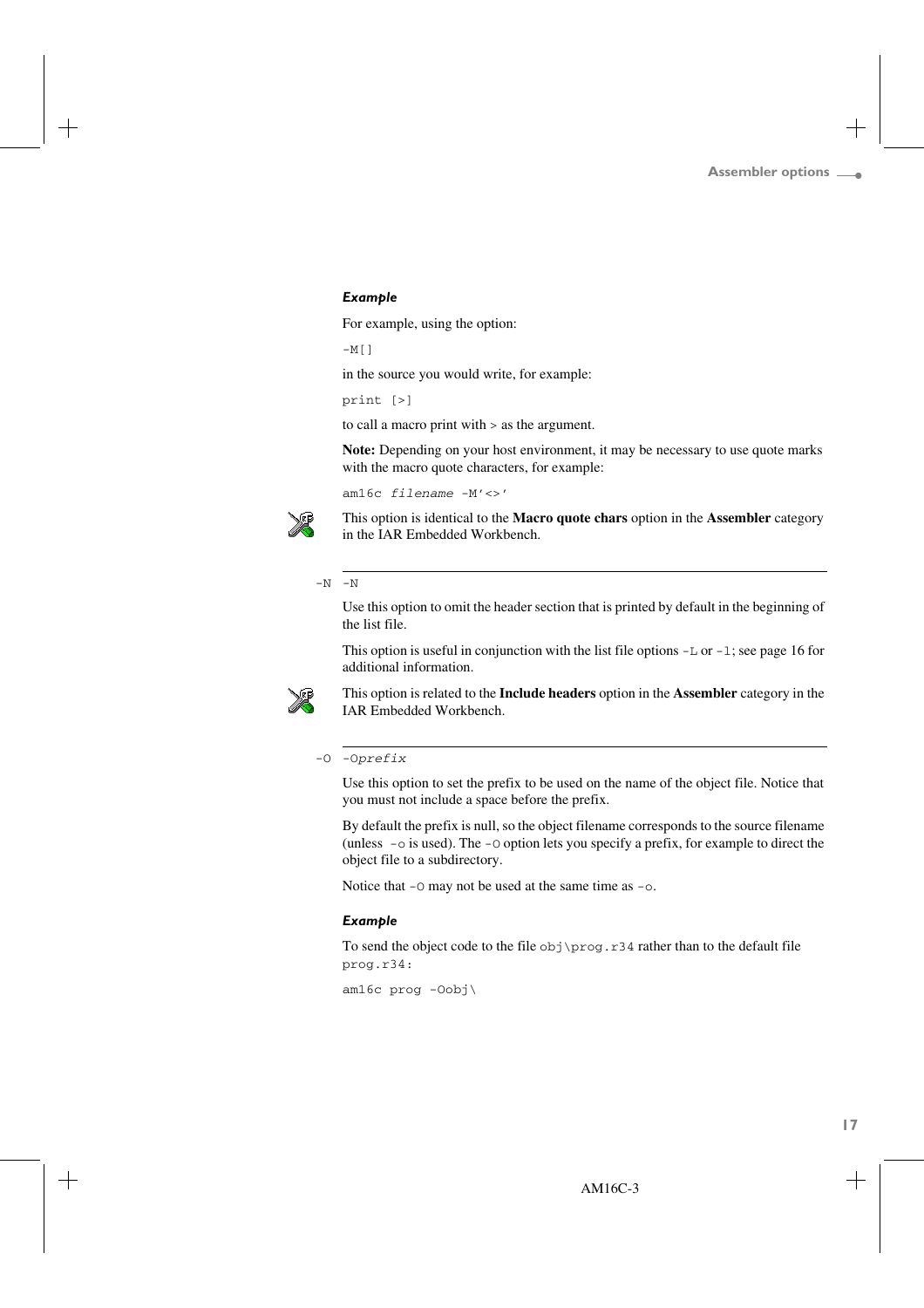#### *Example*

For example, using the option:

```
-M[]
```

in the source you would write, for example:

```
print [>]
```

to call a macro print with > as the argument.

**Note:** Depending on your host environment, it may be necessary to use quote marks with the macro quote characters, for example:

```
am16c filename -M'<>'
```

This option is identical to the **Macro quote chars** option in the **Assembler** category in the IAR Embedded Workbench.

---

`-N` `-N`

Use this option to omit the header section that is printed by default in the beginning of the list file.

This option is useful in conjunction with the list file options `-L` or `-l`; see page 16 for additional information.

This option is related to the **Include headers** option in the **Assembler** category in the IAR Embedded Workbench.

---

`-O` `-Oprefix`

Use this option to set the prefix to be used on the name of the object file. Notice that you must not include a space before the prefix.

By default the prefix is null, so the object filename corresponds to the source filename (unless `-o` is used). The `-O` option lets you specify a prefix, for example to direct the object file to a subdirectory.

Notice that `-O` may not be used at the same time as `-o`.

#### *Example*

To send the object code to the file `obj\prog.r34` rather than to the default file `prog.r34`:

```
am16c prog -Oobj\
```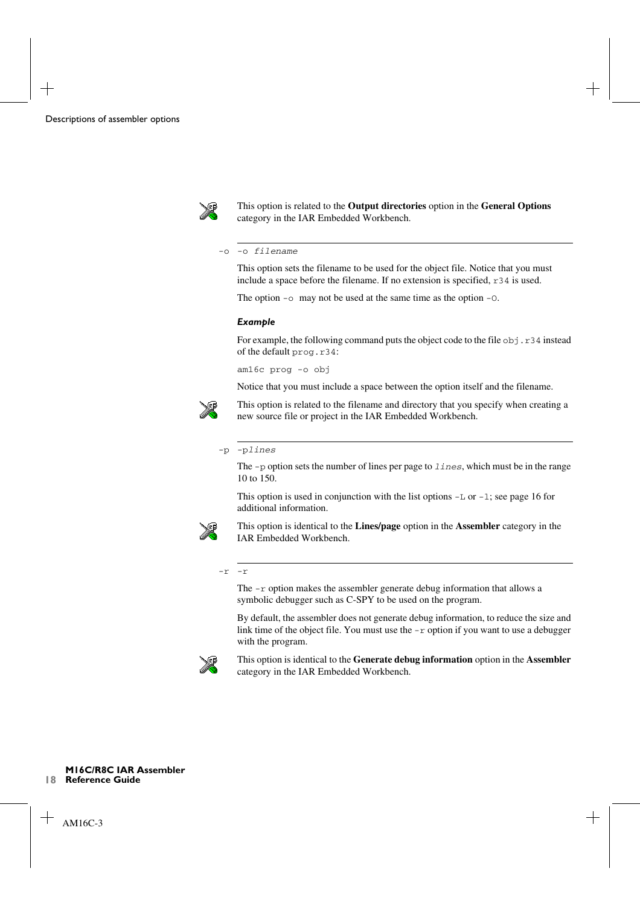This option is related to the **Output directories** option in the **General Options** category in the IAR Embedded Workbench.

---

-o `-o filename`

This option sets the filename to be used for the object file. Notice that you must include a space before the filename. If no extension is specified, `r34` is used.

The option `-o` may not be used at the same time as the option `-O`.

***Example***

For example, the following command puts the object code to the file `obj.r34` instead of the default `prog.r34`:

```
am16c prog -o obj
```

Notice that you must include a space between the option itself and the filename.

This option is related to the filename and directory that you specify when creating a new source file or project in the IAR Embedded Workbench.

---

-p `-plines`

The `-p` option sets the number of lines per page to `lines`, which must be in the range 10 to 150.

This option is used in conjunction with the list options `-L` or `-l`; see page 16 for additional information.

This option is identical to the **Lines/page** option in the **Assembler** category in the IAR Embedded Workbench.

---

-r `-r`

The `-r` option makes the assembler generate debug information that allows a symbolic debugger such as C-SPY to be used on the program.

By default, the assembler does not generate debug information, to reduce the size and link time of the object file. You must use the `-r` option if you want to use a debugger with the program.

This option is identical to the **Generate debug information** option in the **Assembler** category in the IAR Embedded Workbench.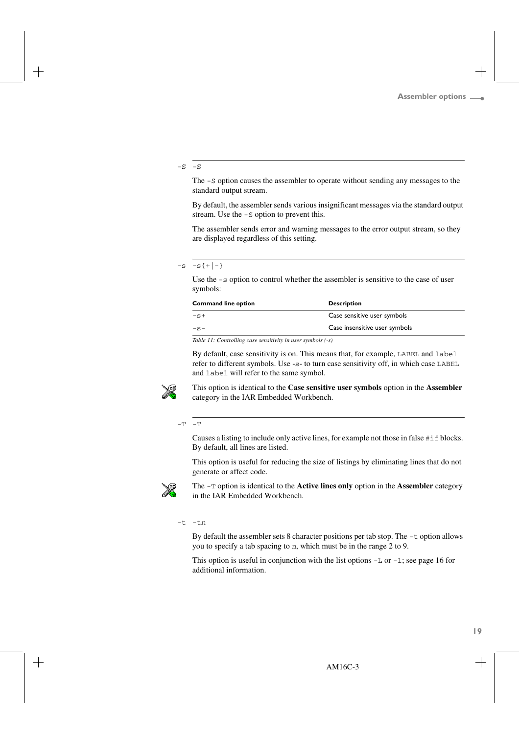### -S

-S

The -S option causes the assembler to operate without sending any messages to the standard output stream.

By default, the assembler sends various insignificant messages via the standard output stream. Use the -S option to prevent this.

The assembler sends error and warning messages to the error output stream, so they are displayed regardless of this setting.

### -s

-s{+|-}

Use the -s option to control whether the assembler is sensitive to the case of user symbols:

| Command line option | Description |
|---|---|
| -s+ | Case sensitive user symbols |
| -s- | Case insensitive user symbols |

*Table 11: Controlling case sensitivity in user symbols (-s)*

By default, case sensitivity is on. This means that, for example, LABEL and label refer to different symbols. Use -s- to turn case sensitivity off, in which case LABEL and label will refer to the same symbol.

This option is identical to the **Case sensitive user symbols** option in the **Assembler** category in the IAR Embedded Workbench.

### -T

-T

Causes a listing to include only active lines, for example not those in false #if blocks. By default, all lines are listed.

This option is useful for reducing the size of listings by eliminating lines that do not generate or affect code.

The -T option is identical to the **Active lines only** option in the **Assembler** category in the IAR Embedded Workbench.

### -t

-t*n*

By default the assembler sets 8 character positions per tab stop. The -t option allows you to specify a tab spacing to *n*, which must be in the range 2 to 9.

This option is useful in conjunction with the list options -L or -l; see page 16 for additional information.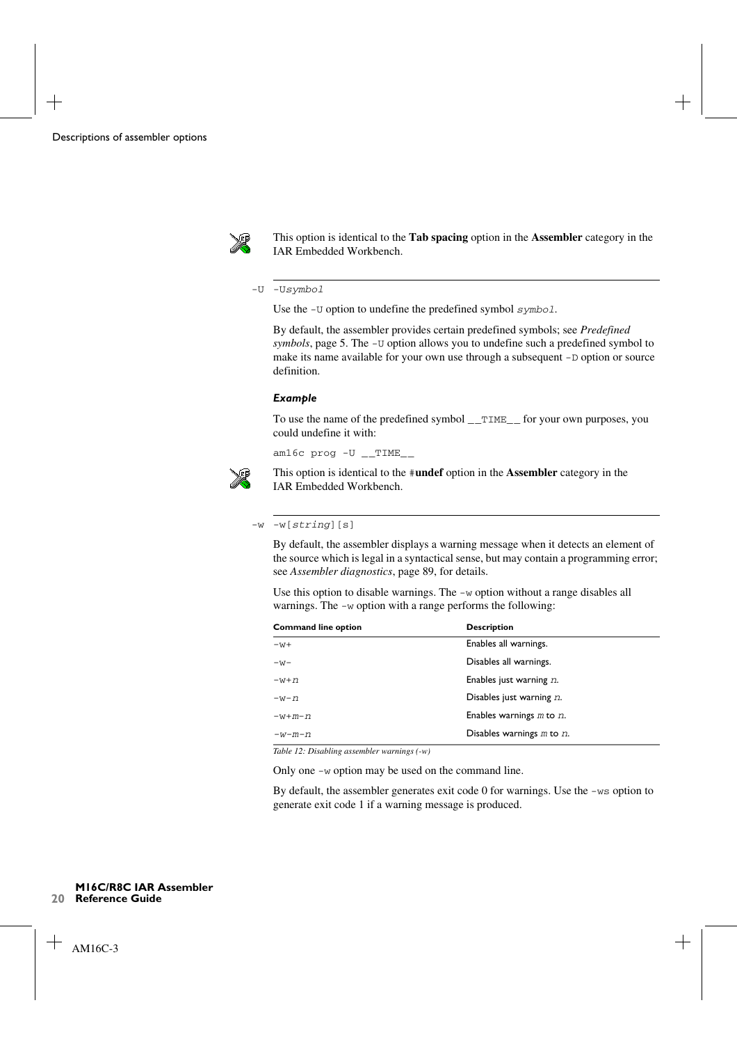This option is identical to the **Tab spacing** option in the **Assembler** category in the IAR Embedded Workbench.

-U -U*symbol*

Use the -U option to undefine the predefined symbol *symbol*.

By default, the assembler provides certain predefined symbols; see *Predefined symbols*, page 5. The -U option allows you to undefine such a predefined symbol to make its name available for your own use through a subsequent -D option or source definition.

### *Example*

To use the name of the predefined symbol __TIME__ for your own purposes, you could undefine it with:

```
am16c prog -U __TIME__
```

This option is identical to the **#undef** option in the **Assembler** category in the IAR Embedded Workbench.

-w -w[*string*][s]

By default, the assembler displays a warning message when it detects an element of the source which is legal in a syntactical sense, but may contain a programming error; see *Assembler diagnostics*, page 89, for details.

Use this option to disable warnings. The -w option without a range disables all warnings. The -w option with a range performs the following:

| Command line option | Description |
|---|---|
| -w+ | Enables all warnings. |
| -w- | Disables all warnings. |
| -w+*n* | Enables just warning *n*. |
| -w-*n* | Disables just warning *n*. |
| -w+*m*-*n* | Enables warnings *m* to *n*. |
| -w-*m*-*n* | Disables warnings *m* to *n*. |

*Table 12: Disabling assembler warnings (-w)*

Only one -w option may be used on the command line.

By default, the assembler generates exit code 0 for warnings. Use the -ws option to generate exit code 1 if a warning message is produced.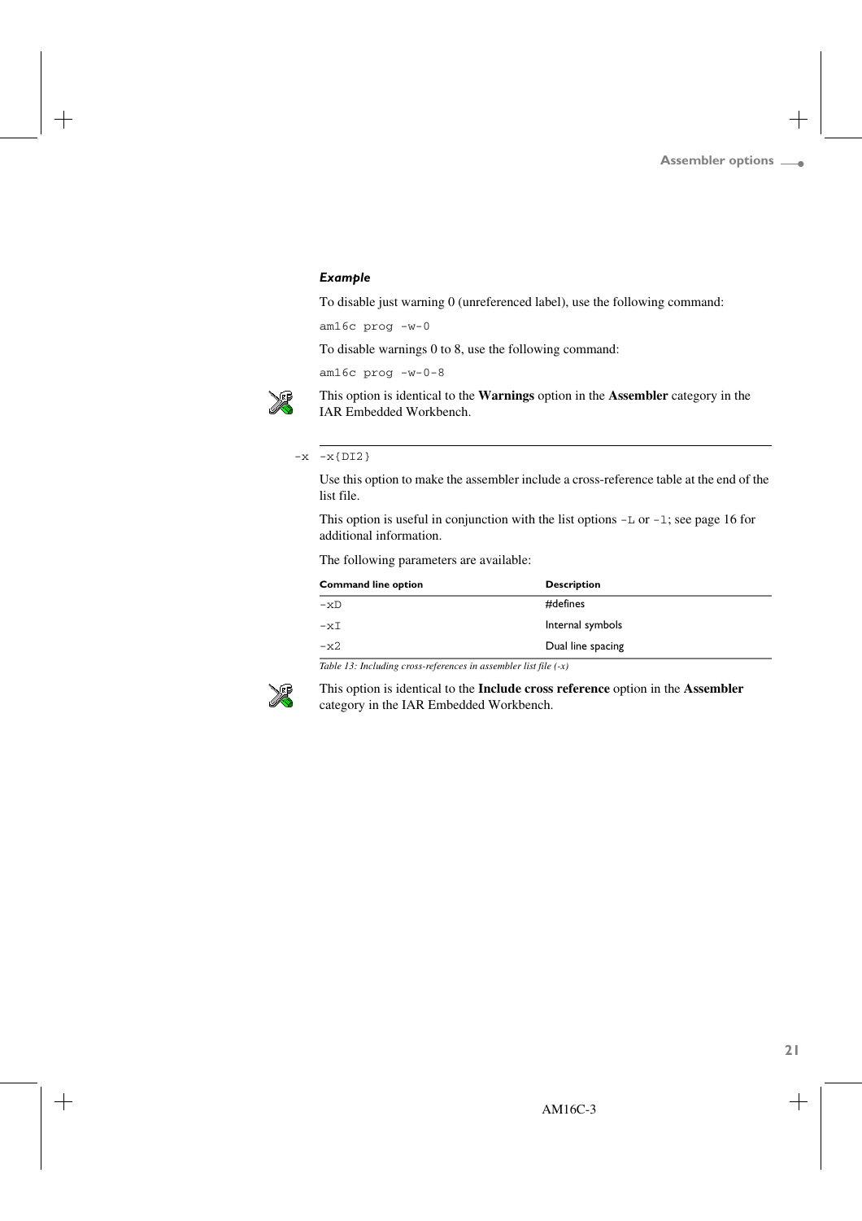### *Example*

To disable just warning 0 (unreferenced label), use the following command:

```
am16c prog -w-0
```

To disable warnings 0 to 8, use the following command:

```
am16c prog -w-0-8
```

This option is identical to the **Warnings** option in the **Assembler** category in the IAR Embedded Workbench.

---

`-x` `-x{DI2}`

Use this option to make the assembler include a cross-reference table at the end of the list file.

This option is useful in conjunction with the list options `-L` or `-l`; see page 16 for additional information.

The following parameters are available:

| Command line option | Description |
|---|---|
| `-xD` | #defines |
| `-xI` | Internal symbols |
| `-x2` | Dual line spacing |

*Table 13: Including cross-references in assembler list file (-x)*

This option is identical to the **Include cross reference** option in the **Assembler** category in the IAR Embedded Workbench.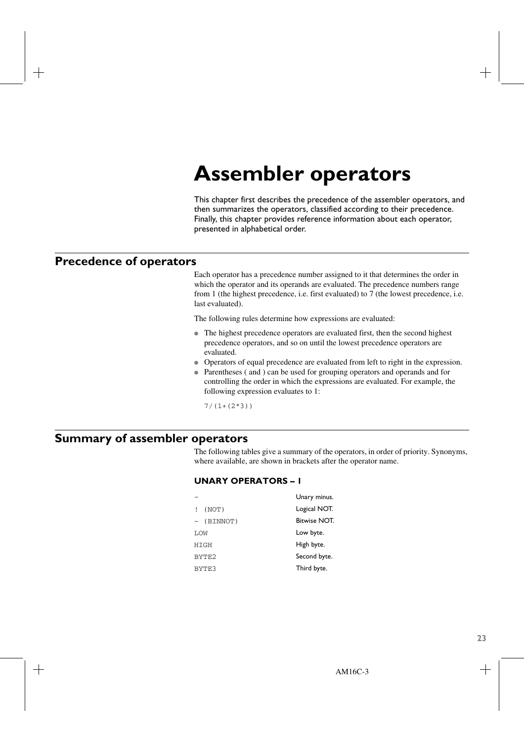# Assembler operators

This chapter first describes the precedence of the assembler operators, and then summarizes the operators, classified according to their precedence. Finally, this chapter provides reference information about each operator, presented in alphabetical order.

## Precedence of operators

Each operator has a precedence number assigned to it that determines the order in which the operator and its operands are evaluated. The precedence numbers range from 1 (the highest precedence, i.e. first evaluated) to 7 (the lowest precedence, i.e. last evaluated).

The following rules determine how expressions are evaluated:

- The highest precedence operators are evaluated first, then the second highest precedence operators, and so on until the lowest precedence operators are evaluated.
- Operators of equal precedence are evaluated from left to right in the expression.
- Parentheses ( and ) can be used for grouping operators and operands and for controlling the order in which the expressions are evaluated. For example, the following expression evaluates to 1:

```
7/(1+(2*3))
```

## Summary of assembler operators

The following tables give a summary of the operators, in order of priority. Synonyms, where available, are shown in brackets after the operator name.

### UNARY OPERATORS – 1

| | |
|---|---|
| `-` | Unary minus. |
| `! (NOT)` | Logical NOT. |
| `~ (BINNOT)` | Bitwise NOT. |
| `LOW` | Low byte. |
| `HIGH` | High byte. |
| `BYTE2` | Second byte. |
| `BYTE3` | Third byte. |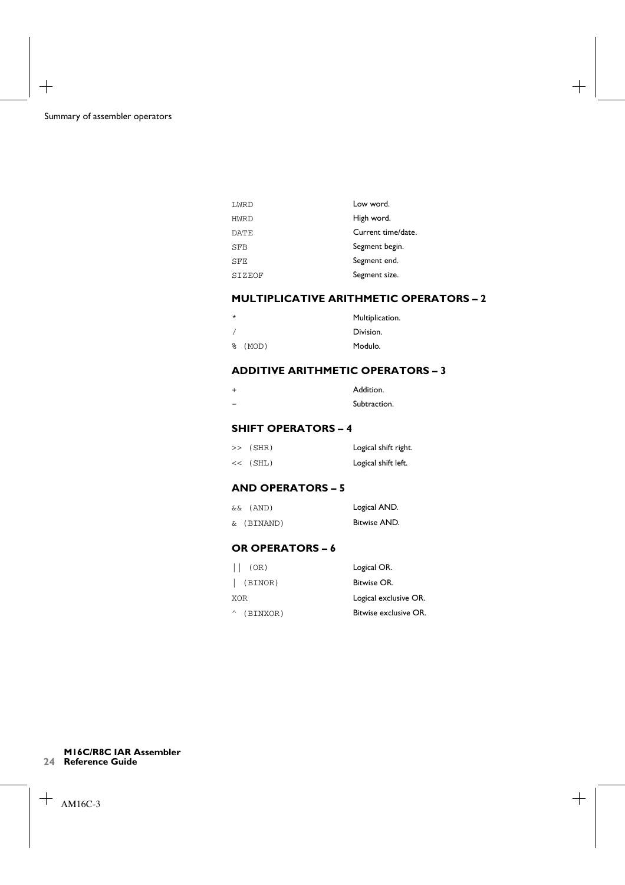| | |
|---|---|
| LWRD | Low word. |
| HWRD | High word. |
| DATE | Current time/date. |
| SFB | Segment begin. |
| SFE | Segment end. |
| SIZEOF | Segment size. |

### MULTIPLICATIVE ARITHMETIC OPERATORS – 2

| | |
|---|---|
| `*` | Multiplication. |
| `/` | Division. |
| `% (MOD)` | Modulo. |

### ADDITIVE ARITHMETIC OPERATORS – 3

| | |
|---|---|
| `+` | Addition. |
| `–` | Subtraction. |

### SHIFT OPERATORS – 4

| | |
|---|---|
| `>> (SHR)` | Logical shift right. |
| `<< (SHL)` | Logical shift left. |

### AND OPERATORS – 5

| | |
|---|---|
| `&& (AND)` | Logical AND. |
| `& (BINAND)` | Bitwise AND. |

### OR OPERATORS – 6

| | |
|---|---|
| `\|\| (OR)` | Logical OR. |
| `\| (BINOR)` | Bitwise OR. |
| `XOR` | Logical exclusive OR. |
| `^ (BINXOR)` | Bitwise exclusive OR. |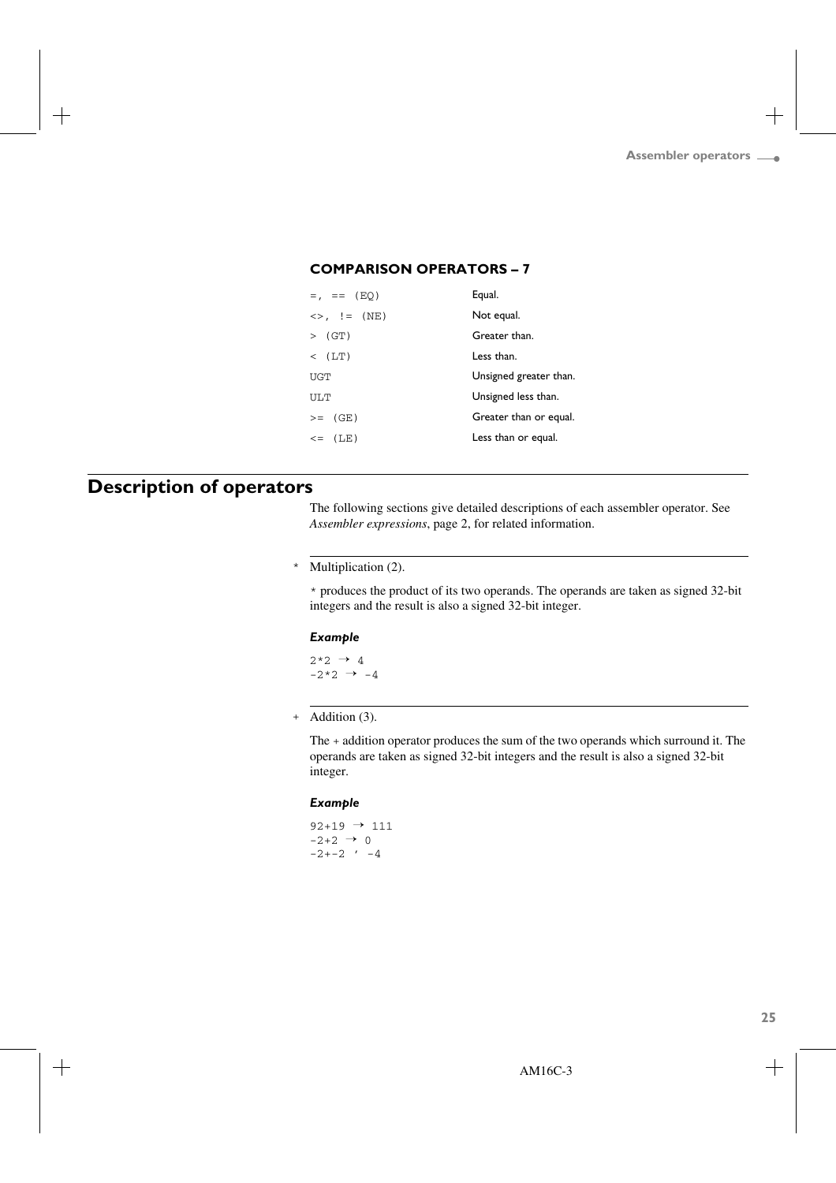### COMPARISON OPERATORS – 7

| | |
|---|---|
| `=, == (EQ)` | Equal. |
| `<>, != (NE)` | Not equal. |
| `> (GT)` | Greater than. |
| `< (LT)` | Less than. |
| `UGT` | Unsigned greater than. |
| `ULT` | Unsigned less than. |
| `>= (GE)` | Greater than or equal. |
| `<= (LE)` | Less than or equal. |

## Description of operators

The following sections give detailed descriptions of each assembler operator. See *Assembler expressions*, page 2, for related information.

---

`*` Multiplication (2).

`*` produces the product of its two operands. The operands are taken as signed 32-bit integers and the result is also a signed 32-bit integer.

#### Example

```
2*2 → 4
-2*2 → -4
```

---

`+` Addition (3).

The `+` addition operator produces the sum of the two operands which surround it. The operands are taken as signed 32-bit integers and the result is also a signed 32-bit integer.

#### Example

```
92+19 → 111
-2+2 → 0
-2+-2 ’ -4
```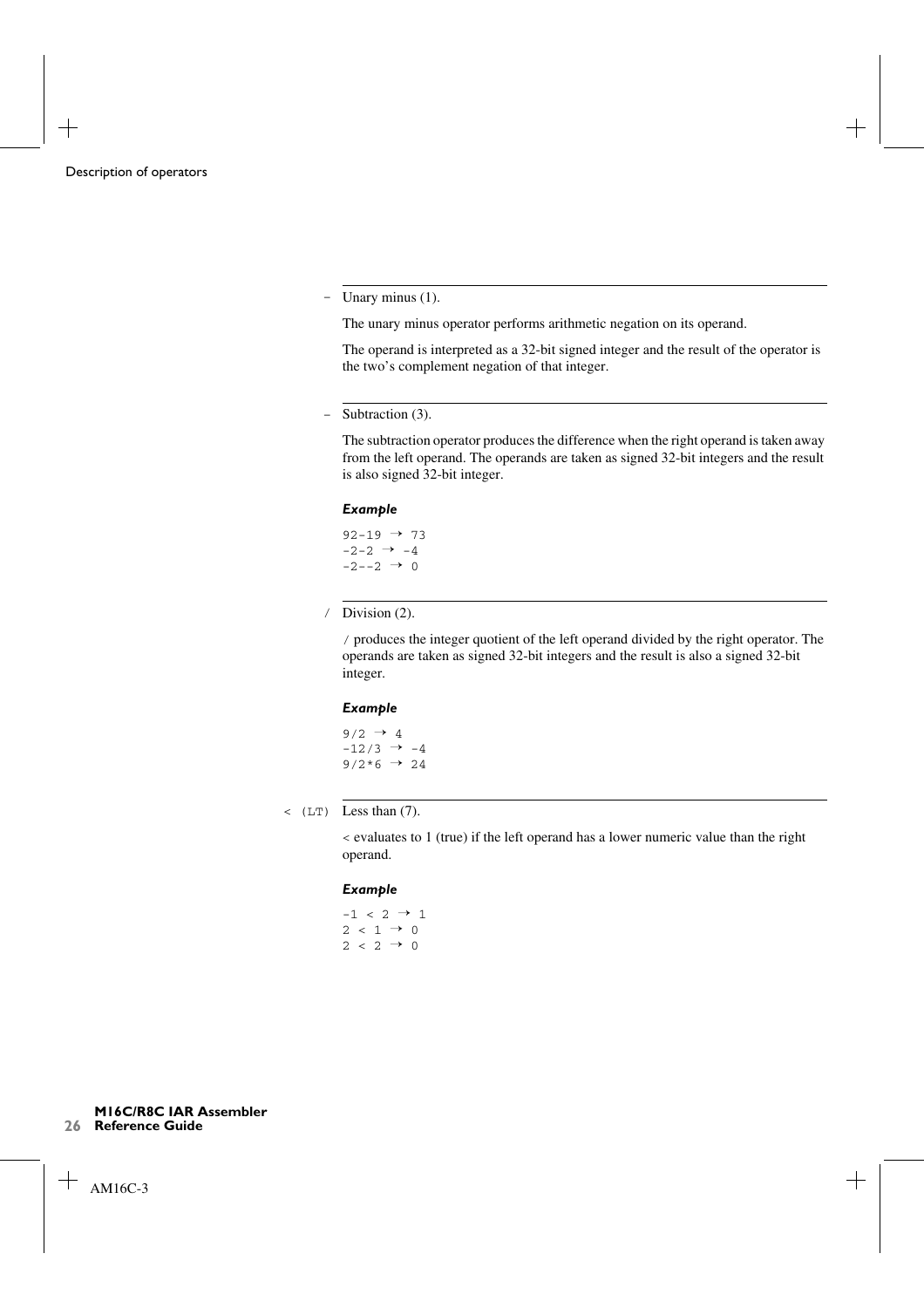**-** Unary minus (1).

The unary minus operator performs arithmetic negation on its operand.

The operand is interpreted as a 32-bit signed integer and the result of the operator is the two's complement negation of that integer.

**-** Subtraction (3).

The subtraction operator produces the difference when the right operand is taken away from the left operand. The operands are taken as signed 32-bit integers and the result is also signed 32-bit integer.

***Example***

```
92-19 → 73
-2-2 → -4
-2--2 → 0
```

**/** Division (2).

`/` produces the integer quotient of the left operand divided by the right operator. The operands are taken as signed 32-bit integers and the result is also a signed 32-bit integer.

***Example***

```
9/2 → 4
-12/3 → -4
9/2*6 → 24
```

**< (LT)** Less than (7).

`<` evaluates to 1 (true) if the left operand has a lower numeric value than the right operand.

***Example***

```
-1 < 2 → 1
2 < 1 → 0
2 < 2 → 0
```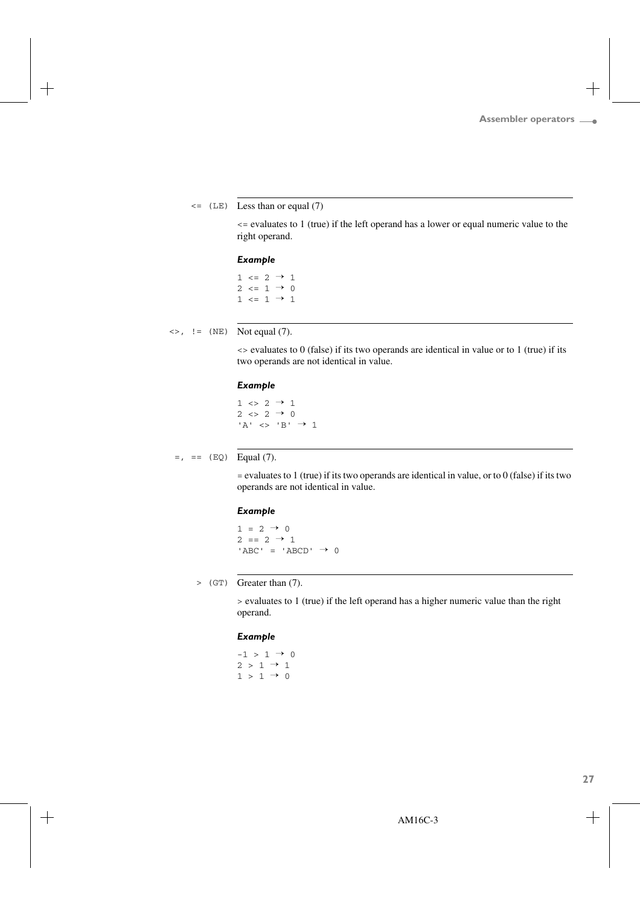## <= (LE) Less than or equal (7)

<= evaluates to 1 (true) if the left operand has a lower or equal numeric value to the right operand.

***Example***

```
1 <= 2 → 1
2 <= 1 → 0
1 <= 1 → 1
```

## <>, != (NE) Not equal (7).

<> evaluates to 0 (false) if its two operands are identical in value or to 1 (true) if its two operands are not identical in value.

***Example***

```
1 <> 2 → 1
2 <> 2 → 0
'A' <> 'B' → 1
```

## =, == (EQ) Equal (7).

= evaluates to 1 (true) if its two operands are identical in value, or to 0 (false) if its two operands are not identical in value.

***Example***

```
1 = 2 → 0
2 == 2 → 1
'ABC' = 'ABCD' → 0
```

## > (GT) Greater than (7).

> evaluates to 1 (true) if the left operand has a higher numeric value than the right operand.

***Example***

```
-1 > 1 → 0
2 > 1 → 1
1 > 1 → 0
```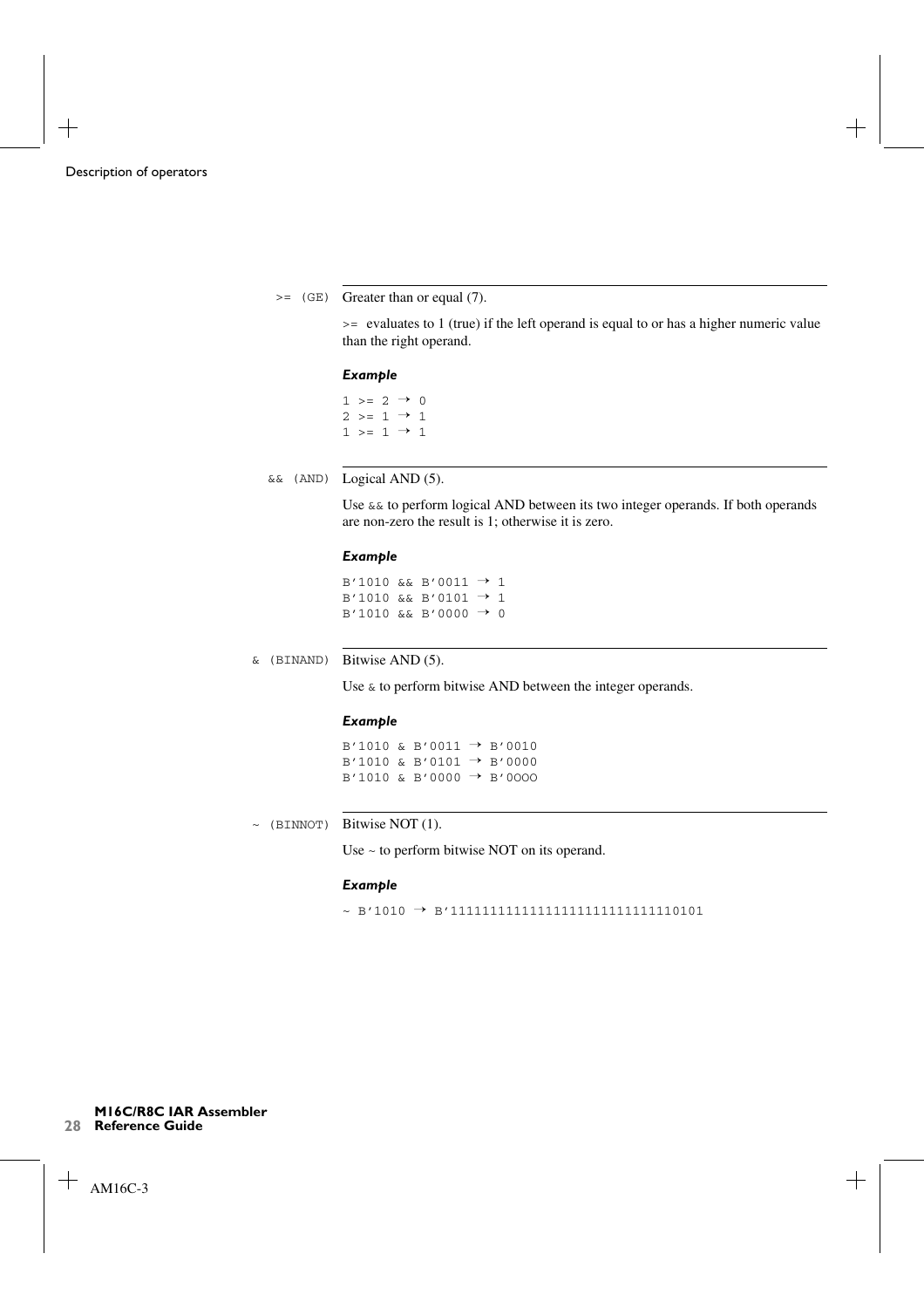**>= (GE)** Greater than or equal (7).

`>=` evaluates to 1 (true) if the left operand is equal to or has a higher numeric value than the right operand.

***Example***

```
1 >= 2 → 0
2 >= 1 → 1
1 >= 1 → 1
```

**&& (AND)** Logical AND (5).

Use `&&` to perform logical AND between its two integer operands. If both operands are non-zero the result is 1; otherwise it is zero.

***Example***

```
B'1010 && B'0011 → 1
B'1010 && B'0101 → 1
B'1010 && B'0000 → 0
```

**& (BINAND)** Bitwise AND (5).

Use `&` to perform bitwise AND between the integer operands.

***Example***

```
B'1010 & B'0011 → B'0010
B'1010 & B'0101 → B'0000
B'1010 & B'0000 → B'0OOO
```

**~ (BINNOT)** Bitwise NOT (1).

Use `~` to perform bitwise NOT on its operand.

***Example***

```
~ B'1010 → B'11111111111111111111111111110101
```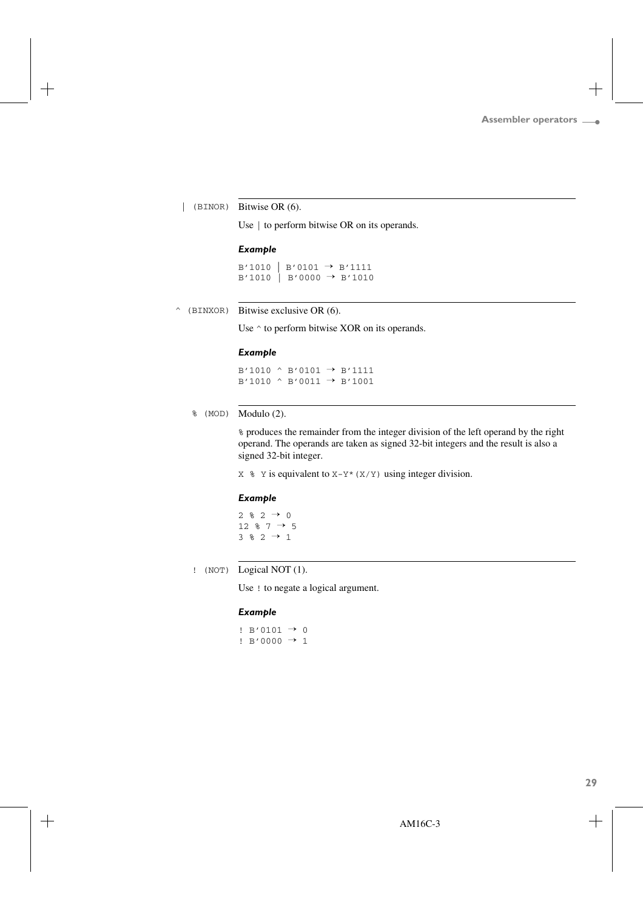### | (BINOR) Bitwise OR (6).

Use | to perform bitwise OR on its operands.

***Example***

```
B'1010 | B'0101 → B'1111
B'1010 | B'0000 → B'1010
```

### ^ (BINXOR) Bitwise exclusive OR (6).

Use ^ to perform bitwise XOR on its operands.

***Example***

```
B'1010 ^ B'0101 → B'1111
B'1010 ^ B'0011 → B'1001
```

### % (MOD) Modulo (2).

`%` produces the remainder from the integer division of the left operand by the right operand. The operands are taken as signed 32-bit integers and the result is also a signed 32-bit integer.

`X % Y` is equivalent to `X-Y*(X/Y)` using integer division.

***Example***

```
2 % 2 → 0
12 % 7 → 5
3 % 2 → 1
```

### ! (NOT) Logical NOT (1).

Use `!` to negate a logical argument.

***Example***

```
! B'0101 → 0
! B'0000 → 1
```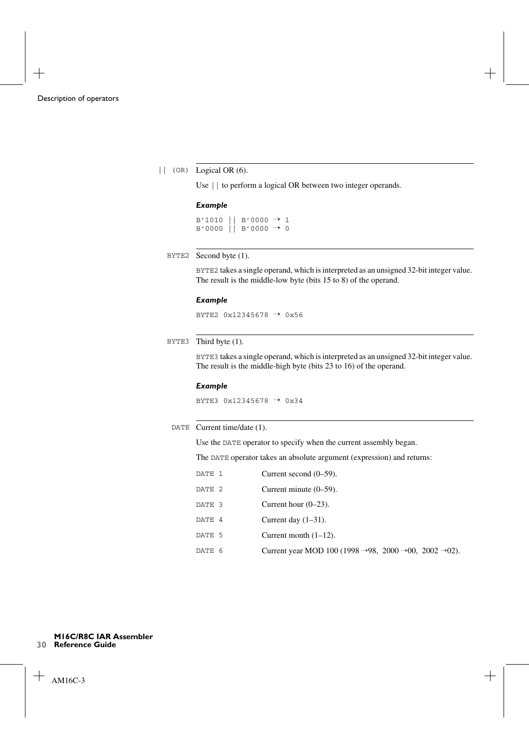### || (OR) Logical OR (6).

Use || to perform a logical OR between two integer operands.

***Example***

```
B'1010 || B'0000 → 1
B'0000 || B'0000 → 0
```

### BYTE2 Second byte (1).

BYTE2 takes a single operand, which is interpreted as an unsigned 32-bit integer value. The result is the middle-low byte (bits 15 to 8) of the operand.

***Example***

```
BYTE2 0x12345678 → 0x56
```

### BYTE3 Third byte (1).

BYTE3 takes a single operand, which is interpreted as an unsigned 32-bit integer value. The result is the middle-high byte (bits 23 to 16) of the operand.

***Example***

```
BYTE3 0x12345678 → 0x34
```

### DATE Current time/date (1).

Use the DATE operator to specify when the current assembly began.

The DATE operator takes an absolute argument (expression) and returns:

| | |
|---|---|
| DATE 1 | Current second (0–59). |
| DATE 2 | Current minute (0–59). |
| DATE 3 | Current hour (0–23). |
| DATE 4 | Current day (1–31). |
| DATE 5 | Current month (1–12). |
| DATE 6 | Current year MOD 100 (1998 →98, 2000 →00, 2002 →02). |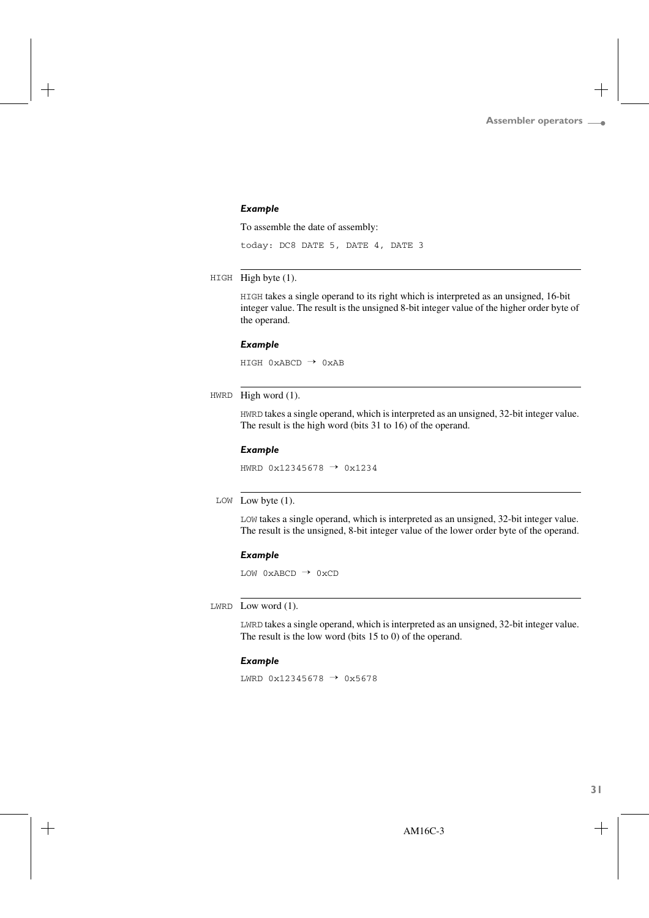#### *Example*

To assemble the date of assembly:

```
today: DC8 DATE 5, DATE 4, DATE 3
```

---

`HIGH` High byte (1).

`HIGH` takes a single operand to its right which is interpreted as an unsigned, 16-bit integer value. The result is the unsigned 8-bit integer value of the higher order byte of the operand.

#### *Example*

```
HIGH 0xABCD → 0xAB
```

---

`HWRD` High word (1).

`HWRD` takes a single operand, which is interpreted as an unsigned, 32-bit integer value. The result is the high word (bits 31 to 16) of the operand.

#### *Example*

```
HWRD 0x12345678 → 0x1234
```

---

`LOW` Low byte (1).

`LOW` takes a single operand, which is interpreted as an unsigned, 32-bit integer value. The result is the unsigned, 8-bit integer value of the lower order byte of the operand.

#### *Example*

```
LOW 0xABCD → 0xCD
```

---

`LWRD` Low word (1).

`LWRD` takes a single operand, which is interpreted as an unsigned, 32-bit integer value. The result is the low word (bits 15 to 0) of the operand.

#### *Example*

```
LWRD 0x12345678 → 0x5678
```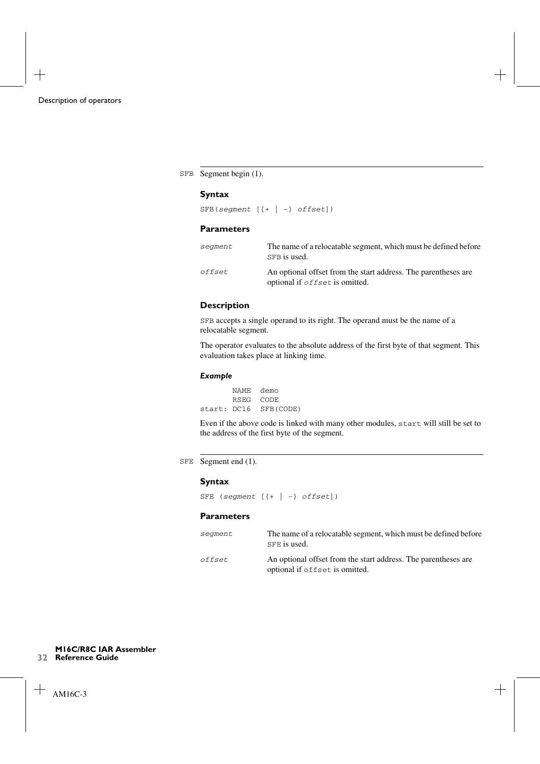SFB Segment begin (1).

### Syntax

```
SFB(segment [{+ | -} offset])
```

### Parameters

| | |
|---|---|
| *segment* | The name of a relocatable segment, which must be defined before `SFB` is used. |
| *offset* | An optional offset from the start address. The parentheses are optional if *offset* is omitted. |

### Description

`SFB` accepts a single operand to its right. The operand must be the name of a relocatable segment.

The operator evaluates to the absolute address of the first byte of that segment. This evaluation takes place at linking time.

#### *Example*

```
       NAME  demo
       RSEG  CODE
start: DC16  SFB(CODE)
```

Even if the above code is linked with many other modules, `start` will still be set to the address of the first byte of the segment.

SFE Segment end (1).

### Syntax

```
SFE (segment [{+ | -} offset])
```

### Parameters

| | |
|---|---|
| *segment* | The name of a relocatable segment, which must be defined before `SFE` is used. |
| *offset* | An optional offset from the start address. The parentheses are optional if `offset` is omitted. |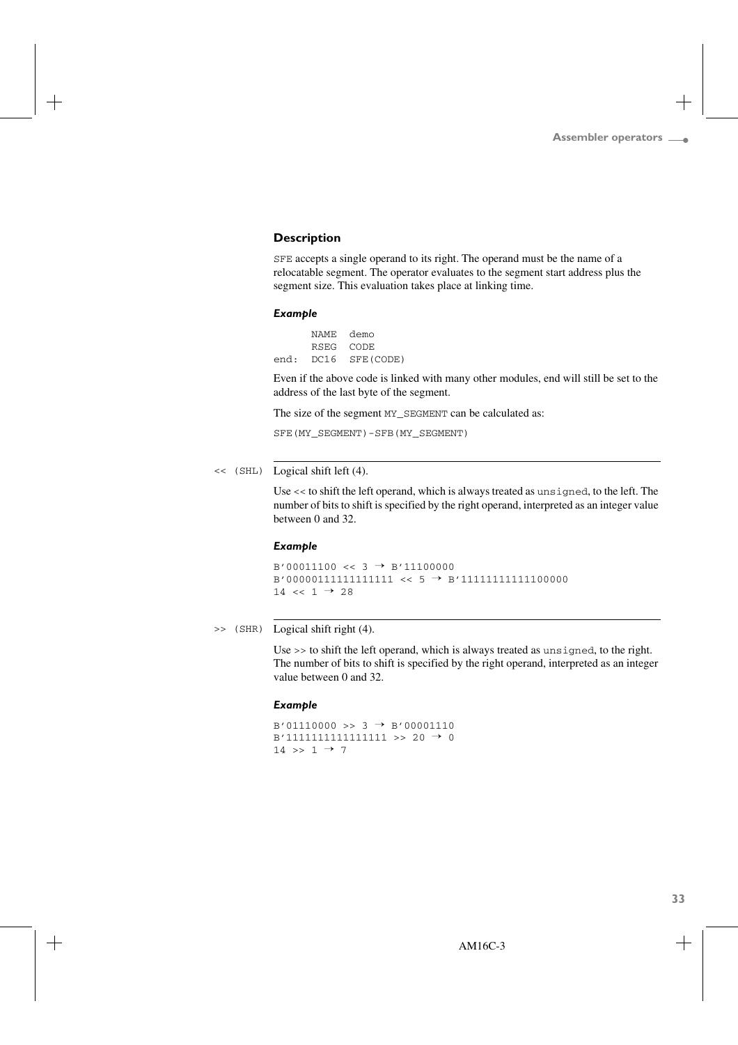### Description

SFE accepts a single operand to its right. The operand must be the name of a relocatable segment. The operator evaluates to the segment start address plus the segment size. This evaluation takes place at linking time.

#### *Example*

```
      NAME  demo
      RSEG  CODE
end:  DC16  SFE(CODE)
```

Even if the above code is linked with many other modules, end will still be set to the address of the last byte of the segment.

The size of the segment MY_SEGMENT can be calculated as:

```
SFE(MY_SEGMENT)-SFB(MY_SEGMENT)
```

<< (SHL) Logical shift left (4).

Use << to shift the left operand, which is always treated as unsigned, to the left. The number of bits to shift is specified by the right operand, interpreted as an integer value between 0 and 32.

#### *Example*

```
B'00011100 << 3 → B'11100000
B'0000011111111111 << 5 → B'1111111111100000
14 << 1 → 28
```

>> (SHR) Logical shift right (4).

Use >> to shift the left operand, which is always treated as unsigned, to the right. The number of bits to shift is specified by the right operand, interpreted as an integer value between 0 and 32.

#### *Example*

```
B'01110000 >> 3 → B'00001110
B'1111111111111111 >> 20 → 0
14 >> 1 → 7
```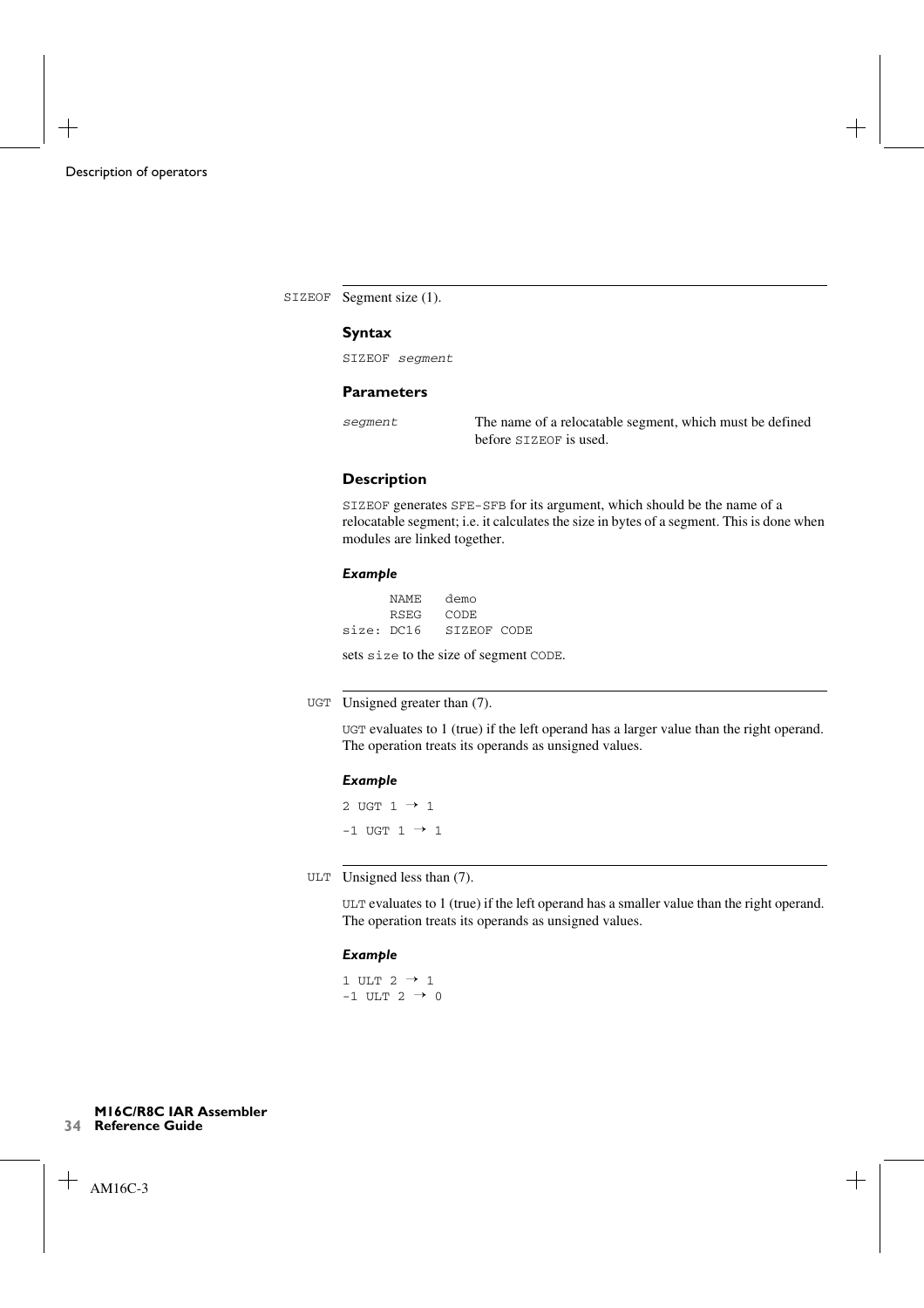### SIZEOF Segment size (1).

#### Syntax

```
SIZEOF segment
```

#### Parameters

| | |
|---|---|
| *segment* | The name of a relocatable segment, which must be defined before SIZEOF is used. |

#### Description

SIZEOF generates SFE-SFB for its argument, which should be the name of a relocatable segment; i.e. it calculates the size in bytes of a segment. This is done when modules are linked together.

##### *Example*

```
      NAME   demo
      RSEG   CODE
size: DC16   SIZEOF CODE
```

sets size to the size of segment CODE.

### UGT Unsigned greater than (7).

UGT evaluates to 1 (true) if the left operand has a larger value than the right operand. The operation treats its operands as unsigned values.

##### *Example*

```
2 UGT 1 → 1
-1 UGT 1 → 1
```

### ULT Unsigned less than (7).

ULT evaluates to 1 (true) if the left operand has a smaller value than the right operand. The operation treats its operands as unsigned values.

##### *Example*

```
1 ULT 2 → 1
-1 ULT 2 → 0
```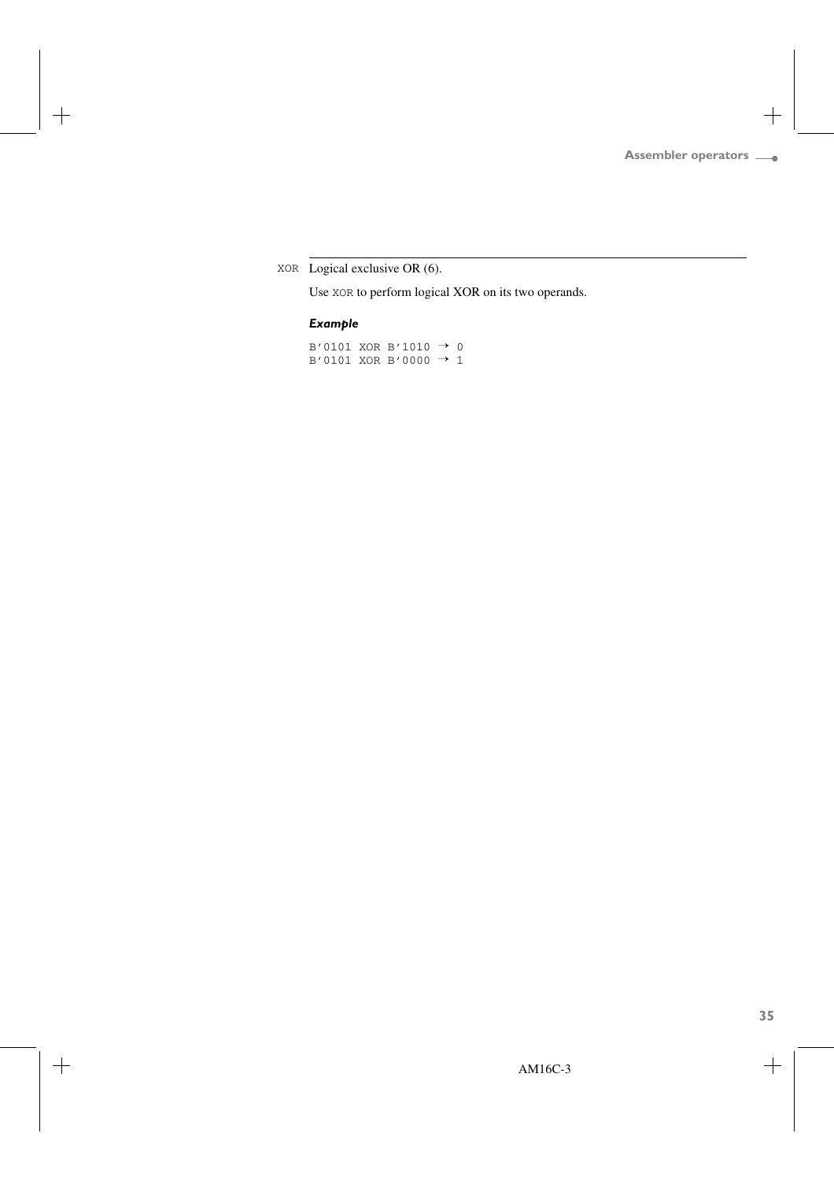`XOR` Logical exclusive OR (6).

Use `XOR` to perform logical XOR on its two operands.

#### *Example*

```
B'0101 XOR B'1010 → 0
B'0101 XOR B'0000 → 1
```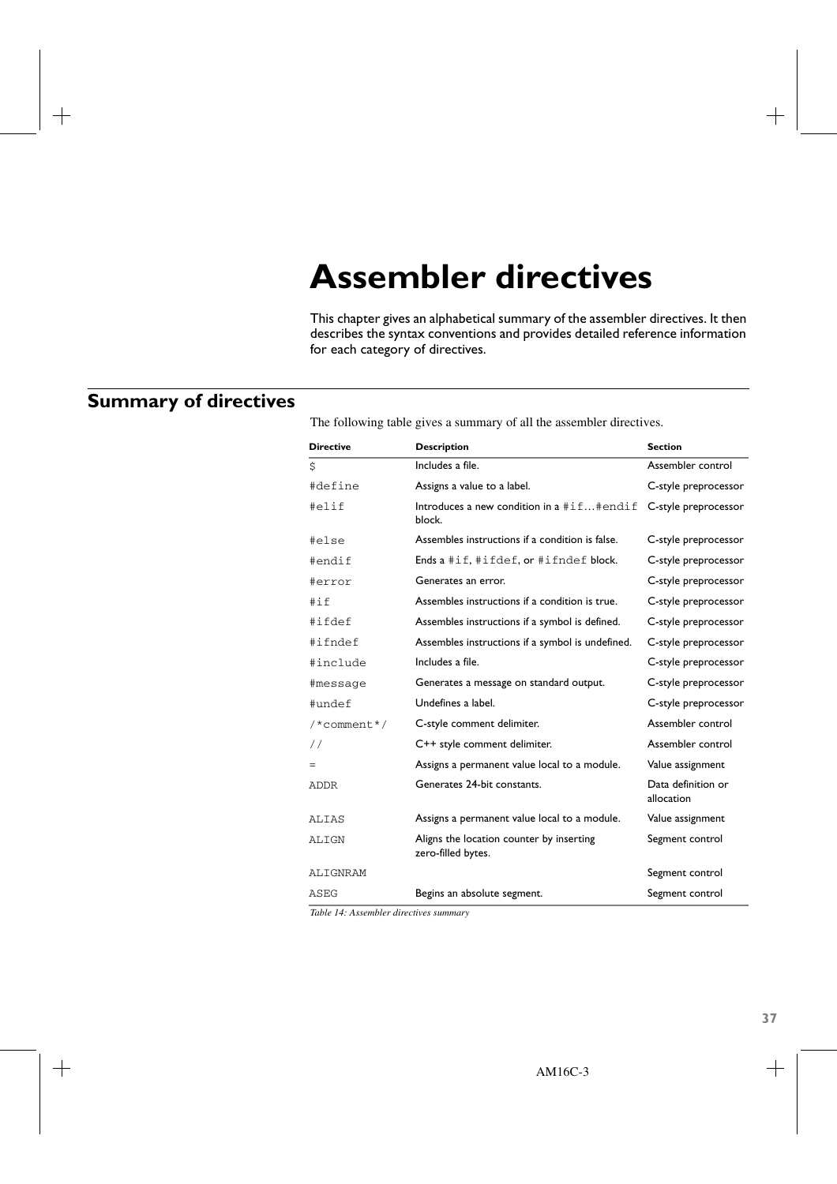# Assembler directives

This chapter gives an alphabetical summary of the assembler directives. It then describes the syntax conventions and provides detailed reference information for each category of directives.

## Summary of directives

The following table gives a summary of all the assembler directives.

| Directive | Description | Section |
|---|---|---|
| `$` | Includes a file. | Assembler control |
| `#define` | Assigns a value to a label. | C-style preprocessor |
| `#elif` | Introduces a new condition in a `#if…#endif` block. | C-style preprocessor |
| `#else` | Assembles instructions if a condition is false. | C-style preprocessor |
| `#endif` | Ends a `#if`, `#ifdef`, or `#ifndef` block. | C-style preprocessor |
| `#error` | Generates an error. | C-style preprocessor |
| `#if` | Assembles instructions if a condition is true. | C-style preprocessor |
| `#ifdef` | Assembles instructions if a symbol is defined. | C-style preprocessor |
| `#ifndef` | Assembles instructions if a symbol is undefined. | C-style preprocessor |
| `#include` | Includes a file. | C-style preprocessor |
| `#message` | Generates a message on standard output. | C-style preprocessor |
| `#undef` | Undefines a label. | C-style preprocessor |
| `/*comment*/` | C-style comment delimiter. | Assembler control |
| `//` | C++ style comment delimiter. | Assembler control |
| `=` | Assigns a permanent value local to a module. | Value assignment |
| `ADDR` | Generates 24-bit constants. | Data definition or allocation |
| `ALIAS` | Assigns a permanent value local to a module. | Value assignment |
| `ALIGN` | Aligns the location counter by inserting zero-filled bytes. | Segment control |
| `ALIGNRAM` | | Segment control |
| `ASEG` | Begins an absolute segment. | Segment control |

*Table 14: Assembler directives summary*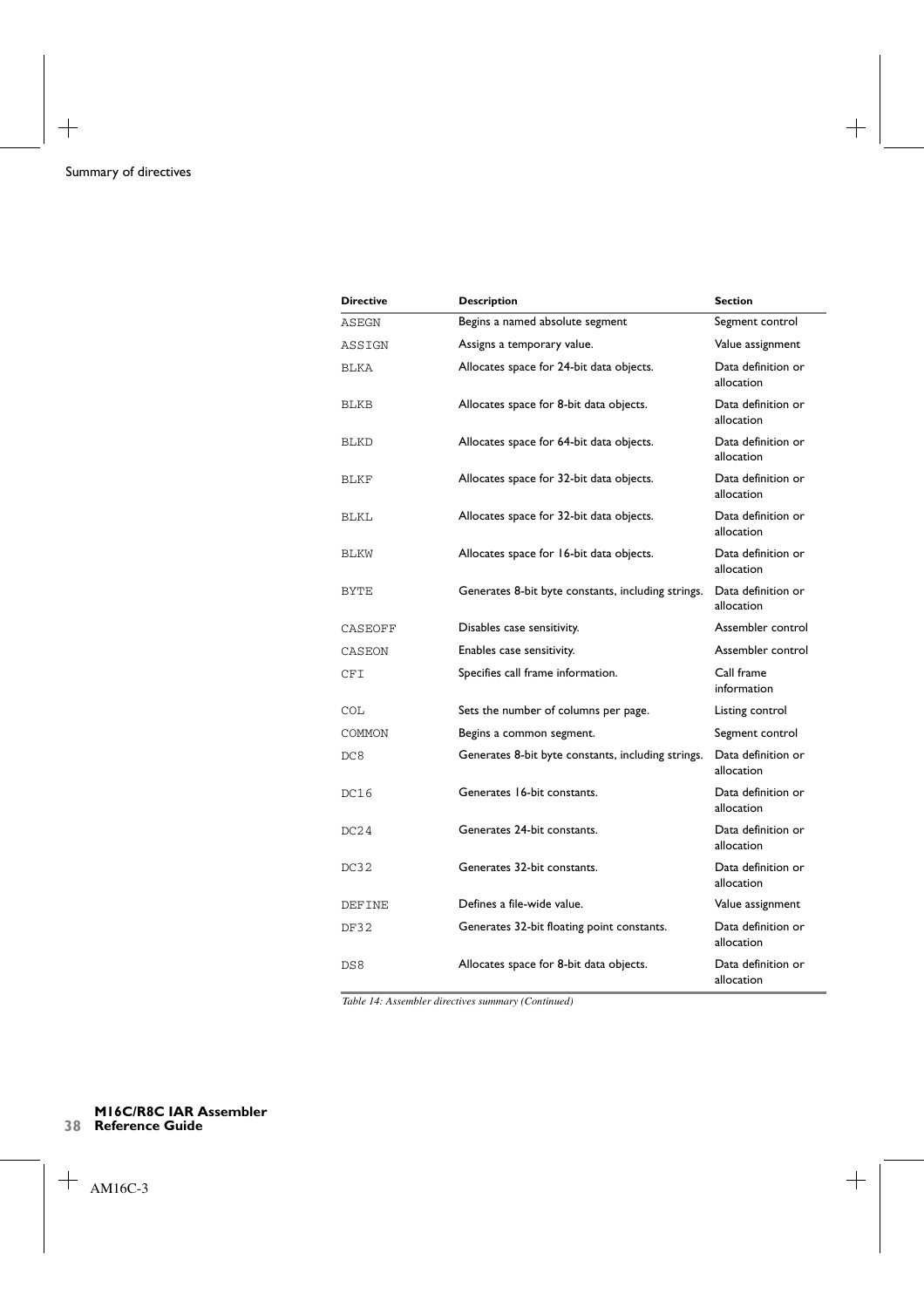| Directive | Description | Section |
| --- | --- | --- |
| ASEGN | Begins a named absolute segment | Segment control |
| ASSIGN | Assigns a temporary value. | Value assignment |
| BLKA | Allocates space for 24-bit data objects. | Data definition or allocation |
| BLKB | Allocates space for 8-bit data objects. | Data definition or allocation |
| BLKD | Allocates space for 64-bit data objects. | Data definition or allocation |
| BLKF | Allocates space for 32-bit data objects. | Data definition or allocation |
| BLKL | Allocates space for 32-bit data objects. | Data definition or allocation |
| BLKW | Allocates space for 16-bit data objects. | Data definition or allocation |
| BYTE | Generates 8-bit byte constants, including strings. | Data definition or allocation |
| CASEOFF | Disables case sensitivity. | Assembler control |
| CASEON | Enables case sensitivity. | Assembler control |
| CFI | Specifies call frame information. | Call frame information |
| COL | Sets the number of columns per page. | Listing control |
| COMMON | Begins a common segment. | Segment control |
| DC8 | Generates 8-bit byte constants, including strings. | Data definition or allocation |
| DC16 | Generates 16-bit constants. | Data definition or allocation |
| DC24 | Generates 24-bit constants. | Data definition or allocation |
| DC32 | Generates 32-bit constants. | Data definition or allocation |
| DEFINE | Defines a file-wide value. | Value assignment |
| DF32 | Generates 32-bit floating point constants. | Data definition or allocation |
| DS8 | Allocates space for 8-bit data objects. | Data definition or allocation |

*Table 14: Assembler directives summary (Continued)*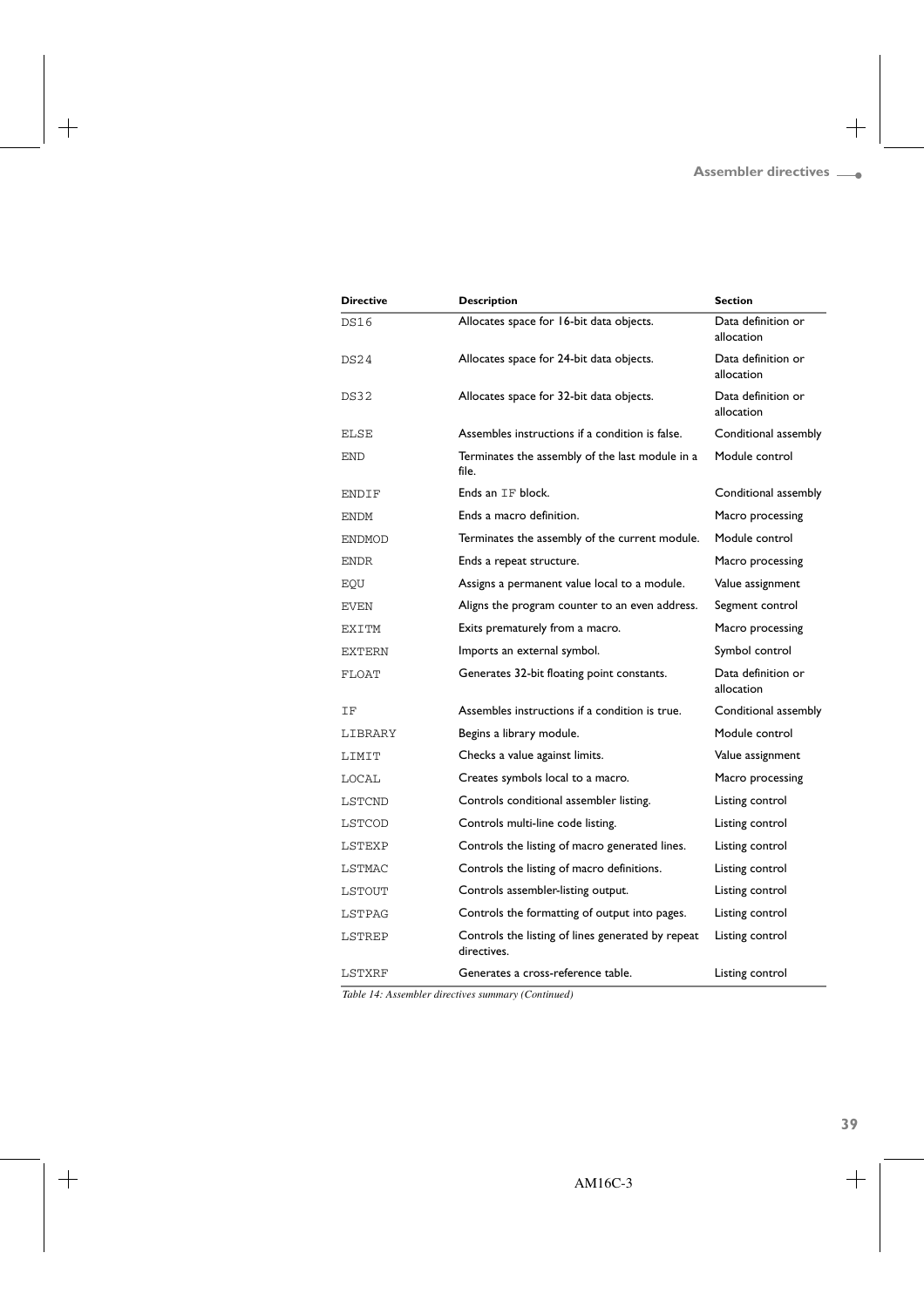| Directive | Description | Section |
|---|---|---|
| DS16 | Allocates space for 16-bit data objects. | Data definition or allocation |
| DS24 | Allocates space for 24-bit data objects. | Data definition or allocation |
| DS32 | Allocates space for 32-bit data objects. | Data definition or allocation |
| ELSE | Assembles instructions if a condition is false. | Conditional assembly |
| END | Terminates the assembly of the last module in a file. | Module control |
| ENDIF | Ends an IF block. | Conditional assembly |
| ENDM | Ends a macro definition. | Macro processing |
| ENDMOD | Terminates the assembly of the current module. | Module control |
| ENDR | Ends a repeat structure. | Macro processing |
| EQU | Assigns a permanent value local to a module. | Value assignment |
| EVEN | Aligns the program counter to an even address. | Segment control |
| EXITM | Exits prematurely from a macro. | Macro processing |
| EXTERN | Imports an external symbol. | Symbol control |
| FLOAT | Generates 32-bit floating point constants. | Data definition or allocation |
| IF | Assembles instructions if a condition is true. | Conditional assembly |
| LIBRARY | Begins a library module. | Module control |
| LIMIT | Checks a value against limits. | Value assignment |
| LOCAL | Creates symbols local to a macro. | Macro processing |
| LSTCND | Controls conditional assembler listing. | Listing control |
| LSTCOD | Controls multi-line code listing. | Listing control |
| LSTEXP | Controls the listing of macro generated lines. | Listing control |
| LSTMAC | Controls the listing of macro definitions. | Listing control |
| LSTOUT | Controls assembler-listing output. | Listing control |
| LSTPAG | Controls the formatting of output into pages. | Listing control |
| LSTREP | Controls the listing of lines generated by repeat directives. | Listing control |
| LSTXRF | Generates a cross-reference table. | Listing control |

*Table 14: Assembler directives summary (Continued)*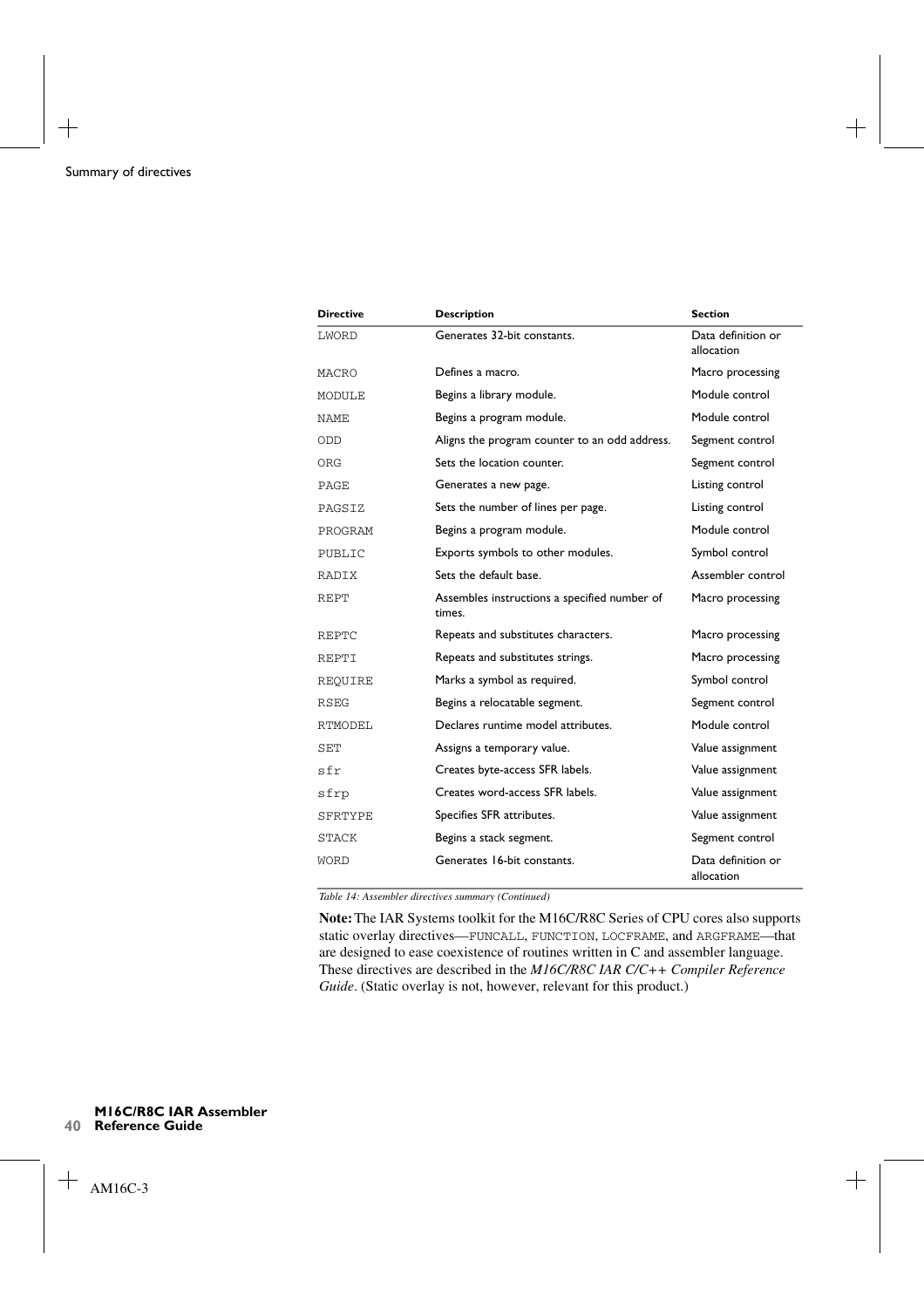| Directive | Description | Section |
| --- | --- | --- |
| LWORD | Generates 32-bit constants. | Data definition or allocation |
| MACRO | Defines a macro. | Macro processing |
| MODULE | Begins a library module. | Module control |
| NAME | Begins a program module. | Module control |
| ODD | Aligns the program counter to an odd address. | Segment control |
| ORG | Sets the location counter. | Segment control |
| PAGE | Generates a new page. | Listing control |
| PAGSIZ | Sets the number of lines per page. | Listing control |
| PROGRAM | Begins a program module. | Module control |
| PUBLIC | Exports symbols to other modules. | Symbol control |
| RADIX | Sets the default base. | Assembler control |
| REPT | Assembles instructions a specified number of times. | Macro processing |
| REPTC | Repeats and substitutes characters. | Macro processing |
| REPTI | Repeats and substitutes strings. | Macro processing |
| REQUIRE | Marks a symbol as required. | Symbol control |
| RSEG | Begins a relocatable segment. | Segment control |
| RTMODEL | Declares runtime model attributes. | Module control |
| SET | Assigns a temporary value. | Value assignment |
| sfr | Creates byte-access SFR labels. | Value assignment |
| sfrp | Creates word-access SFR labels. | Value assignment |
| SFRTYPE | Specifies SFR attributes. | Value assignment |
| STACK | Begins a stack segment. | Segment control |
| WORD | Generates 16-bit constants. | Data definition or allocation |

*Table 14: Assembler directives summary (Continued)*

**Note:** The IAR Systems toolkit for the M16C/R8C Series of CPU cores also supports static overlay directives—FUNCALL, FUNCTION, LOCFRAME, and ARGFRAME—that are designed to ease coexistence of routines written in C and assembler language. These directives are described in the *M16C/R8C IAR C/C++ Compiler Reference Guide*. (Static overlay is not, however, relevant for this product.)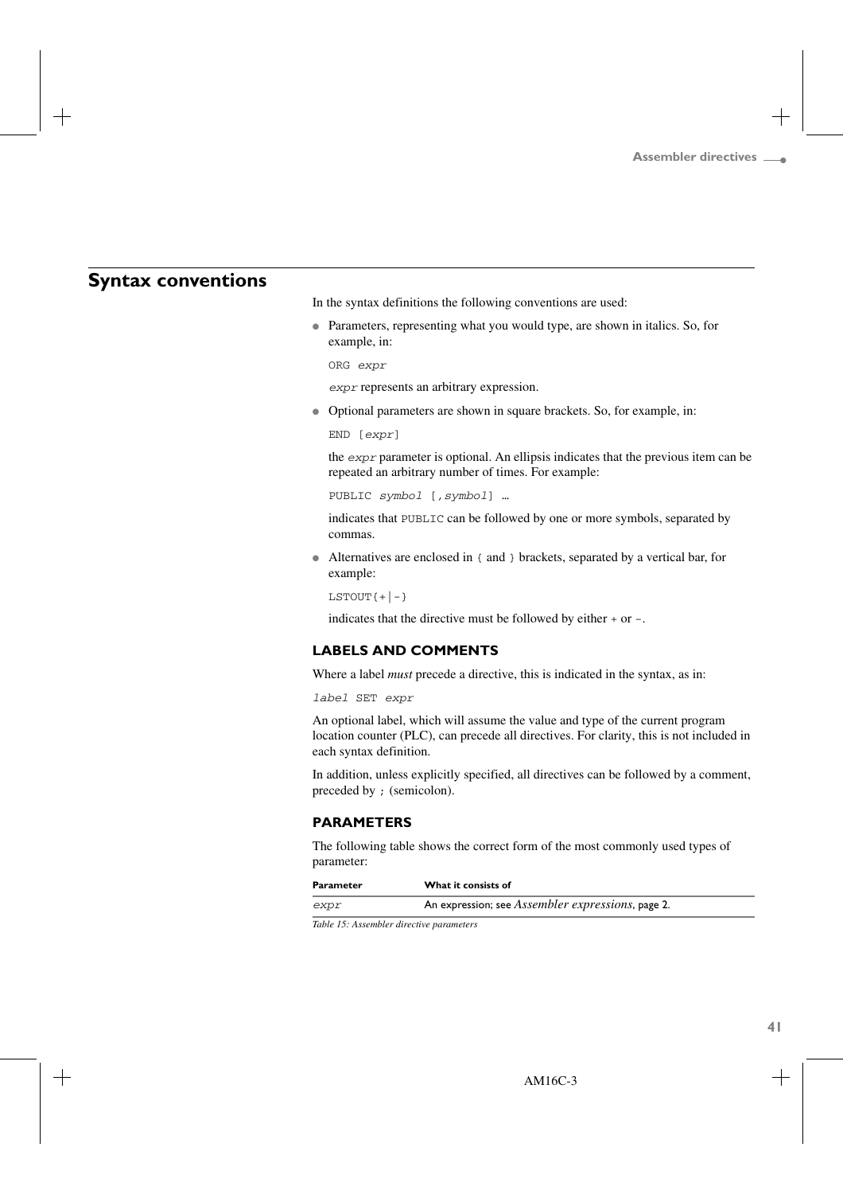## Syntax conventions

In the syntax definitions the following conventions are used:

- Parameters, representing what you would type, are shown in italics. So, for example, in:

  ORG *expr*

  *expr* represents an arbitrary expression.

- Optional parameters are shown in square brackets. So, for example, in:

  END [*expr*]

  the *expr* parameter is optional. An ellipsis indicates that the previous item can be repeated an arbitrary number of times. For example:

  PUBLIC *symbol* [,*symbol*] …

  indicates that PUBLIC can be followed by one or more symbols, separated by commas.

- Alternatives are enclosed in { and } brackets, separated by a vertical bar, for example:

  LSTOUT{+|-}

  indicates that the directive must be followed by either + or -.

### LABELS AND COMMENTS

Where a label *must* precede a directive, this is indicated in the syntax, as in:

*label* SET *expr*

An optional label, which will assume the value and type of the current program location counter (PLC), can precede all directives. For clarity, this is not included in each syntax definition.

In addition, unless explicitly specified, all directives can be followed by a comment, preceded by ; (semicolon).

### PARAMETERS

The following table shows the correct form of the most commonly used types of parameter:

| Parameter | What it consists of |
| --- | --- |
| *expr* | An expression; see *Assembler expressions*, page 2. |

*Table 15: Assembler directive parameters*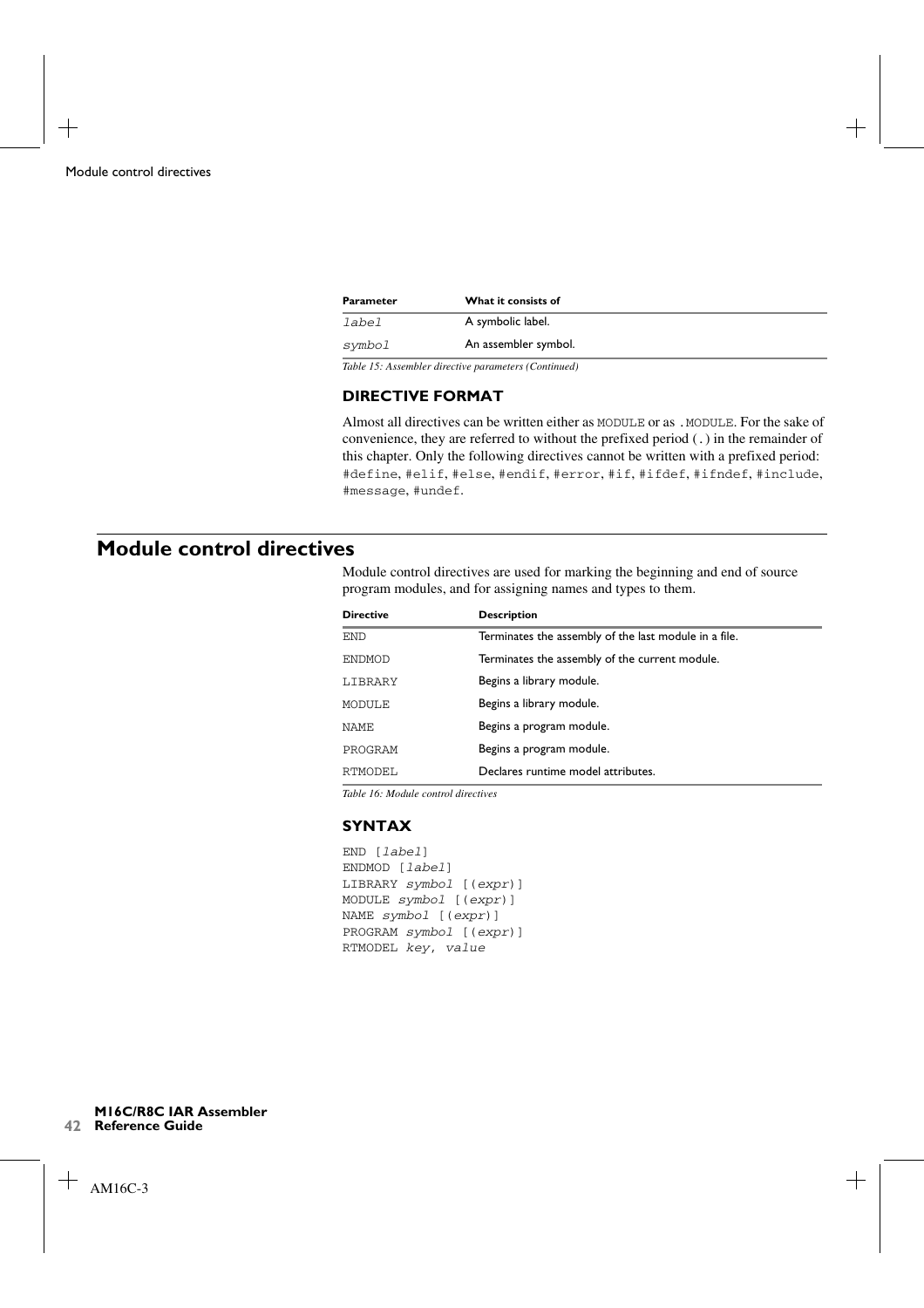| Parameter | What it consists of |
| --- | --- |
| *label* | A symbolic label. |
| *symbol* | An assembler symbol. |

*Table 15: Assembler directive parameters (Continued)*

### DIRECTIVE FORMAT

Almost all directives can be written either as `MODULE` or as `.MODULE`. For the sake of convenience, they are referred to without the prefixed period (`.`) in the remainder of this chapter. Only the following directives cannot be written with a prefixed period: `#define`, `#elif`, `#else`, `#endif`, `#error`, `#if`, `#ifdef`, `#ifndef`, `#include`, `#message`, `#undef`.

## Module control directives

Module control directives are used for marking the beginning and end of source program modules, and for assigning names and types to them.

| Directive | Description |
| --- | --- |
| `END` | Terminates the assembly of the last module in a file. |
| `ENDMOD` | Terminates the assembly of the current module. |
| `LIBRARY` | Begins a library module. |
| `MODULE` | Begins a library module. |
| `NAME` | Begins a program module. |
| `PROGRAM` | Begins a program module. |
| `RTMODEL` | Declares runtime model attributes. |

*Table 16: Module control directives*

### SYNTAX

```
END [label]
ENDMOD [label]
LIBRARY symbol [(expr)]
MODULE symbol [(expr)]
NAME symbol [(expr)]
PROGRAM symbol [(expr)]
RTMODEL key, value
```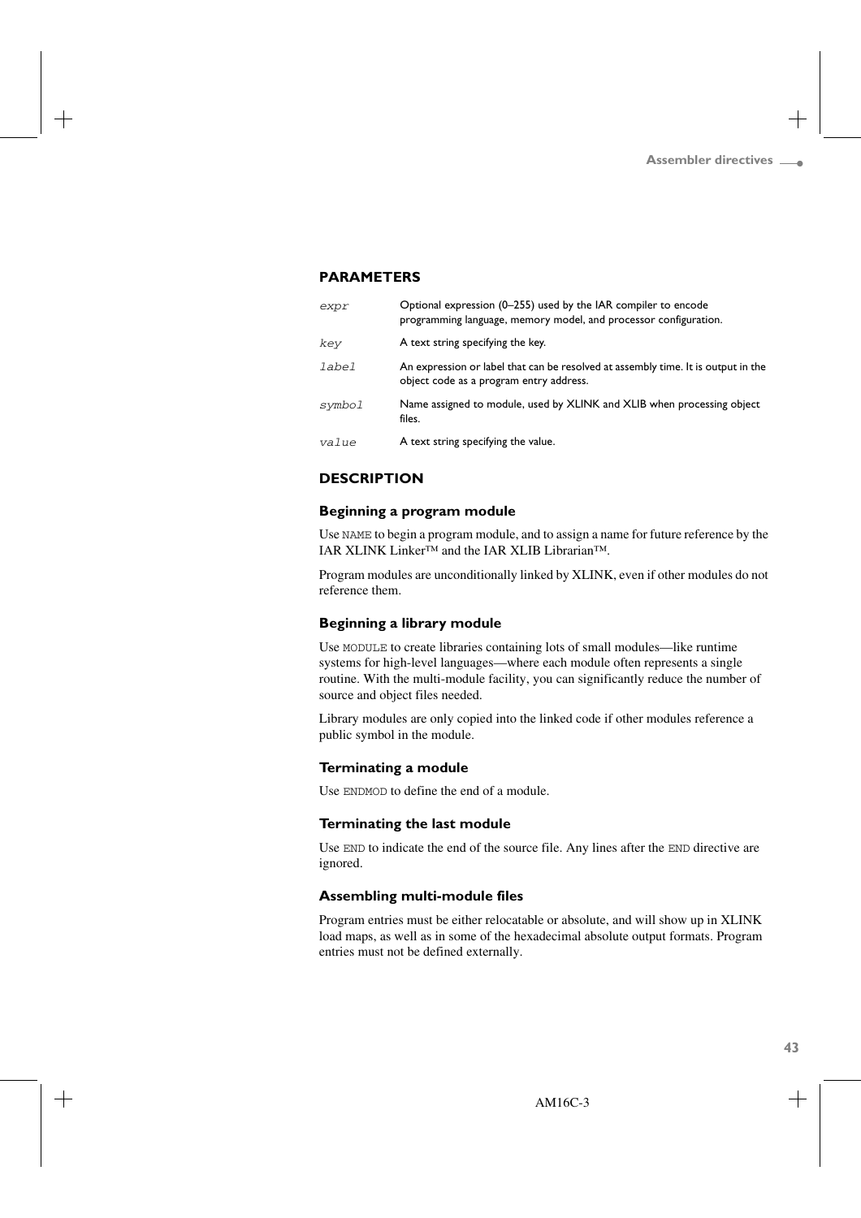## PARAMETERS

| | |
|---|---|
| *expr* | Optional expression (0–255) used by the IAR compiler to encode programming language, memory model, and processor configuration. |
| *key* | A text string specifying the key. |
| *label* | An expression or label that can be resolved at assembly time. It is output in the object code as a program entry address. |
| *symbol* | Name assigned to module, used by XLINK and XLIB when processing object files. |
| *value* | A text string specifying the value. |

## DESCRIPTION

### Beginning a program module

Use `NAME` to begin a program module, and to assign a name for future reference by the IAR XLINK Linker™ and the IAR XLIB Librarian™.

Program modules are unconditionally linked by XLINK, even if other modules do not reference them.

### Beginning a library module

Use `MODULE` to create libraries containing lots of small modules—like runtime systems for high-level languages—where each module often represents a single routine. With the multi-module facility, you can significantly reduce the number of source and object files needed.

Library modules are only copied into the linked code if other modules reference a public symbol in the module.

### Terminating a module

Use `ENDMOD` to define the end of a module.

### Terminating the last module

Use `END` to indicate the end of the source file. Any lines after the `END` directive are ignored.

### Assembling multi-module files

Program entries must be either relocatable or absolute, and will show up in XLINK load maps, as well as in some of the hexadecimal absolute output formats. Program entries must not be defined externally.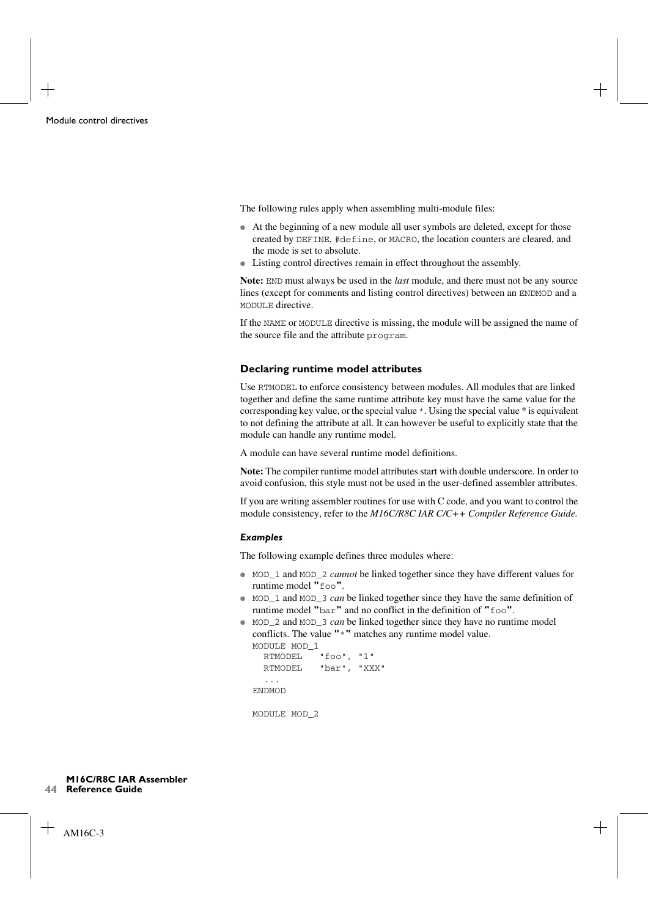The following rules apply when assembling multi-module files:

- At the beginning of a new module all user symbols are deleted, except for those created by DEFINE, #define, or MACRO, the location counters are cleared, and the mode is set to absolute.
- Listing control directives remain in effect throughout the assembly.

**Note:** END must always be used in the *last* module, and there must not be any source lines (except for comments and listing control directives) between an ENDMOD and a MODULE directive.

If the NAME or MODULE directive is missing, the module will be assigned the name of the source file and the attribute program.

### Declaring runtime model attributes

Use RTMODEL to enforce consistency between modules. All modules that are linked together and define the same runtime attribute key must have the same value for the corresponding key value, or the special value *. Using the special value * is equivalent to not defining the attribute at all. It can however be useful to explicitly state that the module can handle any runtime model.

A module can have several runtime model definitions.

**Note:** The compiler runtime model attributes start with double underscore. In order to avoid confusion, this style must not be used in the user-defined assembler attributes.

If you are writing assembler routines for use with C code, and you want to control the module consistency, refer to the *M16C/R8C IAR C/C++ Compiler Reference Guide*.

#### *Examples*

The following example defines three modules where:

- MOD_1 and MOD_2 *cannot* be linked together since they have different values for runtime model "foo".
- MOD_1 and MOD_3 *can* be linked together since they have the same definition of runtime model "bar" and no conflict in the definition of "foo".
- MOD_2 and MOD_3 *can* be linked together since they have no runtime model conflicts. The value "*" matches any runtime model value.

```
MODULE MOD_1
  RTMODEL   "foo", "1"
  RTMODEL   "bar", "XXX"
  ...
ENDMOD

MODULE MOD_2
```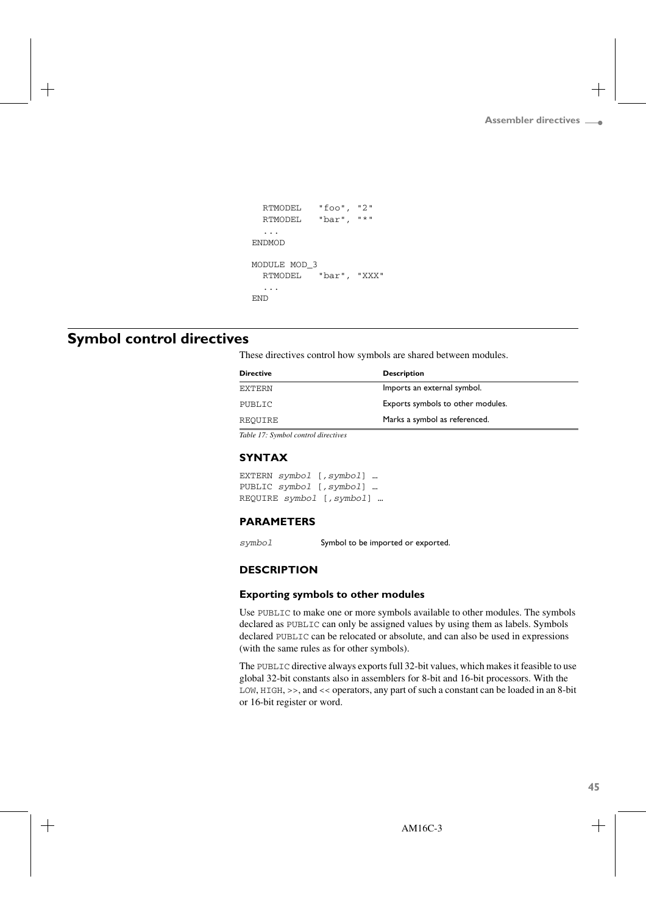```
  RTMODEL   "foo", "2"
  RTMODEL   "bar", "*"
  ...
ENDMOD

MODULE MOD_3
  RTMODEL   "bar", "XXX"
  ...
END
```

## Symbol control directives

These directives control how symbols are shared between modules.

| Directive | Description |
|---|---|
| EXTERN | Imports an external symbol. |
| PUBLIC | Exports symbols to other modules. |
| REQUIRE | Marks a symbol as referenced. |

*Table 17: Symbol control directives*

### SYNTAX

```
EXTERN symbol [,symbol] …
PUBLIC symbol [,symbol] …
REQUIRE symbol [,symbol] …
```

### PARAMETERS

| | |
|---|---|
| *symbol* | Symbol to be imported or exported. |

### DESCRIPTION

#### Exporting symbols to other modules

Use PUBLIC to make one or more symbols available to other modules. The symbols declared as PUBLIC can only be assigned values by using them as labels. Symbols declared PUBLIC can be relocated or absolute, and can also be used in expressions (with the same rules as for other symbols).

The PUBLIC directive always exports full 32-bit values, which makes it feasible to use global 32-bit constants also in assemblers for 8-bit and 16-bit processors. With the LOW, HIGH, >>, and << operators, any part of such a constant can be loaded in an 8-bit or 16-bit register or word.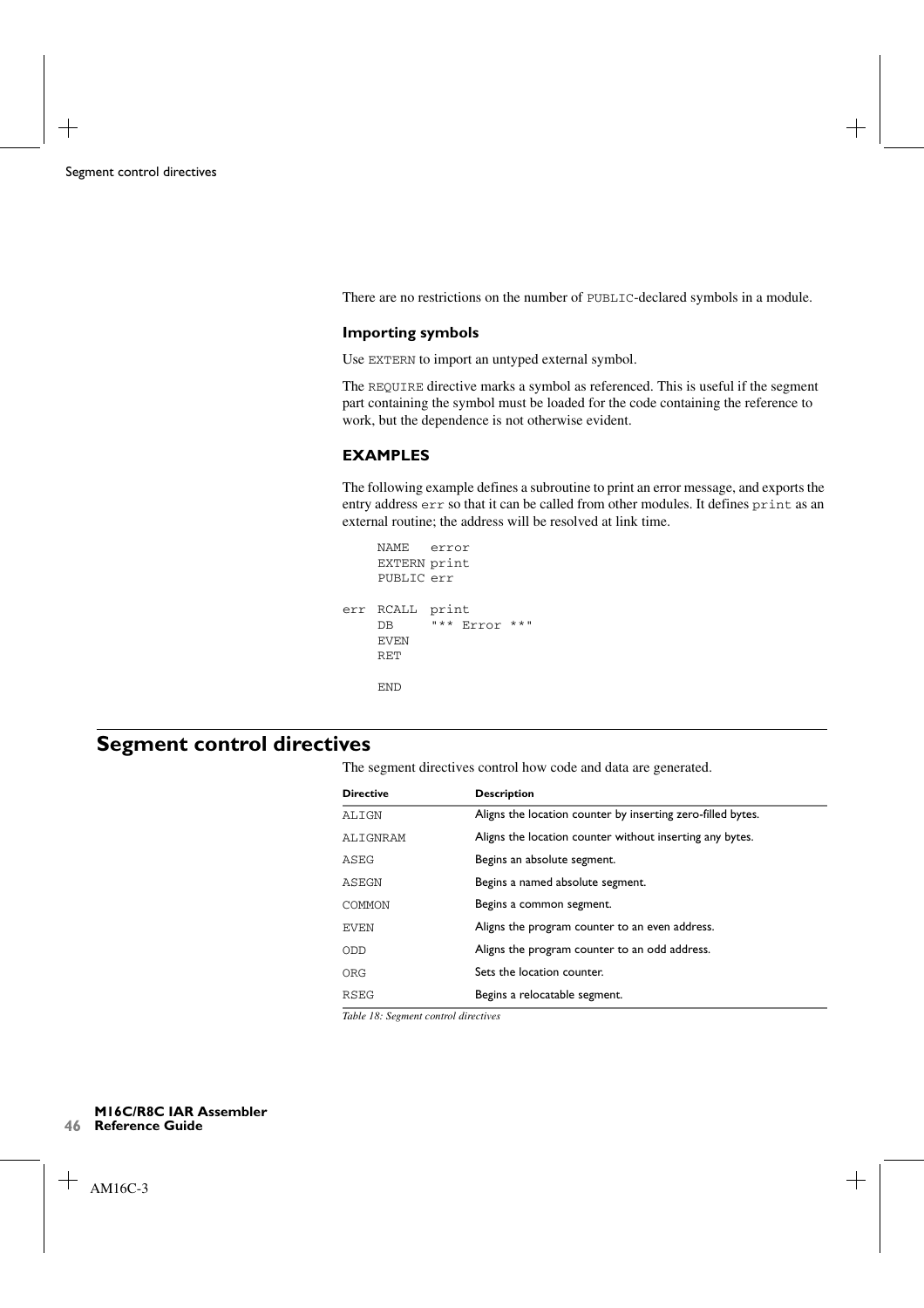There are no restrictions on the number of PUBLIC-declared symbols in a module.

### Importing symbols

Use EXTERN to import an untyped external symbol.

The REQUIRE directive marks a symbol as referenced. This is useful if the segment part containing the symbol must be loaded for the code containing the reference to work, but the dependence is not otherwise evident.

### EXAMPLES

The following example defines a subroutine to print an error message, and exports the entry address err so that it can be called from other modules. It defines print as an external routine; the address will be resolved at link time.

```
     NAME   error
     EXTERN print
     PUBLIC err

err  RCALL  print
     DB     "** Error **"
     EVEN
     RET

     END
```

## Segment control directives

The segment directives control how code and data are generated.

| Directive | Description |
|---|---|
| ALIGN | Aligns the location counter by inserting zero-filled bytes. |
| ALIGNRAM | Aligns the location counter without inserting any bytes. |
| ASEG | Begins an absolute segment. |
| ASEGN | Begins a named absolute segment. |
| COMMON | Begins a common segment. |
| EVEN | Aligns the program counter to an even address. |
| ODD | Aligns the program counter to an odd address. |
| ORG | Sets the location counter. |
| RSEG | Begins a relocatable segment. |

*Table 18: Segment control directives*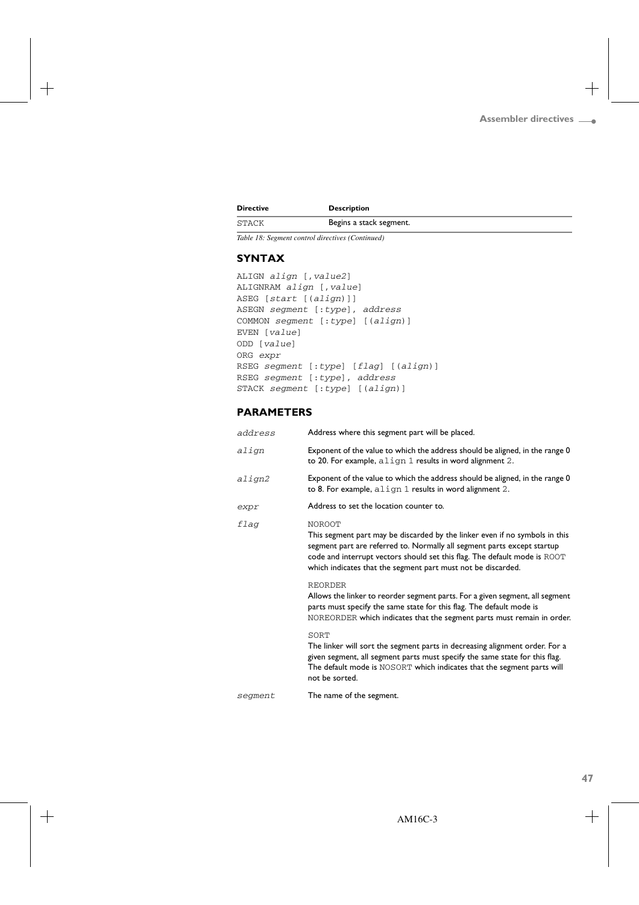| Directive | Description |
| --- | --- |
| STACK | Begins a stack segment. |

*Table 18: Segment control directives (Continued)*

## SYNTAX

```
ALIGN align [,value2]
ALIGNRAM align [,value]
ASEG [start [(align)]]
ASEGN segment [:type], address
COMMON segment [:type] [(align)]
EVEN [value]
ODD [value]
ORG expr
RSEG segment [:type] [flag] [(align)]
RSEG segment [:type], address
STACK segment [:type] [(align)]
```

## PARAMETERS

*address* — Address where this segment part will be placed.

*align* — Exponent of the value to which the address should be aligned, in the range 0 to 20. For example, `align 1` results in word alignment `2`.

*align2* — Exponent of the value to which the address should be aligned, in the range 0 to 8. For example, `align 1` results in word alignment `2`.

*expr* — Address to set the location counter to.

*flag* —

`NOROOT`
This segment part may be discarded by the linker even if no symbols in this segment part are referred to. Normally all segment parts except startup code and interrupt vectors should set this flag. The default mode is `ROOT` which indicates that the segment part must not be discarded.

`REORDER`
Allows the linker to reorder segment parts. For a given segment, all segment parts must specify the same state for this flag. The default mode is `NOREORDER` which indicates that the segment parts must remain in order.

`SORT`
The linker will sort the segment parts in decreasing alignment order. For a given segment, all segment parts must specify the same state for this flag. The default mode is `NOSORT` which indicates that the segment parts will not be sorted.

*segment* — The name of the segment.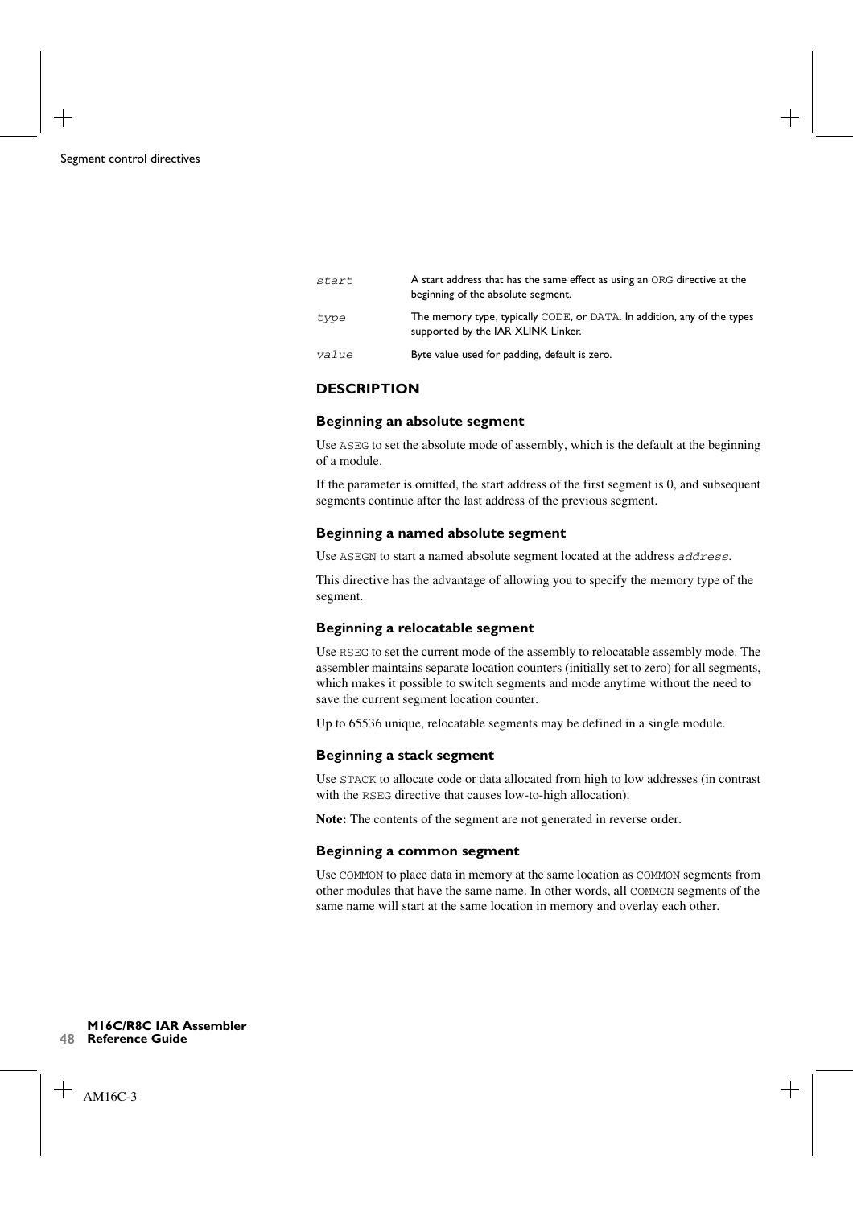| | |
|---|---|
| *start* | A start address that has the same effect as using an `ORG` directive at the beginning of the absolute segment. |
| *type* | The memory type, typically `CODE`, or `DATA`. In addition, any of the types supported by the IAR XLINK Linker. |
| *value* | Byte value used for padding, default is zero. |

## DESCRIPTION

### Beginning an absolute segment

Use `ASEG` to set the absolute mode of assembly, which is the default at the beginning of a module.

If the parameter is omitted, the start address of the first segment is 0, and subsequent segments continue after the last address of the previous segment.

### Beginning a named absolute segment

Use `ASEGN` to start a named absolute segment located at the address *address*.

This directive has the advantage of allowing you to specify the memory type of the segment.

### Beginning a relocatable segment

Use `RSEG` to set the current mode of the assembly to relocatable assembly mode. The assembler maintains separate location counters (initially set to zero) for all segments, which makes it possible to switch segments and mode anytime without the need to save the current segment location counter.

Up to 65536 unique, relocatable segments may be defined in a single module.

### Beginning a stack segment

Use `STACK` to allocate code or data allocated from high to low addresses (in contrast with the `RSEG` directive that causes low-to-high allocation).

**Note:** The contents of the segment are not generated in reverse order.

### Beginning a common segment

Use `COMMON` to place data in memory at the same location as `COMMON` segments from other modules that have the same name. In other words, all `COMMON` segments of the same name will start at the same location in memory and overlay each other.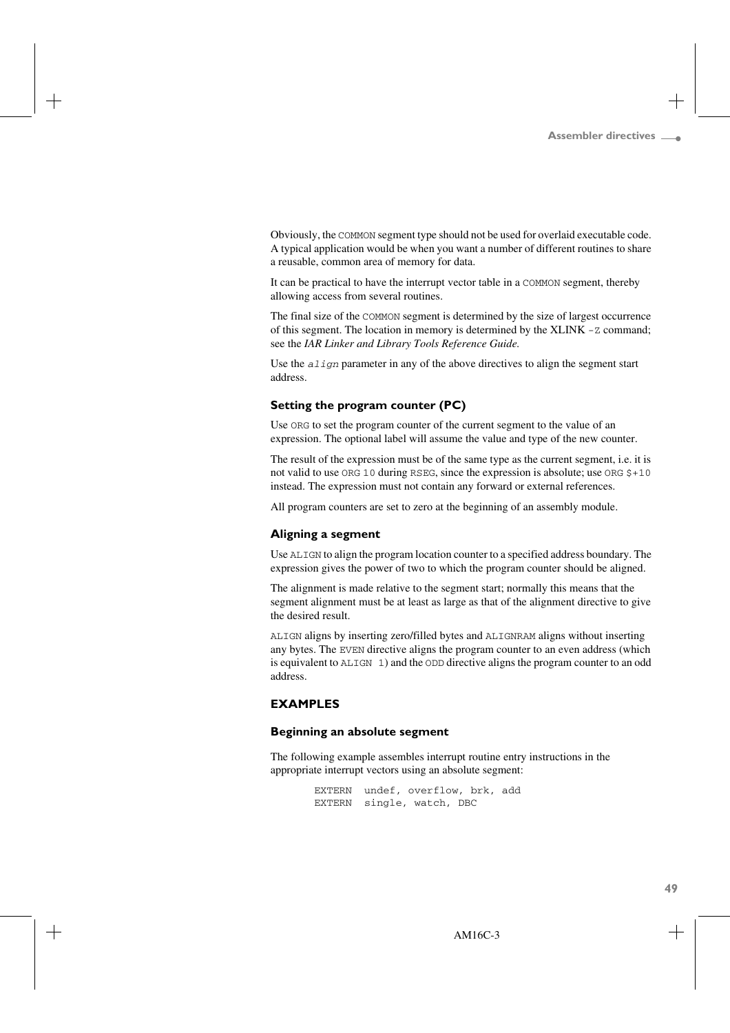Obviously, the `COMMON` segment type should not be used for overlaid executable code. A typical application would be when you want a number of different routines to share a reusable, common area of memory for data.

It can be practical to have the interrupt vector table in a `COMMON` segment, thereby allowing access from several routines.

The final size of the `COMMON` segment is determined by the size of largest occurrence of this segment. The location in memory is determined by the XLINK `-Z` command; see the *IAR Linker and Library Tools Reference Guide.*

Use the *`align`* parameter in any of the above directives to align the segment start address.

### Setting the program counter (PC)

Use `ORG` to set the program counter of the current segment to the value of an expression. The optional label will assume the value and type of the new counter.

The result of the expression must be of the same type as the current segment, i.e. it is not valid to use `ORG 10` during `RSEG`, since the expression is absolute; use `ORG $+10` instead. The expression must not contain any forward or external references.

All program counters are set to zero at the beginning of an assembly module.

### Aligning a segment

Use `ALIGN` to align the program location counter to a specified address boundary. The expression gives the power of two to which the program counter should be aligned.

The alignment is made relative to the segment start; normally this means that the segment alignment must be at least as large as that of the alignment directive to give the desired result.

`ALIGN` aligns by inserting zero/filled bytes and `ALIGNRAM` aligns without inserting any bytes. The `EVEN` directive aligns the program counter to an even address (which is equivalent to `ALIGN 1`) and the `ODD` directive aligns the program counter to an odd address.

## EXAMPLES

### Beginning an absolute segment

The following example assembles interrupt routine entry instructions in the appropriate interrupt vectors using an absolute segment:

```
EXTERN  undef, overflow, brk, add
EXTERN  single, watch, DBC
```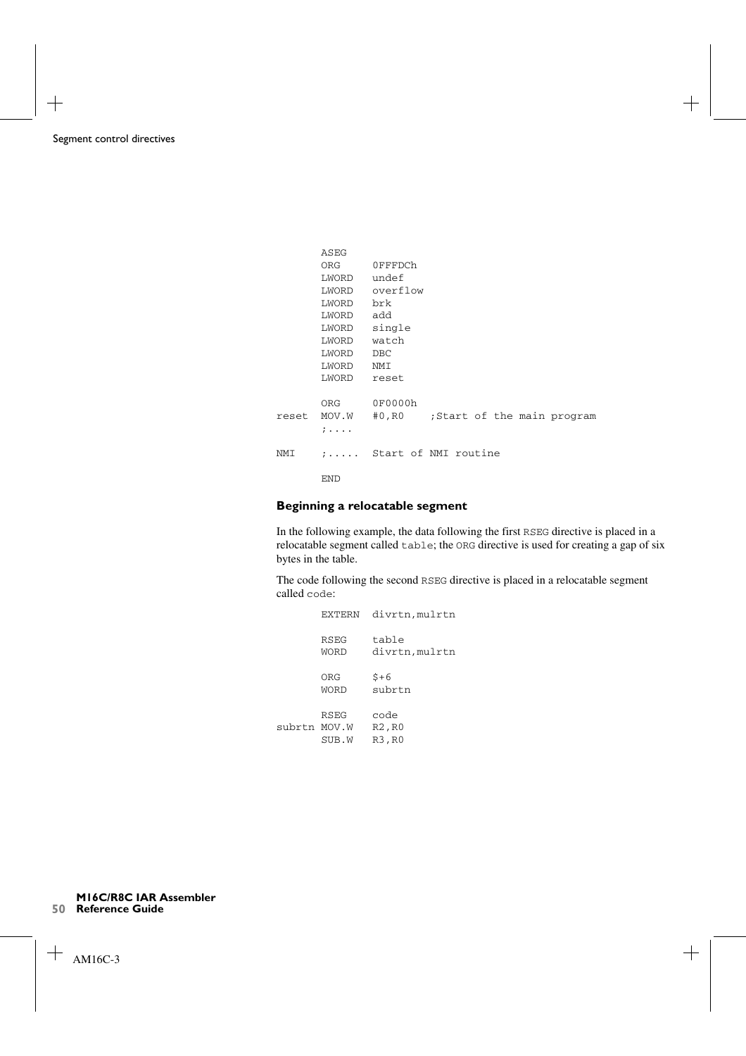```
        ASEG
        ORG     0FFFDCh
        LWORD   undef
        LWORD   overflow
        LWORD   brk
        LWORD   add
        LWORD   single
        LWORD   watch
        LWORD   DBC
        LWORD   NMI
        LWORD   reset

        ORG     0F0000h
reset   MOV.W   #0,R0     ;Start of the main program
        ;....

NMI     ;.....  Start of NMI routine

        END
```

### Beginning a relocatable segment

In the following example, the data following the first RSEG directive is placed in a relocatable segment called table; the ORG directive is used for creating a gap of six bytes in the table.

The code following the second RSEG directive is placed in a relocatable segment called code:

```
        EXTERN  divrtn,mulrtn

        RSEG    table
        WORD    divrtn,mulrtn

        ORG     $+6
        WORD    subrtn

        RSEG    code
subrtn  MOV.W   R2,R0
        SUB.W   R3,R0
```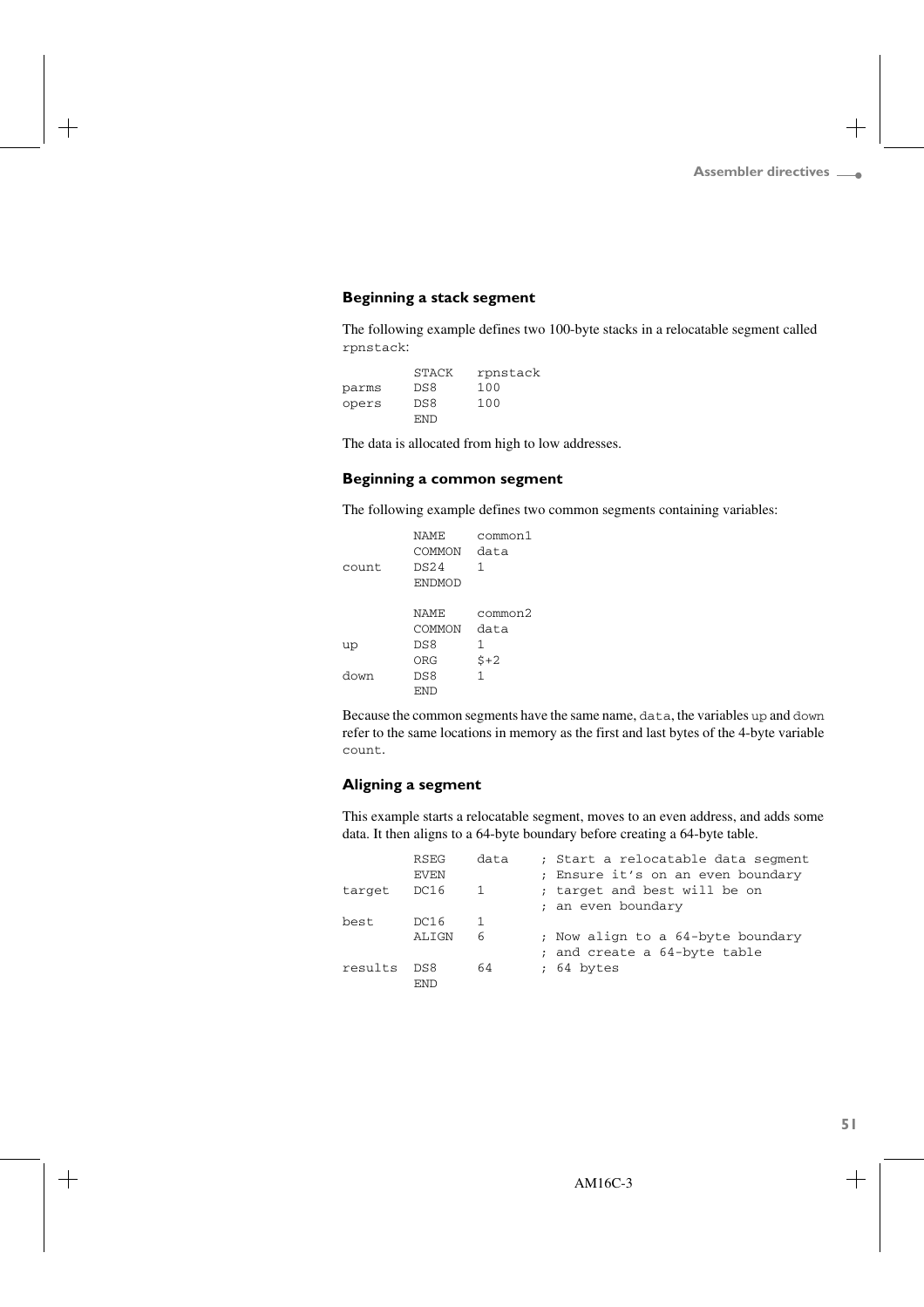### Beginning a stack segment

The following example defines two 100-byte stacks in a relocatable segment called `rpnstack`:

```
        STACK   rpnstack
parms   DS8     100
opers   DS8     100
        END
```

The data is allocated from high to low addresses.

### Beginning a common segment

The following example defines two common segments containing variables:

```
        NAME    common1
        COMMON  data
count   DS24    1
        ENDMOD

        NAME    common2
        COMMON  data
up      DS8     1
        ORG     $+2
down    DS8     1
        END
```

Because the common segments have the same name, `data`, the variables `up` and `down` refer to the same locations in memory as the first and last bytes of the 4-byte variable `count`.

### Aligning a segment

This example starts a relocatable segment, moves to an even address, and adds some data. It then aligns to a 64-byte boundary before creating a 64-byte table.

```
        RSEG    data     ; Start a relocatable data segment
        EVEN             ; Ensure it's on an even boundary
target  DC16    1        ; target and best will be on
                         ; an even boundary
best    DC16    1
        ALIGN   6        ; Now align to a 64-byte boundary
                         ; and create a 64-byte table
results DS8     64       ; 64 bytes
        END
```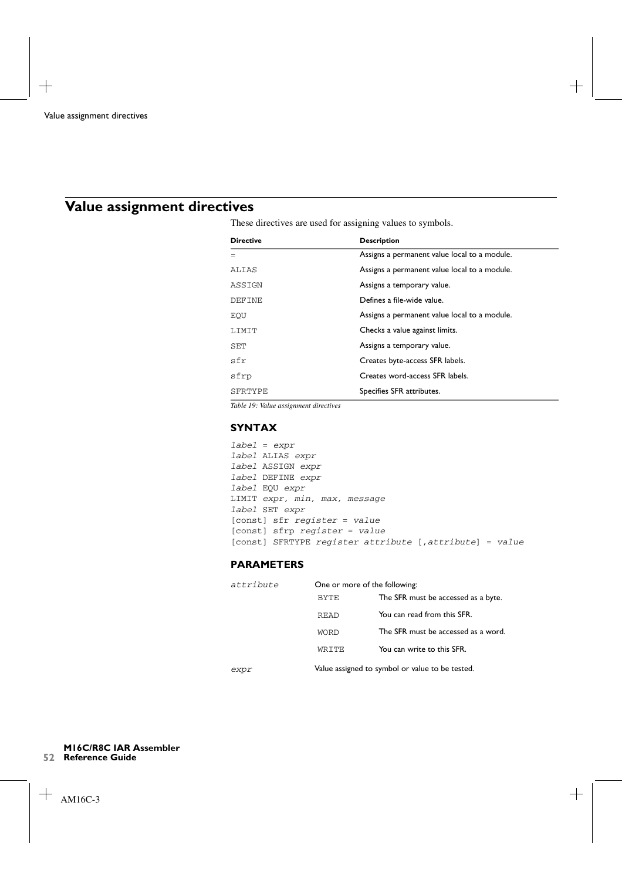## Value assignment directives

These directives are used for assigning values to symbols.

| Directive | Description |
|---|---|
| = | Assigns a permanent value local to a module. |
| ALIAS | Assigns a permanent value local to a module. |
| ASSIGN | Assigns a temporary value. |
| DEFINE | Defines a file-wide value. |
| EQU | Assigns a permanent value local to a module. |
| LIMIT | Checks a value against limits. |
| SET | Assigns a temporary value. |
| sfr | Creates byte-access SFR labels. |
| sfrp | Creates word-access SFR labels. |
| SFRTYPE | Specifies SFR attributes. |

*Table 19: Value assignment directives*

### SYNTAX

```
label = expr
label ALIAS expr
label ASSIGN expr
label DEFINE expr
label EQU expr
LIMIT expr, min, max, message
label SET expr
[const] sfr register = value
[const] sfrp register = value
[const] SFRTYPE register attribute [,attribute] = value
```

### PARAMETERS

*attribute* — One or more of the following:

| | |
|---|---|
| BYTE | The SFR must be accessed as a byte. |
| READ | You can read from this SFR. |
| WORD | The SFR must be accessed as a word. |
| WRITE | You can write to this SFR. |

*expr* — Value assigned to symbol or value to be tested.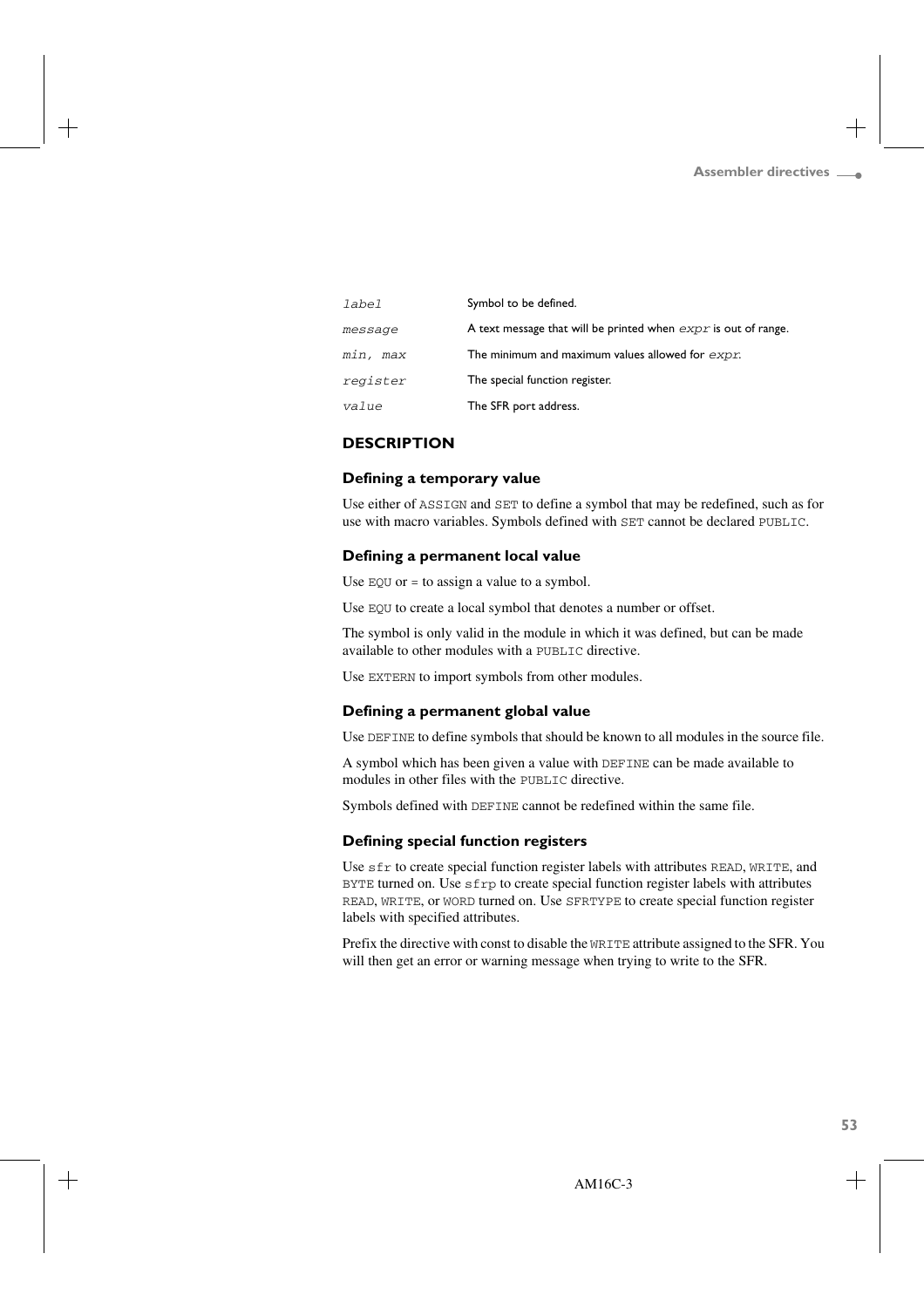| | |
|---|---|
| *label* | Symbol to be defined. |
| *message* | A text message that will be printed when *expr* is out of range. |
| *min, max* | The minimum and maximum values allowed for *expr*. |
| *register* | The special function register. |
| *value* | The SFR port address. |

### DESCRIPTION

#### Defining a temporary value

Use either of `ASSIGN` and `SET` to define a symbol that may be redefined, such as for use with macro variables. Symbols defined with `SET` cannot be declared `PUBLIC`.

#### Defining a permanent local value

Use `EQU` or `=` to assign a value to a symbol.

Use `EQU` to create a local symbol that denotes a number or offset.

The symbol is only valid in the module in which it was defined, but can be made available to other modules with a `PUBLIC` directive.

Use `EXTERN` to import symbols from other modules.

#### Defining a permanent global value

Use `DEFINE` to define symbols that should be known to all modules in the source file.

A symbol which has been given a value with `DEFINE` can be made available to modules in other files with the `PUBLIC` directive.

Symbols defined with `DEFINE` cannot be redefined within the same file.

#### Defining special function registers

Use `sfr` to create special function register labels with attributes `READ`, `WRITE`, and `BYTE` turned on. Use `sfrp` to create special function register labels with attributes `READ`, `WRITE`, or `WORD` turned on. Use `SFRTYPE` to create special function register labels with specified attributes.

Prefix the directive with const to disable the `WRITE` attribute assigned to the SFR. You will then get an error or warning message when trying to write to the SFR.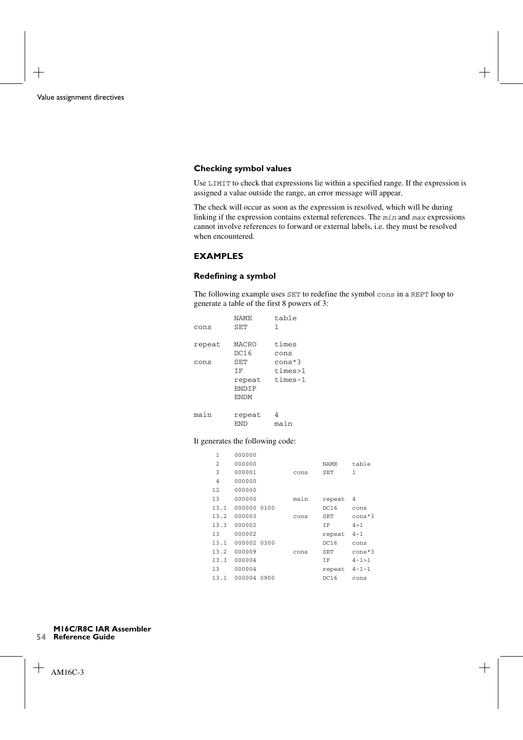### Checking symbol values

Use `LIMIT` to check that expressions lie within a specified range. If the expression is assigned a value outside the range, an error message will appear.

The check will occur as soon as the expression is resolved, which will be during linking if the expression contains external references. The *min* and *max* expressions cannot involve references to forward or external labels, i.e. they must be resolved when encountered.

## EXAMPLES

### Redefining a symbol

The following example uses `SET` to redefine the symbol `cons` in a `REPT` loop to generate a table of the first 8 powers of 3:

```
        NAME    table
cons    SET     1

repeat  MACRO   times
        DC16    cons
cons    SET     cons*3
        IF      times>1
        repeat  times-1
        ENDIF
        ENDM

main    repeat  4
        END     main
```

It generates the following code:

```
  1    000000
  2    000000                   NAME    table
  3    000001          cons     SET     1
  4    000000
 12    000000
 13    000000          main     repeat  4
 13.1  000000 0100              DC16    cons
 13.2  000003          cons     SET     cons*3
 13.3  000002                   IF      4>1
 13    000002                   repeat  4-1
 13.1  000002 0300              DC16    cons
 13.2  000009          cons     SET     cons*3
 13.3  000004                   IF      4-1>1
 13    000004                   repeat  4-1-1
 13.1  000004 0900              DC16    cons
```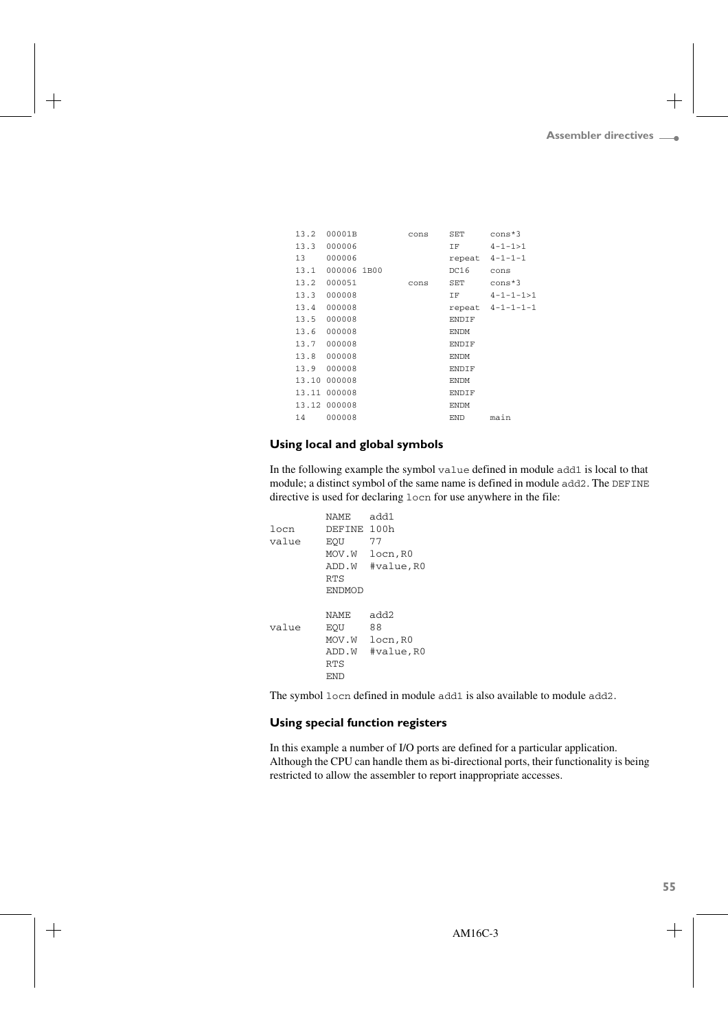```
   13.2  00001B          cons    SET     cons*3
   13.3  000006                  IF      4-1-1>1
   13    000006                  repeat  4-1-1-1
   13.1  000006 1B00             DC16    cons
   13.2  000051          cons    SET     cons*3
   13.3  000008                  IF      4-1-1-1>1
   13.4  000008                  repeat  4-1-1-1-1
   13.5  000008                  ENDIF
   13.6  000008                  ENDM
   13.7  000008                  ENDIF
   13.8  000008                  ENDM
   13.9  000008                  ENDIF
   13.10 000008                  ENDM
   13.11 000008                  ENDIF
   13.12 000008                  ENDM
   14    000008                  END     main
```

### Using local and global symbols

In the following example the symbol `value` defined in module `add1` is local to that module; a distinct symbol of the same name is defined in module `add2`. The `DEFINE` directive is used for declaring `locn` for use anywhere in the file:

```
        NAME   add1
locn    DEFINE 100h
value   EQU    77
        MOV.W  locn,R0
        ADD.W  #value,R0
        RTS
        ENDMOD

        NAME   add2
value   EQU    88
        MOV.W  locn,R0
        ADD.W  #value,R0
        RTS
        END
```

The symbol `locn` defined in module `add1` is also available to module `add2`.

### Using special function registers

In this example a number of I/O ports are defined for a particular application. Although the CPU can handle them as bi-directional ports, their functionality is being restricted to allow the assembler to report inappropriate accesses.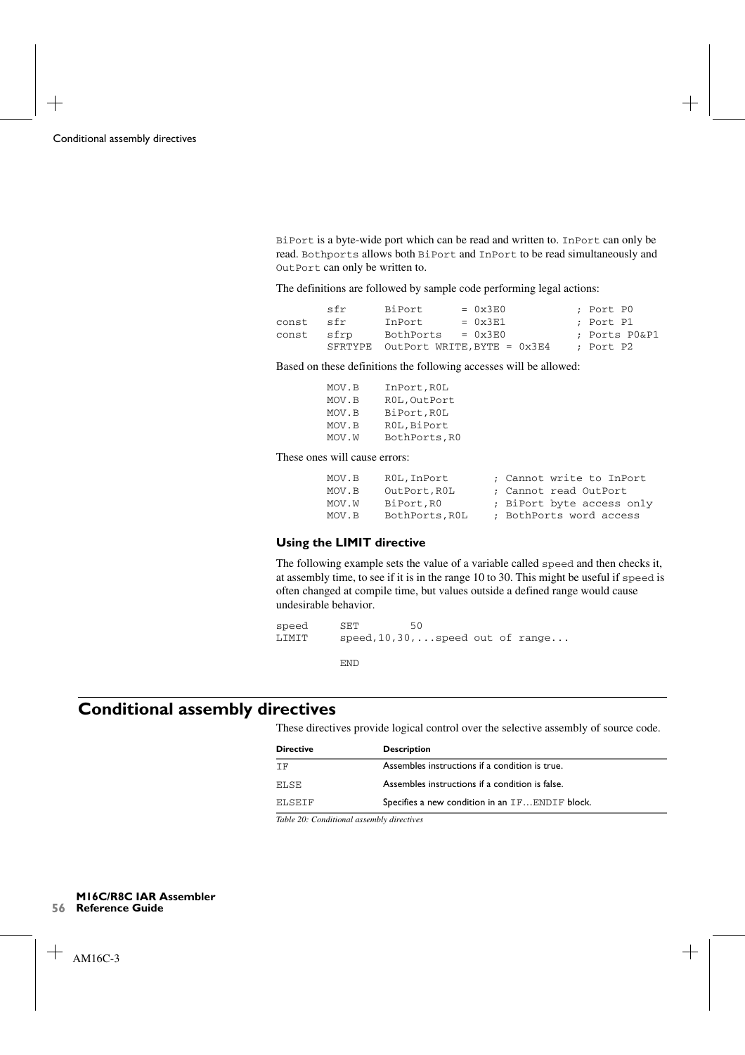BiPort is a byte-wide port which can be read and written to. InPort can only be read. Bothports allows both BiPort and InPort to be read simultaneously and OutPort can only be written to.

The definitions are followed by sample code performing legal actions:

```
        sfr      BiPort      = 0x3E0           ; Port P0
const   sfr      InPort      = 0x3E1           ; Port P1
const   sfrp     BothPorts   = 0x3E0           ; Ports P0&P1
        SFRTYPE  OutPort WRITE,BYTE = 0x3E4    ; Port P2
```

Based on these definitions the following accesses will be allowed:

```
        MOV.B    InPort,R0L
        MOV.B    R0L,OutPort
        MOV.B    BiPort,R0L
        MOV.B    R0L,BiPort
        MOV.W    BothPorts,R0
```

These ones will cause errors:

```
        MOV.B    R0L,InPort       ; Cannot write to InPort
        MOV.B    OutPort,R0L      ; Cannot read OutPort
        MOV.W    BiPort,R0        ; BiPort byte access only
        MOV.B    BothPorts,R0L    ; BothPorts word access
```

### Using the LIMIT directive

The following example sets the value of a variable called speed and then checks it, at assembly time, to see if it is in the range 10 to 30. This might be useful if speed is often changed at compile time, but values outside a defined range would cause undesirable behavior.

```
speed     SET        50
LIMIT     speed,10,30,...speed out of range...

          END
```

## Conditional assembly directives

These directives provide logical control over the selective assembly of source code.

| Directive | Description |
|---|---|
| IF | Assembles instructions if a condition is true. |
| ELSE | Assembles instructions if a condition is false. |
| ELSEIF | Specifies a new condition in an IF…ENDIF block. |

*Table 20: Conditional assembly directives*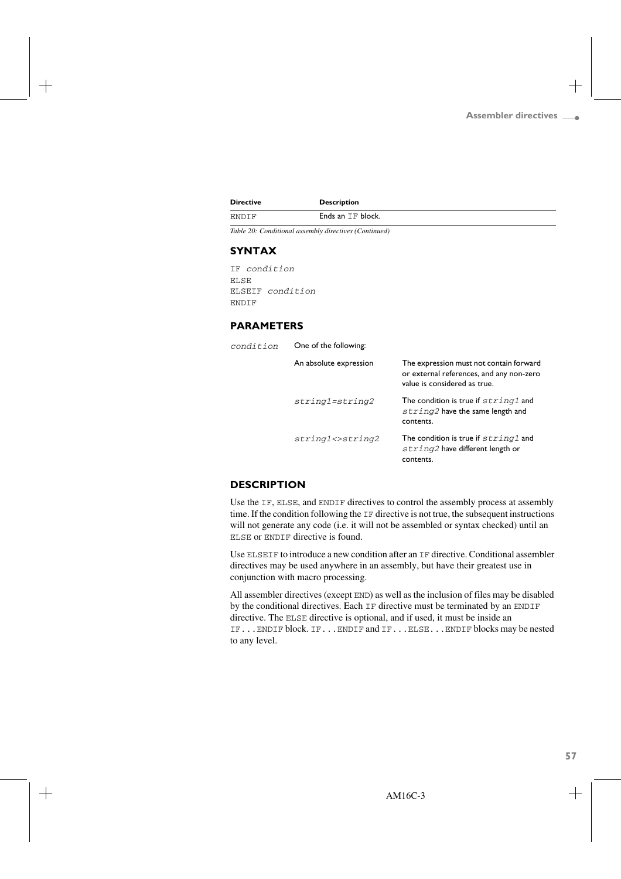| Directive | Description |
|---|---|
| ENDIF | Ends an IF block. |

*Table 20: Conditional assembly directives (Continued)*

### SYNTAX

```
IF condition
ELSE
ELSEIF condition
ENDIF
```

### PARAMETERS

| | | |
|---|---|---|
| *condition* | One of the following: | |
| | An absolute expression | The expression must not contain forward or external references, and any non-zero value is considered as true. |
| | *string1=string2* | The condition is true if *string1* and *string2* have the same length and contents. |
| | *string1<>string2* | The condition is true if *string1* and *string2* have different length or contents. |

### DESCRIPTION

Use the IF, ELSE, and ENDIF directives to control the assembly process at assembly time. If the condition following the IF directive is not true, the subsequent instructions will not generate any code (i.e. it will not be assembled or syntax checked) until an ELSE or ENDIF directive is found.

Use ELSEIF to introduce a new condition after an IF directive. Conditional assembler directives may be used anywhere in an assembly, but have their greatest use in conjunction with macro processing.

All assembler directives (except END) as well as the inclusion of files may be disabled by the conditional directives. Each IF directive must be terminated by an ENDIF directive. The ELSE directive is optional, and if used, it must be inside an IF...ENDIF block. IF...ENDIF and IF...ELSE...ENDIF blocks may be nested to any level.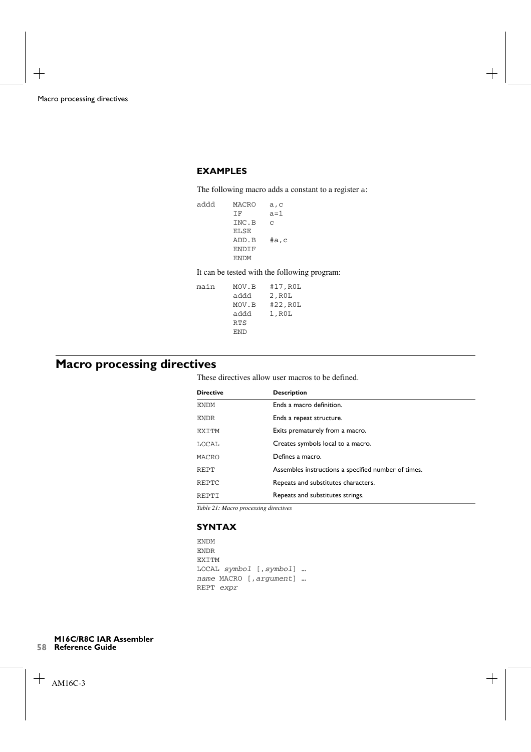### EXAMPLES

The following macro adds a constant to a register a:

```
addd    MACRO   a,c
        IF      a=1
        INC.B   c
        ELSE
        ADD.B   #a,c
        ENDIF
        ENDM
```

It can be tested with the following program:

```
main    MOV.B   #17,R0L
        addd    2,R0L
        MOV.B   #22,R0L
        addd    1,R0L
        RTS
        END
```

## Macro processing directives

These directives allow user macros to be defined.

| Directive | Description |
| --- | --- |
| ENDM | Ends a macro definition. |
| ENDR | Ends a repeat structure. |
| EXITM | Exits prematurely from a macro. |
| LOCAL | Creates symbols local to a macro. |
| MACRO | Defines a macro. |
| REPT | Assembles instructions a specified number of times. |
| REPTC | Repeats and substitutes characters. |
| REPTI | Repeats and substitutes strings. |

*Table 21: Macro processing directives*

### SYNTAX

```
ENDM
ENDR
EXITM
LOCAL symbol [,symbol] …
name MACRO [,argument] …
REPT expr
```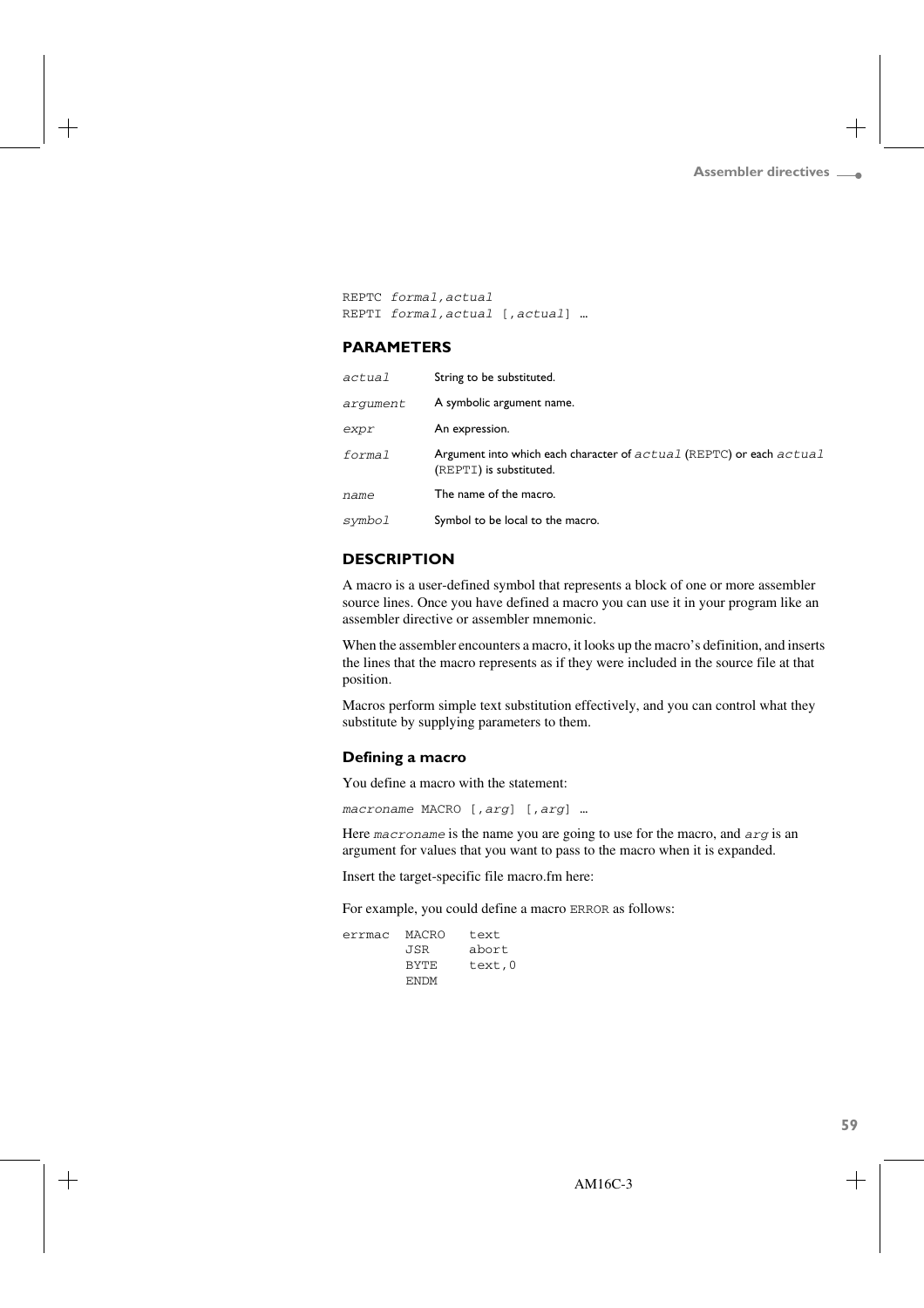```
REPTC formal,actual
REPTI formal,actual [,actual] …
```

### PARAMETERS

| | |
|---|---|
| *actual* | String to be substituted. |
| *argument* | A symbolic argument name. |
| *expr* | An expression. |
| *formal* | Argument into which each character of *actual* (REPTC) or each *actual* (REPTI) is substituted. |
| *name* | The name of the macro. |
| *symbol* | Symbol to be local to the macro. |

### DESCRIPTION

A macro is a user-defined symbol that represents a block of one or more assembler source lines. Once you have defined a macro you can use it in your program like an assembler directive or assembler mnemonic.

When the assembler encounters a macro, it looks up the macro's definition, and inserts the lines that the macro represents as if they were included in the source file at that position.

Macros perform simple text substitution effectively, and you can control what they substitute by supplying parameters to them.

#### Defining a macro

You define a macro with the statement:

*macroname* MACRO [,*arg*] [,*arg*] …

Here *macroname* is the name you are going to use for the macro, and *arg* is an argument for values that you want to pass to the macro when it is expanded.

Insert the target-specific file macro.fm here:

For example, you could define a macro ERROR as follows:

```
errmac  MACRO   text
        JSR     abort
        BYTE    text,0
        ENDM
```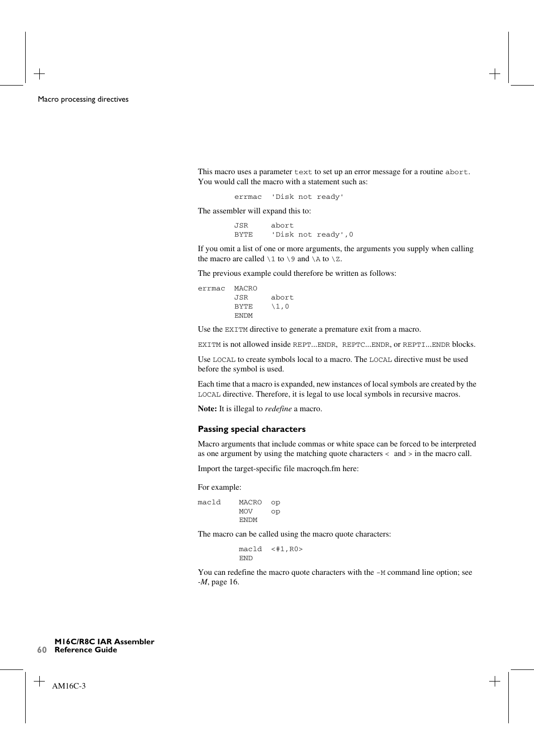This macro uses a parameter `text` to set up an error message for a routine `abort`. You would call the macro with a statement such as:

```
        errmac  'Disk not ready'
```

The assembler will expand this to:

```
        JSR     abort
        BYTE    'Disk not ready',0
```

If you omit a list of one or more arguments, the arguments you supply when calling the macro are called `\1` to `\9` and `\A` to `\Z`.

The previous example could therefore be written as follows:

```
errmac  MACRO
        JSR     abort
        BYTE    \1,0
        ENDM
```

Use the `EXITM` directive to generate a premature exit from a macro.

`EXITM` is not allowed inside `REPT`...`ENDR`, `REPTC`...`ENDR`, or `REPTI`...`ENDR` blocks.

Use `LOCAL` to create symbols local to a macro. The `LOCAL` directive must be used before the symbol is used.

Each time that a macro is expanded, new instances of local symbols are created by the `LOCAL` directive. Therefore, it is legal to use local symbols in recursive macros.

**Note:** It is illegal to *redefine* a macro.

### Passing special characters

Macro arguments that include commas or white space can be forced to be interpreted as one argument by using the matching quote characters `<` and `>` in the macro call.

Import the target-specific file macroqch.fm here:

For example:

```
macld    MACRO  op
         MOV    op
         ENDM
```

The macro can be called using the macro quote characters:

```
         macld  <#1,R0>
         END
```

You can redefine the macro quote characters with the `-M` command line option; see *-M*, page 16.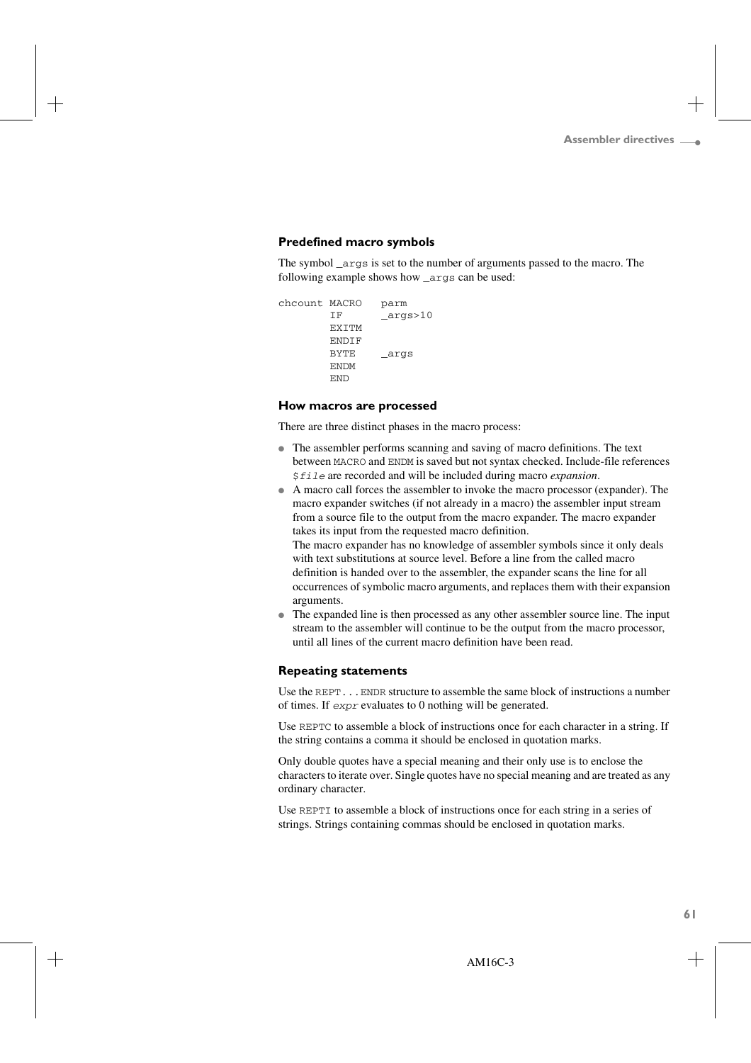### Predefined macro symbols

The symbol `_args` is set to the number of arguments passed to the macro. The following example shows how `_args` can be used:

```
chcount MACRO   parm
        IF      _args>10
        EXITM
        ENDIF
        BYTE    _args
        ENDM
        END
```

### How macros are processed

There are three distinct phases in the macro process:

- The assembler performs scanning and saving of macro definitions. The text between `MACRO` and `ENDM` is saved but not syntax checked. Include-file references `$file` are recorded and will be included during macro *expansion*.
- A macro call forces the assembler to invoke the macro processor (expander). The macro expander switches (if not already in a macro) the assembler input stream from a source file to the output from the macro expander. The macro expander takes its input from the requested macro definition.
  The macro expander has no knowledge of assembler symbols since it only deals with text substitutions at source level. Before a line from the called macro definition is handed over to the assembler, the expander scans the line for all occurrences of symbolic macro arguments, and replaces them with their expansion arguments.
- The expanded line is then processed as any other assembler source line. The input stream to the assembler will continue to be the output from the macro processor, until all lines of the current macro definition have been read.

### Repeating statements

Use the `REPT...ENDR` structure to assemble the same block of instructions a number of times. If `expr` evaluates to 0 nothing will be generated.

Use `REPTC` to assemble a block of instructions once for each character in a string. If the string contains a comma it should be enclosed in quotation marks.

Only double quotes have a special meaning and their only use is to enclose the characters to iterate over. Single quotes have no special meaning and are treated as any ordinary character.

Use `REPTI` to assemble a block of instructions once for each string in a series of strings. Strings containing commas should be enclosed in quotation marks.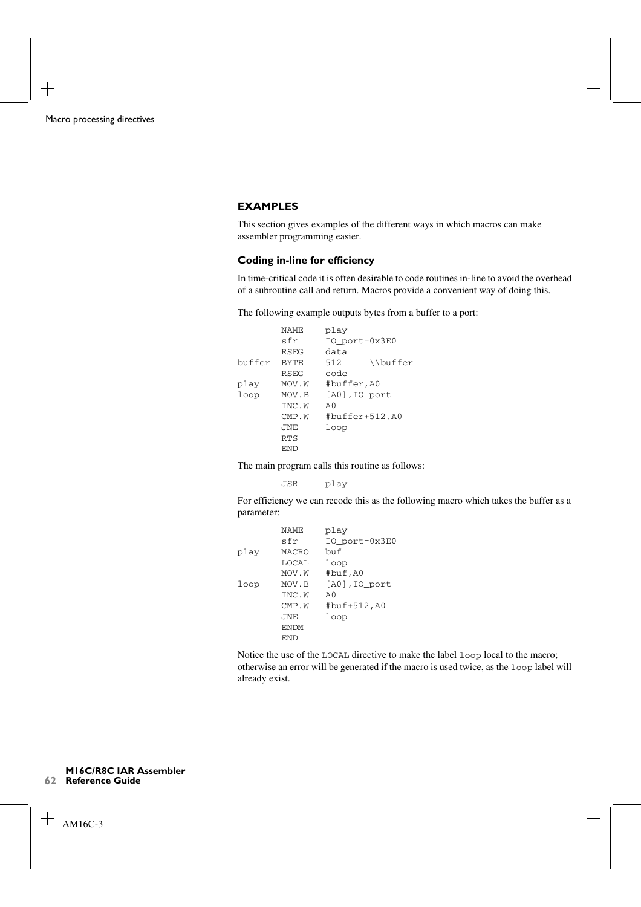## EXAMPLES

This section gives examples of the different ways in which macros can make assembler programming easier.

### Coding in-line for efficiency

In time-critical code it is often desirable to code routines in-line to avoid the overhead of a subroutine call and return. Macros provide a convenient way of doing this.

The following example outputs bytes from a buffer to a port:

```
        NAME    play
        sfr     IO_port=0x3E0
        RSEG    data
buffer  BYTE    512     \\buffer
        RSEG    code
play    MOV.W   #buffer,A0
loop    MOV.B   [A0],IO_port
        INC.W   A0
        CMP.W   #buffer+512,A0
        JNE     loop
        RTS
        END
```

The main program calls this routine as follows:

```
        JSR     play
```

For efficiency we can recode this as the following macro which takes the buffer as a parameter:

```
        NAME    play
        sfr     IO_port=0x3E0
play    MACRO   buf
        LOCAL   loop
        MOV.W   #buf,A0
loop    MOV.B   [A0],IO_port
        INC.W   A0
        CMP.W   #buf+512,A0
        JNE     loop
        ENDM
        END
```

Notice the use of the `LOCAL` directive to make the label `loop` local to the macro; otherwise an error will be generated if the macro is used twice, as the `loop` label will already exist.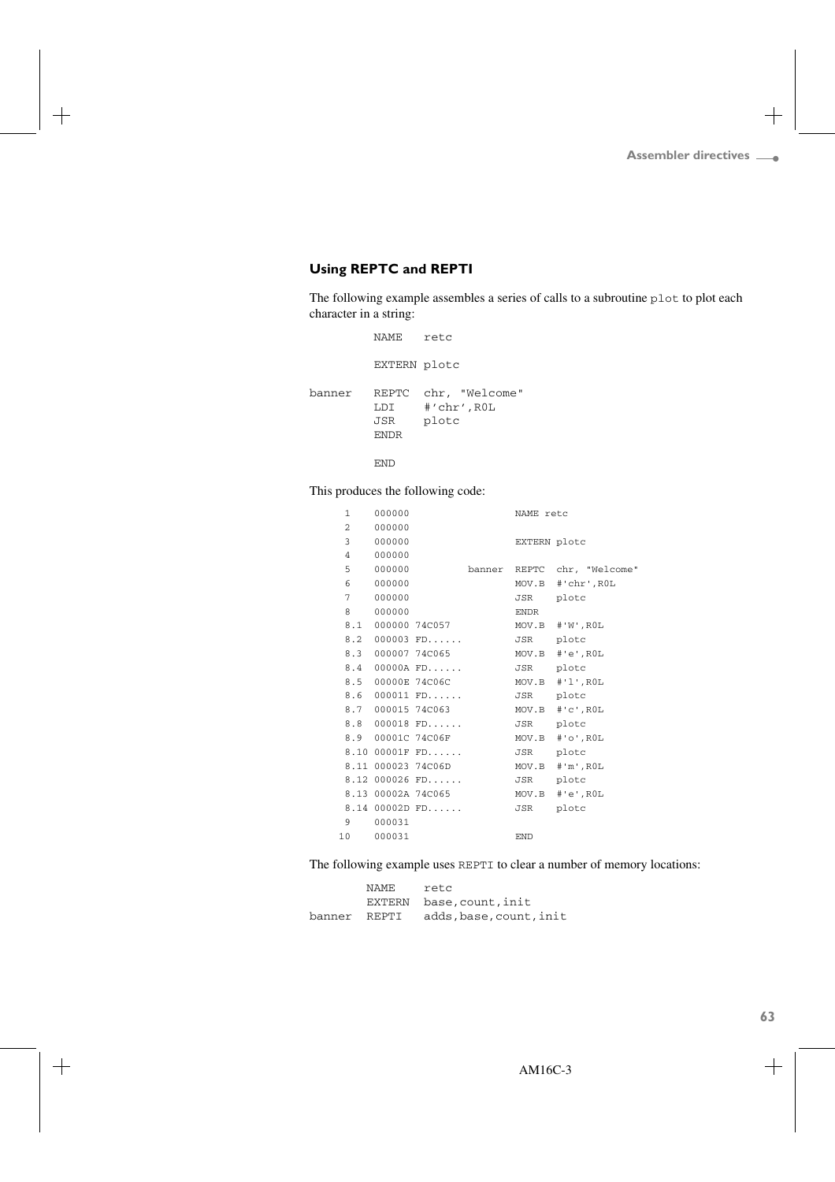### Using REPTC and REPTI

The following example assembles a series of calls to a subroutine `plot` to plot each character in a string:

```
        NAME   retc

        EXTERN plotc

banner  REPTC  chr, "Welcome"
        LDI    #'chr',R0L
        JSR    plotc
        ENDR

        END
```

This produces the following code:

```
   1    000000                    NAME retc
   2    000000
   3    000000                    EXTERN plotc
   4    000000
   5    000000             banner REPTC  chr, "Welcome"
   6    000000                    MOV.B  #'chr',R0L
   7    000000                    JSR    plotc
   8    000000                    ENDR
   8.1  000000 74C057             MOV.B  #'W',R0L
   8.2  000003 FD......           JSR    plotc
   8.3  000007 74C065             MOV.B  #'e',R0L
   8.4  00000A FD......           JSR    plotc
   8.5  00000E 74C06C             MOV.B  #'l',R0L
   8.6  000011 FD......           JSR    plotc
   8.7  000015 74C063             MOV.B  #'c',R0L
   8.8  000018 FD......           JSR    plotc
   8.9  00001C 74C06F             MOV.B  #'o',R0L
   8.10 00001F FD......           JSR    plotc
   8.11 000023 74C06D             MOV.B  #'m',R0L
   8.12 000026 FD......           JSR    plotc
   8.13 00002A 74C065             MOV.B  #'e',R0L
   8.14 00002D FD......           JSR    plotc
   9    000031
  10    000031                    END
```

The following example uses `REPTI` to clear a number of memory locations:

```
        NAME    retc
        EXTERN  base,count,init
banner  REPTI   adds,base,count,init
```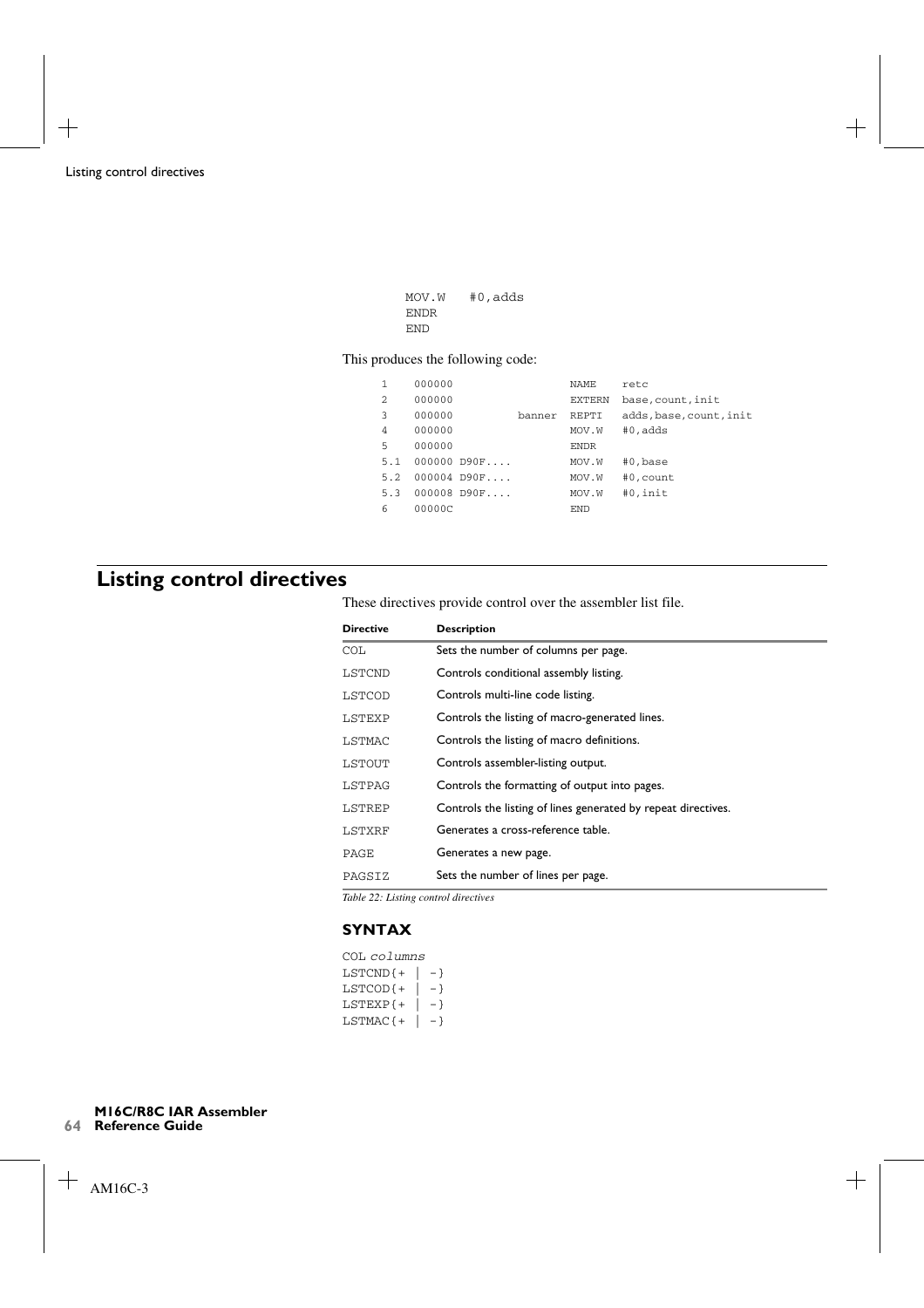```
        MOV.W   #0,adds
        ENDR
        END
```

This produces the following code:

```
1     000000                    NAME     retc
2     000000                    EXTERN   base,count,init
3     000000            banner  REPTI    adds,base,count,init
4     000000                    MOV.W    #0,adds
5     000000                    ENDR
5.1   000000 D90F....           MOV.W    #0,base
5.2   000004 D90F....           MOV.W    #0,count
5.3   000008 D90F....           MOV.W    #0,init
6     00000C                    END
```

## Listing control directives

These directives provide control over the assembler list file.

| Directive | Description |
|---|---|
| COL | Sets the number of columns per page. |
| LSTCND | Controls conditional assembly listing. |
| LSTCOD | Controls multi-line code listing. |
| LSTEXP | Controls the listing of macro-generated lines. |
| LSTMAC | Controls the listing of macro definitions. |
| LSTOUT | Controls assembler-listing output. |
| LSTPAG | Controls the formatting of output into pages. |
| LSTREP | Controls the listing of lines generated by repeat directives. |
| LSTXRF | Generates a cross-reference table. |
| PAGE | Generates a new page. |
| PAGSIZ | Sets the number of lines per page. |

*Table 22: Listing control directives*

### SYNTAX

```
COL columns
LSTCND{+ | -}
LSTCOD{+ | -}
LSTEXP{+ | -}
LSTMAC{+ | -}
```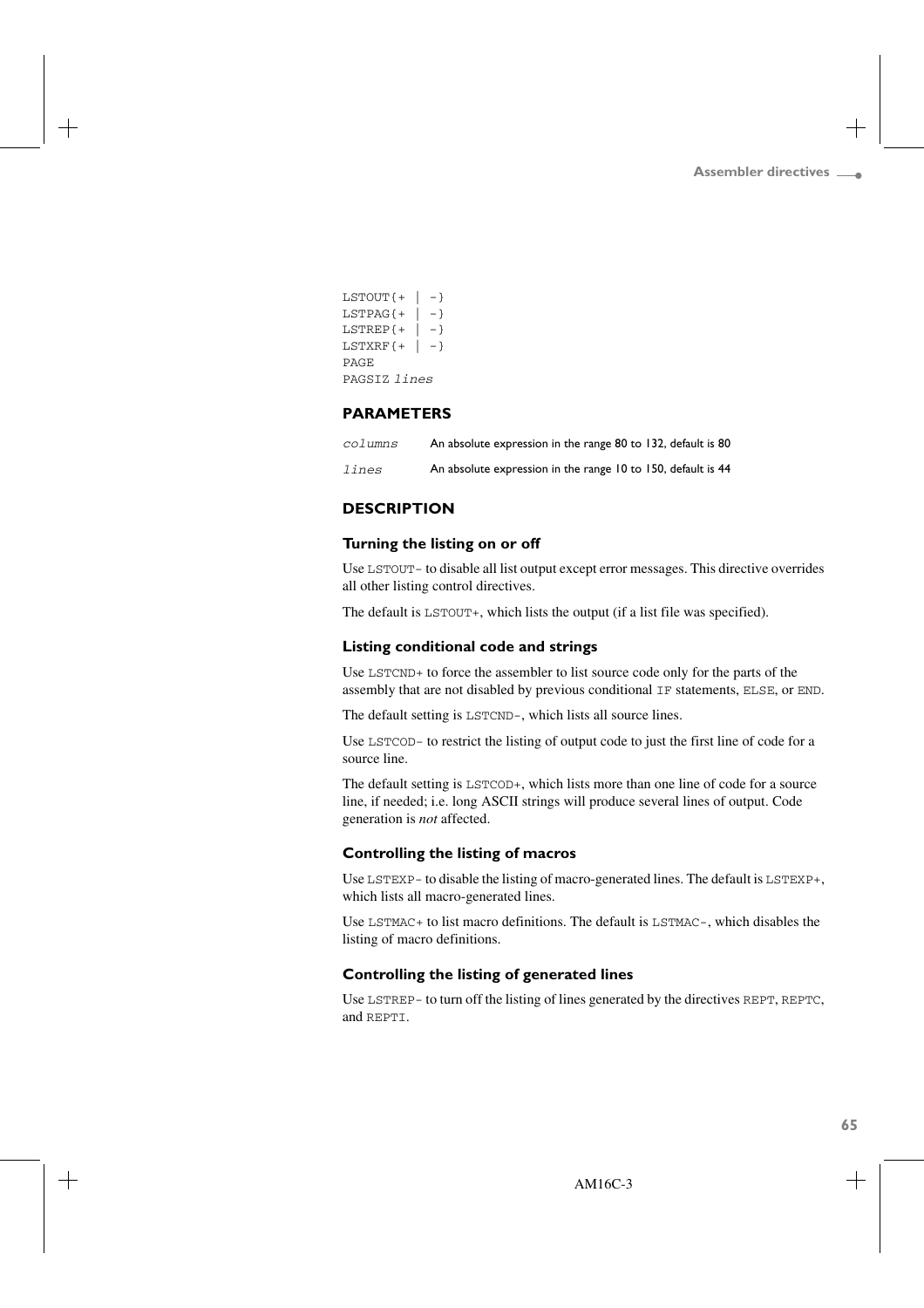```
LSTOUT{+ | -}
LSTPAG{+ | -}
LSTREP{+ | -}
LSTXRF{+ | -}
PAGE
PAGSIZ lines
```

### PARAMETERS

| | |
|---|---|
| *columns* | An absolute expression in the range 80 to 132, default is 80 |
| *lines* | An absolute expression in the range 10 to 150, default is 44 |

### DESCRIPTION

#### Turning the listing on or off

Use `LSTOUT-` to disable all list output except error messages. This directive overrides all other listing control directives.

The default is `LSTOUT+`, which lists the output (if a list file was specified).

#### Listing conditional code and strings

Use `LSTCND+` to force the assembler to list source code only for the parts of the assembly that are not disabled by previous conditional `IF` statements, `ELSE`, or `END`.

The default setting is `LSTCND-`, which lists all source lines.

Use `LSTCOD-` to restrict the listing of output code to just the first line of code for a source line.

The default setting is `LSTCOD+`, which lists more than one line of code for a source line, if needed; i.e. long ASCII strings will produce several lines of output. Code generation is *not* affected.

#### Controlling the listing of macros

Use `LSTEXP-` to disable the listing of macro-generated lines. The default is `LSTEXP+`, which lists all macro-generated lines.

Use `LSTMAC+` to list macro definitions. The default is `LSTMAC-`, which disables the listing of macro definitions.

#### Controlling the listing of generated lines

Use `LSTREP-` to turn off the listing of lines generated by the directives `REPT`, `REPTC`, and `REPTI`.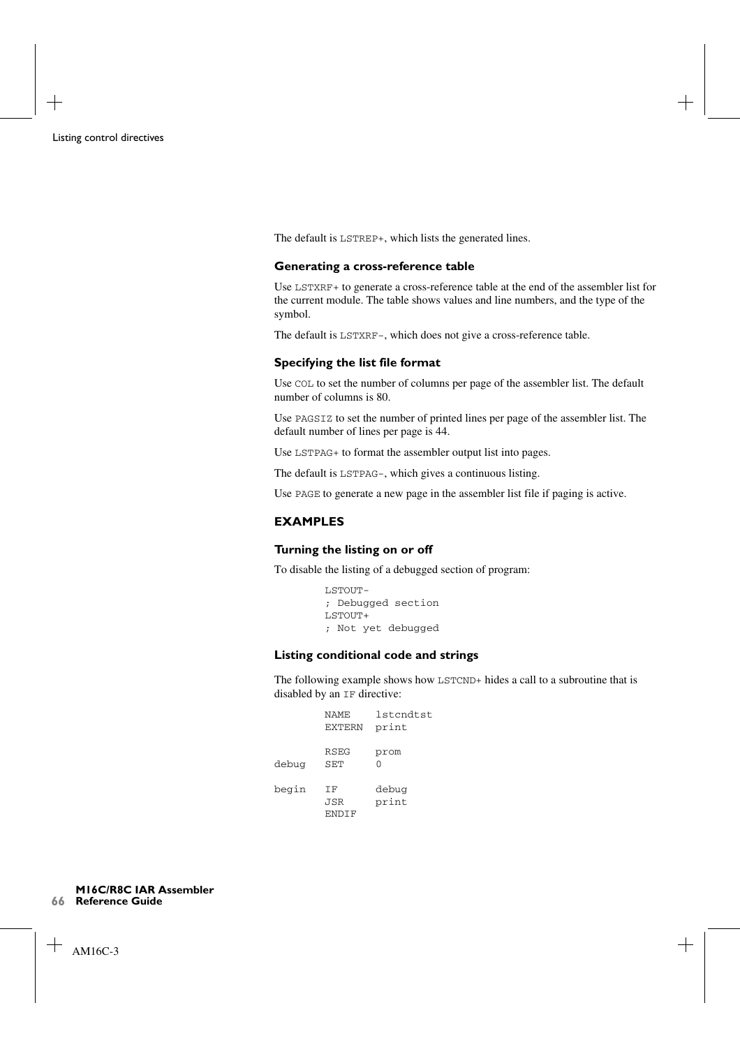The default is LSTREP+, which lists the generated lines.

### Generating a cross-reference table

Use LSTXRF+ to generate a cross-reference table at the end of the assembler list for the current module. The table shows values and line numbers, and the type of the symbol.

The default is LSTXRF-, which does not give a cross-reference table.

### Specifying the list file format

Use COL to set the number of columns per page of the assembler list. The default number of columns is 80.

Use PAGSIZ to set the number of printed lines per page of the assembler list. The default number of lines per page is 44.

Use LSTPAG+ to format the assembler output list into pages.

The default is LSTPAG-, which gives a continuous listing.

Use PAGE to generate a new page in the assembler list file if paging is active.

## EXAMPLES

### Turning the listing on or off

To disable the listing of a debugged section of program:

```
        LSTOUT-
        ; Debugged section
        LSTOUT+
        ; Not yet debugged
```

### Listing conditional code and strings

The following example shows how LSTCND+ hides a call to a subroutine that is disabled by an IF directive:

```
        NAME    lstcndtst
        EXTERN  print

        RSEG    prom
debug   SET     0

begin   IF      debug
        JSR     print
        ENDIF
```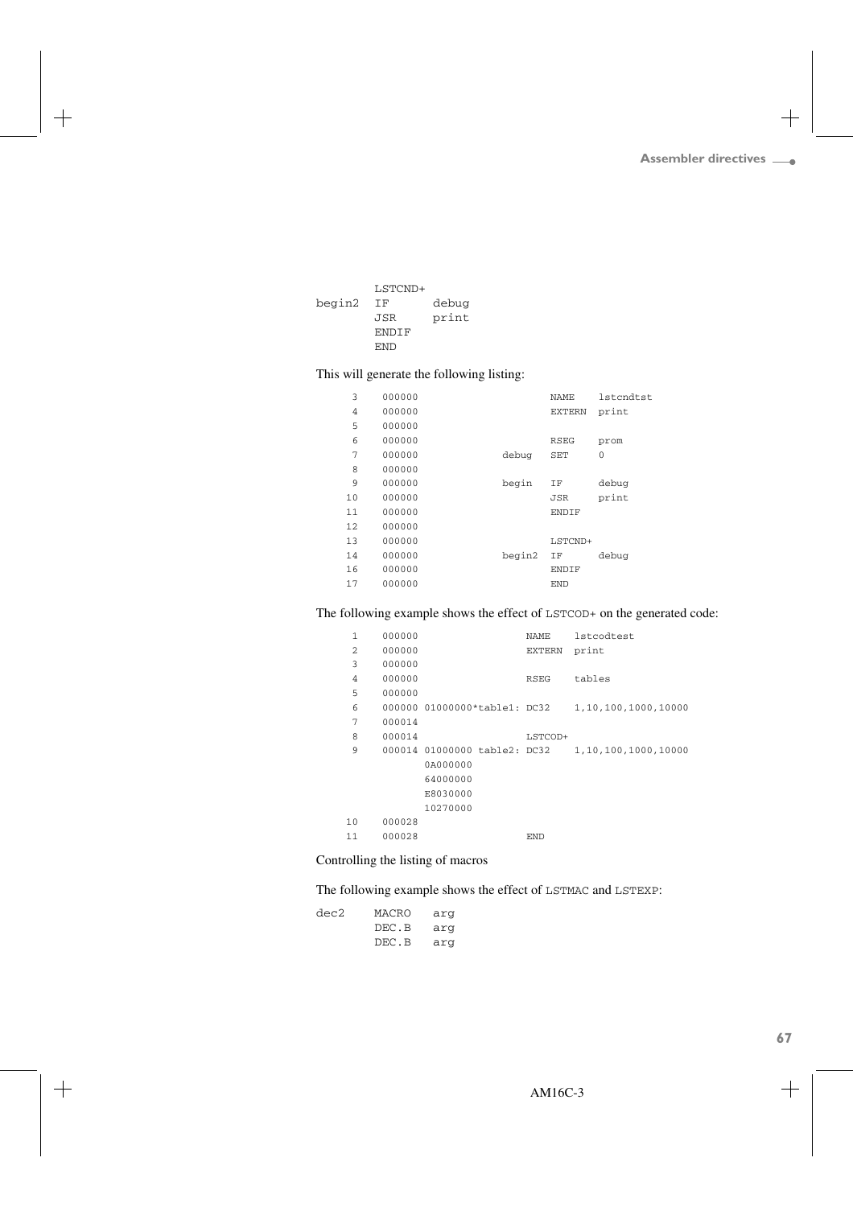```
        LSTCND+
begin2  IF      debug
        JSR     print
        ENDIF
        END
```

This will generate the following listing:

```
   3    000000                  NAME    lstcndtst
   4    000000                  EXTERN  print
   5    000000
   6    000000                  RSEG    prom
   7    000000           debug  SET     0
   8    000000
   9    000000           begin  IF      debug
  10    000000                  JSR     print
  11    000000                  ENDIF
  12    000000
  13    000000                  LSTCND+
  14    000000           begin2 IF      debug
  16    000000                  ENDIF
  17    000000                  END
```

The following example shows the effect of LSTCOD+ on the generated code:

```
   1    000000                  NAME    lstcodtest
   2    000000                  EXTERN  print
   3    000000
   4    000000                  RSEG    tables
   5    000000
   6    000000 01000000*table1: DC32    1,10,100,1000,10000
   7    000014
   8    000014                  LSTCOD+
   9    000014 01000000 table2: DC32    1,10,100,1000,10000
               0A000000
               64000000
               E8030000
               10270000
  10    000028
  11    000028                  END
```

Controlling the listing of macros

The following example shows the effect of LSTMAC and LSTEXP:

```
dec2    MACRO   arg
        DEC.B   arg
        DEC.B   arg
```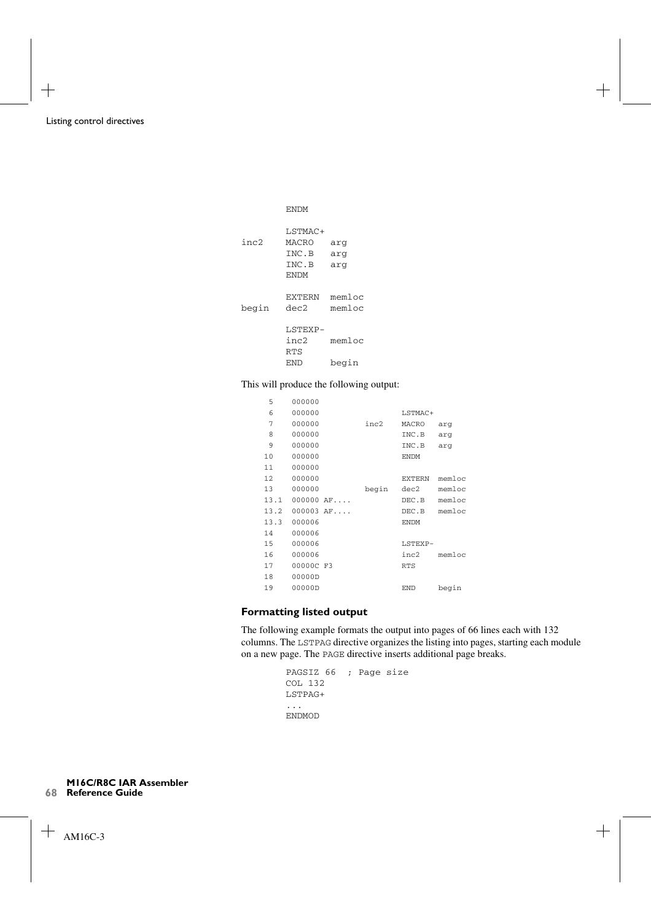```
        ENDM

        LSTMAC+
inc2    MACRO   arg
        INC.B   arg
        INC.B   arg
        ENDM

        EXTERN  memloc
begin   dec2    memloc

        LSTEXP-
        inc2    memloc
        RTS
        END     begin
```

This will produce the following output:

```
     5    000000
     6    000000                  LSTMAC+
     7    000000          inc2    MACRO   arg
     8    000000                  INC.B   arg
     9    000000                  INC.B   arg
    10    000000                  ENDM
    11    000000
    12    000000                  EXTERN  memloc
    13    000000          begin   dec2    memloc
    13.1  000000 AF....           DEC.B   memloc
    13.2  000003 AF....           DEC.B   memloc
    13.3  000006                  ENDM
    14    000006
    15    000006                  LSTEXP-
    16    000006                  inc2    memloc
    17    00000C F3               RTS
    18    00000D
    19    00000D                  END     begin
```

### Formatting listed output

The following example formats the output into pages of 66 lines each with 132 columns. The LSTPAG directive organizes the listing into pages, starting each module on a new page. The PAGE directive inserts additional page breaks.

```
        PAGSIZ 66  ; Page size
        COL 132
        LSTPAG+
        ...
        ENDMOD
```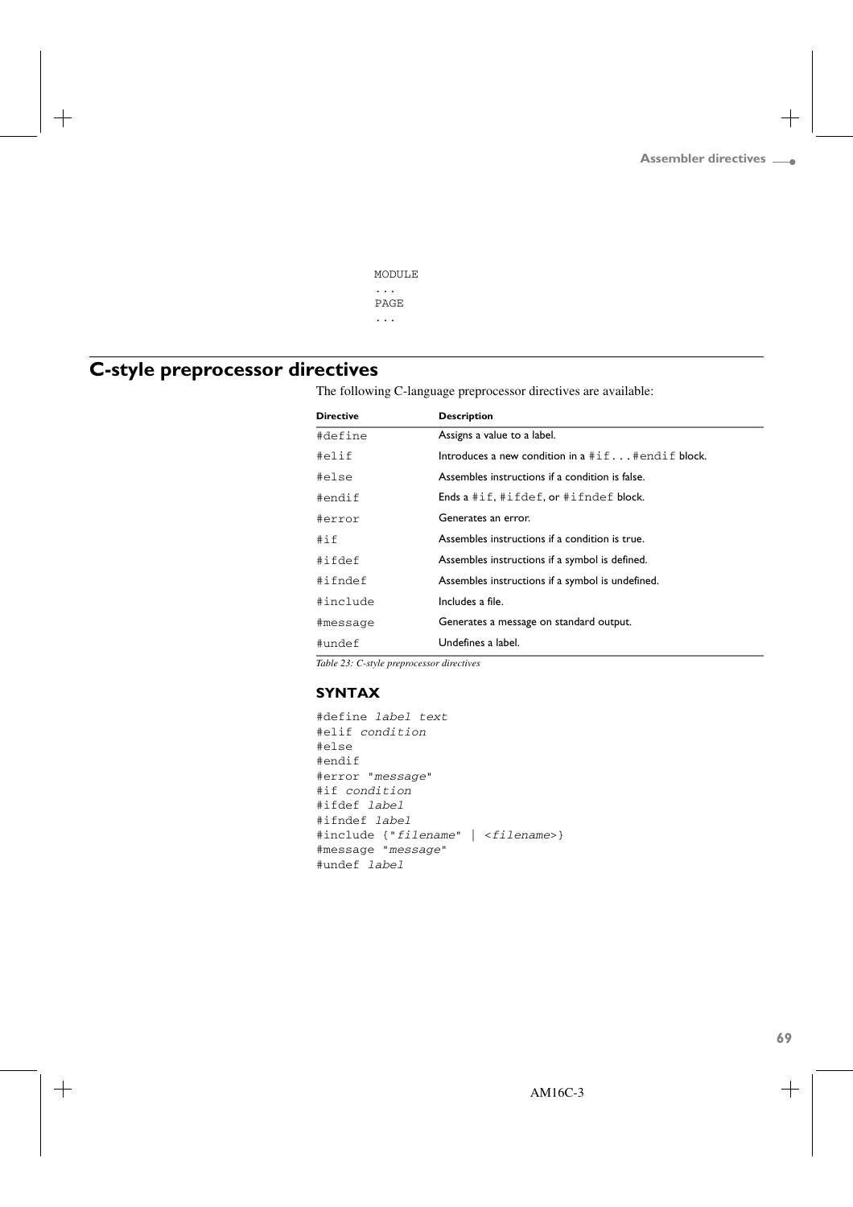```
MODULE
...
PAGE
...
```

## C-style preprocessor directives

The following C-language preprocessor directives are available:

| Directive | Description |
|---|---|
| `#define` | Assigns a value to a label. |
| `#elif` | Introduces a new condition in a `#if...#endif` block. |
| `#else` | Assembles instructions if a condition is false. |
| `#endif` | Ends a `#if`, `#ifdef`, or `#ifndef` block. |
| `#error` | Generates an error. |
| `#if` | Assembles instructions if a condition is true. |
| `#ifdef` | Assembles instructions if a symbol is defined. |
| `#ifndef` | Assembles instructions if a symbol is undefined. |
| `#include` | Includes a file. |
| `#message` | Generates a message on standard output. |
| `#undef` | Undefines a label. |

*Table 23: C-style preprocessor directives*

### SYNTAX

```
#define label text
#elif condition
#else
#endif
#error "message"
#if condition
#ifdef label
#ifndef label
#include {"filename" | <filename>}
#message "message"
#undef label
```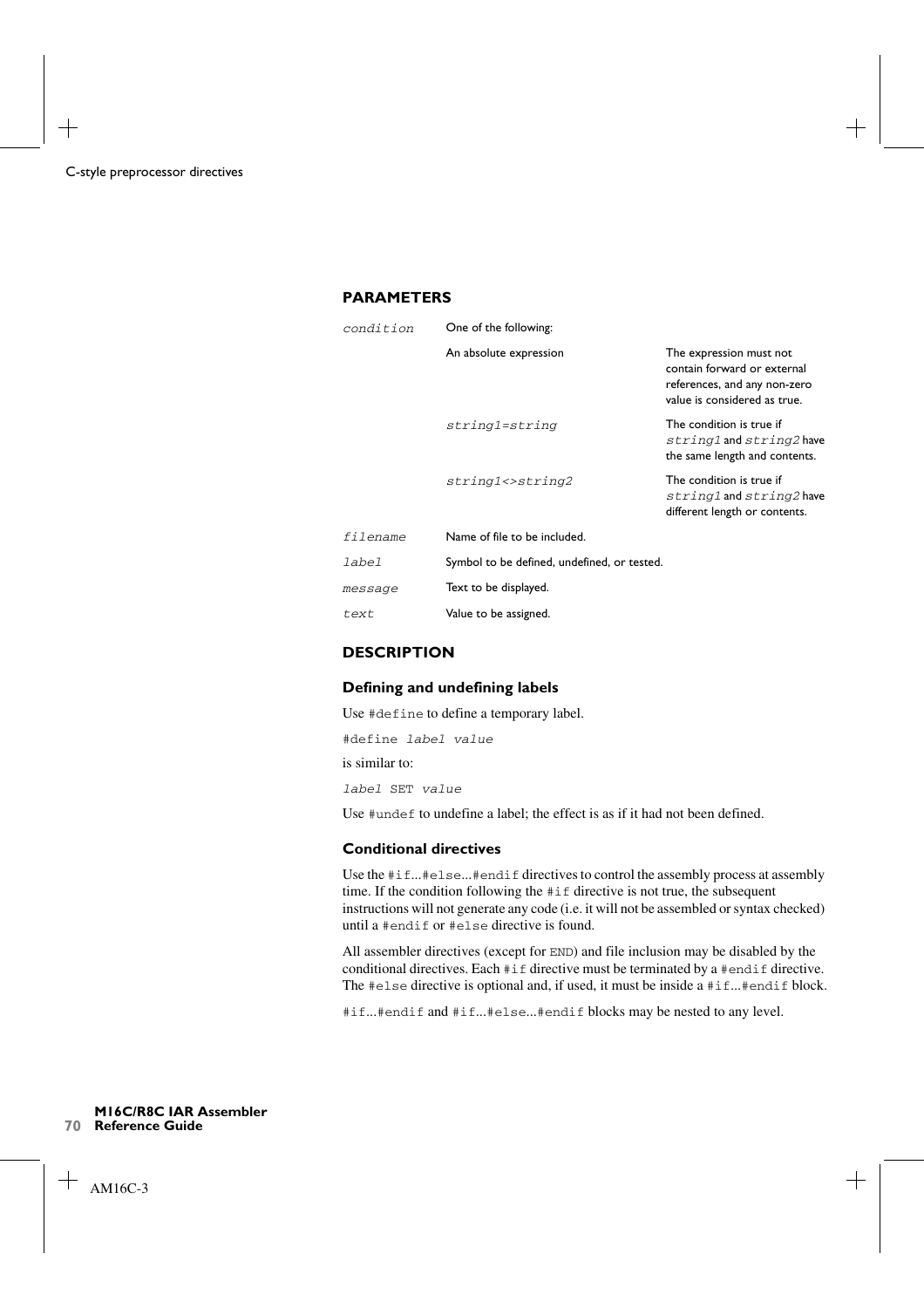### PARAMETERS

| | | |
|---|---|---|
| *condition* | One of the following: | |
| | An absolute expression | The expression must not contain forward or external references, and any non-zero value is considered as true. |
| | *string1=string* | The condition is true if *string1* and *string2* have the same length and contents. |
| | *string1<>string2* | The condition is true if *string1* and *string2* have different length or contents. |
| *filename* | Name of file to be included. | |
| *label* | Symbol to be defined, undefined, or tested. | |
| *message* | Text to be displayed. | |
| *text* | Value to be assigned. | |

### DESCRIPTION

#### Defining and undefining labels

Use `#define` to define a temporary label.

```
#define label value
```

is similar to:

```
label SET value
```

Use `#undef` to undefine a label; the effect is as if it had not been defined.

#### Conditional directives

Use the `#if...#else...#endif` directives to control the assembly process at assembly time. If the condition following the `#if` directive is not true, the subsequent instructions will not generate any code (i.e. it will not be assembled or syntax checked) until a `#endif` or `#else` directive is found.

All assembler directives (except for `END`) and file inclusion may be disabled by the conditional directives. Each `#if` directive must be terminated by a `#endif` directive. The `#else` directive is optional and, if used, it must be inside a `#if...#endif` block.

`#if...#endif` and `#if...#else...#endif` blocks may be nested to any level.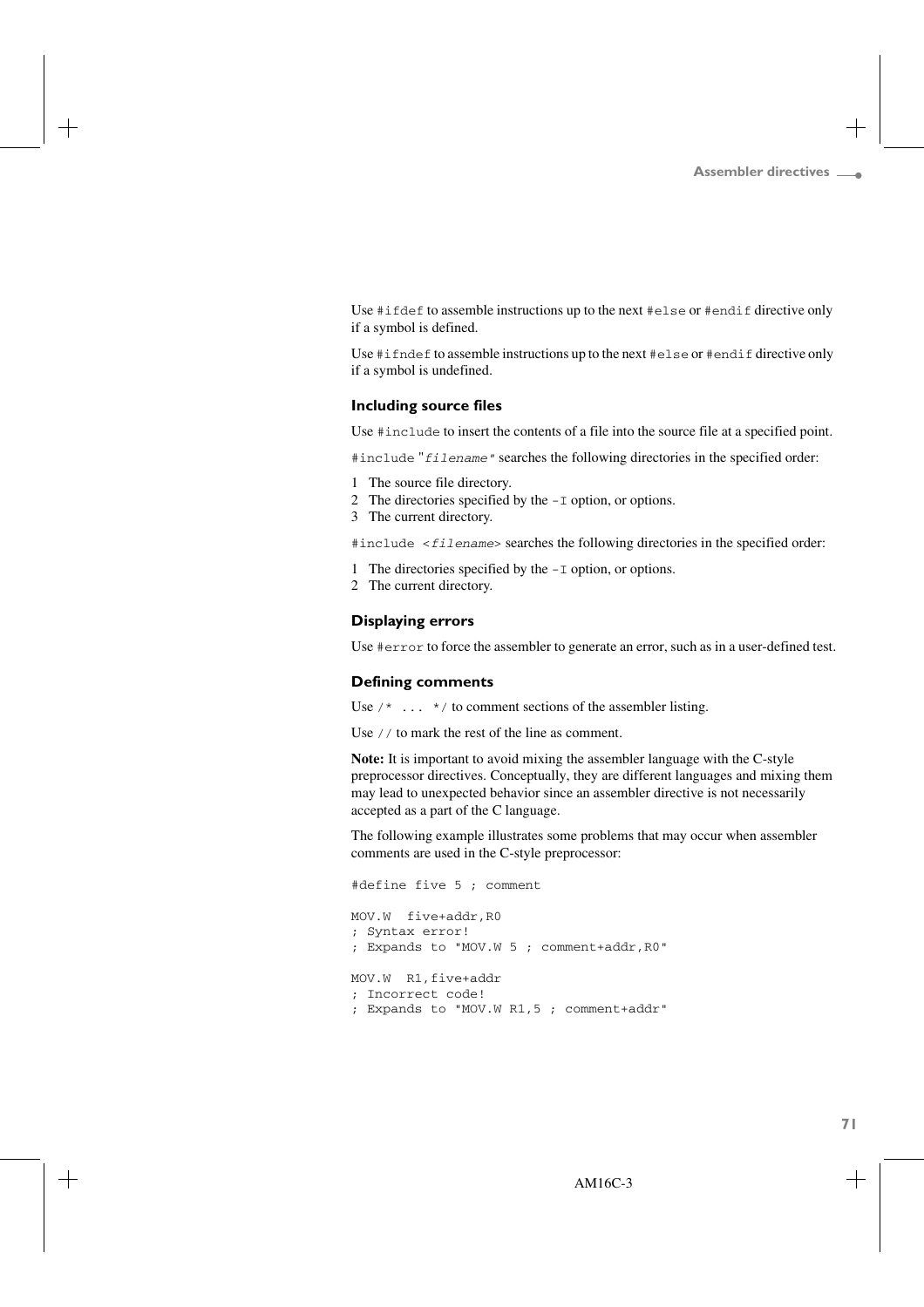Use `#ifdef` to assemble instructions up to the next `#else` or `#endif` directive only if a symbol is defined.

Use `#ifndef` to assemble instructions up to the next `#else` or `#endif` directive only if a symbol is undefined.

### Including source files

Use `#include` to insert the contents of a file into the source file at a specified point.

`#include "filename"` searches the following directories in the specified order:

1. The source file directory.
2. The directories specified by the `-I` option, or options.
3. The current directory.

`#include <filename>` searches the following directories in the specified order:

1. The directories specified by the `-I` option, or options.
2. The current directory.

### Displaying errors

Use `#error` to force the assembler to generate an error, such as in a user-defined test.

### Defining comments

Use `/* ... */` to comment sections of the assembler listing.

Use `//` to mark the rest of the line as comment.

**Note:** It is important to avoid mixing the assembler language with the C-style preprocessor directives. Conceptually, they are different languages and mixing them may lead to unexpected behavior since an assembler directive is not necessarily accepted as a part of the C language.

The following example illustrates some problems that may occur when assembler comments are used in the C-style preprocessor:

```
#define five 5 ; comment

MOV.W  five+addr,R0
; Syntax error!
; Expands to "MOV.W 5 ; comment+addr,R0"

MOV.W  R1,five+addr
; Incorrect code!
; Expands to "MOV.W R1,5 ; comment+addr"
```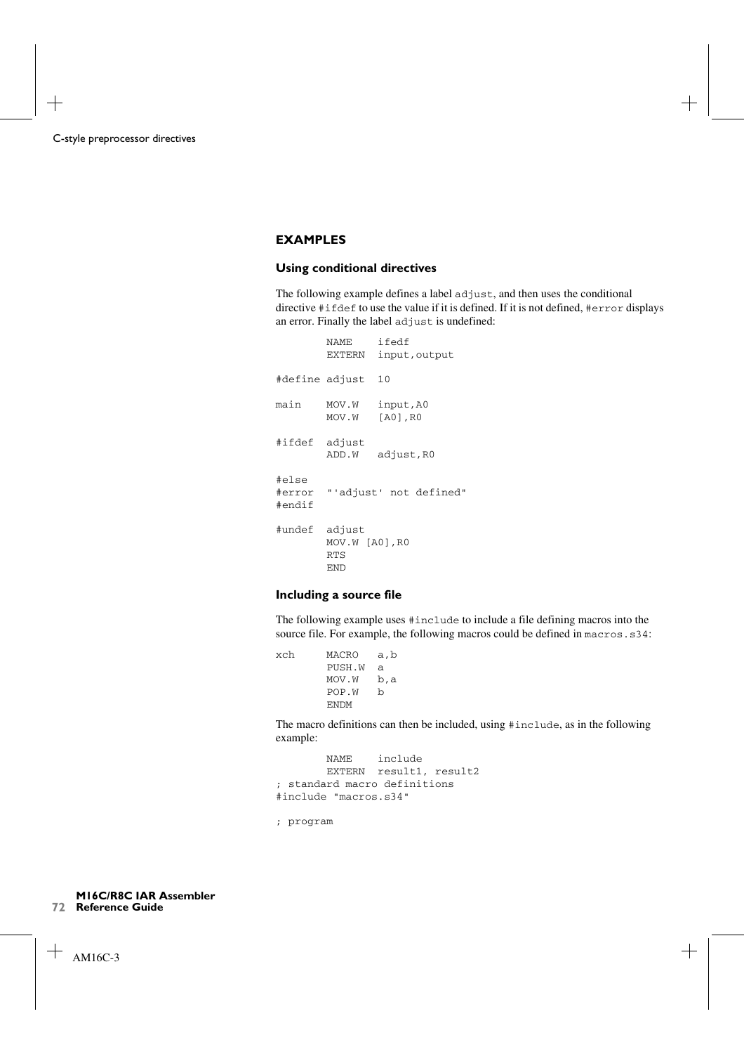## EXAMPLES

### Using conditional directives

The following example defines a label `adjust`, and then uses the conditional directive `#ifdef` to use the value if it is defined. If it is not defined, `#error` displays an error. Finally the label `adjust` is undefined:

```
        NAME    ifedf
        EXTERN  input,output

#define adjust  10

main    MOV.W   input,A0
        MOV.W   [A0],R0

#ifdef  adjust
        ADD.W   adjust,R0

#else
#error  "'adjust' not defined"
#endif

#undef  adjust
        MOV.W [A0],R0
        RTS
        END
```

### Including a source file

The following example uses `#include` to include a file defining macros into the source file. For example, the following macros could be defined in `macros.s34`:

```
xch     MACRO   a,b
        PUSH.W  a
        MOV.W   b,a
        POP.W   b
        ENDM
```

The macro definitions can then be included, using `#include`, as in the following example:

```
        NAME    include
        EXTERN  result1, result2
; standard macro definitions
#include "macros.s34"

; program
```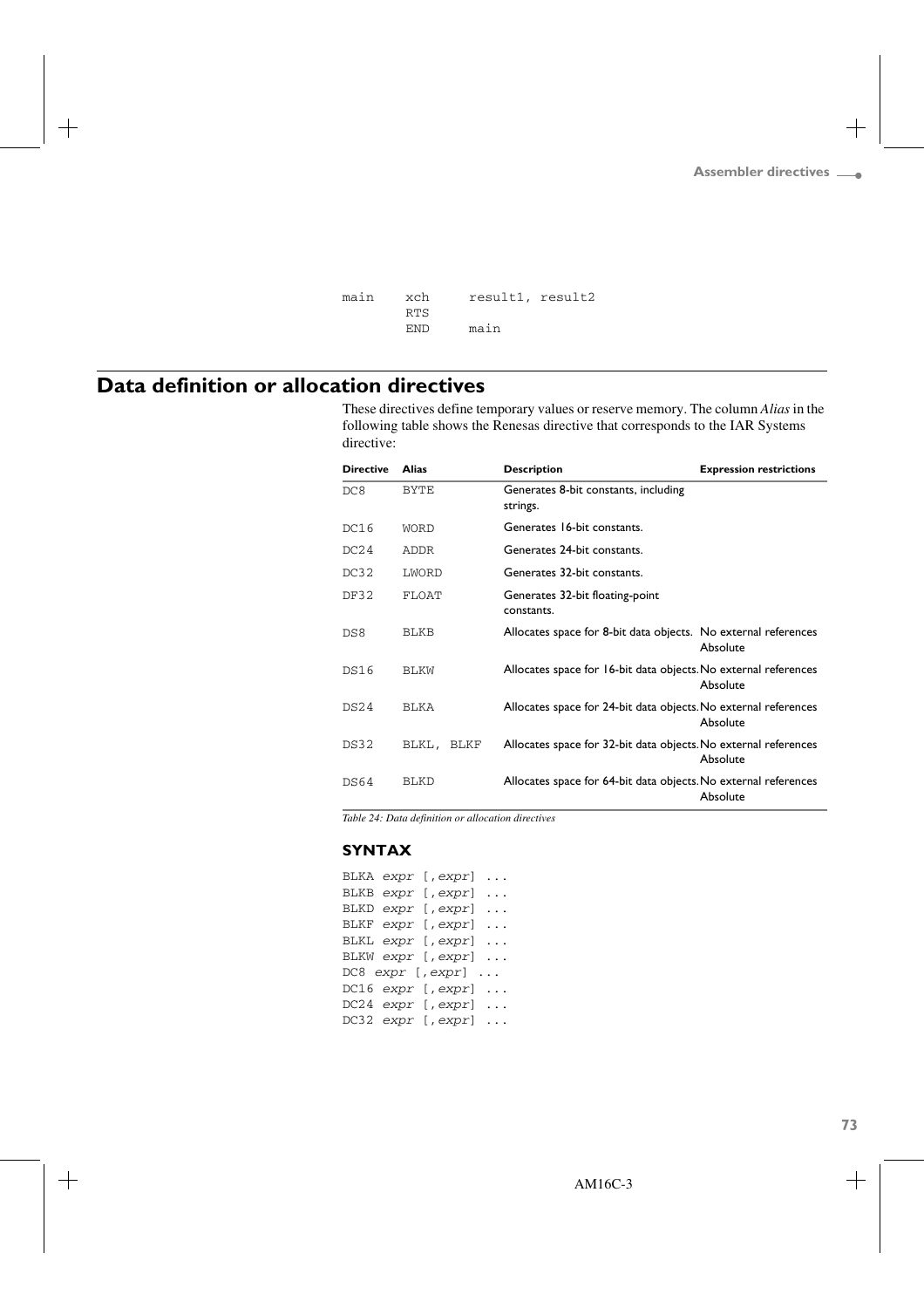```
main    xch     result1, result2
        RTS
        END     main
```

## Data definition or allocation directives

These directives define temporary values or reserve memory. The column *Alias* in the following table shows the Renesas directive that corresponds to the IAR Systems directive:

| Directive | Alias | Description | Expression restrictions |
|---|---|---|---|
| DC8 | BYTE | Generates 8-bit constants, including strings. | |
| DC16 | WORD | Generates 16-bit constants. | |
| DC24 | ADDR | Generates 24-bit constants. | |
| DC32 | LWORD | Generates 32-bit constants. | |
| DF32 | FLOAT | Generates 32-bit floating-point constants. | |
| DS8 | BLKB | Allocates space for 8-bit data objects. | No external references Absolute |
| DS16 | BLKW | Allocates space for 16-bit data objects. | No external references Absolute |
| DS24 | BLKA | Allocates space for 24-bit data objects. | No external references Absolute |
| DS32 | BLKL, BLKF | Allocates space for 32-bit data objects. | No external references Absolute |
| DS64 | BLKD | Allocates space for 64-bit data objects. | No external references Absolute |

*Table 24: Data definition or allocation directives*

### SYNTAX

```
BLKA expr [,expr] ...
BLKB expr [,expr] ...
BLKD expr [,expr] ...
BLKF expr [,expr] ...
BLKL expr [,expr] ...
BLKW expr [,expr] ...
DC8 expr [,expr] ...
DC16 expr [,expr] ...
DC24 expr [,expr] ...
DC32 expr [,expr] ...
```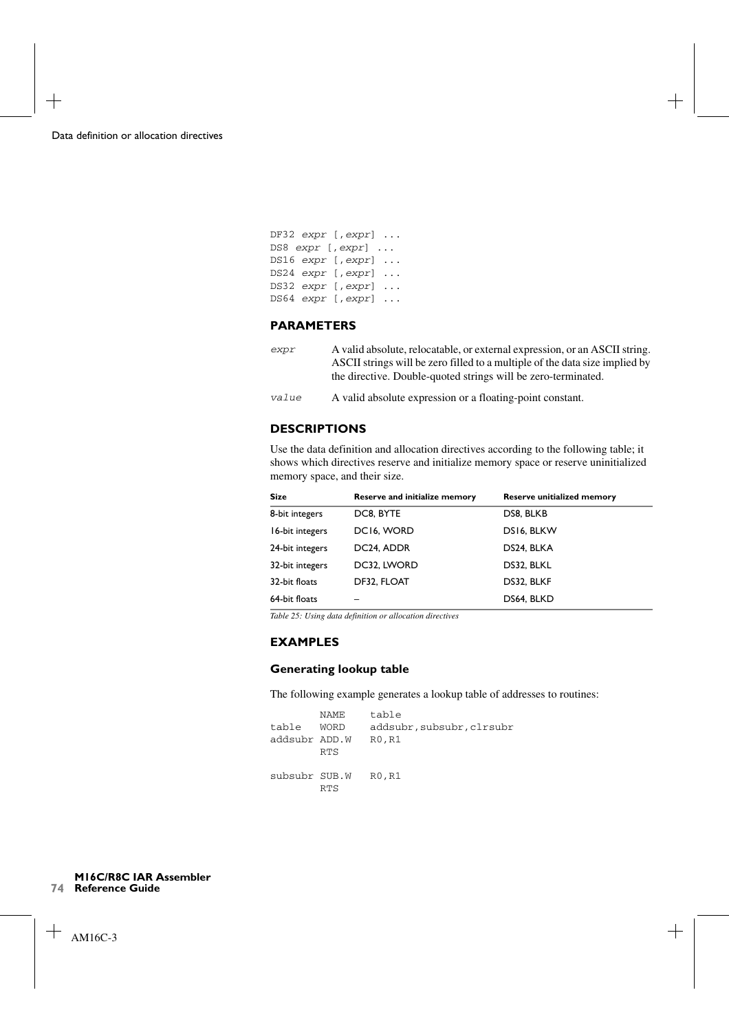```
DF32 expr [,expr] ...
DS8 expr [,expr] ...
DS16 expr [,expr] ...
DS24 expr [,expr] ...
DS32 expr [,expr] ...
DS64 expr [,expr] ...
```

## PARAMETERS

| | |
|---|---|
| *expr* | A valid absolute, relocatable, or external expression, or an ASCII string. ASCII strings will be zero filled to a multiple of the data size implied by the directive. Double-quoted strings will be zero-terminated. |
| *value* | A valid absolute expression or a floating-point constant. |

## DESCRIPTIONS

Use the data definition and allocation directives according to the following table; it shows which directives reserve and initialize memory space or reserve uninitialized memory space, and their size.

| Size | Reserve and initialize memory | Reserve unitialized memory |
|---|---|---|
| 8-bit integers | DC8, BYTE | DS8, BLKB |
| 16-bit integers | DC16, WORD | DS16, BLKW |
| 24-bit integers | DC24, ADDR | DS24, BLKA |
| 32-bit integers | DC32, LWORD | DS32, BLKL |
| 32-bit floats | DF32, FLOAT | DS32, BLKF |
| 64-bit floats | – | DS64, BLKD |

*Table 25: Using data definition or allocation directives*

## EXAMPLES

### Generating lookup table

The following example generates a lookup table of addresses to routines:

```
        NAME    table
table   WORD    addsubr,subsubr,clrsubr
addsubr ADD.W   R0,R1
        RTS

subsubr SUB.W   R0,R1
        RTS
```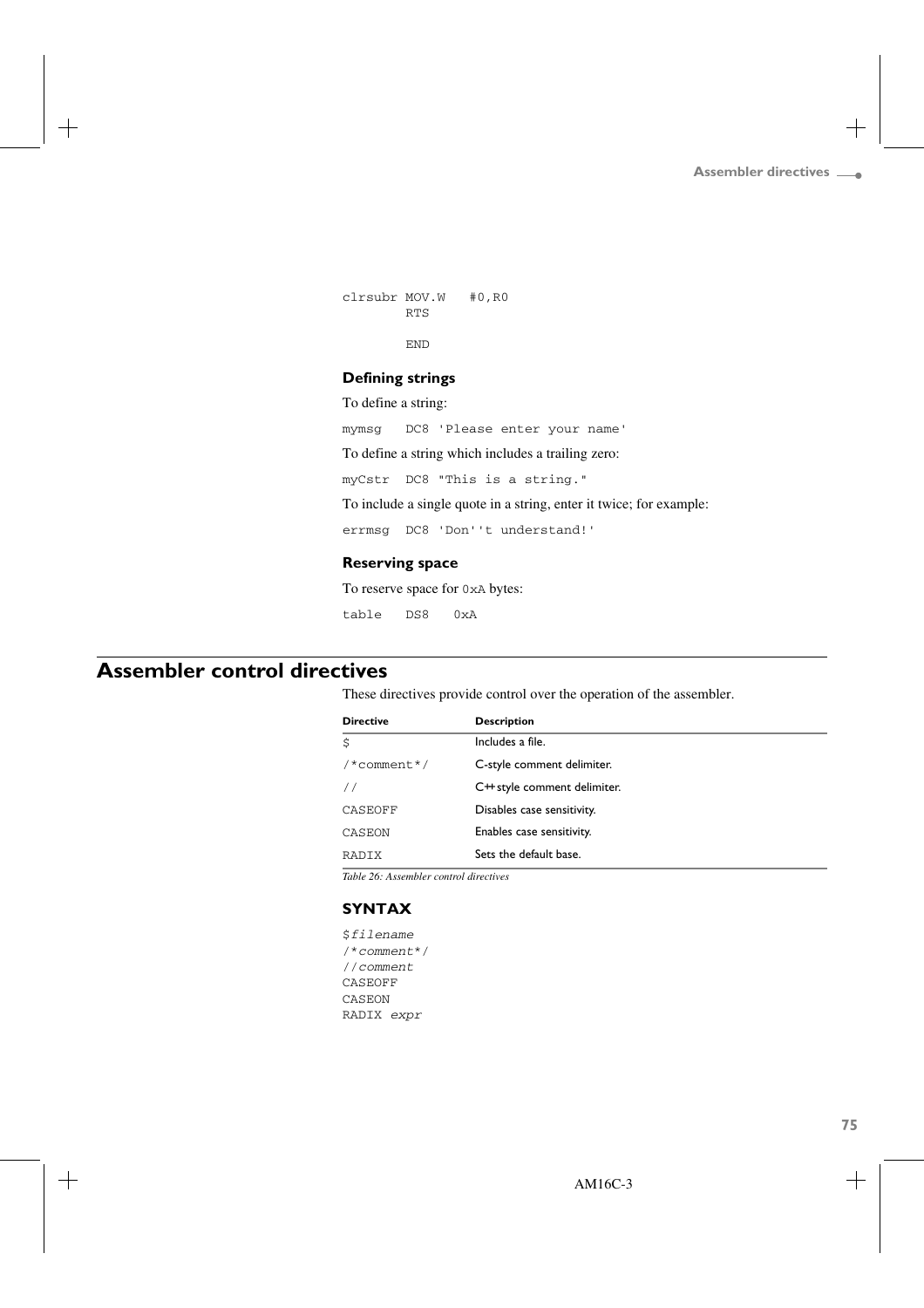```
clrsubr MOV.W   #0,R0
        RTS

        END
```

### Defining strings

To define a string:

```
mymsg   DC8 'Please enter your name'
```

To define a string which includes a trailing zero:

```
myCstr  DC8 "This is a string."
```

To include a single quote in a string, enter it twice; for example:

```
errmsg  DC8 'Don''t understand!'
```

### Reserving space

To reserve space for 0xA bytes:

```
table   DS8   0xA
```

## Assembler control directives

These directives provide control over the operation of the assembler.

| Directive | Description |
|---|---|
| $ | Includes a file. |
| /*comment*/ | C-style comment delimiter. |
| // | C++ style comment delimiter. |
| CASEOFF | Disables case sensitivity. |
| CASEON | Enables case sensitivity. |
| RADIX | Sets the default base. |

*Table 26: Assembler control directives*

### SYNTAX

```
$filename
/*comment*/
//comment
CASEOFF
CASEON
RADIX expr
```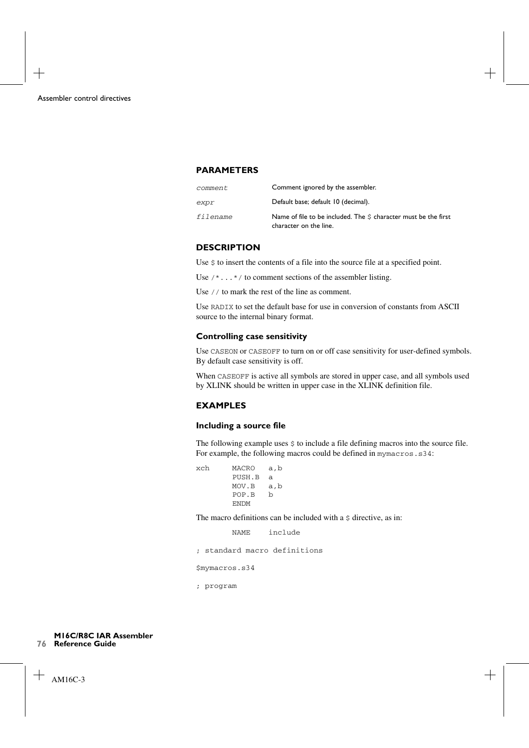### PARAMETERS

| | |
|---|---|
| *comment* | Comment ignored by the assembler. |
| *expr* | Default base; default 10 (decimal). |
| *filename* | Name of file to be included. The `$` character must be the first character on the line. |

### DESCRIPTION

Use `$` to insert the contents of a file into the source file at a specified point.

Use `/*...*/` to comment sections of the assembler listing.

Use `//` to mark the rest of the line as comment.

Use `RADIX` to set the default base for use in conversion of constants from ASCII source to the internal binary format.

#### Controlling case sensitivity

Use `CASEON` or `CASEOFF` to turn on or off case sensitivity for user-defined symbols. By default case sensitivity is off.

When `CASEOFF` is active all symbols are stored in upper case, and all symbols used by XLINK should be written in upper case in the XLINK definition file.

### EXAMPLES

#### Including a source file

The following example uses `$` to include a file defining macros into the source file. For example, the following macros could be defined in `mymacros.s34`:

```
xch     MACRO   a,b
        PUSH.B  a
        MOV.B   a,b
        POP.B   b
        ENDM
```

The macro definitions can be included with a `$` directive, as in:

```
        NAME    include

; standard macro definitions

$mymacros.s34

; program
```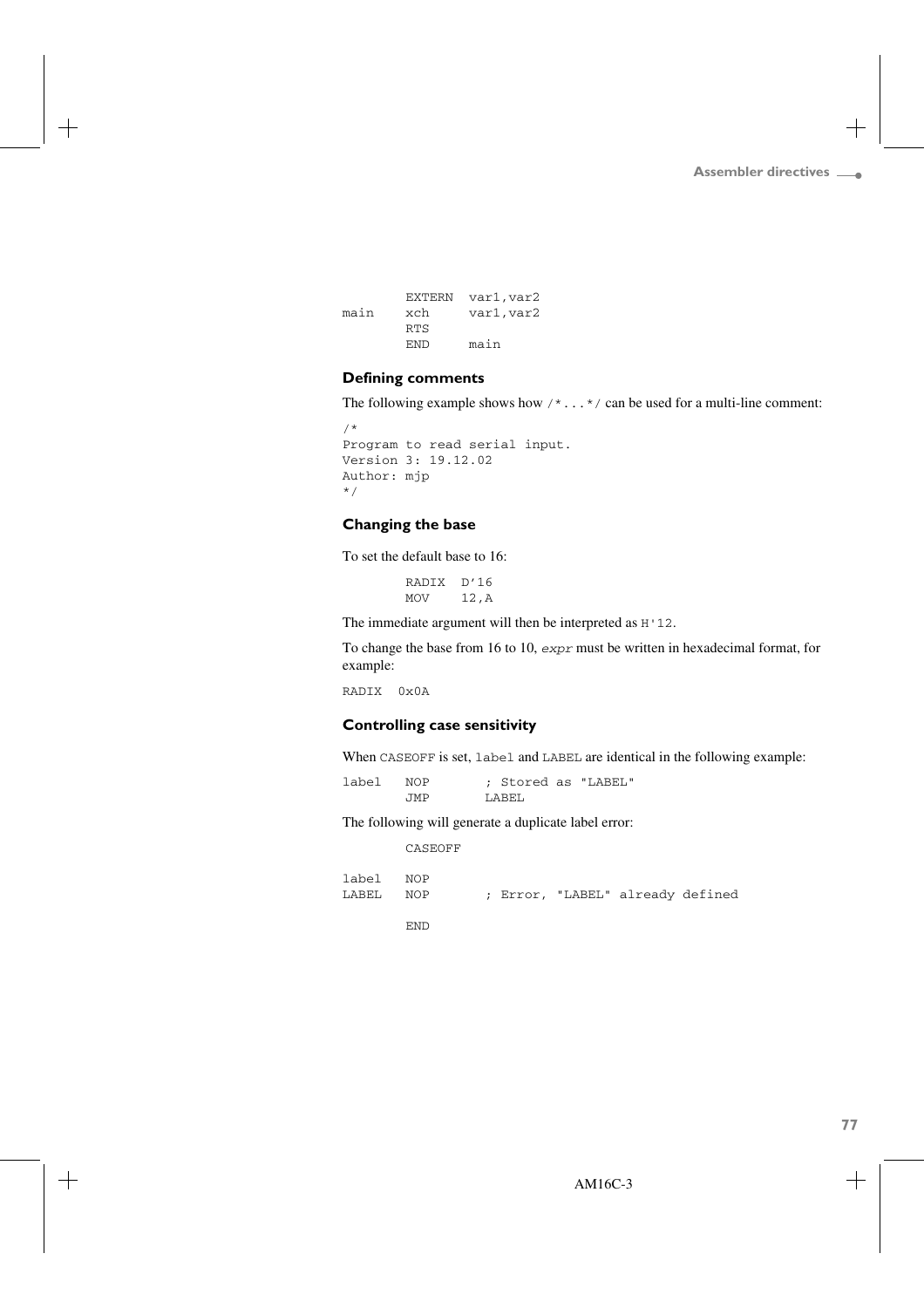```
        EXTERN  var1,var2
main    xch     var1,var2
        RTS
        END     main
```

### Defining comments

The following example shows how `/*...*/` can be used for a multi-line comment:

```
/*
Program to read serial input.
Version 3: 19.12.02
Author: mjp
*/
```

### Changing the base

To set the default base to 16:

```
        RADIX  D'16
        MOV    12,A
```

The immediate argument will then be interpreted as `H'12`.

To change the base from 16 to 10, *expr* must be written in hexadecimal format, for example:

```
RADIX  0x0A
```

### Controlling case sensitivity

When `CASEOFF` is set, `label` and `LABEL` are identical in the following example:

```
label   NOP       ; Stored as "LABEL"
        JMP      LABEL
```

The following will generate a duplicate label error:

```
        CASEOFF

label   NOP
LABEL   NOP       ; Error, "LABEL" already defined

        END
```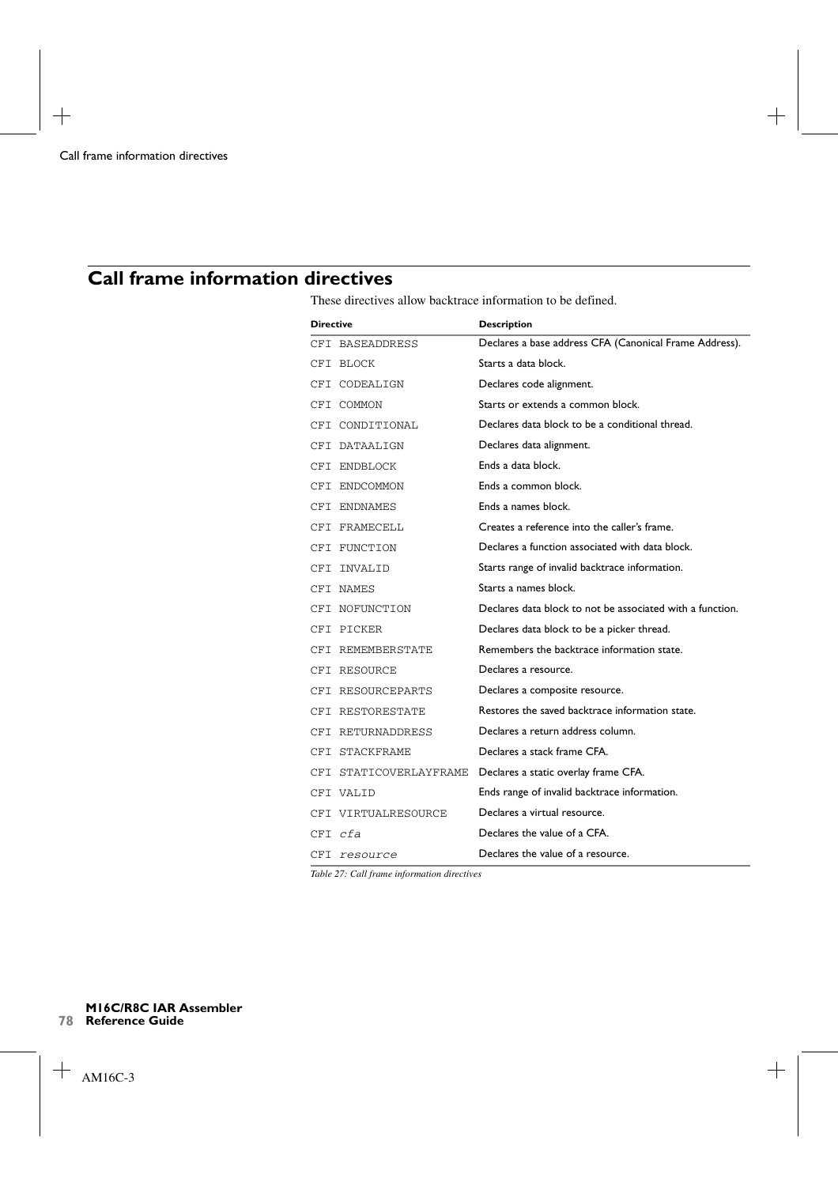## Call frame information directives

These directives allow backtrace information to be defined.

| Directive | Description |
|---|---|
| `CFI BASEADDRESS` | Declares a base address CFA (Canonical Frame Address). |
| `CFI BLOCK` | Starts a data block. |
| `CFI CODEALIGN` | Declares code alignment. |
| `CFI COMMON` | Starts or extends a common block. |
| `CFI CONDITIONAL` | Declares data block to be a conditional thread. |
| `CFI DATAALIGN` | Declares data alignment. |
| `CFI ENDBLOCK` | Ends a data block. |
| `CFI ENDCOMMON` | Ends a common block. |
| `CFI ENDNAMES` | Ends a names block. |
| `CFI FRAMECELL` | Creates a reference into the caller's frame. |
| `CFI FUNCTION` | Declares a function associated with data block. |
| `CFI INVALID` | Starts range of invalid backtrace information. |
| `CFI NAMES` | Starts a names block. |
| `CFI NOFUNCTION` | Declares data block to not be associated with a function. |
| `CFI PICKER` | Declares data block to be a picker thread. |
| `CFI REMEMBERSTATE` | Remembers the backtrace information state. |
| `CFI RESOURCE` | Declares a resource. |
| `CFI RESOURCEPARTS` | Declares a composite resource. |
| `CFI RESTORESTATE` | Restores the saved backtrace information state. |
| `CFI RETURNADDRESS` | Declares a return address column. |
| `CFI STACKFRAME` | Declares a stack frame CFA. |
| `CFI STATICOVERLAYFRAME` | Declares a static overlay frame CFA. |
| `CFI VALID` | Ends range of invalid backtrace information. |
| `CFI VIRTUALRESOURCE` | Declares a virtual resource. |
| `CFI` *`cfa`* | Declares the value of a CFA. |
| `CFI` *`resource`* | Declares the value of a resource. |

*Table 27: Call frame information directives*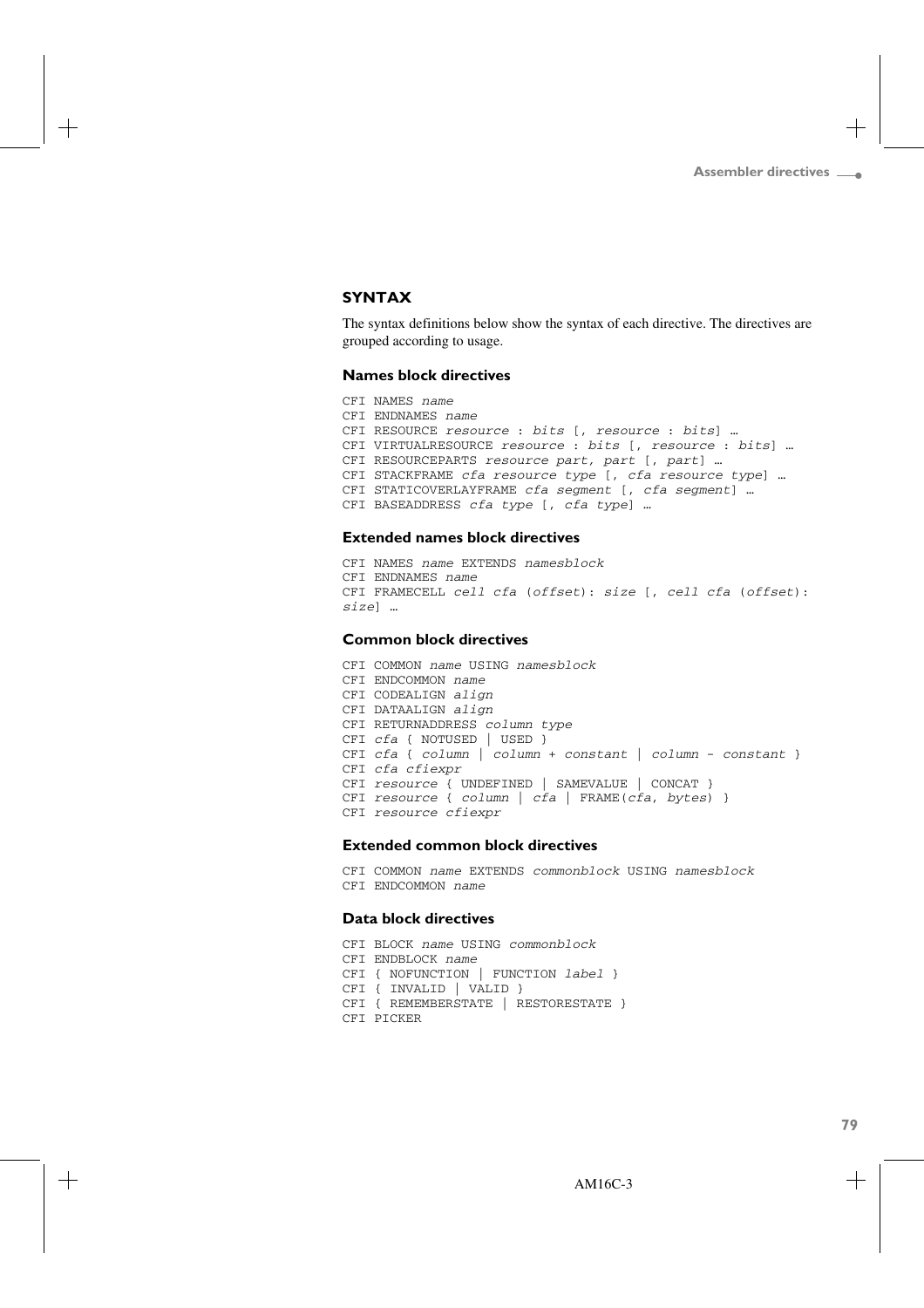## SYNTAX

The syntax definitions below show the syntax of each directive. The directives are grouped according to usage.

### Names block directives

```
CFI NAMES name
CFI ENDNAMES name
CFI RESOURCE resource : bits [, resource : bits] …
CFI VIRTUALRESOURCE resource : bits [, resource : bits] …
CFI RESOURCEPARTS resource part, part [, part] …
CFI STACKFRAME cfa resource type [, cfa resource type] …
CFI STATICOVERLAYFRAME cfa segment [, cfa segment] …
CFI BASEADDRESS cfa type [, cfa type] …
```

### Extended names block directives

```
CFI NAMES name EXTENDS namesblock
CFI ENDNAMES name
CFI FRAMECELL cell cfa (offset): size [, cell cfa (offset):
size] …
```

### Common block directives

```
CFI COMMON name USING namesblock
CFI ENDCOMMON name
CFI CODEALIGN align
CFI DATAALIGN align
CFI RETURNADDRESS column type
CFI cfa { NOTUSED | USED }
CFI cfa { column | column + constant | column - constant }
CFI cfa cfiexpr
CFI resource { UNDEFINED | SAMEVALUE | CONCAT }
CFI resource { column | cfa | FRAME(cfa, bytes) }
CFI resource cfiexpr
```

### Extended common block directives

```
CFI COMMON name EXTENDS commonblock USING namesblock
CFI ENDCOMMON name
```

### Data block directives

```
CFI BLOCK name USING commonblock
CFI ENDBLOCK name
CFI { NOFUNCTION | FUNCTION label }
CFI { INVALID | VALID }
CFI { REMEMBERSTATE | RESTORESTATE }
CFI PICKER
```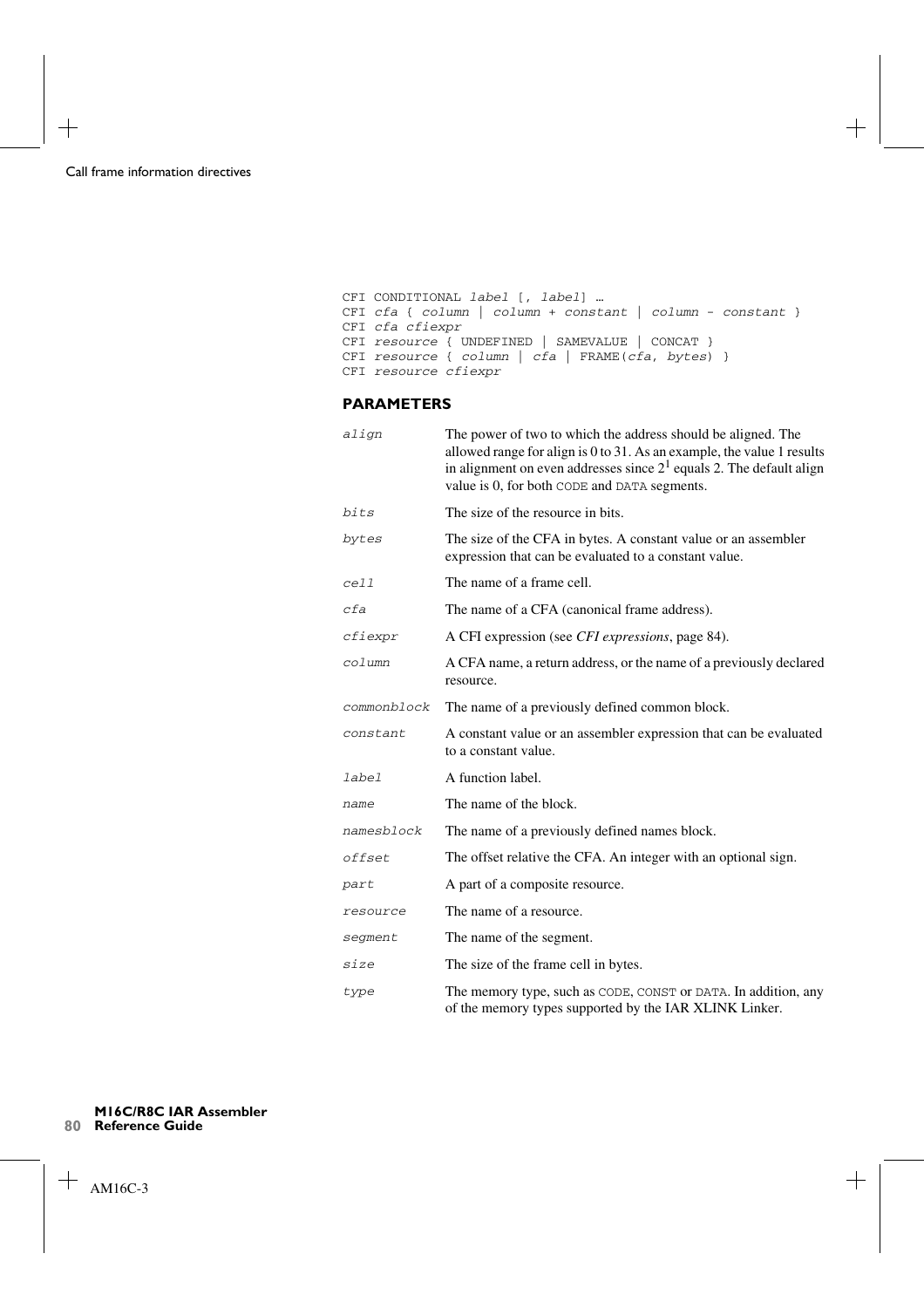```
CFI CONDITIONAL label [, label] …
CFI cfa { column | column + constant | column - constant }
CFI cfa cfiexpr
CFI resource { UNDEFINED | SAMEVALUE | CONCAT }
CFI resource { column | cfa | FRAME(cfa, bytes) }
CFI resource cfiexpr
```

### PARAMETERS

| | |
|---|---|
| *align* | The power of two to which the address should be aligned. The allowed range for align is 0 to 31. As an example, the value 1 results in alignment on even addresses since $2^1$ equals 2. The default align value is 0, for both `CODE` and `DATA` segments. |
| *bits* | The size of the resource in bits. |
| *bytes* | The size of the CFA in bytes. A constant value or an assembler expression that can be evaluated to a constant value. |
| *cell* | The name of a frame cell. |
| *cfa* | The name of a CFA (canonical frame address). |
| *cfiexpr* | A CFI expression (see *CFI expressions*, page 84). |
| *column* | A CFA name, a return address, or the name of a previously declared resource. |
| *commonblock* | The name of a previously defined common block. |
| *constant* | A constant value or an assembler expression that can be evaluated to a constant value. |
| *label* | A function label. |
| *name* | The name of the block. |
| *namesblock* | The name of a previously defined names block. |
| *offset* | The offset relative the CFA. An integer with an optional sign. |
| *part* | A part of a composite resource. |
| *resource* | The name of a resource. |
| *segment* | The name of the segment. |
| *size* | The size of the frame cell in bytes. |
| *type* | The memory type, such as `CODE`, `CONST` or `DATA`. In addition, any of the memory types supported by the IAR XLINK Linker. |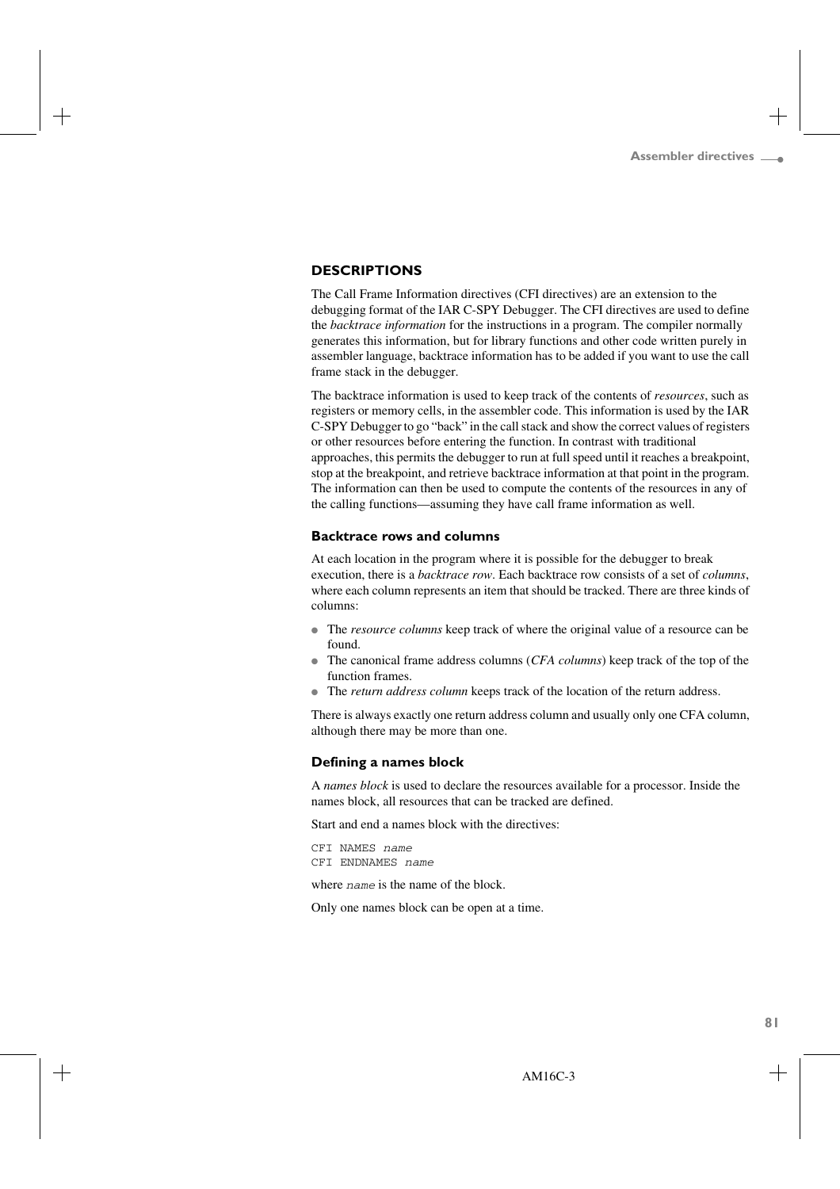## DESCRIPTIONS

The Call Frame Information directives (CFI directives) are an extension to the debugging format of the IAR C-SPY Debugger. The CFI directives are used to define the *backtrace information* for the instructions in a program. The compiler normally generates this information, but for library functions and other code written purely in assembler language, backtrace information has to be added if you want to use the call frame stack in the debugger.

The backtrace information is used to keep track of the contents of *resources*, such as registers or memory cells, in the assembler code. This information is used by the IAR C-SPY Debugger to go "back" in the call stack and show the correct values of registers or other resources before entering the function. In contrast with traditional approaches, this permits the debugger to run at full speed until it reaches a breakpoint, stop at the breakpoint, and retrieve backtrace information at that point in the program. The information can then be used to compute the contents of the resources in any of the calling functions—assuming they have call frame information as well.

### Backtrace rows and columns

At each location in the program where it is possible for the debugger to break execution, there is a *backtrace row*. Each backtrace row consists of a set of *columns*, where each column represents an item that should be tracked. There are three kinds of columns:

- The *resource columns* keep track of where the original value of a resource can be found.
- The canonical frame address columns (*CFA columns*) keep track of the top of the function frames.
- The *return address column* keeps track of the location of the return address.

There is always exactly one return address column and usually only one CFA column, although there may be more than one.

### Defining a names block

A *names block* is used to declare the resources available for a processor. Inside the names block, all resources that can be tracked are defined.

Start and end a names block with the directives:

```
CFI NAMES name
CFI ENDNAMES name
```

where `name` is the name of the block.

Only one names block can be open at a time.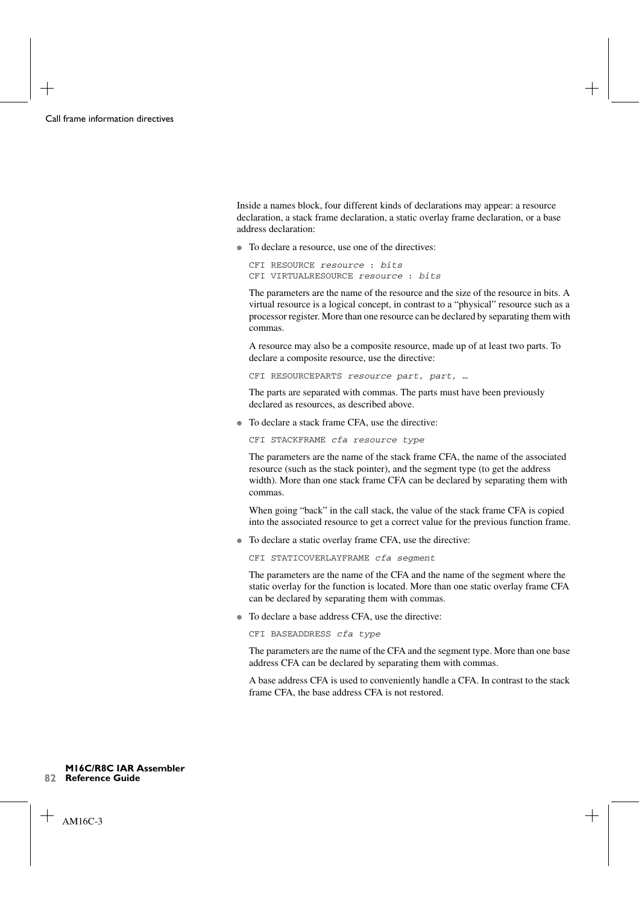Inside a names block, four different kinds of declarations may appear: a resource declaration, a stack frame declaration, a static overlay frame declaration, or a base address declaration:

- To declare a resource, use one of the directives:

  ```
  CFI RESOURCE resource : bits
  CFI VIRTUALRESOURCE resource : bits
  ```

  The parameters are the name of the resource and the size of the resource in bits. A virtual resource is a logical concept, in contrast to a "physical" resource such as a processor register. More than one resource can be declared by separating them with commas.

  A resource may also be a composite resource, made up of at least two parts. To declare a composite resource, use the directive:

  ```
  CFI RESOURCEPARTS resource part, part, …
  ```

  The parts are separated with commas. The parts must have been previously declared as resources, as described above.

- To declare a stack frame CFA, use the directive:

  ```
  CFI STACKFRAME cfa resource type
  ```

  The parameters are the name of the stack frame CFA, the name of the associated resource (such as the stack pointer), and the segment type (to get the address width). More than one stack frame CFA can be declared by separating them with commas.

  When going "back" in the call stack, the value of the stack frame CFA is copied into the associated resource to get a correct value for the previous function frame.

- To declare a static overlay frame CFA, use the directive:

  ```
  CFI STATICOVERLAYFRAME cfa segment
  ```

  The parameters are the name of the CFA and the name of the segment where the static overlay for the function is located. More than one static overlay frame CFA can be declared by separating them with commas.

- To declare a base address CFA, use the directive:

  ```
  CFI BASEADDRESS cfa type
  ```

  The parameters are the name of the CFA and the segment type. More than one base address CFA can be declared by separating them with commas.

  A base address CFA is used to conveniently handle a CFA. In contrast to the stack frame CFA, the base address CFA is not restored.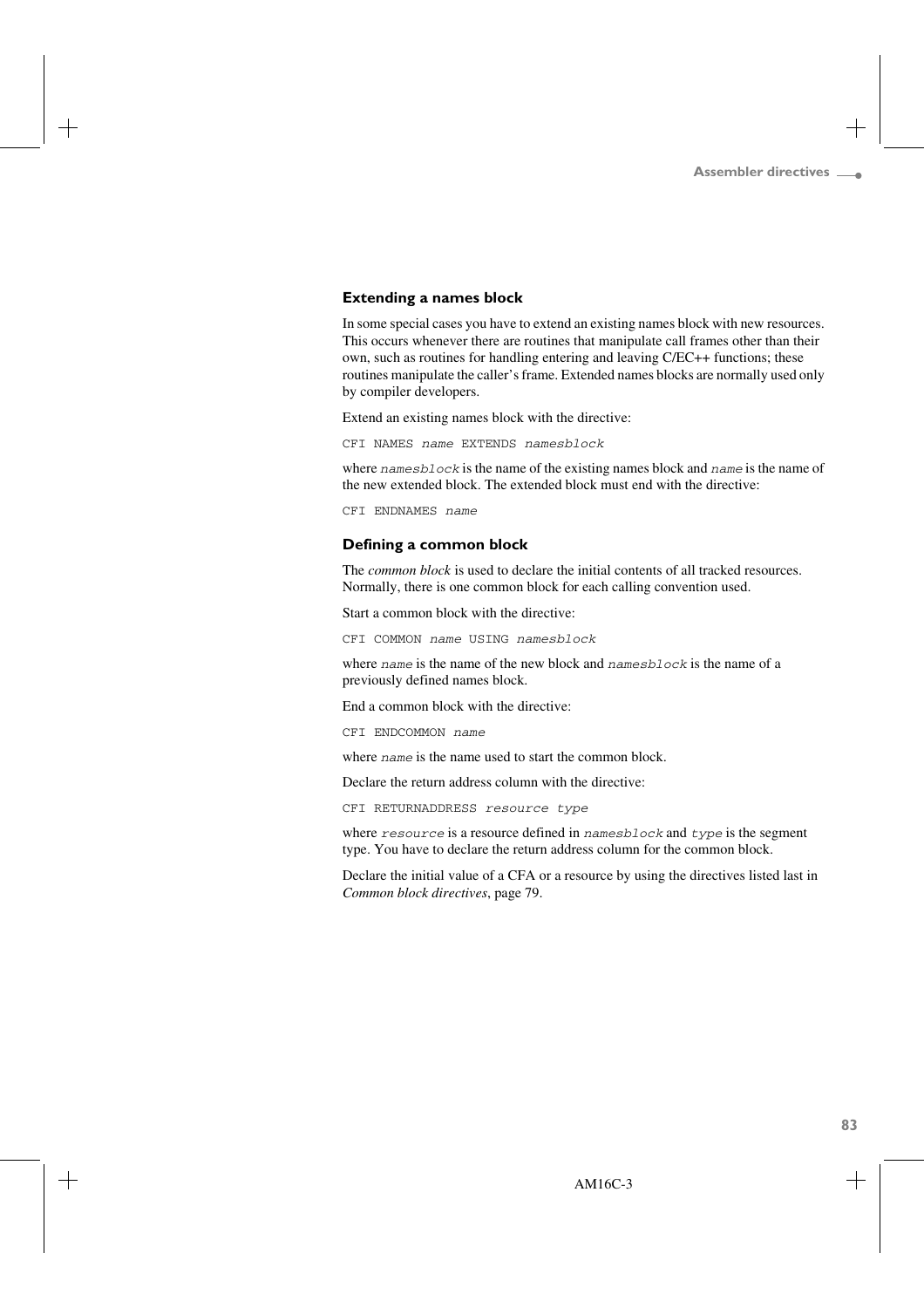### Extending a names block

In some special cases you have to extend an existing names block with new resources. This occurs whenever there are routines that manipulate call frames other than their own, such as routines for handling entering and leaving C/EC++ functions; these routines manipulate the caller's frame. Extended names blocks are normally used only by compiler developers.

Extend an existing names block with the directive:

```
CFI NAMES name EXTENDS namesblock
```

where `namesblock` is the name of the existing names block and `name` is the name of the new extended block. The extended block must end with the directive:

```
CFI ENDNAMES name
```

### Defining a common block

The *common block* is used to declare the initial contents of all tracked resources. Normally, there is one common block for each calling convention used.

Start a common block with the directive:

```
CFI COMMON name USING namesblock
```

where `name` is the name of the new block and `namesblock` is the name of a previously defined names block.

End a common block with the directive:

```
CFI ENDCOMMON name
```

where `name` is the name used to start the common block.

Declare the return address column with the directive:

```
CFI RETURNADDRESS resource type
```

where `resource` is a resource defined in `namesblock` and `type` is the segment type. You have to declare the return address column for the common block.

Declare the initial value of a CFA or a resource by using the directives listed last in *Common block directives*, page 79.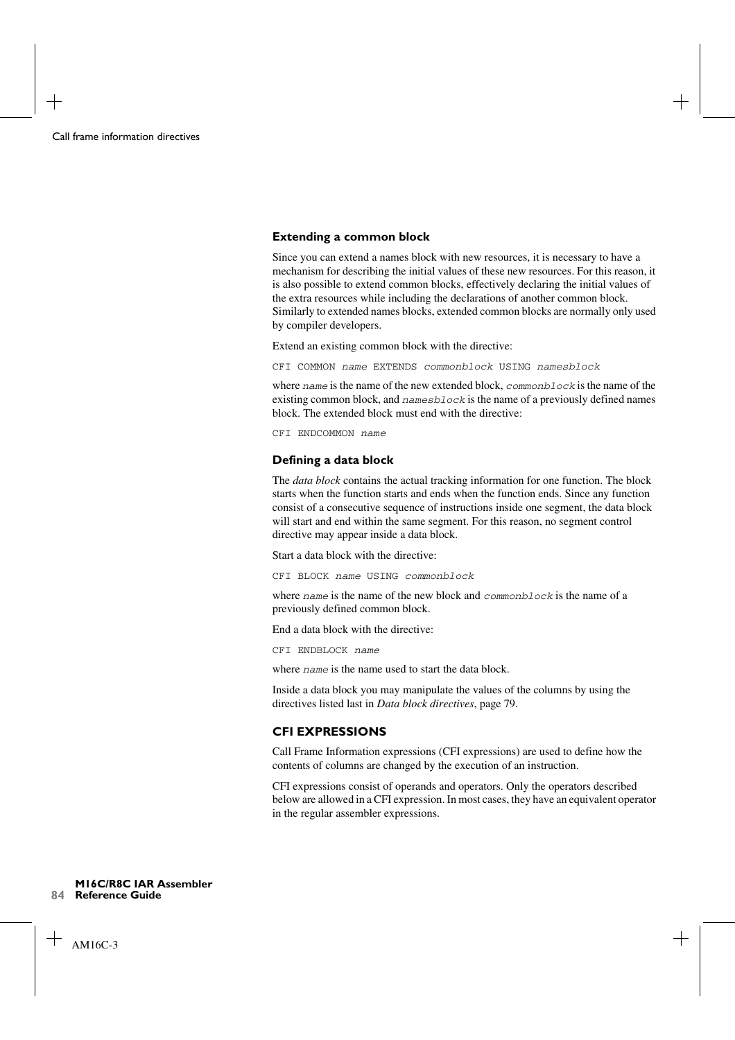### Extending a common block

Since you can extend a names block with new resources, it is necessary to have a mechanism for describing the initial values of these new resources. For this reason, it is also possible to extend common blocks, effectively declaring the initial values of the extra resources while including the declarations of another common block. Similarly to extended names blocks, extended common blocks are normally only used by compiler developers.

Extend an existing common block with the directive:

```
CFI COMMON name EXTENDS commonblock USING namesblock
```

where `name` is the name of the new extended block, `commonblock` is the name of the existing common block, and `namesblock` is the name of a previously defined names block. The extended block must end with the directive:

```
CFI ENDCOMMON name
```

### Defining a data block

The *data block* contains the actual tracking information for one function. The block starts when the function starts and ends when the function ends. Since any function consist of a consecutive sequence of instructions inside one segment, the data block will start and end within the same segment. For this reason, no segment control directive may appear inside a data block.

Start a data block with the directive:

```
CFI BLOCK name USING commonblock
```

where `name` is the name of the new block and `commonblock` is the name of a previously defined common block.

End a data block with the directive:

```
CFI ENDBLOCK name
```

where `name` is the name used to start the data block.

Inside a data block you may manipulate the values of the columns by using the directives listed last in *Data block directives*, page 79.

## CFI EXPRESSIONS

Call Frame Information expressions (CFI expressions) are used to define how the contents of columns are changed by the execution of an instruction.

CFI expressions consist of operands and operators. Only the operators described below are allowed in a CFI expression. In most cases, they have an equivalent operator in the regular assembler expressions.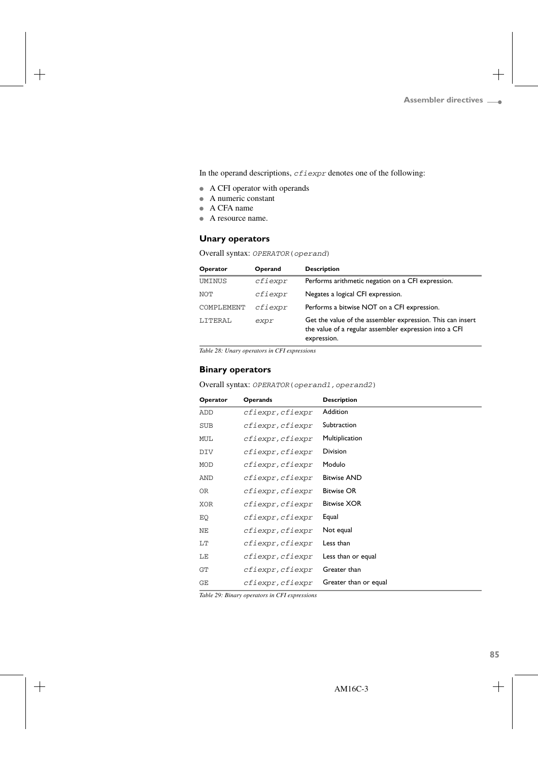In the operand descriptions, `cfiexpr` denotes one of the following:

- A CFI operator with operands
- A numeric constant
- A CFA name
- A resource name.

### Unary operators

Overall syntax: `OPERATOR(operand)`

| Operator | Operand | Description |
|---|---|---|
| `UMINUS` | *`cfiexpr`* | Performs arithmetic negation on a CFI expression. |
| `NOT` | *`cfiexpr`* | Negates a logical CFI expression. |
| `COMPLEMENT` | *`cfiexpr`* | Performs a bitwise NOT on a CFI expression. |
| `LITERAL` | *`expr`* | Get the value of the assembler expression. This can insert the value of a regular assembler expression into a CFI expression. |

*Table 28: Unary operators in CFI expressions*

### Binary operators

Overall syntax: `OPERATOR(operand1,operand2)`

| Operator | Operands | Description |
|---|---|---|
| `ADD` | *`cfiexpr,cfiexpr`* | Addition |
| `SUB` | *`cfiexpr,cfiexpr`* | Subtraction |
| `MUL` | *`cfiexpr,cfiexpr`* | Multiplication |
| `DIV` | *`cfiexpr,cfiexpr`* | Division |
| `MOD` | *`cfiexpr,cfiexpr`* | Modulo |
| `AND` | *`cfiexpr,cfiexpr`* | Bitwise AND |
| `OR` | *`cfiexpr,cfiexpr`* | Bitwise OR |
| `XOR` | *`cfiexpr,cfiexpr`* | Bitwise XOR |
| `EQ` | *`cfiexpr,cfiexpr`* | Equal |
| `NE` | *`cfiexpr,cfiexpr`* | Not equal |
| `LT` | *`cfiexpr,cfiexpr`* | Less than |
| `LE` | *`cfiexpr,cfiexpr`* | Less than or equal |
| `GT` | *`cfiexpr,cfiexpr`* | Greater than |
| `GE` | *`cfiexpr,cfiexpr`* | Greater than or equal |

*Table 29: Binary operators in CFI expressions*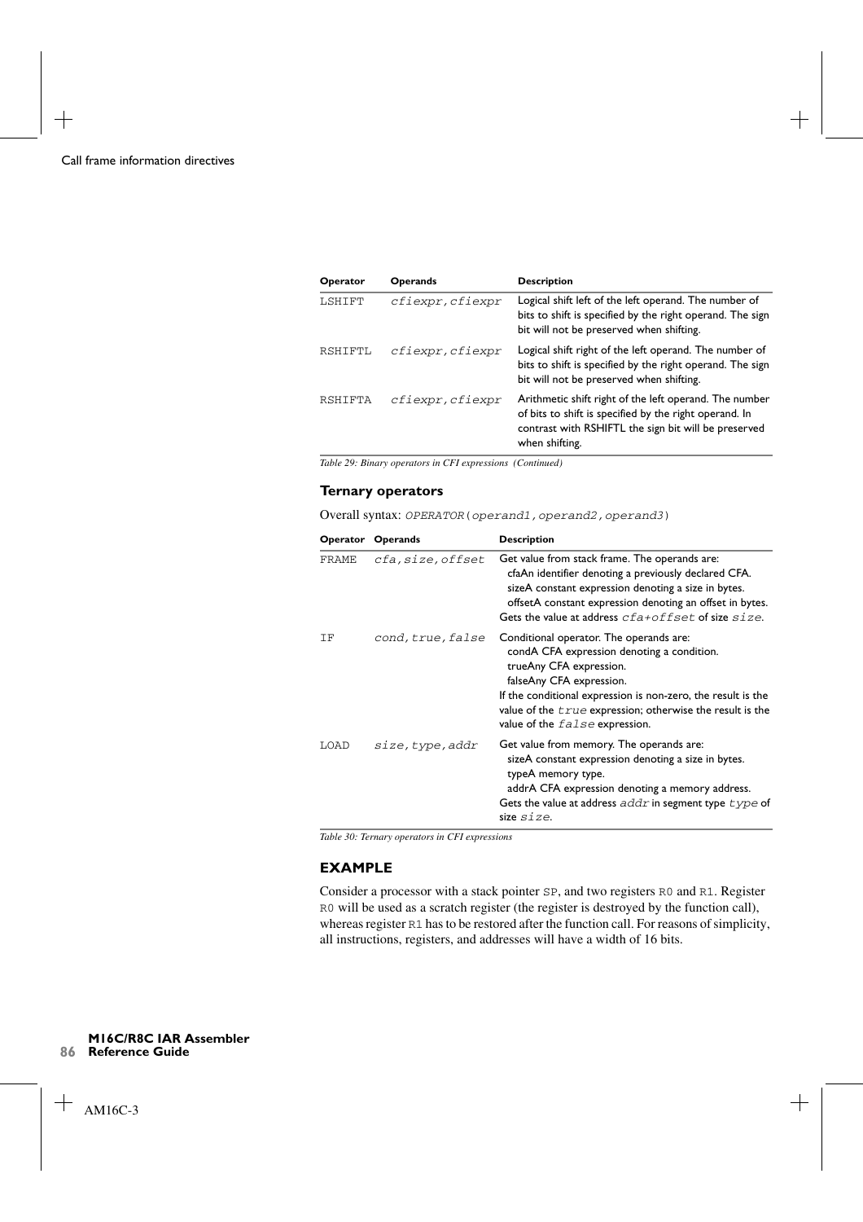| Operator | Operands | Description |
|---|---|---|
| LSHIFT | *cfiexpr,cfiexpr* | Logical shift left of the left operand. The number of bits to shift is specified by the right operand. The sign bit will not be preserved when shifting. |
| RSHIFTL | *cfiexpr,cfiexpr* | Logical shift right of the left operand. The number of bits to shift is specified by the right operand. The sign bit will not be preserved when shifting. |
| RSHIFTA | *cfiexpr,cfiexpr* | Arithmetic shift right of the left operand. The number of bits to shift is specified by the right operand. In contrast with RSHIFTL the sign bit will be preserved when shifting. |

*Table 29: Binary operators in CFI expressions (Continued)*

### Ternary operators

Overall syntax: `OPERATOR(operand1,operand2,operand3)`

| Operator | Operands | Description |
|---|---|---|
| FRAME | *cfa,size,offset* | Get value from stack frame. The operands are:<br>cfaAn identifier denoting a previously declared CFA.<br>sizeA constant expression denoting a size in bytes.<br>offsetA constant expression denoting an offset in bytes.<br>Gets the value at address *cfa+offset* of size *size*. |
| IF | *cond,true,false* | Conditional operator. The operands are:<br>condA CFA expression denoting a condition.<br>trueAny CFA expression.<br>falseAny CFA expression.<br>If the conditional expression is non-zero, the result is the value of the *true* expression; otherwise the result is the value of the *false* expression. |
| LOAD | *size,type,addr* | Get value from memory. The operands are:<br>sizeA constant expression denoting a size in bytes.<br>typeA memory type.<br>addrA CFA expression denoting a memory address.<br>Gets the value at address *addr* in segment type *type* of size *size*. |

*Table 30: Ternary operators in CFI expressions*

## EXAMPLE

Consider a processor with a stack pointer SP, and two registers R0 and R1. Register R0 will be used as a scratch register (the register is destroyed by the function call), whereas register R1 has to be restored after the function call. For reasons of simplicity, all instructions, registers, and addresses will have a width of 16 bits.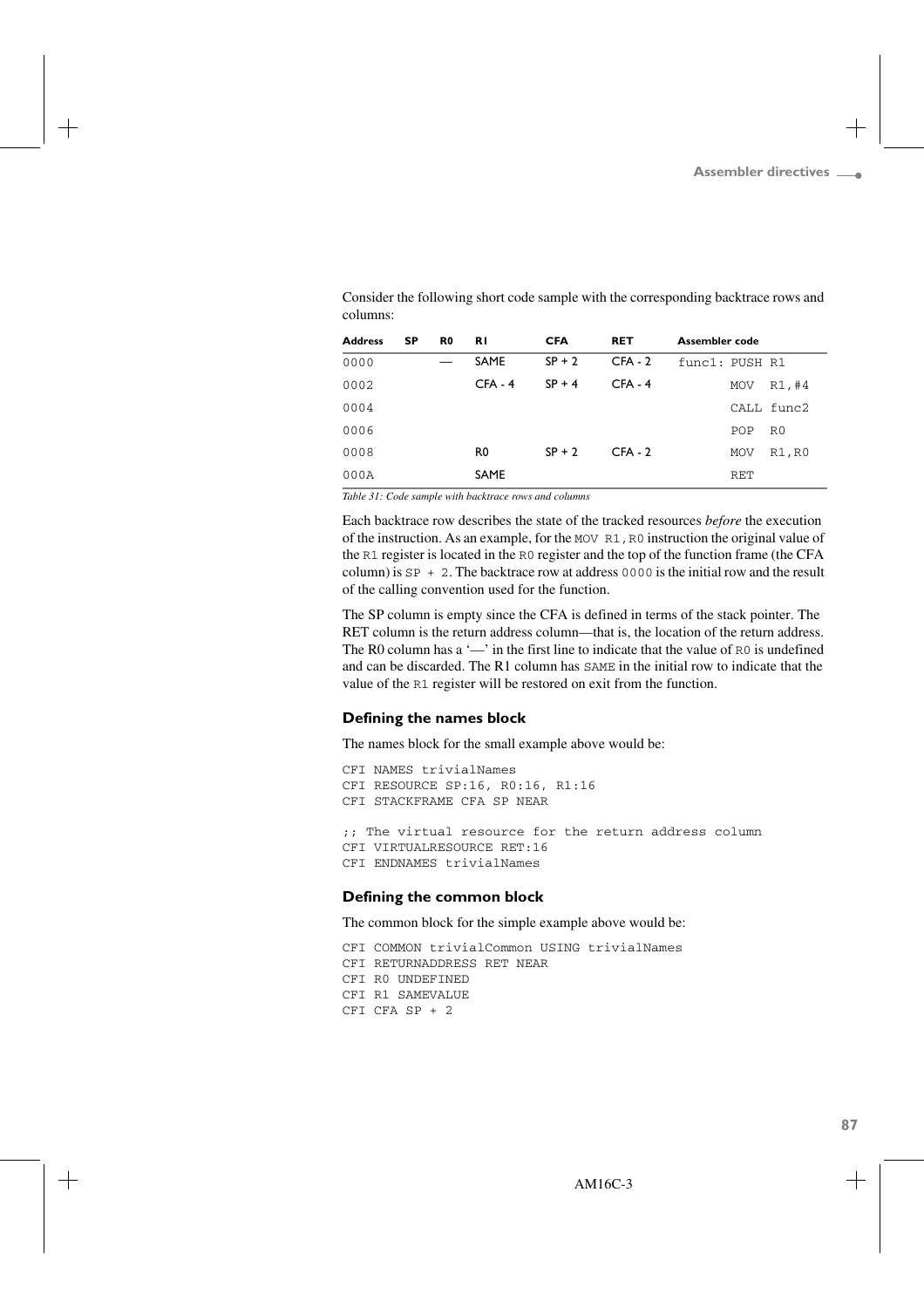Consider the following short code sample with the corresponding backtrace rows and columns:

| Address | SP | R0 | R1 | CFA | RET | Assembler code |
|---|---|---|---|---|---|---|
| 0000 | | — | SAME | SP + 2 | CFA - 2 | `func1: PUSH R1` |
| 0002 | | | CFA - 4 | SP + 4 | CFA - 4 | `MOV R1,#4` |
| 0004 | | | | | | `CALL func2` |
| 0006 | | | | | | `POP R0` |
| 0008 | | | R0 | SP + 2 | CFA - 2 | `MOV R1,R0` |
| 000A | | | SAME | | | `RET` |

*Table 31: Code sample with backtrace rows and columns*

Each backtrace row describes the state of the tracked resources *before* the execution of the instruction. As an example, for the `MOV R1,R0` instruction the original value of the `R1` register is located in the `R0` register and the top of the function frame (the CFA column) is `SP + 2`. The backtrace row at address `0000` is the initial row and the result of the calling convention used for the function.

The SP column is empty since the CFA is defined in terms of the stack pointer. The RET column is the return address column—that is, the location of the return address. The R0 column has a '—' in the first line to indicate that the value of `R0` is undefined and can be discarded. The R1 column has `SAME` in the initial row to indicate that the value of the `R1` register will be restored on exit from the function.

### Defining the names block

The names block for the small example above would be:

```
CFI NAMES trivialNames
CFI RESOURCE SP:16, R0:16, R1:16
CFI STACKFRAME CFA SP NEAR

;; The virtual resource for the return address column
CFI VIRTUALRESOURCE RET:16
CFI ENDNAMES trivialNames
```

### Defining the common block

The common block for the simple example above would be:

```
CFI COMMON trivialCommon USING trivialNames
CFI RETURNADDRESS RET NEAR
CFI R0 UNDEFINED
CFI R1 SAMEVALUE
CFI CFA SP + 2
```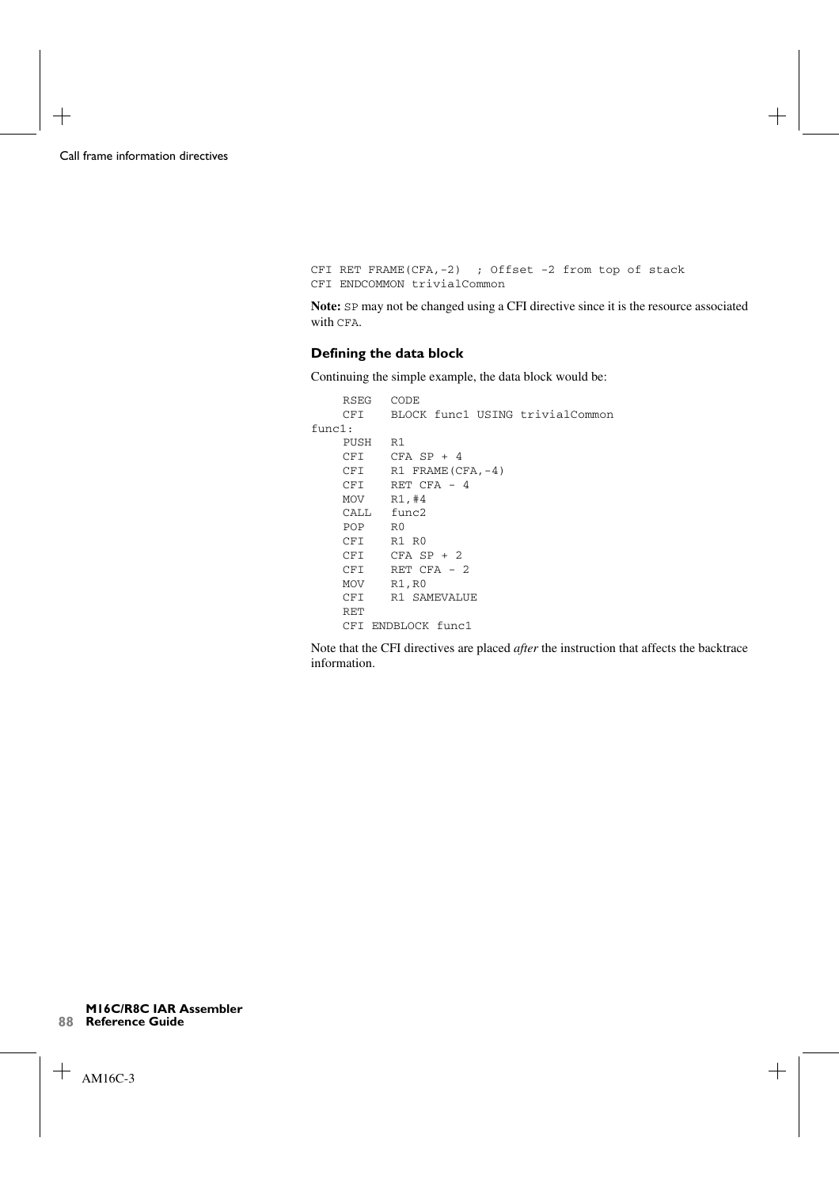```
CFI RET FRAME(CFA,-2)  ; Offset -2 from top of stack
CFI ENDCOMMON trivialCommon
```

**Note:** SP may not be changed using a CFI directive since it is the resource associated with CFA.

### Defining the data block

Continuing the simple example, the data block would be:

```
    RSEG   CODE
    CFI    BLOCK func1 USING trivialCommon
func1:
    PUSH   R1
    CFI    CFA SP + 4
    CFI    R1 FRAME(CFA,-4)
    CFI    RET CFA - 4
    MOV    R1,#4
    CALL   func2
    POP    R0
    CFI    R1 R0
    CFI    CFA SP + 2
    CFI    RET CFA - 2
    MOV    R1,R0
    CFI    R1 SAMEVALUE
    RET
    CFI ENDBLOCK func1
```

Note that the CFI directives are placed *after* the instruction that affects the backtrace information.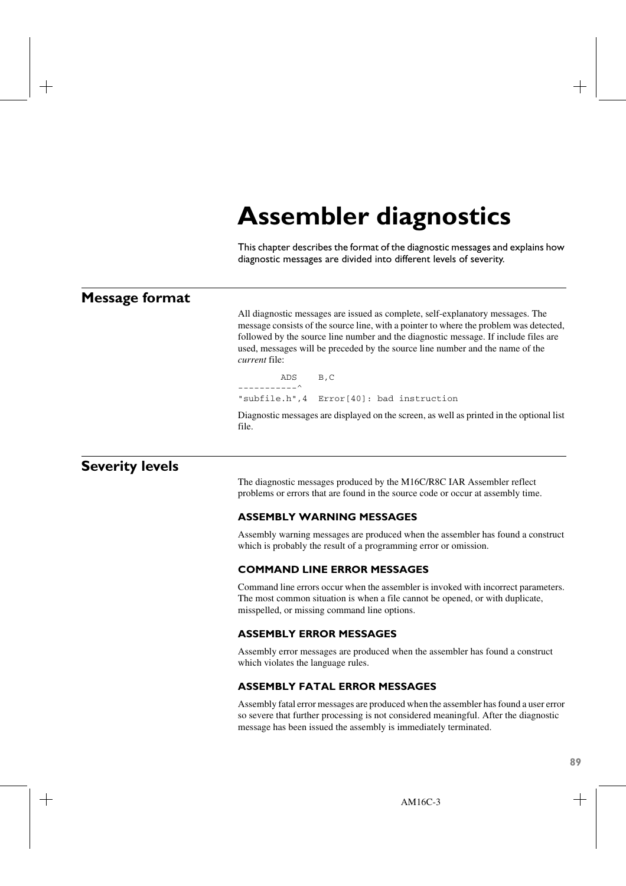# Assembler diagnostics

This chapter describes the format of the diagnostic messages and explains how diagnostic messages are divided into different levels of severity.

## Message format

All diagnostic messages are issued as complete, self-explanatory messages. The message consists of the source line, with a pointer to where the problem was detected, followed by the source line number and the diagnostic message. If include files are used, messages will be preceded by the source line number and the name of the *current* file:

```
        ADS    B,C
-----------^
"subfile.h",4  Error[40]: bad instruction
```

Diagnostic messages are displayed on the screen, as well as printed in the optional list file.

## Severity levels

The diagnostic messages produced by the M16C/R8C IAR Assembler reflect problems or errors that are found in the source code or occur at assembly time.

### ASSEMBLY WARNING MESSAGES

Assembly warning messages are produced when the assembler has found a construct which is probably the result of a programming error or omission.

### COMMAND LINE ERROR MESSAGES

Command line errors occur when the assembler is invoked with incorrect parameters. The most common situation is when a file cannot be opened, or with duplicate, misspelled, or missing command line options.

### ASSEMBLY ERROR MESSAGES

Assembly error messages are produced when the assembler has found a construct which violates the language rules.

### ASSEMBLY FATAL ERROR MESSAGES

Assembly fatal error messages are produced when the assembler has found a user error so severe that further processing is not considered meaningful. After the diagnostic message has been issued the assembly is immediately terminated.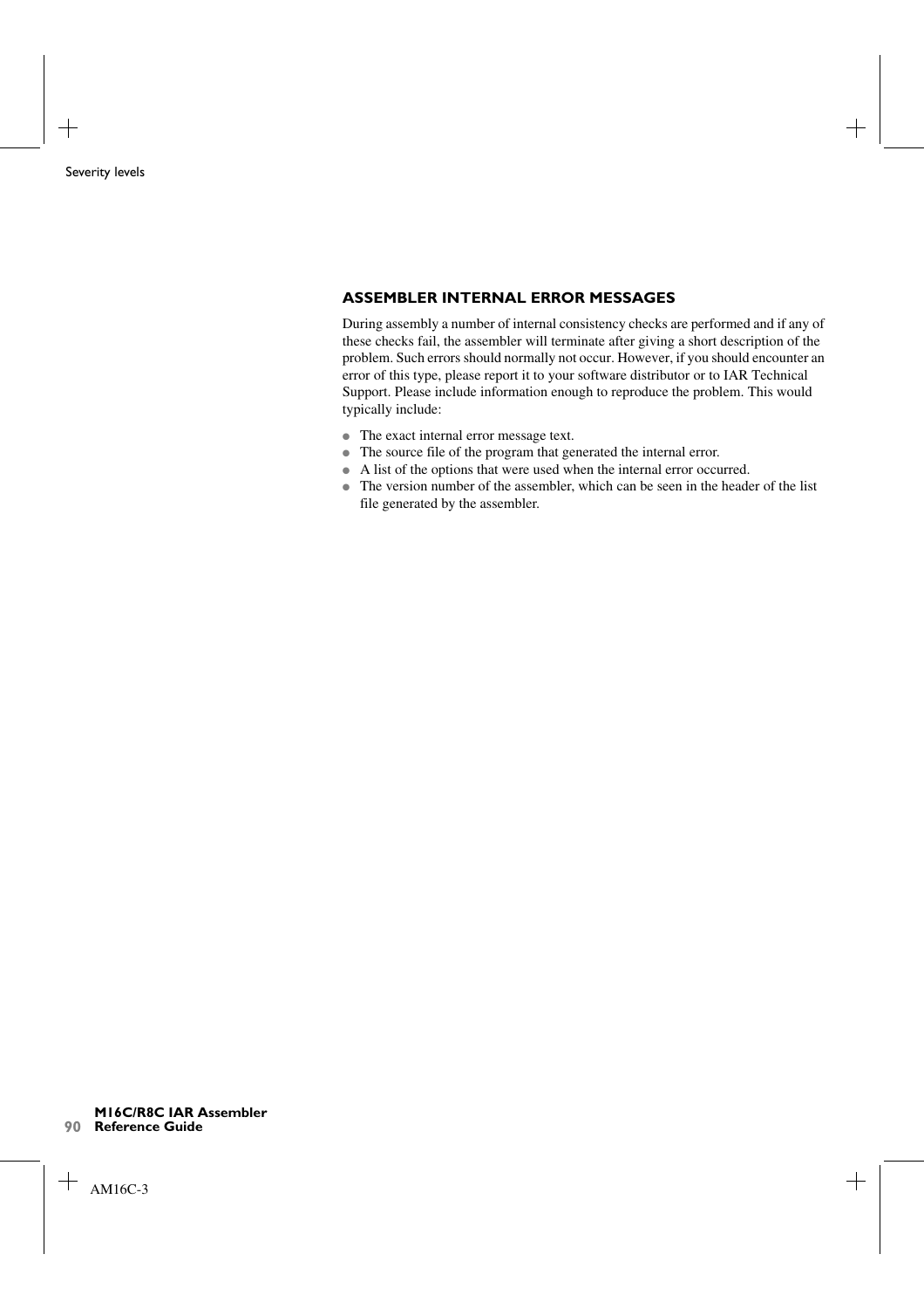## ASSEMBLER INTERNAL ERROR MESSAGES

During assembly a number of internal consistency checks are performed and if any of these checks fail, the assembler will terminate after giving a short description of the problem. Such errors should normally not occur. However, if you should encounter an error of this type, please report it to your software distributor or to IAR Technical Support. Please include information enough to reproduce the problem. This would typically include:

- The exact internal error message text.
- The source file of the program that generated the internal error.
- A list of the options that were used when the internal error occurred.
- The version number of the assembler, which can be seen in the header of the list file generated by the assembler.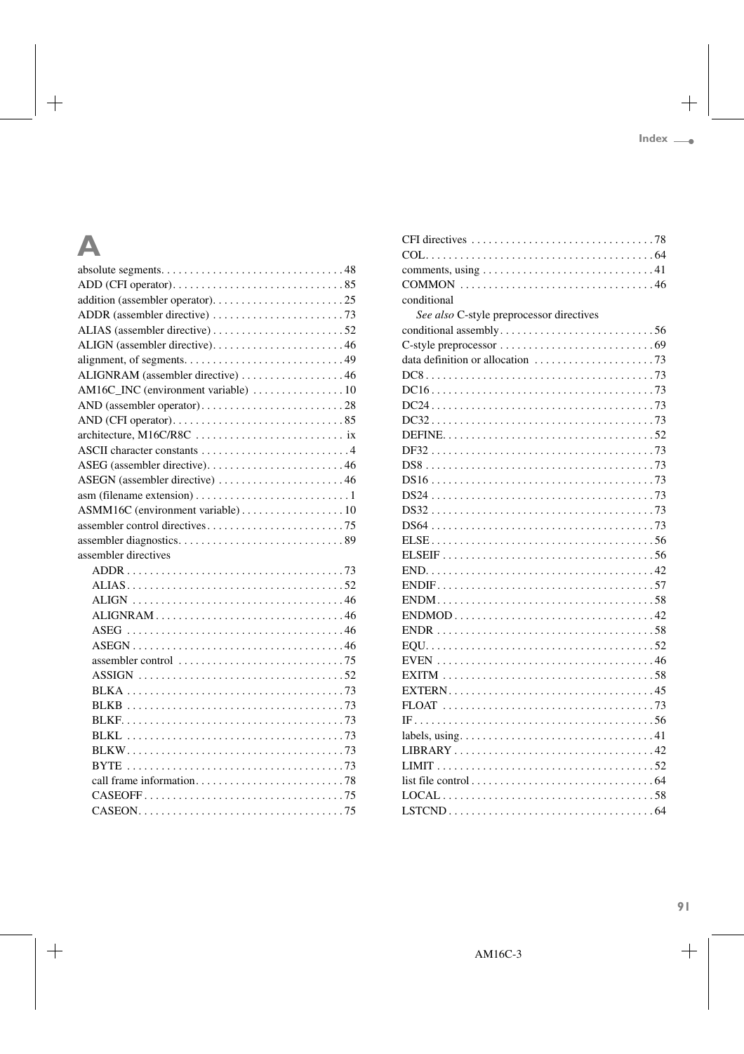# A

absolute segments. . . . . . . . . . . . . . . . . . . . . . . . . . . . . . . 48
ADD (CFI operator). . . . . . . . . . . . . . . . . . . . . . . . . . . . . 85
addition (assembler operator). . . . . . . . . . . . . . . . . . . . . . 25
ADDR (assembler directive) . . . . . . . . . . . . . . . . . . . . . . 73
ALIAS (assembler directive) . . . . . . . . . . . . . . . . . . . . . . 52
ALIGN (assembler directive). . . . . . . . . . . . . . . . . . . . . . 46
alignment, of segments. . . . . . . . . . . . . . . . . . . . . . . . . . . 49
ALIGNRAM (assembler directive) . . . . . . . . . . . . . . . . . 46
AM16C_INC (environment variable) . . . . . . . . . . . . . . . 10
AND (assembler operator). . . . . . . . . . . . . . . . . . . . . . . . 28
AND (CFI operator). . . . . . . . . . . . . . . . . . . . . . . . . . . . . 85
architecture, M16C/R8C . . . . . . . . . . . . . . . . . . . . . . . . . ix
ASCII character constants . . . . . . . . . . . . . . . . . . . . . . . . . 4
ASEG (assembler directive). . . . . . . . . . . . . . . . . . . . . . . 46
ASEGN (assembler directive) . . . . . . . . . . . . . . . . . . . . . 46
asm (filename extension) . . . . . . . . . . . . . . . . . . . . . . . . . . 1
ASMM16C (environment variable) . . . . . . . . . . . . . . . . . 10
assembler control directives. . . . . . . . . . . . . . . . . . . . . . . 75
assembler diagnostics. . . . . . . . . . . . . . . . . . . . . . . . . . . . 89
assembler directives
- ADDR . . . . . . . . . . . . . . . . . . . . . . . . . . . . . . . . . . . . . 73
- ALIAS . . . . . . . . . . . . . . . . . . . . . . . . . . . . . . . . . . . . . 52
- ALIGN . . . . . . . . . . . . . . . . . . . . . . . . . . . . . . . . . . . . 46
- ALIGNRAM . . . . . . . . . . . . . . . . . . . . . . . . . . . . . . . . 46
- ASEG . . . . . . . . . . . . . . . . . . . . . . . . . . . . . . . . . . . . . 46
- ASEGN . . . . . . . . . . . . . . . . . . . . . . . . . . . . . . . . . . . . 46
- assembler control . . . . . . . . . . . . . . . . . . . . . . . . . . . . 75
- ASSIGN . . . . . . . . . . . . . . . . . . . . . . . . . . . . . . . . . . . 52
- BLKA . . . . . . . . . . . . . . . . . . . . . . . . . . . . . . . . . . . . . 73
- BLKB . . . . . . . . . . . . . . . . . . . . . . . . . . . . . . . . . . . . . 73
- BLKF. . . . . . . . . . . . . . . . . . . . . . . . . . . . . . . . . . . . . . 73
- BLKL . . . . . . . . . . . . . . . . . . . . . . . . . . . . . . . . . . . . . 73
- BLKW. . . . . . . . . . . . . . . . . . . . . . . . . . . . . . . . . . . . . 73
- BYTE . . . . . . . . . . . . . . . . . . . . . . . . . . . . . . . . . . . . . 73
- call frame information. . . . . . . . . . . . . . . . . . . . . . . . . 78
- CASEOFF . . . . . . . . . . . . . . . . . . . . . . . . . . . . . . . . . . 75
- CASEON. . . . . . . . . . . . . . . . . . . . . . . . . . . . . . . . . . . 75
- CFI directives . . . . . . . . . . . . . . . . . . . . . . . . . . . . . . . 78
- COL. . . . . . . . . . . . . . . . . . . . . . . . . . . . . . . . . . . . . . . 64
- comments, using . . . . . . . . . . . . . . . . . . . . . . . . . . . . . 41
- COMMON . . . . . . . . . . . . . . . . . . . . . . . . . . . . . . . . . 46
- conditional
  - *See also* C-style preprocessor directives
- conditional assembly. . . . . . . . . . . . . . . . . . . . . . . . . . 56
- C-style preprocessor . . . . . . . . . . . . . . . . . . . . . . . . . . 69
- data definition or allocation . . . . . . . . . . . . . . . . . . . . 73
- DC8 . . . . . . . . . . . . . . . . . . . . . . . . . . . . . . . . . . . . . . . 73
- DC16 . . . . . . . . . . . . . . . . . . . . . . . . . . . . . . . . . . . . . . 73
- DC24 . . . . . . . . . . . . . . . . . . . . . . . . . . . . . . . . . . . . . . 73
- DC32 . . . . . . . . . . . . . . . . . . . . . . . . . . . . . . . . . . . . . . 73
- DEFINE. . . . . . . . . . . . . . . . . . . . . . . . . . . . . . . . . . . . 52
- DF32 . . . . . . . . . . . . . . . . . . . . . . . . . . . . . . . . . . . . . . 73
- DS8 . . . . . . . . . . . . . . . . . . . . . . . . . . . . . . . . . . . . . . . 73
- DS16 . . . . . . . . . . . . . . . . . . . . . . . . . . . . . . . . . . . . . . 73
- DS24 . . . . . . . . . . . . . . . . . . . . . . . . . . . . . . . . . . . . . . 73
- DS32 . . . . . . . . . . . . . . . . . . . . . . . . . . . . . . . . . . . . . . 73
- DS64 . . . . . . . . . . . . . . . . . . . . . . . . . . . . . . . . . . . . . . 73
- ELSE . . . . . . . . . . . . . . . . . . . . . . . . . . . . . . . . . . . . . . 56
- ELSEIF . . . . . . . . . . . . . . . . . . . . . . . . . . . . . . . . . . . . 56
- END. . . . . . . . . . . . . . . . . . . . . . . . . . . . . . . . . . . . . . . 42
- ENDIF. . . . . . . . . . . . . . . . . . . . . . . . . . . . . . . . . . . . . 57
- ENDM. . . . . . . . . . . . . . . . . . . . . . . . . . . . . . . . . . . . . 58
- ENDMOD . . . . . . . . . . . . . . . . . . . . . . . . . . . . . . . . . . 42
- ENDR . . . . . . . . . . . . . . . . . . . . . . . . . . . . . . . . . . . . . 58
- EQU. . . . . . . . . . . . . . . . . . . . . . . . . . . . . . . . . . . . . . . 52
- EVEN . . . . . . . . . . . . . . . . . . . . . . . . . . . . . . . . . . . . . 46
- EXITM . . . . . . . . . . . . . . . . . . . . . . . . . . . . . . . . . . . . 58
- EXTERN. . . . . . . . . . . . . . . . . . . . . . . . . . . . . . . . . . . 45
- FLOAT . . . . . . . . . . . . . . . . . . . . . . . . . . . . . . . . . . . . 73
- IF . . . . . . . . . . . . . . . . . . . . . . . . . . . . . . . . . . . . . . . . . 56
- labels, using. . . . . . . . . . . . . . . . . . . . . . . . . . . . . . . . . 41
- LIBRARY . . . . . . . . . . . . . . . . . . . . . . . . . . . . . . . . . . 42
- LIMIT . . . . . . . . . . . . . . . . . . . . . . . . . . . . . . . . . . . . . 52
- list file control . . . . . . . . . . . . . . . . . . . . . . . . . . . . . . . 64
- LOCAL . . . . . . . . . . . . . . . . . . . . . . . . . . . . . . . . . . . . 58
- LSTCND . . . . . . . . . . . . . . . . . . . . . . . . . . . . . . . . . . . 64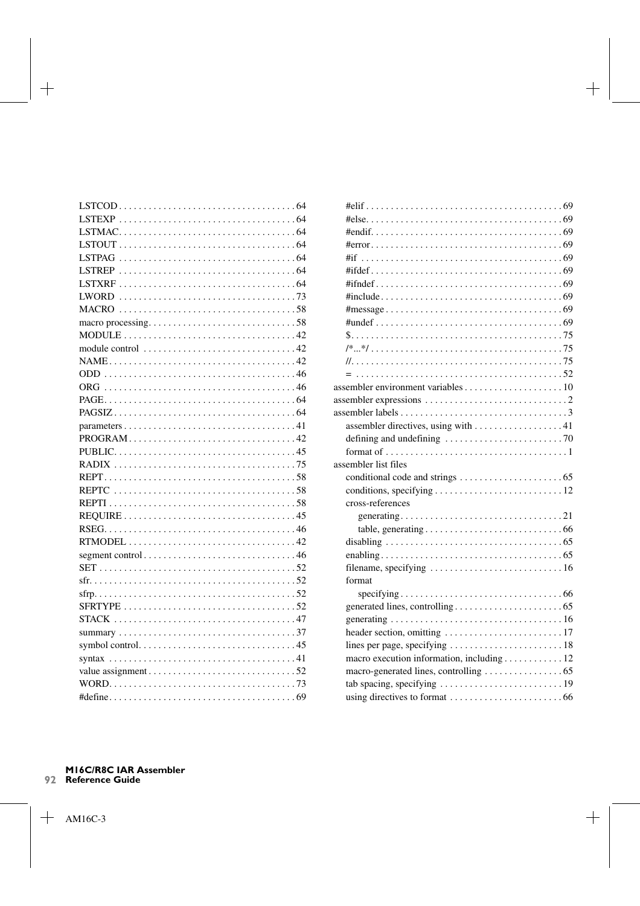LSTCOD . . . . . . . . . . . . . . . . . . . . . . . . . . . . . . . . . . . 64
LSTEXP . . . . . . . . . . . . . . . . . . . . . . . . . . . . . . . . . . . 64
LSTMAC. . . . . . . . . . . . . . . . . . . . . . . . . . . . . . . . . . . 64
LSTOUT . . . . . . . . . . . . . . . . . . . . . . . . . . . . . . . . . . . 64
LSTPAG . . . . . . . . . . . . . . . . . . . . . . . . . . . . . . . . . . . 64
LSTREP . . . . . . . . . . . . . . . . . . . . . . . . . . . . . . . . . . . 64
LSTXRF . . . . . . . . . . . . . . . . . . . . . . . . . . . . . . . . . . . 64
LWORD . . . . . . . . . . . . . . . . . . . . . . . . . . . . . . . . . . . 73
MACRO . . . . . . . . . . . . . . . . . . . . . . . . . . . . . . . . . . . 58
macro processing. . . . . . . . . . . . . . . . . . . . . . . . . . . . . 58
MODULE . . . . . . . . . . . . . . . . . . . . . . . . . . . . . . . . . . 42
module control . . . . . . . . . . . . . . . . . . . . . . . . . . . . . . 42
NAME. . . . . . . . . . . . . . . . . . . . . . . . . . . . . . . . . . . . . 42
ODD . . . . . . . . . . . . . . . . . . . . . . . . . . . . . . . . . . . . . . 46
ORG . . . . . . . . . . . . . . . . . . . . . . . . . . . . . . . . . . . . . . 46
PAGE. . . . . . . . . . . . . . . . . . . . . . . . . . . . . . . . . . . . . . 64
PAGSIZ . . . . . . . . . . . . . . . . . . . . . . . . . . . . . . . . . . . . 64
parameters . . . . . . . . . . . . . . . . . . . . . . . . . . . . . . . . . . 41
PROGRAM . . . . . . . . . . . . . . . . . . . . . . . . . . . . . . . . . 42
PUBLIC. . . . . . . . . . . . . . . . . . . . . . . . . . . . . . . . . . . . 45
RADIX . . . . . . . . . . . . . . . . . . . . . . . . . . . . . . . . . . . . 75
REPT. . . . . . . . . . . . . . . . . . . . . . . . . . . . . . . . . . . . . . 58
REPTC . . . . . . . . . . . . . . . . . . . . . . . . . . . . . . . . . . . . 58
REPTI . . . . . . . . . . . . . . . . . . . . . . . . . . . . . . . . . . . . . 58
REQUIRE . . . . . . . . . . . . . . . . . . . . . . . . . . . . . . . . . . 45
RSEG. . . . . . . . . . . . . . . . . . . . . . . . . . . . . . . . . . . . . . 46
RTMODEL . . . . . . . . . . . . . . . . . . . . . . . . . . . . . . . . . 42
segment control . . . . . . . . . . . . . . . . . . . . . . . . . . . . . . 46
SET . . . . . . . . . . . . . . . . . . . . . . . . . . . . . . . . . . . . . . . 52
sfr. . . . . . . . . . . . . . . . . . . . . . . . . . . . . . . . . . . . . . . . . 52
sfrp. . . . . . . . . . . . . . . . . . . . . . . . . . . . . . . . . . . . . . . . 52
SFRTYPE . . . . . . . . . . . . . . . . . . . . . . . . . . . . . . . . . . 52
STACK . . . . . . . . . . . . . . . . . . . . . . . . . . . . . . . . . . . . 47
summary . . . . . . . . . . . . . . . . . . . . . . . . . . . . . . . . . . . 37
symbol control. . . . . . . . . . . . . . . . . . . . . . . . . . . . . . . 45
syntax . . . . . . . . . . . . . . . . . . . . . . . . . . . . . . . . . . . . . 41
value assignment . . . . . . . . . . . . . . . . . . . . . . . . . . . . . 52
WORD. . . . . . . . . . . . . . . . . . . . . . . . . . . . . . . . . . . . . 73
#define. . . . . . . . . . . . . . . . . . . . . . . . . . . . . . . . . . . . . 69
#elif . . . . . . . . . . . . . . . . . . . . . . . . . . . . . . . . . . . . . . . 69
#else. . . . . . . . . . . . . . . . . . . . . . . . . . . . . . . . . . . . . . . 69
#endif. . . . . . . . . . . . . . . . . . . . . . . . . . . . . . . . . . . . . . 69
#error. . . . . . . . . . . . . . . . . . . . . . . . . . . . . . . . . . . . . . 69
#if . . . . . . . . . . . . . . . . . . . . . . . . . . . . . . . . . . . . . . . . 69
#ifdef . . . . . . . . . . . . . . . . . . . . . . . . . . . . . . . . . . . . . . 69
#ifndef . . . . . . . . . . . . . . . . . . . . . . . . . . . . . . . . . . . . . 69
#include . . . . . . . . . . . . . . . . . . . . . . . . . . . . . . . . . . . . 69
#message . . . . . . . . . . . . . . . . . . . . . . . . . . . . . . . . . . . 69
#undef . . . . . . . . . . . . . . . . . . . . . . . . . . . . . . . . . . . . . 69
$. . . . . . . . . . . . . . . . . . . . . . . . . . . . . . . . . . . . . . . . . . 75
/*...*/ . . . . . . . . . . . . . . . . . . . . . . . . . . . . . . . . . . . . . . 75
//. . . . . . . . . . . . . . . . . . . . . . . . . . . . . . . . . . . . . . . . . 75
= . . . . . . . . . . . . . . . . . . . . . . . . . . . . . . . . . . . . . . . . . 52

assembler environment variables . . . . . . . . . . . . . . . . . . . . 10
assembler expressions . . . . . . . . . . . . . . . . . . . . . . . . . . . . 2
assembler labels . . . . . . . . . . . . . . . . . . . . . . . . . . . . . . . . . 3
- assembler directives, using with . . . . . . . . . . . . . . . . . . 41
- defining and undefining . . . . . . . . . . . . . . . . . . . . . . . 70
- format of . . . . . . . . . . . . . . . . . . . . . . . . . . . . . . . . . . . 1

assembler list files
- conditional code and strings . . . . . . . . . . . . . . . . . . . . 65
- conditions, specifying . . . . . . . . . . . . . . . . . . . . . . . . . 12
- cross-references
  - generating. . . . . . . . . . . . . . . . . . . . . . . . . . . . . . . . 21
  - table, generating . . . . . . . . . . . . . . . . . . . . . . . . . . . 66
- disabling . . . . . . . . . . . . . . . . . . . . . . . . . . . . . . . . . . 65
- enabling. . . . . . . . . . . . . . . . . . . . . . . . . . . . . . . . . . . 65
- filename, specifying . . . . . . . . . . . . . . . . . . . . . . . . . . 16
- format
  - specifying . . . . . . . . . . . . . . . . . . . . . . . . . . . . . . . . 66
- generated lines, controlling . . . . . . . . . . . . . . . . . . . . . 65
- generating . . . . . . . . . . . . . . . . . . . . . . . . . . . . . . . . . 16
- header section, omitting . . . . . . . . . . . . . . . . . . . . . . . 17
- lines per page, specifying . . . . . . . . . . . . . . . . . . . . . . 18
- macro execution information, including . . . . . . . . . . . 12
- macro-generated lines, controlling . . . . . . . . . . . . . . . 65
- tab spacing, specifying . . . . . . . . . . . . . . . . . . . . . . . . 19
- using directives to format . . . . . . . . . . . . . . . . . . . . . . 66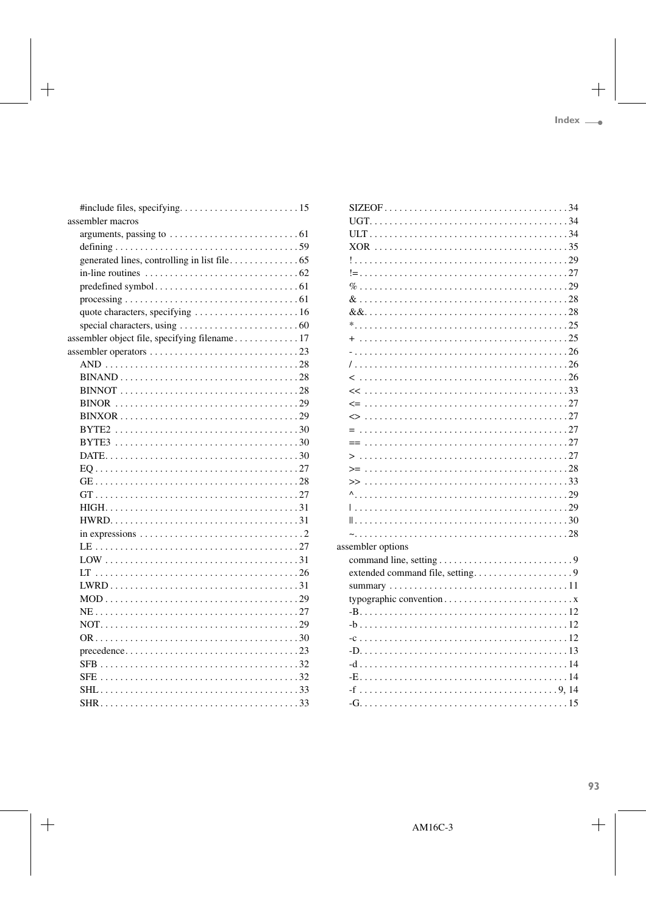#include files, specifying. . . . . . . . . . . . . . . . . . . . . . . . 15

assembler macros

- arguments, passing to . . . . . . . . . . . . . . . . . . . . . . . . . . 61
- defining . . . . . . . . . . . . . . . . . . . . . . . . . . . . . . . . . . . . . 59
- generated lines, controlling in list file. . . . . . . . . . . . . . 65
- in-line routines . . . . . . . . . . . . . . . . . . . . . . . . . . . . . . . 62
- predefined symbol. . . . . . . . . . . . . . . . . . . . . . . . . . . . . 61
- processing . . . . . . . . . . . . . . . . . . . . . . . . . . . . . . . . . . . 61
- quote characters, specifying . . . . . . . . . . . . . . . . . . . . . 16
- special characters, using . . . . . . . . . . . . . . . . . . . . . . . . 60

assembler object file, specifying filename . . . . . . . . . . . . . 17

assembler operators . . . . . . . . . . . . . . . . . . . . . . . . . . . . . . 23

- AND . . . . . . . . . . . . . . . . . . . . . . . . . . . . . . . . . . . . . . . 28
- BINAND . . . . . . . . . . . . . . . . . . . . . . . . . . . . . . . . . . . . 28
- BINNOT . . . . . . . . . . . . . . . . . . . . . . . . . . . . . . . . . . . . 28
- BINOR . . . . . . . . . . . . . . . . . . . . . . . . . . . . . . . . . . . . . 29
- BINXOR . . . . . . . . . . . . . . . . . . . . . . . . . . . . . . . . . . . . 29
- BYTE2 . . . . . . . . . . . . . . . . . . . . . . . . . . . . . . . . . . . . . 30
- BYTE3 . . . . . . . . . . . . . . . . . . . . . . . . . . . . . . . . . . . . . 30
- DATE. . . . . . . . . . . . . . . . . . . . . . . . . . . . . . . . . . . . . . . 30
- EQ . . . . . . . . . . . . . . . . . . . . . . . . . . . . . . . . . . . . . . . . 27
- GE . . . . . . . . . . . . . . . . . . . . . . . . . . . . . . . . . . . . . . . . 28
- GT . . . . . . . . . . . . . . . . . . . . . . . . . . . . . . . . . . . . . . . . 27
- HIGH. . . . . . . . . . . . . . . . . . . . . . . . . . . . . . . . . . . . . . . 31
- HWRD. . . . . . . . . . . . . . . . . . . . . . . . . . . . . . . . . . . . . . 31
- in expressions . . . . . . . . . . . . . . . . . . . . . . . . . . . . . . . . . 2
- LE . . . . . . . . . . . . . . . . . . . . . . . . . . . . . . . . . . . . . . . . . 27
- LOW . . . . . . . . . . . . . . . . . . . . . . . . . . . . . . . . . . . . . . . 31
- LT . . . . . . . . . . . . . . . . . . . . . . . . . . . . . . . . . . . . . . . . . 26
- LWRD . . . . . . . . . . . . . . . . . . . . . . . . . . . . . . . . . . . . . . 31
- MOD . . . . . . . . . . . . . . . . . . . . . . . . . . . . . . . . . . . . . . . 29
- NE . . . . . . . . . . . . . . . . . . . . . . . . . . . . . . . . . . . . . . . . . 27
- NOT. . . . . . . . . . . . . . . . . . . . . . . . . . . . . . . . . . . . . . . . 29
- OR . . . . . . . . . . . . . . . . . . . . . . . . . . . . . . . . . . . . . . . . . 30
- precedence. . . . . . . . . . . . . . . . . . . . . . . . . . . . . . . . . . . 23
- SFB . . . . . . . . . . . . . . . . . . . . . . . . . . . . . . . . . . . . . . . . 32
- SFE . . . . . . . . . . . . . . . . . . . . . . . . . . . . . . . . . . . . . . . . 32
- SHL . . . . . . . . . . . . . . . . . . . . . . . . . . . . . . . . . . . . . . . . 33
- SHR . . . . . . . . . . . . . . . . . . . . . . . . . . . . . . . . . . . . . . . . 33
- SIZEOF . . . . . . . . . . . . . . . . . . . . . . . . . . . . . . . . . . . . . 34
- UGT. . . . . . . . . . . . . . . . . . . . . . . . . . . . . . . . . . . . . . . . 34
- ULT . . . . . . . . . . . . . . . . . . . . . . . . . . . . . . . . . . . . . . . . 34
- XOR . . . . . . . . . . . . . . . . . . . . . . . . . . . . . . . . . . . . . . . 35
- ! . . . . . . . . . . . . . . . . . . . . . . . . . . . . . . . . . . . . . . . . . . . 29
- != . . . . . . . . . . . . . . . . . . . . . . . . . . . . . . . . . . . . . . . . . 27
- % . . . . . . . . . . . . . . . . . . . . . . . . . . . . . . . . . . . . . . . . . . 29
- & . . . . . . . . . . . . . . . . . . . . . . . . . . . . . . . . . . . . . . . . . . 28
- && . . . . . . . . . . . . . . . . . . . . . . . . . . . . . . . . . . . . . . . . . 28
- * . . . . . . . . . . . . . . . . . . . . . . . . . . . . . . . . . . . . . . . . . . . 25
- + . . . . . . . . . . . . . . . . . . . . . . . . . . . . . . . . . . . . . . . . . . 25
- - . . . . . . . . . . . . . . . . . . . . . . . . . . . . . . . . . . . . . . . . . . . 26
- / . . . . . . . . . . . . . . . . . . . . . . . . . . . . . . . . . . . . . . . . . . . 26
- < . . . . . . . . . . . . . . . . . . . . . . . . . . . . . . . . . . . . . . . . . . 26
- << . . . . . . . . . . . . . . . . . . . . . . . . . . . . . . . . . . . . . . . . . 33
- <= . . . . . . . . . . . . . . . . . . . . . . . . . . . . . . . . . . . . . . . . . 27
- <> . . . . . . . . . . . . . . . . . . . . . . . . . . . . . . . . . . . . . . . . . 27
- = . . . . . . . . . . . . . . . . . . . . . . . . . . . . . . . . . . . . . . . . . . 27
- == . . . . . . . . . . . . . . . . . . . . . . . . . . . . . . . . . . . . . . . . . 27
- > . . . . . . . . . . . . . . . . . . . . . . . . . . . . . . . . . . . . . . . . . . 27
- >= . . . . . . . . . . . . . . . . . . . . . . . . . . . . . . . . . . . . . . . . . 28
- >> . . . . . . . . . . . . . . . . . . . . . . . . . . . . . . . . . . . . . . . . . 33
- ^ . . . . . . . . . . . . . . . . . . . . . . . . . . . . . . . . . . . . . . . . . . . 29
- | . . . . . . . . . . . . . . . . . . . . . . . . . . . . . . . . . . . . . . . . . . . 29
- || . . . . . . . . . . . . . . . . . . . . . . . . . . . . . . . . . . . . . . . . . . 30
- ~ . . . . . . . . . . . . . . . . . . . . . . . . . . . . . . . . . . . . . . . . . . . 28

assembler options

- command line, setting . . . . . . . . . . . . . . . . . . . . . . . . . . . 9
- extended command file, setting. . . . . . . . . . . . . . . . . . . . 9
- summary . . . . . . . . . . . . . . . . . . . . . . . . . . . . . . . . . . . . 11
- typographic convention . . . . . . . . . . . . . . . . . . . . . . . . . . x
- -B. . . . . . . . . . . . . . . . . . . . . . . . . . . . . . . . . . . . . . . . . . 12
- -b . . . . . . . . . . . . . . . . . . . . . . . . . . . . . . . . . . . . . . . . . . 12
- -c . . . . . . . . . . . . . . . . . . . . . . . . . . . . . . . . . . . . . . . . . . 12
- -D. . . . . . . . . . . . . . . . . . . . . . . . . . . . . . . . . . . . . . . . . . 13
- -d . . . . . . . . . . . . . . . . . . . . . . . . . . . . . . . . . . . . . . . . . . 14
- -E. . . . . . . . . . . . . . . . . . . . . . . . . . . . . . . . . . . . . . . . . . 14
- -f . . . . . . . . . . . . . . . . . . . . . . . . . . . . . . . . . . . . . . . . 9, 14
- -G. . . . . . . . . . . . . . . . . . . . . . . . . . . . . . . . . . . . . . . . . . 15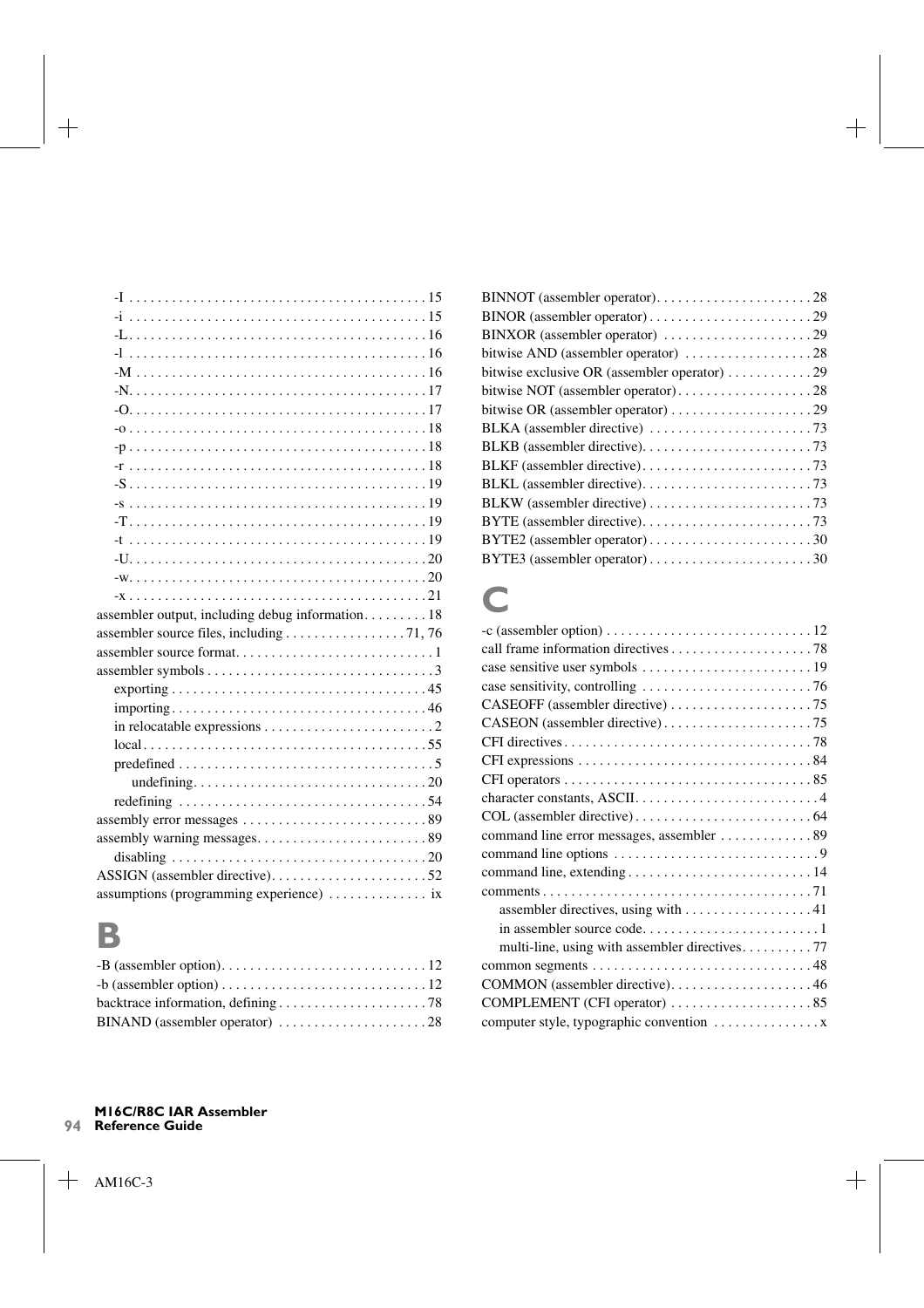-I . . . . . . . . . . . . . . . . . . . . . . . . . . . . . . . . . . . . . . . . . 15
-i . . . . . . . . . . . . . . . . . . . . . . . . . . . . . . . . . . . . . . . . . 15
-L. . . . . . . . . . . . . . . . . . . . . . . . . . . . . . . . . . . . . . . . . 16
-l . . . . . . . . . . . . . . . . . . . . . . . . . . . . . . . . . . . . . . . . . 16
-M . . . . . . . . . . . . . . . . . . . . . . . . . . . . . . . . . . . . . . . . 16
-N. . . . . . . . . . . . . . . . . . . . . . . . . . . . . . . . . . . . . . . . . 17
-O. . . . . . . . . . . . . . . . . . . . . . . . . . . . . . . . . . . . . . . . . 17
-o . . . . . . . . . . . . . . . . . . . . . . . . . . . . . . . . . . . . . . . . . 18
-p . . . . . . . . . . . . . . . . . . . . . . . . . . . . . . . . . . . . . . . . . 18
-r . . . . . . . . . . . . . . . . . . . . . . . . . . . . . . . . . . . . . . . . . 18
-S . . . . . . . . . . . . . . . . . . . . . . . . . . . . . . . . . . . . . . . . . 19
-s . . . . . . . . . . . . . . . . . . . . . . . . . . . . . . . . . . . . . . . . . 19
-T . . . . . . . . . . . . . . . . . . . . . . . . . . . . . . . . . . . . . . . . . 19
-t . . . . . . . . . . . . . . . . . . . . . . . . . . . . . . . . . . . . . . . . . 19
-U. . . . . . . . . . . . . . . . . . . . . . . . . . . . . . . . . . . . . . . . . 20
-w. . . . . . . . . . . . . . . . . . . . . . . . . . . . . . . . . . . . . . . . . 20
-x . . . . . . . . . . . . . . . . . . . . . . . . . . . . . . . . . . . . . . . . . 21
assembler output, including debug information. . . . . . . . . 18
assembler source files, including . . . . . . . . . . . . . . . . 71, 76
assembler source format. . . . . . . . . . . . . . . . . . . . . . . . . . . 1
assembler symbols . . . . . . . . . . . . . . . . . . . . . . . . . . . . . . . 3
exporting . . . . . . . . . . . . . . . . . . . . . . . . . . . . . . . . . . 45
importing . . . . . . . . . . . . . . . . . . . . . . . . . . . . . . . . . . 46
in relocatable expressions . . . . . . . . . . . . . . . . . . . . . . . 2
local . . . . . . . . . . . . . . . . . . . . . . . . . . . . . . . . . . . . . . 55
predefined . . . . . . . . . . . . . . . . . . . . . . . . . . . . . . . . . . 5
undefining. . . . . . . . . . . . . . . . . . . . . . . . . . . . . . . . 20
redefining . . . . . . . . . . . . . . . . . . . . . . . . . . . . . . . . . 54
assembly error messages . . . . . . . . . . . . . . . . . . . . . . . . . 89
assembly warning messages. . . . . . . . . . . . . . . . . . . . . . . 89
disabling . . . . . . . . . . . . . . . . . . . . . . . . . . . . . . . . . . 20
ASSIGN (assembler directive). . . . . . . . . . . . . . . . . . . . . 52
assumptions (programming experience) . . . . . . . . . . . . . ix

# B

-B (assembler option). . . . . . . . . . . . . . . . . . . . . . . . . . . . 12
-b (assembler option) . . . . . . . . . . . . . . . . . . . . . . . . . . . . 12
backtrace information, defining . . . . . . . . . . . . . . . . . . . . 78
BINAND (assembler operator) . . . . . . . . . . . . . . . . . . . . 28
BINNOT (assembler operator). . . . . . . . . . . . . . . . . . . . . 28
BINOR (assembler operator) . . . . . . . . . . . . . . . . . . . . . . 29
BINXOR (assembler operator) . . . . . . . . . . . . . . . . . . . . 29
bitwise AND (assembler operator) . . . . . . . . . . . . . . . . . 28
bitwise exclusive OR (assembler operator) . . . . . . . . . . . 29
bitwise NOT (assembler operator). . . . . . . . . . . . . . . . . . 28
bitwise OR (assembler operator) . . . . . . . . . . . . . . . . . . . 29
BLKA (assembler directive) . . . . . . . . . . . . . . . . . . . . . . 73
BLKB (assembler directive). . . . . . . . . . . . . . . . . . . . . . . 73
BLKF (assembler directive). . . . . . . . . . . . . . . . . . . . . . . 73
BLKL (assembler directive). . . . . . . . . . . . . . . . . . . . . . . 73
BLKW (assembler directive) . . . . . . . . . . . . . . . . . . . . . . 73
BYTE (assembler directive). . . . . . . . . . . . . . . . . . . . . . . 73
BYTE2 (assembler operator) . . . . . . . . . . . . . . . . . . . . . . 30
BYTE3 (assembler operator) . . . . . . . . . . . . . . . . . . . . . . 30

# C

-c (assembler option) . . . . . . . . . . . . . . . . . . . . . . . . . . . . 12
call frame information directives . . . . . . . . . . . . . . . . . . . 78
case sensitive user symbols . . . . . . . . . . . . . . . . . . . . . . . 19
case sensitivity, controlling . . . . . . . . . . . . . . . . . . . . . . . 76
CASEOFF (assembler directive) . . . . . . . . . . . . . . . . . . . 75
CASEON (assembler directive) . . . . . . . . . . . . . . . . . . . . 75
CFI directives . . . . . . . . . . . . . . . . . . . . . . . . . . . . . . . . . 78
CFI expressions . . . . . . . . . . . . . . . . . . . . . . . . . . . . . . . 84
CFI operators . . . . . . . . . . . . . . . . . . . . . . . . . . . . . . . . . 85
character constants, ASCII. . . . . . . . . . . . . . . . . . . . . . . . . 4
COL (assembler directive) . . . . . . . . . . . . . . . . . . . . . . . . 64
command line error messages, assembler . . . . . . . . . . . . 89
command line options . . . . . . . . . . . . . . . . . . . . . . . . . . . . 9
command line, extending . . . . . . . . . . . . . . . . . . . . . . . . . 14
comments . . . . . . . . . . . . . . . . . . . . . . . . . . . . . . . . . . . . 71
assembler directives, using with . . . . . . . . . . . . . . . . . 41
in assembler source code. . . . . . . . . . . . . . . . . . . . . . . . 1
multi-line, using with assembler directives. . . . . . . . . . 77
common segments . . . . . . . . . . . . . . . . . . . . . . . . . . . . . . 48
COMMON (assembler directive). . . . . . . . . . . . . . . . . . . 46
COMPLEMENT (CFI operator) . . . . . . . . . . . . . . . . . . . 85
computer style, typographic convention . . . . . . . . . . . . . . x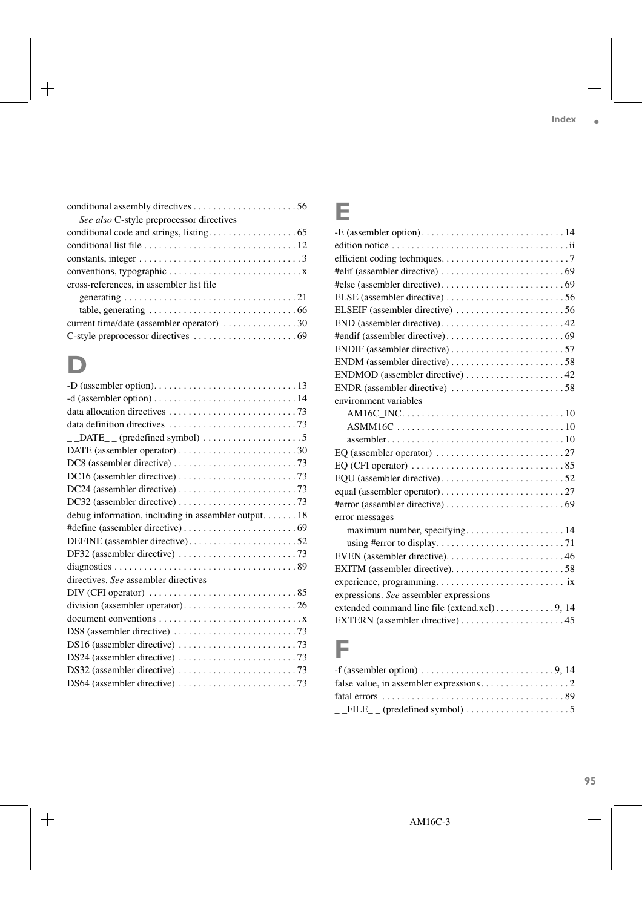conditional assembly directives . . . . . . . . . . . . . . . . . . . . 56
  *See also* C-style preprocessor directives
conditional code and strings, listing. . . . . . . . . . . . . . . . . . 65
conditional list file . . . . . . . . . . . . . . . . . . . . . . . . . . . . . . 12
constants, integer . . . . . . . . . . . . . . . . . . . . . . . . . . . . . . . . 3
conventions, typographic . . . . . . . . . . . . . . . . . . . . . . . . . . . x
cross-references, in assembler list file
  generating . . . . . . . . . . . . . . . . . . . . . . . . . . . . . . . . . . 21
  table, generating . . . . . . . . . . . . . . . . . . . . . . . . . . . . . 66
current time/date (assembler operator) . . . . . . . . . . . . . . . 30
C-style preprocessor directives . . . . . . . . . . . . . . . . . . . . . 69

# D

-D (assembler option). . . . . . . . . . . . . . . . . . . . . . . . . . . . 13
-d (assembler option) . . . . . . . . . . . . . . . . . . . . . . . . . . . . 14
data allocation directives . . . . . . . . . . . . . . . . . . . . . . . . . 73
data definition directives . . . . . . . . . . . . . . . . . . . . . . . . . 73
_ _DATE_ _ (predefined symbol) . . . . . . . . . . . . . . . . . . . . 5
DATE (assembler operator) . . . . . . . . . . . . . . . . . . . . . . . . 30
DC8 (assembler directive) . . . . . . . . . . . . . . . . . . . . . . . . . 73
DC16 (assembler directive) . . . . . . . . . . . . . . . . . . . . . . . . 73
DC24 (assembler directive) . . . . . . . . . . . . . . . . . . . . . . . . 73
DC32 (assembler directive) . . . . . . . . . . . . . . . . . . . . . . . . 73
debug information, including in assembler output. . . . . . . 18
#define (assembler directive) . . . . . . . . . . . . . . . . . . . . . . . 69
DEFINE (assembler directive). . . . . . . . . . . . . . . . . . . . . . 52
DF32 (assembler directive) . . . . . . . . . . . . . . . . . . . . . . . . 73
diagnostics . . . . . . . . . . . . . . . . . . . . . . . . . . . . . . . . . . . . 89
directives. *See* assembler directives
DIV (CFI operator) . . . . . . . . . . . . . . . . . . . . . . . . . . . . . . 85
division (assembler operator). . . . . . . . . . . . . . . . . . . . . . . 26
document conventions . . . . . . . . . . . . . . . . . . . . . . . . . . . . x
DS8 (assembler directive) . . . . . . . . . . . . . . . . . . . . . . . . . 73
DS16 (assembler directive) . . . . . . . . . . . . . . . . . . . . . . . . 73
DS24 (assembler directive) . . . . . . . . . . . . . . . . . . . . . . . . 73
DS32 (assembler directive) . . . . . . . . . . . . . . . . . . . . . . . . 73
DS64 (assembler directive) . . . . . . . . . . . . . . . . . . . . . . . . 73

# E

-E (assembler option) . . . . . . . . . . . . . . . . . . . . . . . . . . . . 14
edition notice . . . . . . . . . . . . . . . . . . . . . . . . . . . . . . . . . . . ii
efficient coding techniques. . . . . . . . . . . . . . . . . . . . . . . . . 7
#elif (assembler directive) . . . . . . . . . . . . . . . . . . . . . . . . . 69
#else (assembler directive). . . . . . . . . . . . . . . . . . . . . . . . . 69
ELSE (assembler directive) . . . . . . . . . . . . . . . . . . . . . . . . 56
ELSEIF (assembler directive) . . . . . . . . . . . . . . . . . . . . . . 56
END (assembler directive). . . . . . . . . . . . . . . . . . . . . . . . . 42
#endif (assembler directive). . . . . . . . . . . . . . . . . . . . . . . . 69
ENDIF (assembler directive) . . . . . . . . . . . . . . . . . . . . . . . 57
ENDM (assembler directive) . . . . . . . . . . . . . . . . . . . . . . . 58
ENDMOD (assembler directive) . . . . . . . . . . . . . . . . . . . . 42
ENDR (assembler directive) . . . . . . . . . . . . . . . . . . . . . . . 58
environment variables
  AM16C_INC. . . . . . . . . . . . . . . . . . . . . . . . . . . . . . . . . 10
  ASMM16C . . . . . . . . . . . . . . . . . . . . . . . . . . . . . . . . . . 10
  assembler. . . . . . . . . . . . . . . . . . . . . . . . . . . . . . . . . . . 10
EQ (assembler operator) . . . . . . . . . . . . . . . . . . . . . . . . . . 27
EQ (CFI operator) . . . . . . . . . . . . . . . . . . . . . . . . . . . . . . . 85
EQU (assembler directive). . . . . . . . . . . . . . . . . . . . . . . . . 52
equal (assembler operator). . . . . . . . . . . . . . . . . . . . . . . . . 27
#error (assembler directive) . . . . . . . . . . . . . . . . . . . . . . . . 69
error messages
  maximum number, specifying. . . . . . . . . . . . . . . . . . . . 14
  using #error to display. . . . . . . . . . . . . . . . . . . . . . . . . . 71
EVEN (assembler directive). . . . . . . . . . . . . . . . . . . . . . . . 46
EXITM (assembler directive). . . . . . . . . . . . . . . . . . . . . . . 58
experience, programming. . . . . . . . . . . . . . . . . . . . . . . . . . ix
expressions. *See* assembler expressions
extended command line file (extend.xcl) . . . . . . . . . . . . 9, 14
EXTERN (assembler directive) . . . . . . . . . . . . . . . . . . . . . 45

# F

-f (assembler option) . . . . . . . . . . . . . . . . . . . . . . . . . . . 9, 14
false value, in assembler expressions. . . . . . . . . . . . . . . . . . 2
fatal errors . . . . . . . . . . . . . . . . . . . . . . . . . . . . . . . . . . . . 89
_ _FILE_ _ (predefined symbol) . . . . . . . . . . . . . . . . . . . . . 5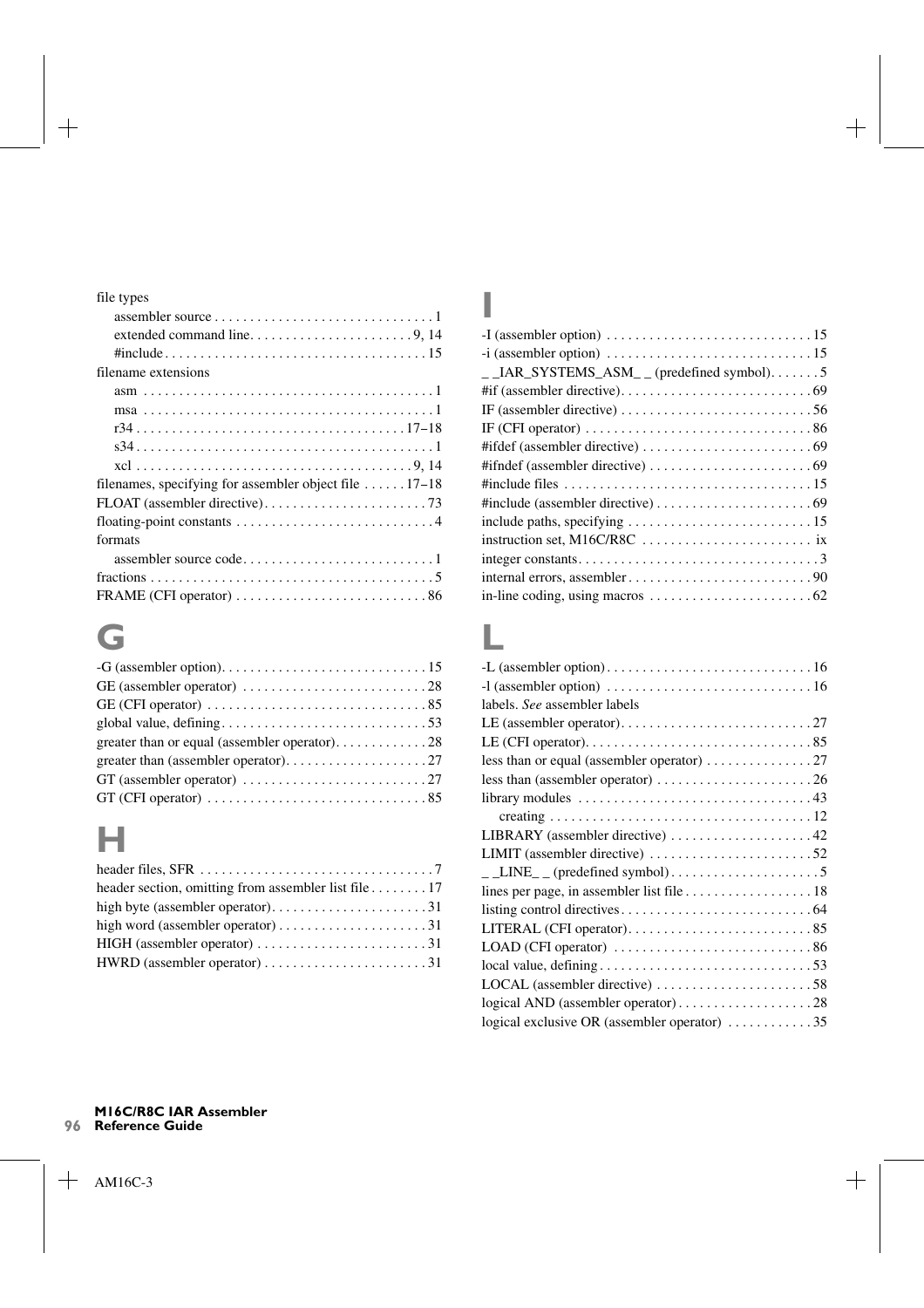file types
- assembler source . . . . . . . . . . . . . . . . . . . . . . . . . . . . . . 1
- extended command line. . . . . . . . . . . . . . . . . . . . . . . 9, 14
- #include . . . . . . . . . . . . . . . . . . . . . . . . . . . . . . . . . . . . 15

filename extensions
- asm . . . . . . . . . . . . . . . . . . . . . . . . . . . . . . . . . . . . . . . . 1
- msa . . . . . . . . . . . . . . . . . . . . . . . . . . . . . . . . . . . . . . . . 1
- r34 . . . . . . . . . . . . . . . . . . . . . . . . . . . . . . . . . . . . . 17–18
- s34 . . . . . . . . . . . . . . . . . . . . . . . . . . . . . . . . . . . . . . . . 1
- xcl . . . . . . . . . . . . . . . . . . . . . . . . . . . . . . . . . . . . . . 9, 14

filenames, specifying for assembler object file . . . . . . 17–18
FLOAT (assembler directive). . . . . . . . . . . . . . . . . . . . . . . 73
floating-point constants . . . . . . . . . . . . . . . . . . . . . . . . . . . . 4
formats
- assembler source code. . . . . . . . . . . . . . . . . . . . . . . . . . . 1

fractions . . . . . . . . . . . . . . . . . . . . . . . . . . . . . . . . . . . . . . . 5
FRAME (CFI operator) . . . . . . . . . . . . . . . . . . . . . . . . . . . 86

# G

-G (assembler option). . . . . . . . . . . . . . . . . . . . . . . . . . . . 15
GE (assembler operator) . . . . . . . . . . . . . . . . . . . . . . . . . . 28
GE (CFI operator) . . . . . . . . . . . . . . . . . . . . . . . . . . . . . . . 85
global value, defining. . . . . . . . . . . . . . . . . . . . . . . . . . . . 53
greater than or equal (assembler operator). . . . . . . . . . . . . 28
greater than (assembler operator). . . . . . . . . . . . . . . . . . . . 27
GT (assembler operator) . . . . . . . . . . . . . . . . . . . . . . . . . . 27
GT (CFI operator) . . . . . . . . . . . . . . . . . . . . . . . . . . . . . . . 85

# H

header files, SFR . . . . . . . . . . . . . . . . . . . . . . . . . . . . . . . . 7
header section, omitting from assembler list file . . . . . . . . 17
high byte (assembler operator). . . . . . . . . . . . . . . . . . . . . . 31
high word (assembler operator) . . . . . . . . . . . . . . . . . . . . . 31
HIGH (assembler operator) . . . . . . . . . . . . . . . . . . . . . . . . 31
HWRD (assembler operator) . . . . . . . . . . . . . . . . . . . . . . . 31

# I

-I (assembler option) . . . . . . . . . . . . . . . . . . . . . . . . . . . . 15
-i (assembler option) . . . . . . . . . . . . . . . . . . . . . . . . . . . . 15
_ _IAR_SYSTEMS_ASM_ _ (predefined symbol). . . . . . . 5
#if (assembler directive). . . . . . . . . . . . . . . . . . . . . . . . . . 69
IF (assembler directive) . . . . . . . . . . . . . . . . . . . . . . . . . . . 56
IF (CFI operator) . . . . . . . . . . . . . . . . . . . . . . . . . . . . . . . . 86
#ifdef (assembler directive) . . . . . . . . . . . . . . . . . . . . . . . . 69
#ifndef (assembler directive) . . . . . . . . . . . . . . . . . . . . . . . 69
#include files . . . . . . . . . . . . . . . . . . . . . . . . . . . . . . . . . . 15
#include (assembler directive) . . . . . . . . . . . . . . . . . . . . . . 69
include paths, specifying . . . . . . . . . . . . . . . . . . . . . . . . . . 15
instruction set, M16C/R8C . . . . . . . . . . . . . . . . . . . . . . . . ix
integer constants. . . . . . . . . . . . . . . . . . . . . . . . . . . . . . . . . 3
internal errors, assembler . . . . . . . . . . . . . . . . . . . . . . . . . . 90
in-line coding, using macros . . . . . . . . . . . . . . . . . . . . . . . 62

# L

-L (assembler option) . . . . . . . . . . . . . . . . . . . . . . . . . . . . . 16
-l (assembler option) . . . . . . . . . . . . . . . . . . . . . . . . . . . . . 16
labels. *See* assembler labels
LE (assembler operator). . . . . . . . . . . . . . . . . . . . . . . . . . . 27
LE (CFI operator). . . . . . . . . . . . . . . . . . . . . . . . . . . . . . . . 85
less than or equal (assembler operator) . . . . . . . . . . . . . . . 27
less than (assembler operator) . . . . . . . . . . . . . . . . . . . . . . 26
library modules . . . . . . . . . . . . . . . . . . . . . . . . . . . . . . . . . 43
- creating . . . . . . . . . . . . . . . . . . . . . . . . . . . . . . . . . . . . . 12

LIBRARY (assembler directive) . . . . . . . . . . . . . . . . . . . . 42
LIMIT (assembler directive) . . . . . . . . . . . . . . . . . . . . . . . 52
_ _LINE_ _ (predefined symbol) . . . . . . . . . . . . . . . . . . . . . 5
lines per page, in assembler list file . . . . . . . . . . . . . . . . . . 18
listing control directives . . . . . . . . . . . . . . . . . . . . . . . . . . . 64
LITERAL (CFI operator). . . . . . . . . . . . . . . . . . . . . . . . . . 85
LOAD (CFI operator) . . . . . . . . . . . . . . . . . . . . . . . . . . . . 86
local value, defining . . . . . . . . . . . . . . . . . . . . . . . . . . . . . . 53
LOCAL (assembler directive) . . . . . . . . . . . . . . . . . . . . . . 58
logical AND (assembler operator) . . . . . . . . . . . . . . . . . . . 28
logical exclusive OR (assembler operator) . . . . . . . . . . . . 35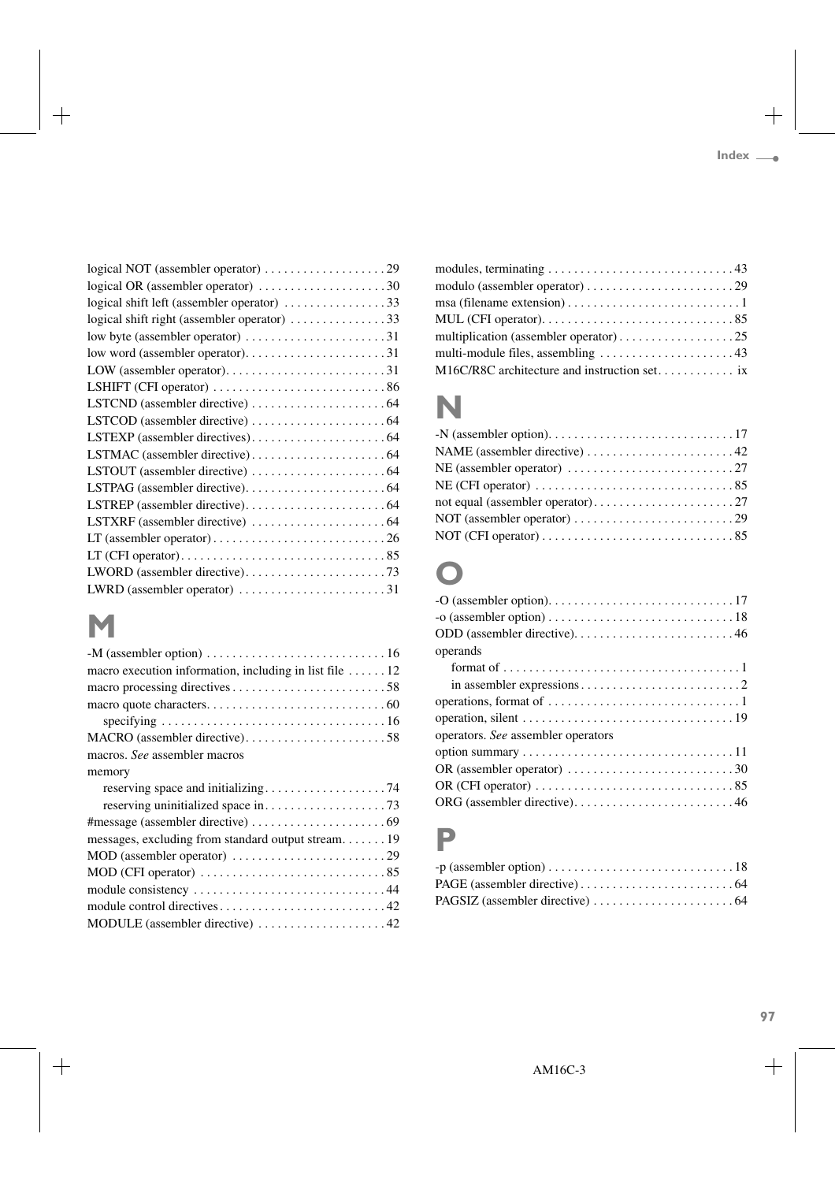logical NOT (assembler operator) . . . . . . . . . . . . . . . . . . . 29
logical OR (assembler operator) . . . . . . . . . . . . . . . . . . . . 30
logical shift left (assembler operator) . . . . . . . . . . . . . . . . 33
logical shift right (assembler operator) . . . . . . . . . . . . . . . 33
low byte (assembler operator) . . . . . . . . . . . . . . . . . . . . . . 31
low word (assembler operator). . . . . . . . . . . . . . . . . . . . . . 31
LOW (assembler operator). . . . . . . . . . . . . . . . . . . . . . . . . 31
LSHIFT (CFI operator) . . . . . . . . . . . . . . . . . . . . . . . . . . . 86
LSTCND (assembler directive) . . . . . . . . . . . . . . . . . . . . . 64
LSTCOD (assembler directive) . . . . . . . . . . . . . . . . . . . . . 64
LSTEXP (assembler directives). . . . . . . . . . . . . . . . . . . . . 64
LSTMAC (assembler directive). . . . . . . . . . . . . . . . . . . . . 64
LSTOUT (assembler directive) . . . . . . . . . . . . . . . . . . . . . 64
LSTPAG (assembler directive). . . . . . . . . . . . . . . . . . . . . . 64
LSTREP (assembler directive). . . . . . . . . . . . . . . . . . . . . . 64
LSTXRF (assembler directive) . . . . . . . . . . . . . . . . . . . . . 64
LT (assembler operator) . . . . . . . . . . . . . . . . . . . . . . . . . . 26
LT (CFI operator). . . . . . . . . . . . . . . . . . . . . . . . . . . . . . . 85
LWORD (assembler directive). . . . . . . . . . . . . . . . . . . . . . 73
LWRD (assembler operator) . . . . . . . . . . . . . . . . . . . . . . . 31

# M

-M (assembler option) . . . . . . . . . . . . . . . . . . . . . . . . . . . 16
macro execution information, including in list file . . . . . . 12
macro processing directives . . . . . . . . . . . . . . . . . . . . . . . 58
macro quote characters. . . . . . . . . . . . . . . . . . . . . . . . . . . 60
    specifying . . . . . . . . . . . . . . . . . . . . . . . . . . . . . . . . . . 16
MACRO (assembler directive). . . . . . . . . . . . . . . . . . . . . . 58
macros. *See* assembler macros
memory
    reserving space and initializing. . . . . . . . . . . . . . . . . . . 74
    reserving uninitialized space in. . . . . . . . . . . . . . . . . . . 73
#message (assembler directive) . . . . . . . . . . . . . . . . . . . . 69
messages, excluding from standard output stream. . . . . . . 19
MOD (assembler operator) . . . . . . . . . . . . . . . . . . . . . . . . 29
MOD (CFI operator) . . . . . . . . . . . . . . . . . . . . . . . . . . . . 85
module consistency . . . . . . . . . . . . . . . . . . . . . . . . . . . . . 44
module control directives. . . . . . . . . . . . . . . . . . . . . . . . . 42
MODULE (assembler directive) . . . . . . . . . . . . . . . . . . . . 42
modules, terminating . . . . . . . . . . . . . . . . . . . . . . . . . . . . 43
modulo (assembler operator) . . . . . . . . . . . . . . . . . . . . . . 29
msa (filename extension) . . . . . . . . . . . . . . . . . . . . . . . . . . 1
MUL (CFI operator). . . . . . . . . . . . . . . . . . . . . . . . . . . . . 85
multiplication (assembler operator) . . . . . . . . . . . . . . . . . 25
multi-module files, assembling . . . . . . . . . . . . . . . . . . . . 43
M16C/R8C architecture and instruction set. . . . . . . . . . . . ix

# N

-N (assembler option). . . . . . . . . . . . . . . . . . . . . . . . . . . . 17
NAME (assembler directive) . . . . . . . . . . . . . . . . . . . . . . 42
NE (assembler operator) . . . . . . . . . . . . . . . . . . . . . . . . . 27
NE (CFI operator) . . . . . . . . . . . . . . . . . . . . . . . . . . . . . . 85
not equal (assembler operator). . . . . . . . . . . . . . . . . . . . . 27
NOT (assembler operator) . . . . . . . . . . . . . . . . . . . . . . . . 29
NOT (CFI operator) . . . . . . . . . . . . . . . . . . . . . . . . . . . . . 85

# O

-O (assembler option). . . . . . . . . . . . . . . . . . . . . . . . . . . . 17
-o (assembler option) . . . . . . . . . . . . . . . . . . . . . . . . . . . . 18
ODD (assembler directive). . . . . . . . . . . . . . . . . . . . . . . . 46
operands
    format of . . . . . . . . . . . . . . . . . . . . . . . . . . . . . . . . . . . . 1
    in assembler expressions . . . . . . . . . . . . . . . . . . . . . . . . 2
operations, format of . . . . . . . . . . . . . . . . . . . . . . . . . . . . . 1
operation, silent . . . . . . . . . . . . . . . . . . . . . . . . . . . . . . . . 19
operators. *See* assembler operators
option summary . . . . . . . . . . . . . . . . . . . . . . . . . . . . . . . . 11
OR (assembler operator) . . . . . . . . . . . . . . . . . . . . . . . . . 30
OR (CFI operator) . . . . . . . . . . . . . . . . . . . . . . . . . . . . . . 85
ORG (assembler directive). . . . . . . . . . . . . . . . . . . . . . . . 46

# P

-p (assembler option) . . . . . . . . . . . . . . . . . . . . . . . . . . . . 18
PAGE (assembler directive) . . . . . . . . . . . . . . . . . . . . . . . 64
PAGSIZ (assembler directive) . . . . . . . . . . . . . . . . . . . . . 64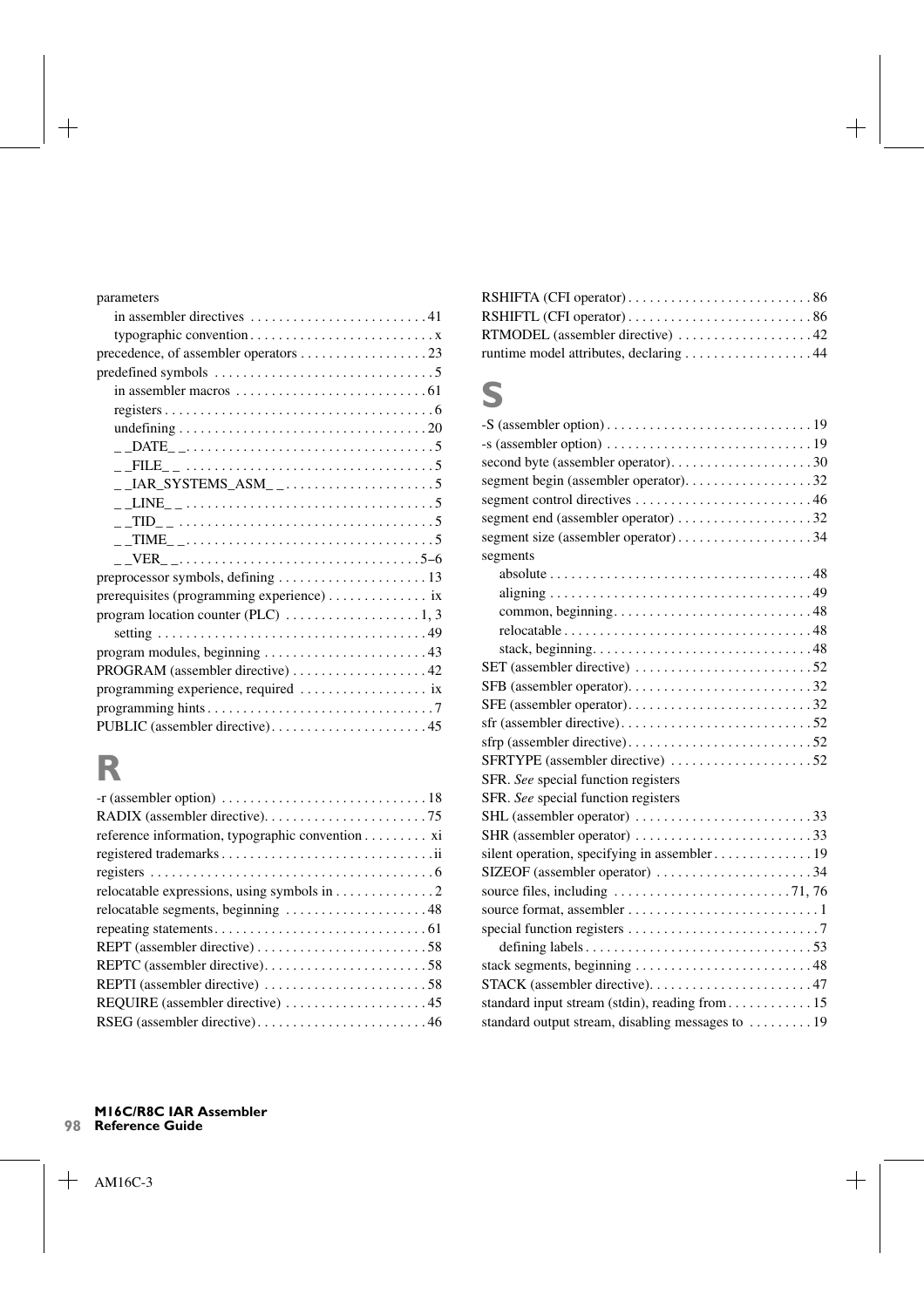parameters

- in assembler directives . . . . . . . . . . . . . . . . . . . . . . . . . 41
- typographic convention . . . . . . . . . . . . . . . . . . . . . . . . . . x

precedence, of assembler operators . . . . . . . . . . . . . . . . . . 23

predefined symbols . . . . . . . . . . . . . . . . . . . . . . . . . . . . . . 5

- in assembler macros . . . . . . . . . . . . . . . . . . . . . . . . . . 61
- registers . . . . . . . . . . . . . . . . . . . . . . . . . . . . . . . . . . . . . 6
- undefining . . . . . . . . . . . . . . . . . . . . . . . . . . . . . . . . . . 20
- _ _DATE_ _. . . . . . . . . . . . . . . . . . . . . . . . . . . . . . . . . . 5
- _ _FILE_ _ . . . . . . . . . . . . . . . . . . . . . . . . . . . . . . . . . . 5
- _ _IAR_SYSTEMS_ASM_ _. . . . . . . . . . . . . . . . . . . . . 5
- _ _LINE_ _ . . . . . . . . . . . . . . . . . . . . . . . . . . . . . . . . . . 5
- _ _TID_ _ . . . . . . . . . . . . . . . . . . . . . . . . . . . . . . . . . . . 5
- _ _TIME_ _. . . . . . . . . . . . . . . . . . . . . . . . . . . . . . . . . . 5
- _ _VER_ _. . . . . . . . . . . . . . . . . . . . . . . . . . . . . . . . . 5–6

preprocessor symbols, defining . . . . . . . . . . . . . . . . . . . . 13

prerequisites (programming experience) . . . . . . . . . . . . . ix

program location counter (PLC) . . . . . . . . . . . . . . . . . . 1, 3

- setting . . . . . . . . . . . . . . . . . . . . . . . . . . . . . . . . . . . . . 49

program modules, beginning . . . . . . . . . . . . . . . . . . . . . . 43

PROGRAM (assembler directive) . . . . . . . . . . . . . . . . . . 42

programming experience, required . . . . . . . . . . . . . . . . . ix

programming hints . . . . . . . . . . . . . . . . . . . . . . . . . . . . . . . 7

PUBLIC (assembler directive). . . . . . . . . . . . . . . . . . . . . . 45

# R

-r (assembler option) . . . . . . . . . . . . . . . . . . . . . . . . . . . . 18

RADIX (assembler directive). . . . . . . . . . . . . . . . . . . . . . . 75

reference information, typographic convention . . . . . . . . . xi

registered trademarks . . . . . . . . . . . . . . . . . . . . . . . . . . . . . ii

registers . . . . . . . . . . . . . . . . . . . . . . . . . . . . . . . . . . . . . . . 6

relocatable expressions, using symbols in . . . . . . . . . . . . . . 2

relocatable segments, beginning . . . . . . . . . . . . . . . . . . . . 48

repeating statements. . . . . . . . . . . . . . . . . . . . . . . . . . . . . 61

REPT (assembler directive) . . . . . . . . . . . . . . . . . . . . . . . . 58

REPTC (assembler directive). . . . . . . . . . . . . . . . . . . . . . . 58

REPTI (assembler directive) . . . . . . . . . . . . . . . . . . . . . . . 58

REQUIRE (assembler directive) . . . . . . . . . . . . . . . . . . . . 45

RSEG (assembler directive) . . . . . . . . . . . . . . . . . . . . . . . . 46

RSHIFTA (CFI operator) . . . . . . . . . . . . . . . . . . . . . . . . . 86

RSHIFTL (CFI operator) . . . . . . . . . . . . . . . . . . . . . . . . . 86

RTMODEL (assembler directive) . . . . . . . . . . . . . . . . . . . 42

runtime model attributes, declaring . . . . . . . . . . . . . . . . . . 44

# S

-S (assembler option) . . . . . . . . . . . . . . . . . . . . . . . . . . . . 19

-s (assembler option) . . . . . . . . . . . . . . . . . . . . . . . . . . . . 19

second byte (assembler operator). . . . . . . . . . . . . . . . . . . . 30

segment begin (assembler operator). . . . . . . . . . . . . . . . . . 32

segment control directives . . . . . . . . . . . . . . . . . . . . . . . . . 46

segment end (assembler operator) . . . . . . . . . . . . . . . . . . . 32

segment size (assembler operator) . . . . . . . . . . . . . . . . . . . 34

segments

- absolute . . . . . . . . . . . . . . . . . . . . . . . . . . . . . . . . . . . . 48
- aligning . . . . . . . . . . . . . . . . . . . . . . . . . . . . . . . . . . . . 49
- common, beginning. . . . . . . . . . . . . . . . . . . . . . . . . . . . 48
- relocatable . . . . . . . . . . . . . . . . . . . . . . . . . . . . . . . . . . 48
- stack, beginning. . . . . . . . . . . . . . . . . . . . . . . . . . . . . . . 48

SET (assembler directive) . . . . . . . . . . . . . . . . . . . . . . . . . 52

SFB (assembler operator). . . . . . . . . . . . . . . . . . . . . . . . . . 32

SFE (assembler operator). . . . . . . . . . . . . . . . . . . . . . . . . . 32

sfr (assembler directive). . . . . . . . . . . . . . . . . . . . . . . . . . . 52

sfrp (assembler directive). . . . . . . . . . . . . . . . . . . . . . . . . . 52

SFRTYPE (assembler directive) . . . . . . . . . . . . . . . . . . . . 52

SFR. *See* special function registers

SFR. *See* special function registers

SHL (assembler operator) . . . . . . . . . . . . . . . . . . . . . . . . . 33

SHR (assembler operator) . . . . . . . . . . . . . . . . . . . . . . . . . 33

silent operation, specifying in assembler . . . . . . . . . . . . . . 19

SIZEOF (assembler operator) . . . . . . . . . . . . . . . . . . . . . . 34

source files, including . . . . . . . . . . . . . . . . . . . . . . . . . 71, 76

source format, assembler . . . . . . . . . . . . . . . . . . . . . . . . . . . 1

special function registers . . . . . . . . . . . . . . . . . . . . . . . . . . . 7

- defining labels . . . . . . . . . . . . . . . . . . . . . . . . . . . . . . . . 53

stack segments, beginning . . . . . . . . . . . . . . . . . . . . . . . . . 48

STACK (assembler directive). . . . . . . . . . . . . . . . . . . . . . . 47

standard input stream (stdin), reading from . . . . . . . . . . . . 15

standard output stream, disabling messages to . . . . . . . . . 19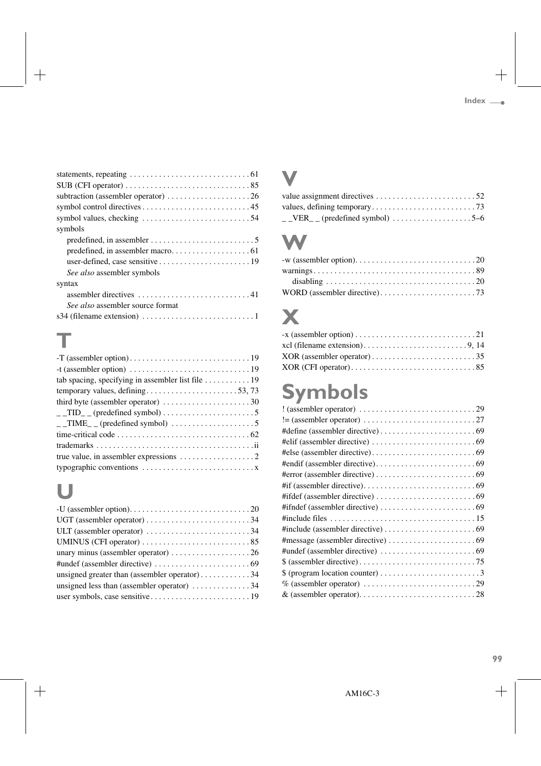statements, repeating . . . . . . . . . . . . . . . . . . . . . . . . . . . . 61
SUB (CFI operator) . . . . . . . . . . . . . . . . . . . . . . . . . . . . . 85
subtraction (assembler operator) . . . . . . . . . . . . . . . . . . . 26
symbol control directives . . . . . . . . . . . . . . . . . . . . . . . . . 45
symbol values, checking . . . . . . . . . . . . . . . . . . . . . . . . . 54
symbols
  predefined, in assembler . . . . . . . . . . . . . . . . . . . . . . . . 5
  predefined, in assembler macro. . . . . . . . . . . . . . . . . . 61
  user-defined, case sensitive . . . . . . . . . . . . . . . . . . . . . 19
  *See also* assembler symbols
syntax
  assembler directives . . . . . . . . . . . . . . . . . . . . . . . . . . 41
  *See also* assembler source format
s34 (filename extension) . . . . . . . . . . . . . . . . . . . . . . . . . . 1

# T

-T (assembler option) . . . . . . . . . . . . . . . . . . . . . . . . . . . . 19
-t (assembler option) . . . . . . . . . . . . . . . . . . . . . . . . . . . . 19
tab spacing, specifying in assembler list file . . . . . . . . . . . 19
temporary values, defining . . . . . . . . . . . . . . . . . . . . . . 53, 73
third byte (assembler operator) . . . . . . . . . . . . . . . . . . . . 30
__TID__ (predefined symbol) . . . . . . . . . . . . . . . . . . . . . . 5
__TIME__ (predefined symbol) . . . . . . . . . . . . . . . . . . . . 5
time-critical code . . . . . . . . . . . . . . . . . . . . . . . . . . . . . . . 62
trademarks . . . . . . . . . . . . . . . . . . . . . . . . . . . . . . . . . . . . ii
true value, in assembler expressions . . . . . . . . . . . . . . . . . 2
typographic conventions . . . . . . . . . . . . . . . . . . . . . . . . . . x

# U

-U (assembler option). . . . . . . . . . . . . . . . . . . . . . . . . . . . 20
UGT (assembler operator) . . . . . . . . . . . . . . . . . . . . . . . . . 34
ULT (assembler operator) . . . . . . . . . . . . . . . . . . . . . . . . . 34
UMINUS (CFI operator) . . . . . . . . . . . . . . . . . . . . . . . . . . 85
unary minus (assembler operator) . . . . . . . . . . . . . . . . . . . 26
#undef (assembler directive) . . . . . . . . . . . . . . . . . . . . . . . 69
unsigned greater than (assembler operator) . . . . . . . . . . . . 34
unsigned less than (assembler operator) . . . . . . . . . . . . . . 34
user symbols, case sensitive . . . . . . . . . . . . . . . . . . . . . . . 19

# V

value assignment directives . . . . . . . . . . . . . . . . . . . . . . . 52
values, defining temporary . . . . . . . . . . . . . . . . . . . . . . . . 73
__VER__ (predefined symbol) . . . . . . . . . . . . . . . . . . . 5–6

# W

-w (assembler option). . . . . . . . . . . . . . . . . . . . . . . . . . . . 20
warnings . . . . . . . . . . . . . . . . . . . . . . . . . . . . . . . . . . . . . . 89
  disabling . . . . . . . . . . . . . . . . . . . . . . . . . . . . . . . . . . . 20
WORD (assembler directive) . . . . . . . . . . . . . . . . . . . . . . . 73

# X

-x (assembler option) . . . . . . . . . . . . . . . . . . . . . . . . . . . . 21
xcl (filename extension) . . . . . . . . . . . . . . . . . . . . . . . . . 9, 14
XOR (assembler operator) . . . . . . . . . . . . . . . . . . . . . . . . . 35
XOR (CFI operator) . . . . . . . . . . . . . . . . . . . . . . . . . . . . . 85

# Symbols

! (assembler operator) . . . . . . . . . . . . . . . . . . . . . . . . . . . 29
!= (assembler operator) . . . . . . . . . . . . . . . . . . . . . . . . . . 27
#define (assembler directive) . . . . . . . . . . . . . . . . . . . . . . 69
#elif (assembler directive) . . . . . . . . . . . . . . . . . . . . . . . . 69
#else (assembler directive) . . . . . . . . . . . . . . . . . . . . . . . . 69
#endif (assembler directive) . . . . . . . . . . . . . . . . . . . . . . . 69
#error (assembler directive) . . . . . . . . . . . . . . . . . . . . . . . 69
#if (assembler directive) . . . . . . . . . . . . . . . . . . . . . . . . . . 69
#ifdef (assembler directive) . . . . . . . . . . . . . . . . . . . . . . . 69
#ifndef (assembler directive) . . . . . . . . . . . . . . . . . . . . . . 69
#include files . . . . . . . . . . . . . . . . . . . . . . . . . . . . . . . . . 15
#include (assembler directive) . . . . . . . . . . . . . . . . . . . . . 69
#message (assembler directive) . . . . . . . . . . . . . . . . . . . . 69
#undef (assembler directive) . . . . . . . . . . . . . . . . . . . . . . 69
$ (assembler directive) . . . . . . . . . . . . . . . . . . . . . . . . . . . 75
$ (program location counter) . . . . . . . . . . . . . . . . . . . . . . . 3
% (assembler operator) . . . . . . . . . . . . . . . . . . . . . . . . . . 29
& (assembler operator). . . . . . . . . . . . . . . . . . . . . . . . . . . 28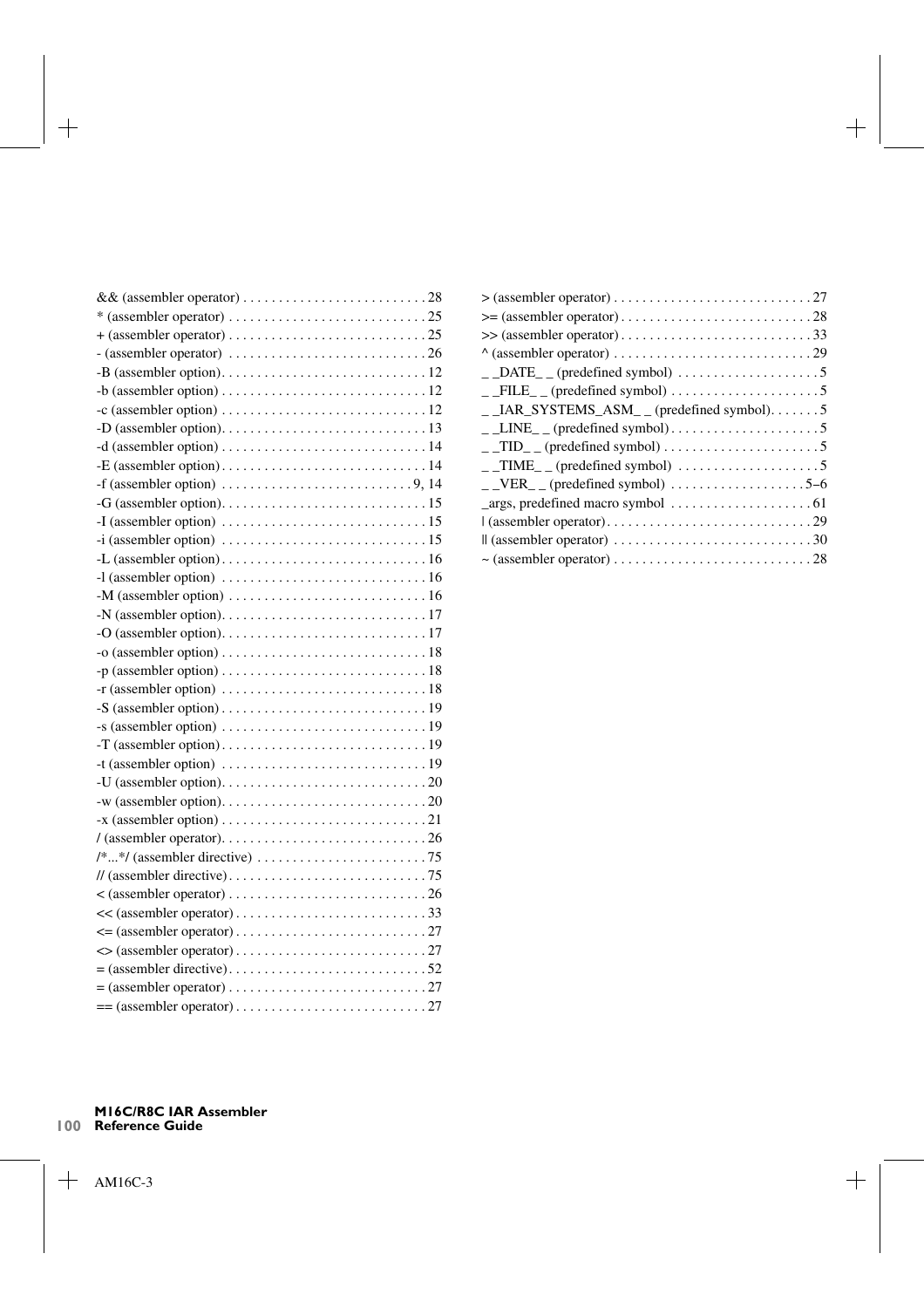&& (assembler operator) . . . . . . . . . . . . . . . . . . . . . . . . . . 28
* (assembler operator) . . . . . . . . . . . . . . . . . . . . . . . . . . . . 25
+ (assembler operator) . . . . . . . . . . . . . . . . . . . . . . . . . . . . 25
- (assembler operator) . . . . . . . . . . . . . . . . . . . . . . . . . . . . 26
-B (assembler option). . . . . . . . . . . . . . . . . . . . . . . . . . . . . 12
-b (assembler option) . . . . . . . . . . . . . . . . . . . . . . . . . . . . . 12
-c (assembler option) . . . . . . . . . . . . . . . . . . . . . . . . . . . . . 12
-D (assembler option). . . . . . . . . . . . . . . . . . . . . . . . . . . . . 13
-d (assembler option) . . . . . . . . . . . . . . . . . . . . . . . . . . . . . 14
-E (assembler option). . . . . . . . . . . . . . . . . . . . . . . . . . . . . 14
-f (assembler option) . . . . . . . . . . . . . . . . . . . . . . . . . . . 9, 14
-G (assembler option). . . . . . . . . . . . . . . . . . . . . . . . . . . . . 15
-I (assembler option) . . . . . . . . . . . . . . . . . . . . . . . . . . . . . 15
-i (assembler option) . . . . . . . . . . . . . . . . . . . . . . . . . . . . . 15
-L (assembler option). . . . . . . . . . . . . . . . . . . . . . . . . . . . . 16
-l (assembler option) . . . . . . . . . . . . . . . . . . . . . . . . . . . . . 16
-M (assembler option) . . . . . . . . . . . . . . . . . . . . . . . . . . . . 16
-N (assembler option). . . . . . . . . . . . . . . . . . . . . . . . . . . . . 17
-O (assembler option). . . . . . . . . . . . . . . . . . . . . . . . . . . . . 17
-o (assembler option) . . . . . . . . . . . . . . . . . . . . . . . . . . . . . 18
-p (assembler option) . . . . . . . . . . . . . . . . . . . . . . . . . . . . . 18
-r (assembler option) . . . . . . . . . . . . . . . . . . . . . . . . . . . . . 18
-S (assembler option) . . . . . . . . . . . . . . . . . . . . . . . . . . . . . 19
-s (assembler option) . . . . . . . . . . . . . . . . . . . . . . . . . . . . . 19
-T (assembler option). . . . . . . . . . . . . . . . . . . . . . . . . . . . . 19
-t (assembler option) . . . . . . . . . . . . . . . . . . . . . . . . . . . . . 19
-U (assembler option). . . . . . . . . . . . . . . . . . . . . . . . . . . . . 20
-w (assembler option). . . . . . . . . . . . . . . . . . . . . . . . . . . . . 20
-x (assembler option) . . . . . . . . . . . . . . . . . . . . . . . . . . . . . 21
/ (assembler operator). . . . . . . . . . . . . . . . . . . . . . . . . . . . . 26
/*...*/ (assembler directive) . . . . . . . . . . . . . . . . . . . . . . . . 75
// (assembler directive) . . . . . . . . . . . . . . . . . . . . . . . . . . . 75
< (assembler operator) . . . . . . . . . . . . . . . . . . . . . . . . . . . . 26
<< (assembler operator) . . . . . . . . . . . . . . . . . . . . . . . . . . . 33
<= (assembler operator) . . . . . . . . . . . . . . . . . . . . . . . . . . . 27
<> (assembler operator) . . . . . . . . . . . . . . . . . . . . . . . . . . . 27
= (assembler directive) . . . . . . . . . . . . . . . . . . . . . . . . . . . 52
= (assembler operator) . . . . . . . . . . . . . . . . . . . . . . . . . . . . 27
== (assembler operator) . . . . . . . . . . . . . . . . . . . . . . . . . . . 27
> (assembler operator) . . . . . . . . . . . . . . . . . . . . . . . . . . . . 27
>= (assembler operator) . . . . . . . . . . . . . . . . . . . . . . . . . . . 28
>> (assembler operator) . . . . . . . . . . . . . . . . . . . . . . . . . . . 33
^ (assembler operator) . . . . . . . . . . . . . . . . . . . . . . . . . . . . 29
_ _DATE_ _ (predefined symbol) . . . . . . . . . . . . . . . . . . . . 5
_ _FILE_ _ (predefined symbol) . . . . . . . . . . . . . . . . . . . . . 5
_ _IAR_SYSTEMS_ASM_ _ (predefined symbol). . . . . . . 5
_ _LINE_ _ (predefined symbol) . . . . . . . . . . . . . . . . . . . . . 5
_ _TID_ _ (predefined symbol) . . . . . . . . . . . . . . . . . . . . . . 5
_ _TIME_ _ (predefined symbol) . . . . . . . . . . . . . . . . . . . . 5
_ _VER_ _ (predefined symbol) . . . . . . . . . . . . . . . . . . . 5–6
_args, predefined macro symbol . . . . . . . . . . . . . . . . . . . . 61
| (assembler operator) . . . . . . . . . . . . . . . . . . . . . . . . . . . . . 29
|| (assembler operator) . . . . . . . . . . . . . . . . . . . . . . . . . . . . 30
~ (assembler operator) . . . . . . . . . . . . . . . . . . . . . . . . . . . . 28